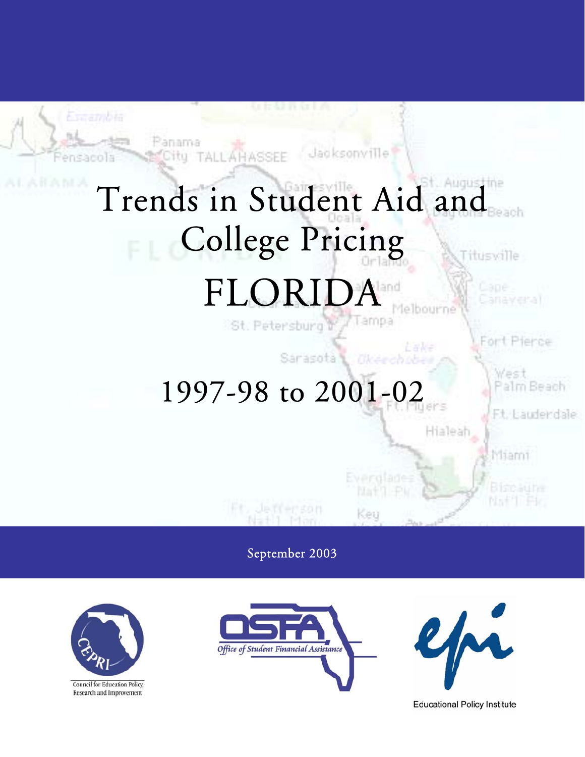# Trends in Student Aid and College Pricing

# FLORIDA

## 1997-98 to 2001-02

September 2003

Council for Education Policy, Research and Improvement

Office of Student Financial Assistance

Educational Policy Institute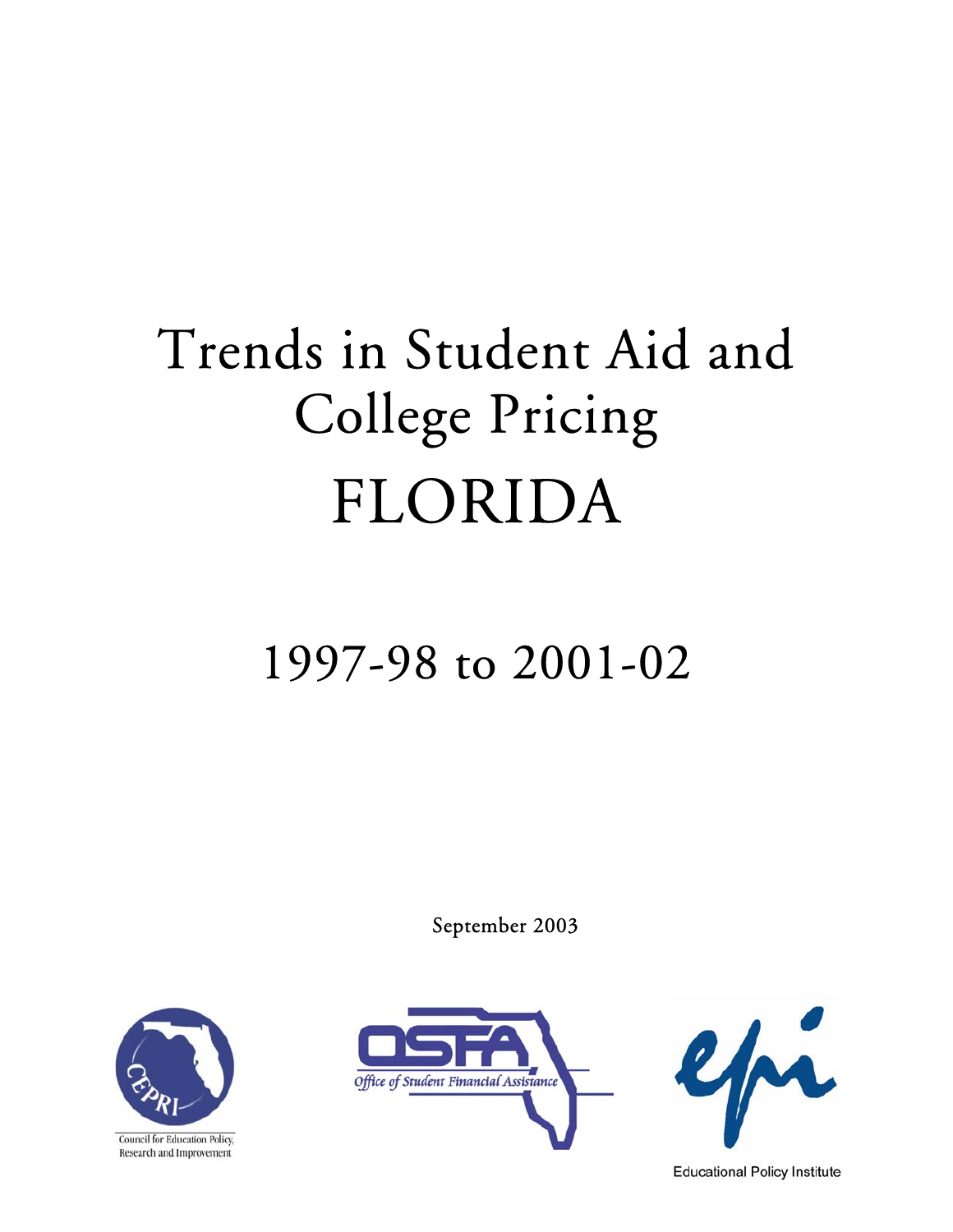# Trends in Student Aid and College Pricing

# FLORIDA

## 1997-98 to 2001-02

September 2003

Council for Education Policy, Research and Improvement

Office of Student Financial Assistance

Educational Policy Institute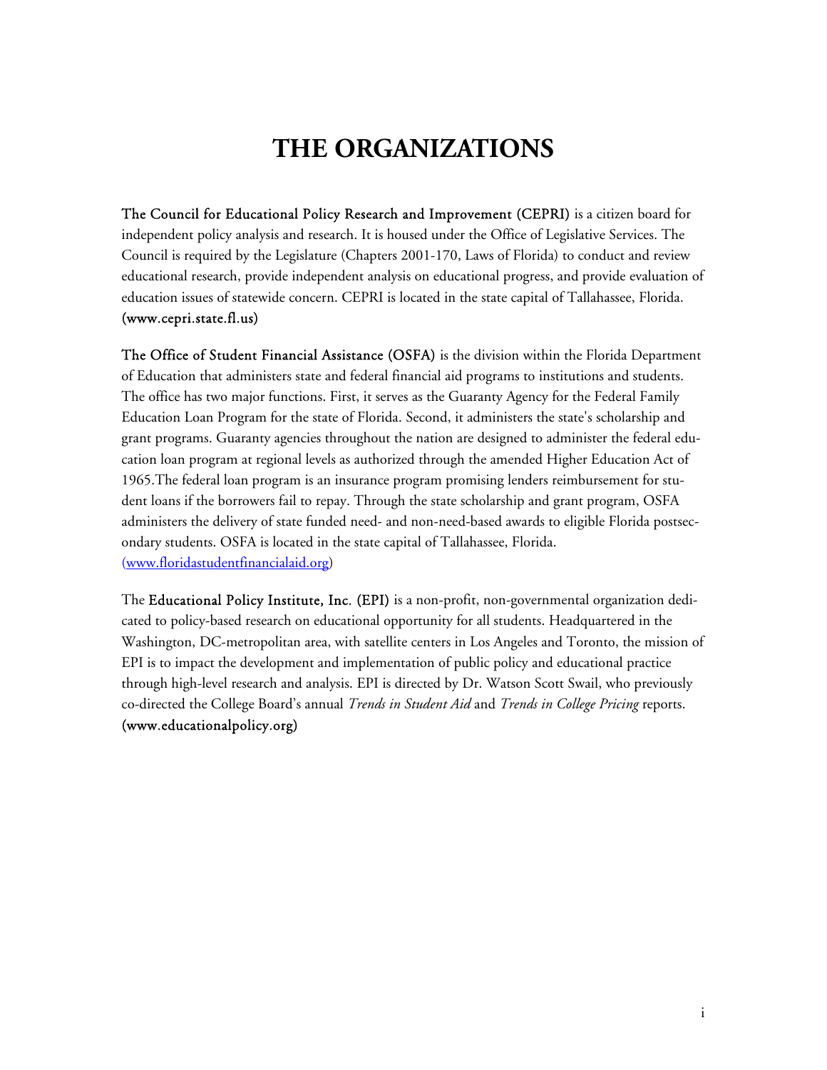# THE ORGANIZATIONS

**The Council for Educational Policy Research and Improvement (CEPRI)** is a citizen board for independent policy analysis and research. It is housed under the Office of Legislative Services. The Council is required by the Legislature (Chapters 2001-170, Laws of Florida) to conduct and review educational research, provide independent analysis on educational progress, and provide evaluation of education issues of statewide concern. CEPRI is located in the state capital of Tallahassee, Florida. **(www.cepri.state.fl.us)**

**The Office of Student Financial Assistance (OSFA)** is the division within the Florida Department of Education that administers state and federal financial aid programs to institutions and students. The office has two major functions. First, it serves as the Guaranty Agency for the Federal Family Education Loan Program for the state of Florida. Second, it administers the state's scholarship and grant programs. Guaranty agencies throughout the nation are designed to administer the federal education loan program at regional levels as authorized through the amended Higher Education Act of 1965.The federal loan program is an insurance program promising lenders reimbursement for student loans if the borrowers fail to repay. Through the state scholarship and grant program, OSFA administers the delivery of state funded need- and non-need-based awards to eligible Florida postsecondary students. OSFA is located in the state capital of Tallahassee, Florida. (www.floridastudentfinancialaid.org)

The **Educational Policy Institute, Inc. (EPI)** is a non-profit, non-governmental organization dedicated to policy-based research on educational opportunity for all students. Headquartered in the Washington, DC-metropolitan area, with satellite centers in Los Angeles and Toronto, the mission of EPI is to impact the development and implementation of public policy and educational practice through high-level research and analysis. EPI is directed by Dr. Watson Scott Swail, who previously co-directed the College Board's annual *Trends in Student Aid* and *Trends in College Pricing* reports. **(www.educationalpolicy.org)**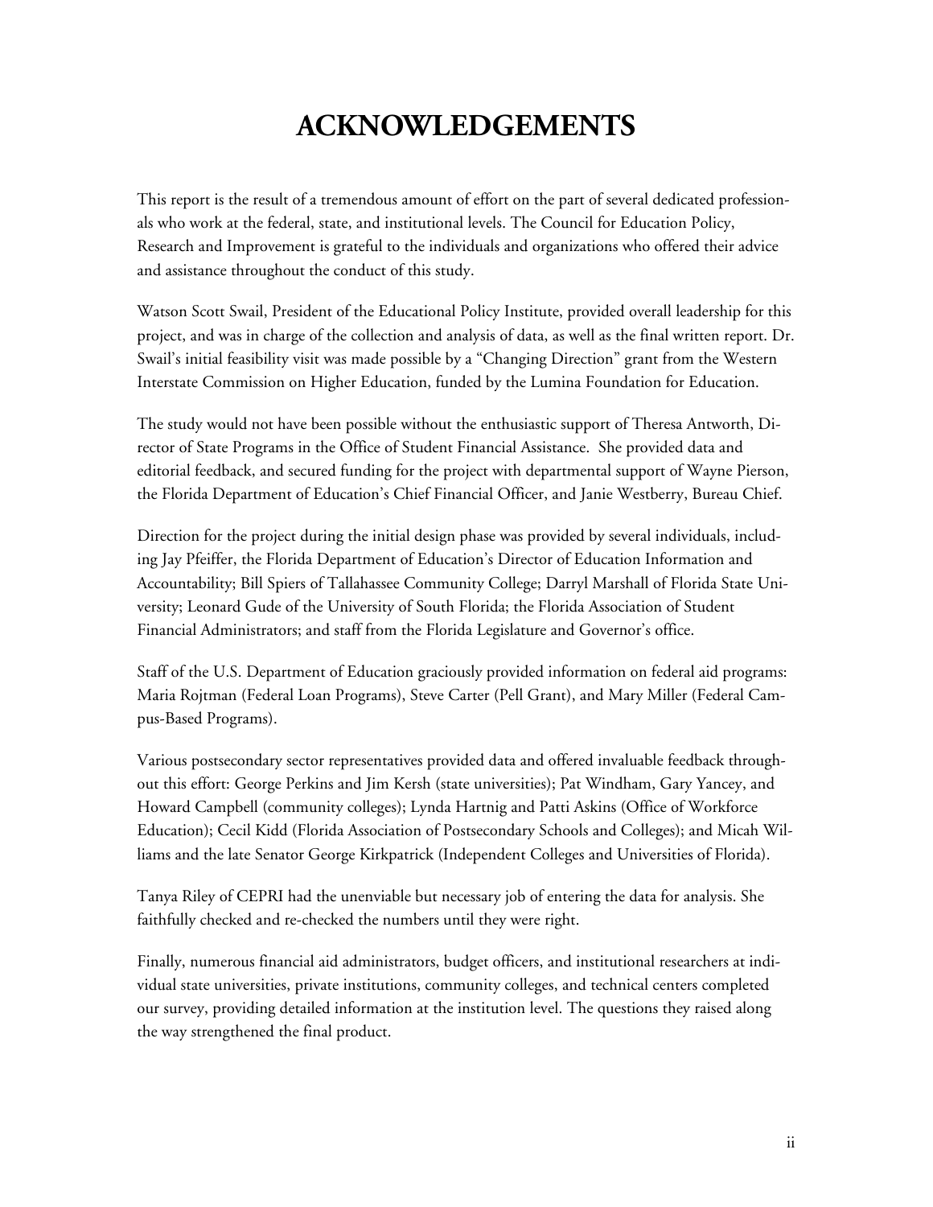# ACKNOWLEDGEMENTS

This report is the result of a tremendous amount of effort on the part of several dedicated professionals who work at the federal, state, and institutional levels. The Council for Education Policy, Research and Improvement is grateful to the individuals and organizations who offered their advice and assistance throughout the conduct of this study.

Watson Scott Swail, President of the Educational Policy Institute, provided overall leadership for this project, and was in charge of the collection and analysis of data, as well as the final written report. Dr. Swail's initial feasibility visit was made possible by a "Changing Direction" grant from the Western Interstate Commission on Higher Education, funded by the Lumina Foundation for Education.

The study would not have been possible without the enthusiastic support of Theresa Antworth, Director of State Programs in the Office of Student Financial Assistance. She provided data and editorial feedback, and secured funding for the project with departmental support of Wayne Pierson, the Florida Department of Education's Chief Financial Officer, and Janie Westberry, Bureau Chief.

Direction for the project during the initial design phase was provided by several individuals, including Jay Pfeiffer, the Florida Department of Education's Director of Education Information and Accountability; Bill Spiers of Tallahassee Community College; Darryl Marshall of Florida State University; Leonard Gude of the University of South Florida; the Florida Association of Student Financial Administrators; and staff from the Florida Legislature and Governor's office.

Staff of the U.S. Department of Education graciously provided information on federal aid programs: Maria Rojtman (Federal Loan Programs), Steve Carter (Pell Grant), and Mary Miller (Federal Campus-Based Programs).

Various postsecondary sector representatives provided data and offered invaluable feedback throughout this effort: George Perkins and Jim Kersh (state universities); Pat Windham, Gary Yancey, and Howard Campbell (community colleges); Lynda Hartnig and Patti Askins (Office of Workforce Education); Cecil Kidd (Florida Association of Postsecondary Schools and Colleges); and Micah Williams and the late Senator George Kirkpatrick (Independent Colleges and Universities of Florida).

Tanya Riley of CEPRI had the unenviable but necessary job of entering the data for analysis. She faithfully checked and re-checked the numbers until they were right.

Finally, numerous financial aid administrators, budget officers, and institutional researchers at individual state universities, private institutions, community colleges, and technical centers completed our survey, providing detailed information at the institution level. The questions they raised along the way strengthened the final product.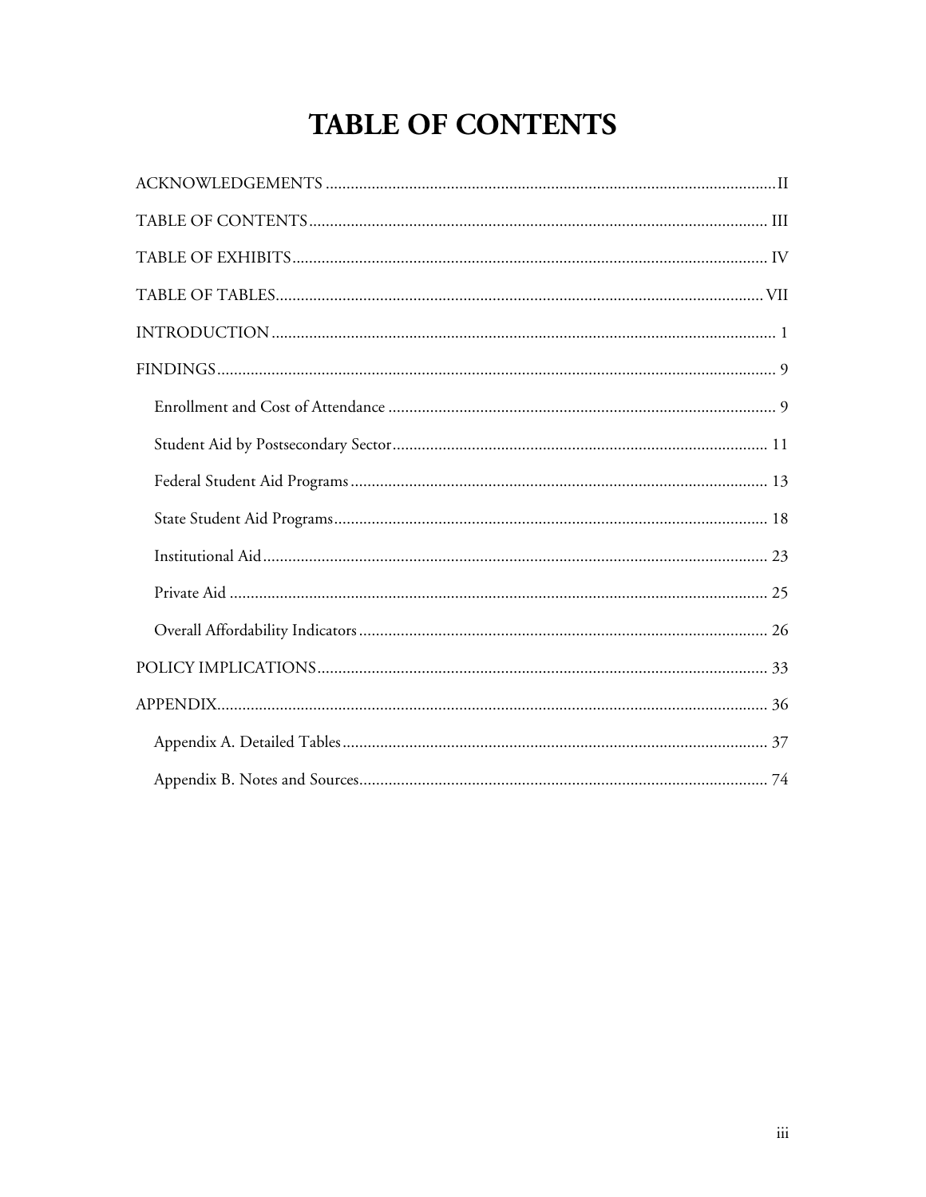# TABLE OF CONTENTS

- ACKNOWLEDGEMENTS .......... II
- TABLE OF CONTENTS .......... III
- TABLE OF EXHIBITS .......... IV
- TABLE OF TABLES .......... VII
- INTRODUCTION .......... 1
- FINDINGS .......... 9
  - Enrollment and Cost of Attendance .......... 9
  - Student Aid by Postsecondary Sector .......... 11
  - Federal Student Aid Programs .......... 13
  - State Student Aid Programs .......... 18
  - Institutional Aid .......... 23
  - Private Aid .......... 25
  - Overall Affordability Indicators .......... 26
- POLICY IMPLICATIONS .......... 33
- APPENDIX .......... 36
  - Appendix A. Detailed Tables .......... 37
  - Appendix B. Notes and Sources .......... 74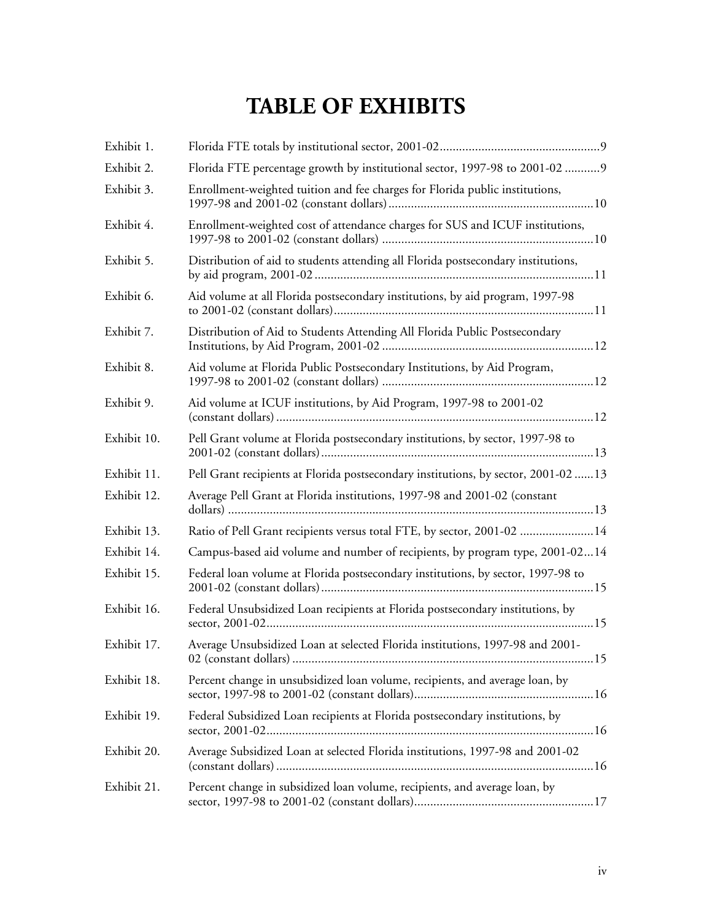# TABLE OF EXHIBITS

| | | |
|---|---|---|
| Exhibit 1. | Florida FTE totals by institutional sector, 2001-02 | 9 |
| Exhibit 2. | Florida FTE percentage growth by institutional sector, 1997-98 to 2001-02 | 9 |
| Exhibit 3. | Enrollment-weighted tuition and fee charges for Florida public institutions, 1997-98 and 2001-02 (constant dollars) | 10 |
| Exhibit 4. | Enrollment-weighted cost of attendance charges for SUS and ICUF institutions, 1997-98 to 2001-02 (constant dollars) | 10 |
| Exhibit 5. | Distribution of aid to students attending all Florida postsecondary institutions, by aid program, 2001-02 | 11 |
| Exhibit 6. | Aid volume at all Florida postsecondary institutions, by aid program, 1997-98 to 2001-02 (constant dollars) | 11 |
| Exhibit 7. | Distribution of Aid to Students Attending All Florida Public Postsecondary Institutions, by Aid Program, 2001-02 | 12 |
| Exhibit 8. | Aid volume at Florida Public Postsecondary Institutions, by Aid Program, 1997-98 to 2001-02 (constant dollars) | 12 |
| Exhibit 9. | Aid volume at ICUF institutions, by Aid Program, 1997-98 to 2001-02 (constant dollars) | 12 |
| Exhibit 10. | Pell Grant volume at Florida postsecondary institutions, by sector, 1997-98 to 2001-02 (constant dollars) | 13 |
| Exhibit 11. | Pell Grant recipients at Florida postsecondary institutions, by sector, 2001-02 | 13 |
| Exhibit 12. | Average Pell Grant at Florida institutions, 1997-98 and 2001-02 (constant dollars) | 13 |
| Exhibit 13. | Ratio of Pell Grant recipients versus total FTE, by sector, 2001-02 | 14 |
| Exhibit 14. | Campus-based aid volume and number of recipients, by program type, 2001-02 | 14 |
| Exhibit 15. | Federal loan volume at Florida postsecondary institutions, by sector, 1997-98 to 2001-02 (constant dollars) | 15 |
| Exhibit 16. | Federal Unsubsidized Loan recipients at Florida postsecondary institutions, by sector, 2001-02 | 15 |
| Exhibit 17. | Average Unsubsidized Loan at selected Florida institutions, 1997-98 and 2001-02 (constant dollars) | 15 |
| Exhibit 18. | Percent change in unsubsidized loan volume, recipients, and average loan, by sector, 1997-98 to 2001-02 (constant dollars) | 16 |
| Exhibit 19. | Federal Subsidized Loan recipients at Florida postsecondary institutions, by sector, 2001-02 | 16 |
| Exhibit 20. | Average Subsidized Loan at selected Florida institutions, 1997-98 and 2001-02 (constant dollars) | 16 |
| Exhibit 21. | Percent change in subsidized loan volume, recipients, and average loan, by sector, 1997-98 to 2001-02 (constant dollars) | 17 |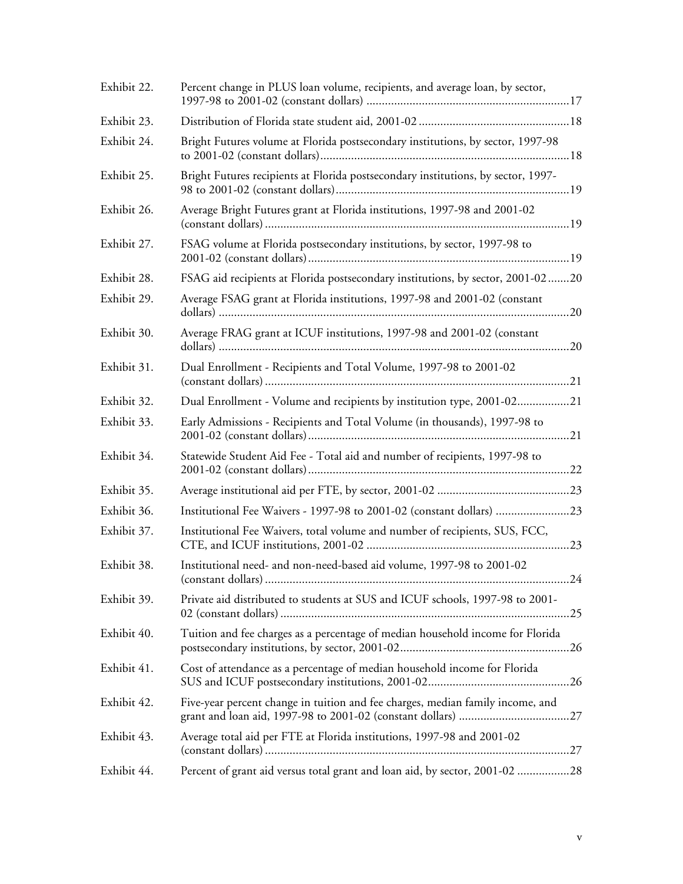| | | |
|---|---|---|
| Exhibit 22. | Percent change in PLUS loan volume, recipients, and average loan, by sector, 1997-98 to 2001-02 (constant dollars) | 17 |
| Exhibit 23. | Distribution of Florida state student aid, 2001-02 | 18 |
| Exhibit 24. | Bright Futures volume at Florida postsecondary institutions, by sector, 1997-98 to 2001-02 (constant dollars) | 18 |
| Exhibit 25. | Bright Futures recipients at Florida postsecondary institutions, by sector, 1997-98 to 2001-02 (constant dollars) | 19 |
| Exhibit 26. | Average Bright Futures grant at Florida institutions, 1997-98 and 2001-02 (constant dollars) | 19 |
| Exhibit 27. | FSAG volume at Florida postsecondary institutions, by sector, 1997-98 to 2001-02 (constant dollars) | 19 |
| Exhibit 28. | FSAG aid recipients at Florida postsecondary institutions, by sector, 2001-02 | 20 |
| Exhibit 29. | Average FSAG grant at Florida institutions, 1997-98 and 2001-02 (constant dollars) | 20 |
| Exhibit 30. | Average FRAG grant at ICUF institutions, 1997-98 and 2001-02 (constant dollars) | 20 |
| Exhibit 31. | Dual Enrollment - Recipients and Total Volume, 1997-98 to 2001-02 (constant dollars) | 21 |
| Exhibit 32. | Dual Enrollment - Volume and recipients by institution type, 2001-02 | 21 |
| Exhibit 33. | Early Admissions - Recipients and Total Volume (in thousands), 1997-98 to 2001-02 (constant dollars) | 21 |
| Exhibit 34. | Statewide Student Aid Fee - Total aid and number of recipients, 1997-98 to 2001-02 (constant dollars) | 22 |
| Exhibit 35. | Average institutional aid per FTE, by sector, 2001-02 | 23 |
| Exhibit 36. | Institutional Fee Waivers - 1997-98 to 2001-02 (constant dollars) | 23 |
| Exhibit 37. | Institutional Fee Waivers, total volume and number of recipients, SUS, FCC, CTE, and ICUF institutions, 2001-02 | 23 |
| Exhibit 38. | Institutional need- and non-need-based aid volume, 1997-98 to 2001-02 (constant dollars) | 24 |
| Exhibit 39. | Private aid distributed to students at SUS and ICUF schools, 1997-98 to 2001-02 (constant dollars) | 25 |
| Exhibit 40. | Tuition and fee charges as a percentage of median household income for Florida postsecondary institutions, by sector, 2001-02 | 26 |
| Exhibit 41. | Cost of attendance as a percentage of median household income for Florida SUS and ICUF postsecondary institutions, 2001-02 | 26 |
| Exhibit 42. | Five-year percent change in tuition and fee charges, median family income, and grant and loan aid, 1997-98 to 2001-02 (constant dollars) | 27 |
| Exhibit 43. | Average total aid per FTE at Florida institutions, 1997-98 and 2001-02 (constant dollars) | 27 |
| Exhibit 44. | Percent of grant aid versus total grant and loan aid, by sector, 2001-02 | 28 |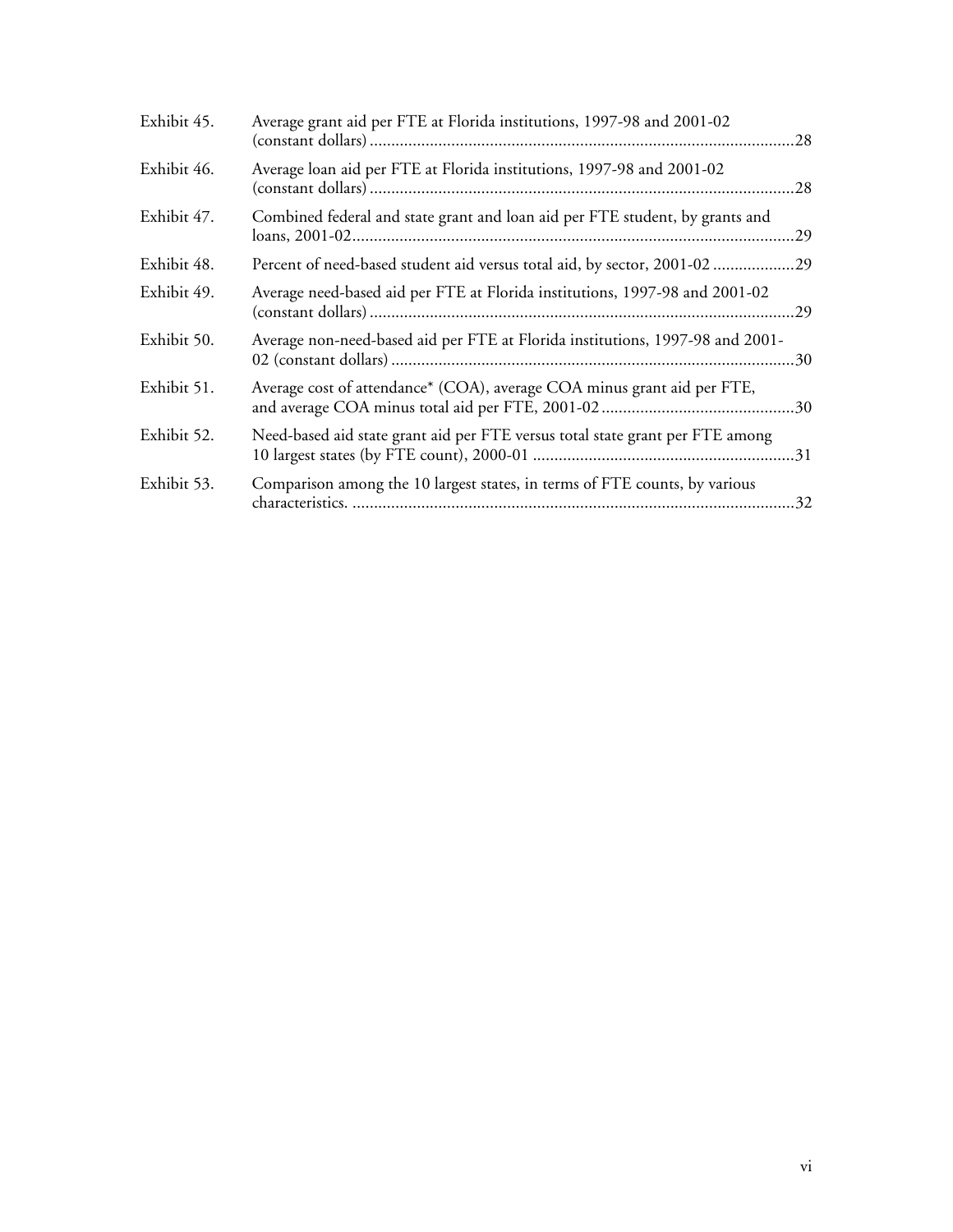| | | |
|---|---|---|
| Exhibit 45. | Average grant aid per FTE at Florida institutions, 1997-98 and 2001-02 (constant dollars) | 28 |
| Exhibit 46. | Average loan aid per FTE at Florida institutions, 1997-98 and 2001-02 (constant dollars) | 28 |
| Exhibit 47. | Combined federal and state grant and loan aid per FTE student, by grants and loans, 2001-02 | 29 |
| Exhibit 48. | Percent of need-based student aid versus total aid, by sector, 2001-02 | 29 |
| Exhibit 49. | Average need-based aid per FTE at Florida institutions, 1997-98 and 2001-02 (constant dollars) | 29 |
| Exhibit 50. | Average non-need-based aid per FTE at Florida institutions, 1997-98 and 2001-02 (constant dollars) | 30 |
| Exhibit 51. | Average cost of attendance* (COA), average COA minus grant aid per FTE, and average COA minus total aid per FTE, 2001-02 | 30 |
| Exhibit 52. | Need-based aid state grant aid per FTE versus total state grant per FTE among 10 largest states (by FTE count), 2000-01 | 31 |
| Exhibit 53. | Comparison among the 10 largest states, in terms of FTE counts, by various characteristics. | 32 |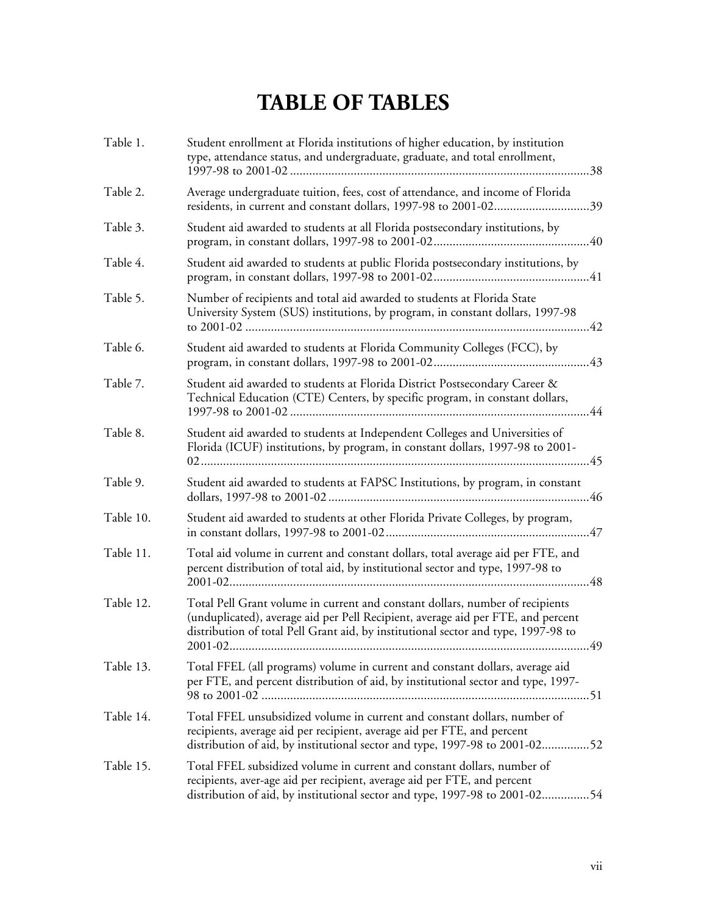# TABLE OF TABLES

| | | |
|---|---|---|
| Table 1. | Student enrollment at Florida institutions of higher education, by institution type, attendance status, and undergraduate, graduate, and total enrollment, 1997-98 to 2001-02 | 38 |
| Table 2. | Average undergraduate tuition, fees, cost of attendance, and income of Florida residents, in current and constant dollars, 1997-98 to 2001-02 | 39 |
| Table 3. | Student aid awarded to students at all Florida postsecondary institutions, by program, in constant dollars, 1997-98 to 2001-02 | 40 |
| Table 4. | Student aid awarded to students at public Florida postsecondary institutions, by program, in constant dollars, 1997-98 to 2001-02 | 41 |
| Table 5. | Number of recipients and total aid awarded to students at Florida State University System (SUS) institutions, by program, in constant dollars, 1997-98 to 2001-02 | 42 |
| Table 6. | Student aid awarded to students at Florida Community Colleges (FCC), by program, in constant dollars, 1997-98 to 2001-02 | 43 |
| Table 7. | Student aid awarded to students at Florida District Postsecondary Career & Technical Education (CTE) Centers, by specific program, in constant dollars, 1997-98 to 2001-02 | 44 |
| Table 8. | Student aid awarded to students at Independent Colleges and Universities of Florida (ICUF) institutions, by program, in constant dollars, 1997-98 to 2001-02 | 45 |
| Table 9. | Student aid awarded to students at FAPSC Institutions, by program, in constant dollars, 1997-98 to 2001-02 | 46 |
| Table 10. | Student aid awarded to students at other Florida Private Colleges, by program, in constant dollars, 1997-98 to 2001-02 | 47 |
| Table 11. | Total aid volume in current and constant dollars, total average aid per FTE, and percent distribution of total aid, by institutional sector and type, 1997-98 to 2001-02 | 48 |
| Table 12. | Total Pell Grant volume in current and constant dollars, number of recipients (unduplicated), average aid per Pell Recipient, average aid per FTE, and percent distribution of total Pell Grant aid, by institutional sector and type, 1997-98 to 2001-02 | 49 |
| Table 13. | Total FFEL (all programs) volume in current and constant dollars, average aid per FTE, and percent distribution of aid, by institutional sector and type, 1997-98 to 2001-02 | 51 |
| Table 14. | Total FFEL unsubsidized volume in current and constant dollars, number of recipients, average aid per recipient, average aid per FTE, and percent distribution of aid, by institutional sector and type, 1997-98 to 2001-02 | 52 |
| Table 15. | Total FFEL subsidized volume in current and constant dollars, number of recipients, aver-age aid per recipient, average aid per FTE, and percent distribution of aid, by institutional sector and type, 1997-98 to 2001-02 | 54 |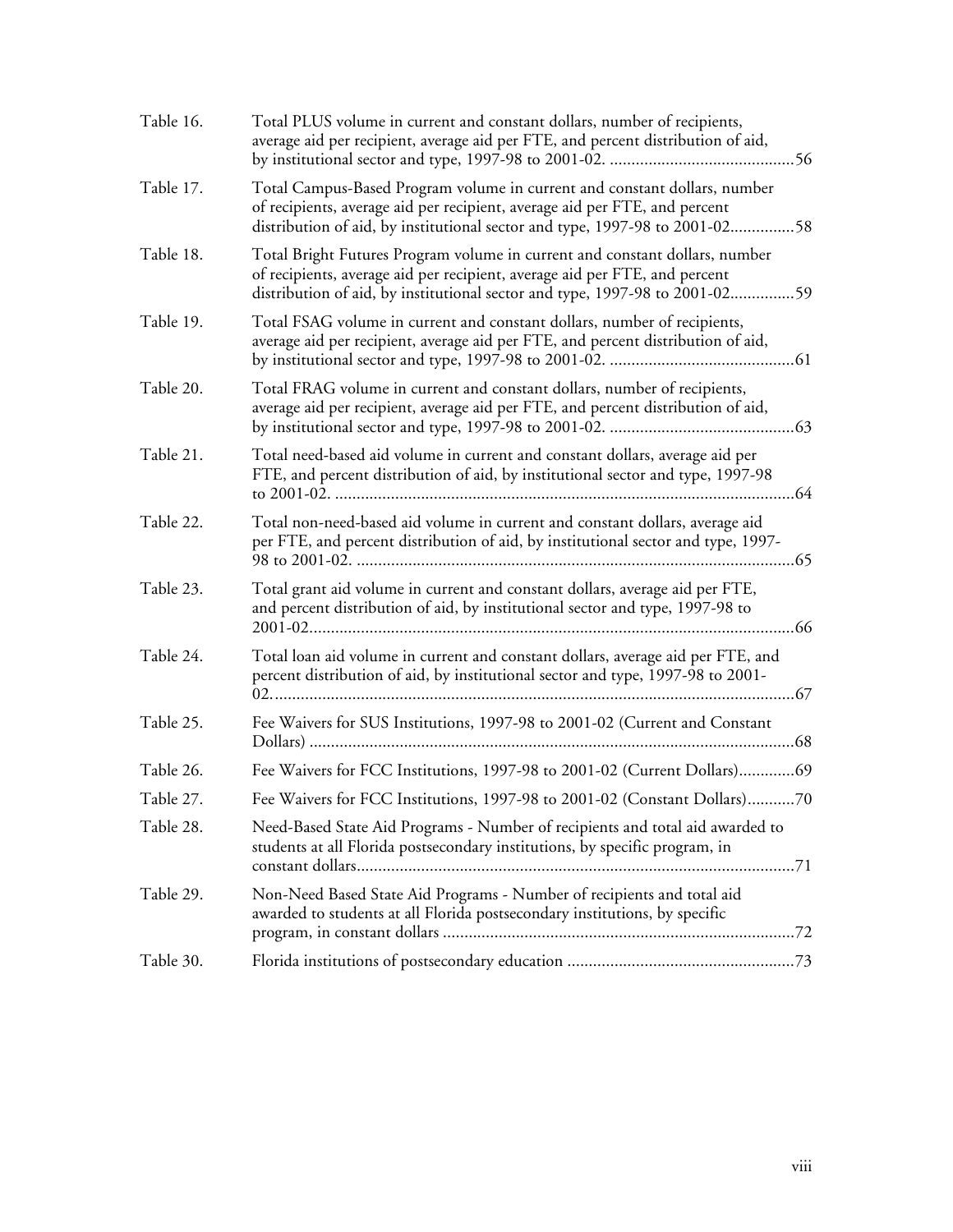| | | |
|---|---|---|
| Table 16. | Total PLUS volume in current and constant dollars, number of recipients, average aid per recipient, average aid per FTE, and percent distribution of aid, by institutional sector and type, 1997-98 to 2001-02. | 56 |
| Table 17. | Total Campus-Based Program volume in current and constant dollars, number of recipients, average aid per recipient, average aid per FTE, and percent distribution of aid, by institutional sector and type, 1997-98 to 2001-02 | 58 |
| Table 18. | Total Bright Futures Program volume in current and constant dollars, number of recipients, average aid per recipient, average aid per FTE, and percent distribution of aid, by institutional sector and type, 1997-98 to 2001-02 | 59 |
| Table 19. | Total FSAG volume in current and constant dollars, number of recipients, average aid per recipient, average aid per FTE, and percent distribution of aid, by institutional sector and type, 1997-98 to 2001-02. | 61 |
| Table 20. | Total FRAG volume in current and constant dollars, number of recipients, average aid per recipient, average aid per FTE, and percent distribution of aid, by institutional sector and type, 1997-98 to 2001-02. | 63 |
| Table 21. | Total need-based aid volume in current and constant dollars, average aid per FTE, and percent distribution of aid, by institutional sector and type, 1997-98 to 2001-02. | 64 |
| Table 22. | Total non-need-based aid volume in current and constant dollars, average aid per FTE, and percent distribution of aid, by institutional sector and type, 1997-98 to 2001-02. | 65 |
| Table 23. | Total grant aid volume in current and constant dollars, average aid per FTE, and percent distribution of aid, by institutional sector and type, 1997-98 to 2001-02 | 66 |
| Table 24. | Total loan aid volume in current and constant dollars, average aid per FTE, and percent distribution of aid, by institutional sector and type, 1997-98 to 2001-02. | 67 |
| Table 25. | Fee Waivers for SUS Institutions, 1997-98 to 2001-02 (Current and Constant Dollars) | 68 |
| Table 26. | Fee Waivers for FCC Institutions, 1997-98 to 2001-02 (Current Dollars) | 69 |
| Table 27. | Fee Waivers for FCC Institutions, 1997-98 to 2001-02 (Constant Dollars) | 70 |
| Table 28. | Need-Based State Aid Programs - Number of recipients and total aid awarded to students at all Florida postsecondary institutions, by specific program, in constant dollars | 71 |
| Table 29. | Non-Need Based State Aid Programs - Number of recipients and total aid awarded to students at all Florida postsecondary institutions, by specific program, in constant dollars | 72 |
| Table 30. | Florida institutions of postsecondary education | 73 |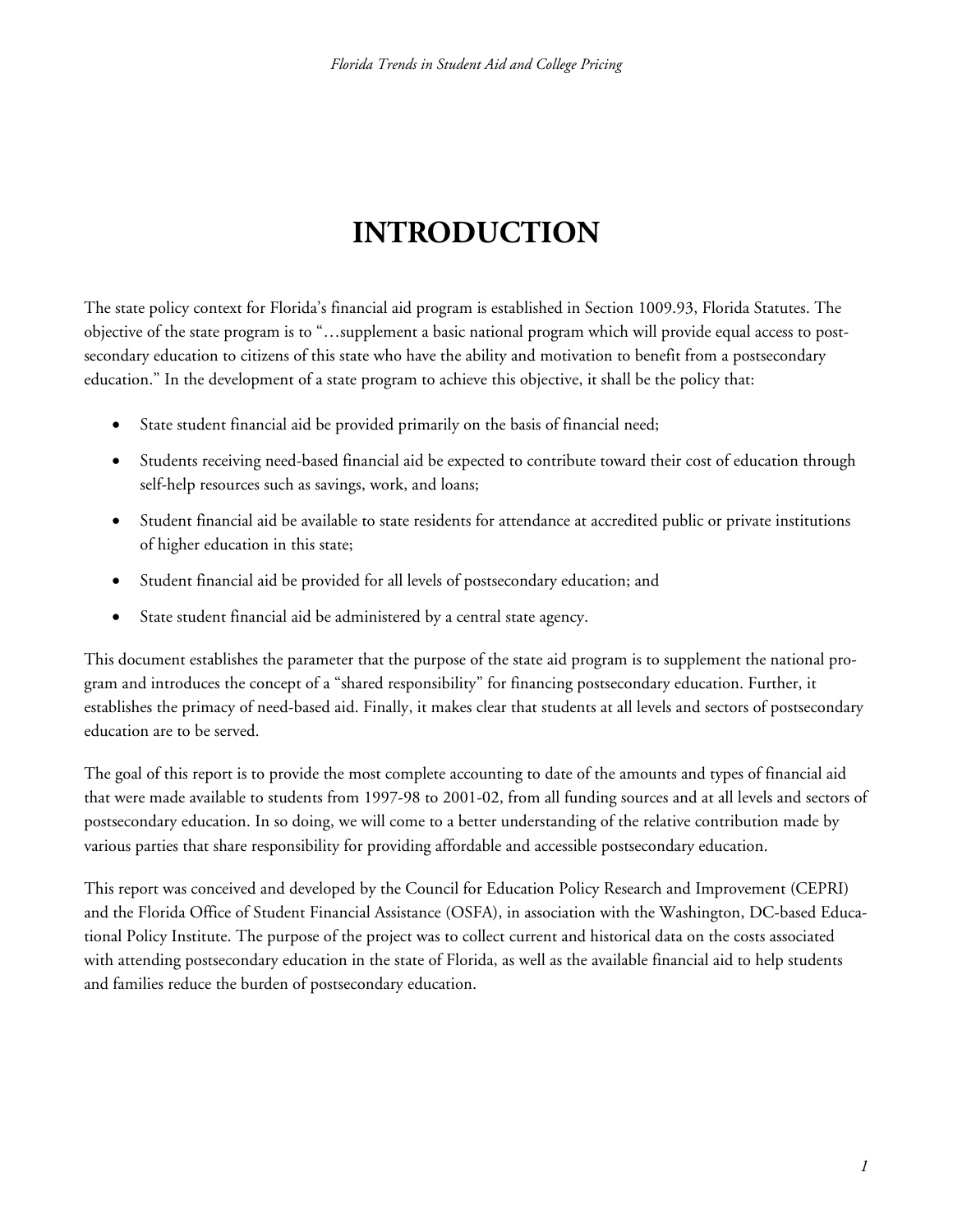# INTRODUCTION

The state policy context for Florida's financial aid program is established in Section 1009.93, Florida Statutes. The objective of the state program is to "…supplement a basic national program which will provide equal access to postsecondary education to citizens of this state who have the ability and motivation to benefit from a postsecondary education." In the development of a state program to achieve this objective, it shall be the policy that:

- State student financial aid be provided primarily on the basis of financial need;
- Students receiving need-based financial aid be expected to contribute toward their cost of education through self-help resources such as savings, work, and loans;
- Student financial aid be available to state residents for attendance at accredited public or private institutions of higher education in this state;
- Student financial aid be provided for all levels of postsecondary education; and
- State student financial aid be administered by a central state agency.

This document establishes the parameter that the purpose of the state aid program is to supplement the national program and introduces the concept of a "shared responsibility" for financing postsecondary education. Further, it establishes the primacy of need-based aid. Finally, it makes clear that students at all levels and sectors of postsecondary education are to be served.

The goal of this report is to provide the most complete accounting to date of the amounts and types of financial aid that were made available to students from 1997-98 to 2001-02, from all funding sources and at all levels and sectors of postsecondary education. In so doing, we will come to a better understanding of the relative contribution made by various parties that share responsibility for providing affordable and accessible postsecondary education.

This report was conceived and developed by the Council for Education Policy Research and Improvement (CEPRI) and the Florida Office of Student Financial Assistance (OSFA), in association with the Washington, DC-based Educational Policy Institute. The purpose of the project was to collect current and historical data on the costs associated with attending postsecondary education in the state of Florida, as well as the available financial aid to help students and families reduce the burden of postsecondary education.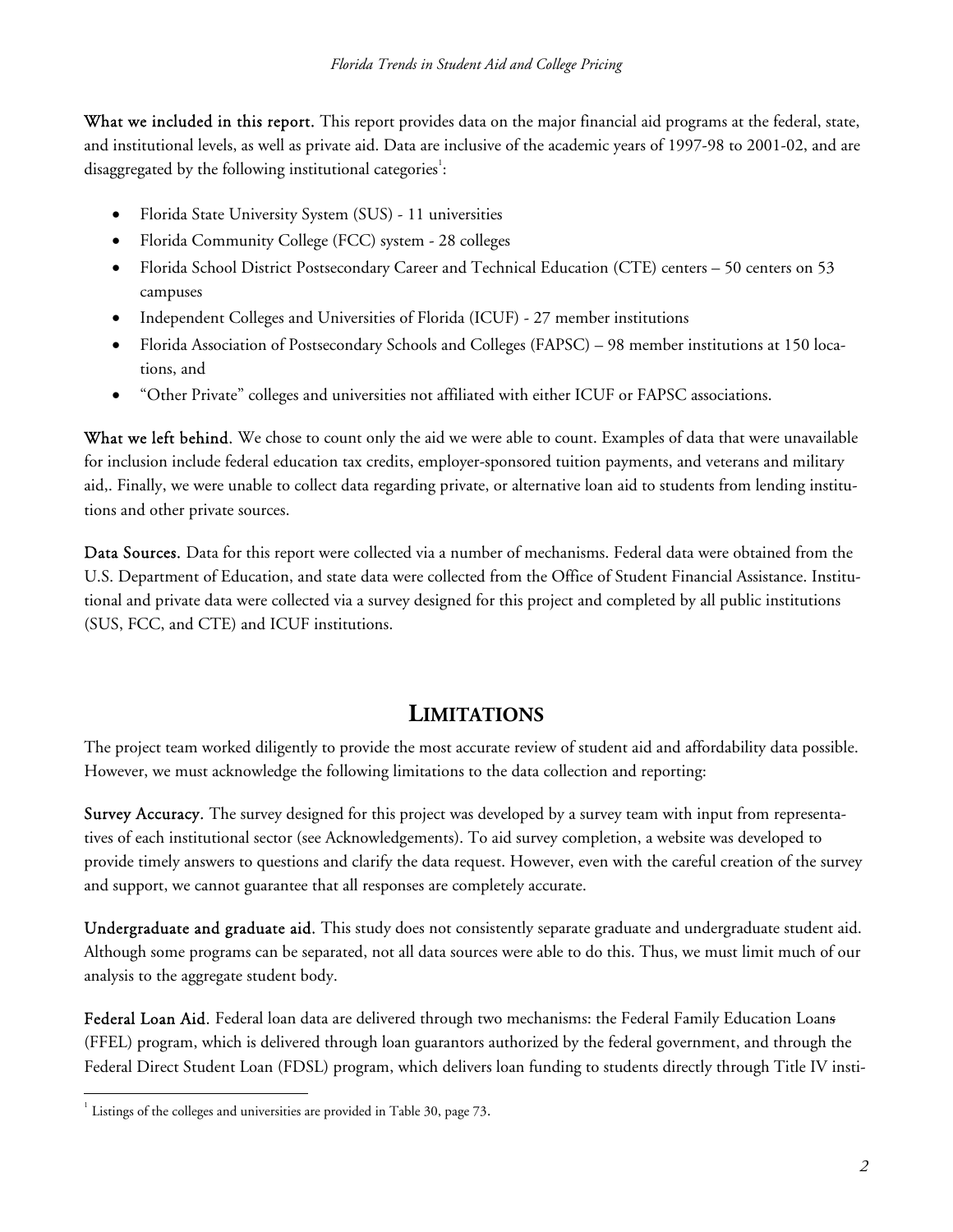**What we included in this report.** This report provides data on the major financial aid programs at the federal, state, and institutional levels, as well as private aid. Data are inclusive of the academic years of 1997-98 to 2001-02, and are disaggregated by the following institutional categories[1]:

- Florida State University System (SUS) - 11 universities
- Florida Community College (FCC) system - 28 colleges
- Florida School District Postsecondary Career and Technical Education (CTE) centers – 50 centers on 53 campuses
- Independent Colleges and Universities of Florida (ICUF) - 27 member institutions
- Florida Association of Postsecondary Schools and Colleges (FAPSC) – 98 member institutions at 150 locations, and
- "Other Private" colleges and universities not affiliated with either ICUF or FAPSC associations.

**What we left behind.** We chose to count only the aid we were able to count. Examples of data that were unavailable for inclusion include federal education tax credits, employer-sponsored tuition payments, and veterans and military aid,. Finally, we were unable to collect data regarding private, or alternative loan aid to students from lending institutions and other private sources.

**Data Sources.** Data for this report were collected via a number of mechanisms. Federal data were obtained from the U.S. Department of Education, and state data were collected from the Office of Student Financial Assistance. Institutional and private data were collected via a survey designed for this project and completed by all public institutions (SUS, FCC, and CTE) and ICUF institutions.

## LIMITATIONS

The project team worked diligently to provide the most accurate review of student aid and affordability data possible. However, we must acknowledge the following limitations to the data collection and reporting:

**Survey Accuracy.** The survey designed for this project was developed by a survey team with input from representatives of each institutional sector (see Acknowledgements). To aid survey completion, a website was developed to provide timely answers to questions and clarify the data request. However, even with the careful creation of the survey and support, we cannot guarantee that all responses are completely accurate.

**Undergraduate and graduate aid.** This study does not consistently separate graduate and undergraduate student aid. Although some programs can be separated, not all data sources were able to do this. Thus, we must limit much of our analysis to the aggregate student body.

**Federal Loan Aid.** Federal loan data are delivered through two mechanisms: the Federal Family Education Loans (FFEL) program, which is delivered through loan guarantors authorized by the federal government, and through the Federal Direct Student Loan (FDSL) program, which delivers loan funding to students directly through Title IV insti-

[1] Listings of the colleges and universities are provided in Table 30, page 73.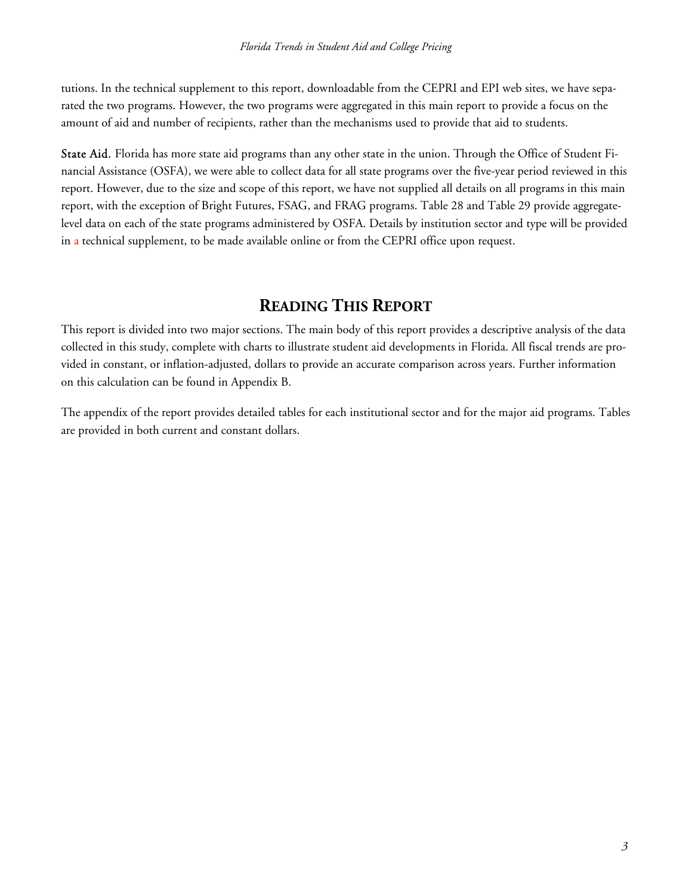tutions. In the technical supplement to this report, downloadable from the CEPRI and EPI web sites, we have separated the two programs. However, the two programs were aggregated in this main report to provide a focus on the amount of aid and number of recipients, rather than the mechanisms used to provide that aid to students.

**State Aid.** Florida has more state aid programs than any other state in the union. Through the Office of Student Financial Assistance (OSFA), we were able to collect data for all state programs over the five-year period reviewed in this report. However, due to the size and scope of this report, we have not supplied all details on all programs in this main report, with the exception of Bright Futures, FSAG, and FRAG programs. Table 28 and Table 29 provide aggregate-level data on each of the state programs administered by OSFA. Details by institution sector and type will be provided in a technical supplement, to be made available online or from the CEPRI office upon request.

## READING THIS REPORT

This report is divided into two major sections. The main body of this report provides a descriptive analysis of the data collected in this study, complete with charts to illustrate student aid developments in Florida. All fiscal trends are provided in constant, or inflation-adjusted, dollars to provide an accurate comparison across years. Further information on this calculation can be found in Appendix B.

The appendix of the report provides detailed tables for each institutional sector and for the major aid programs. Tables are provided in both current and constant dollars.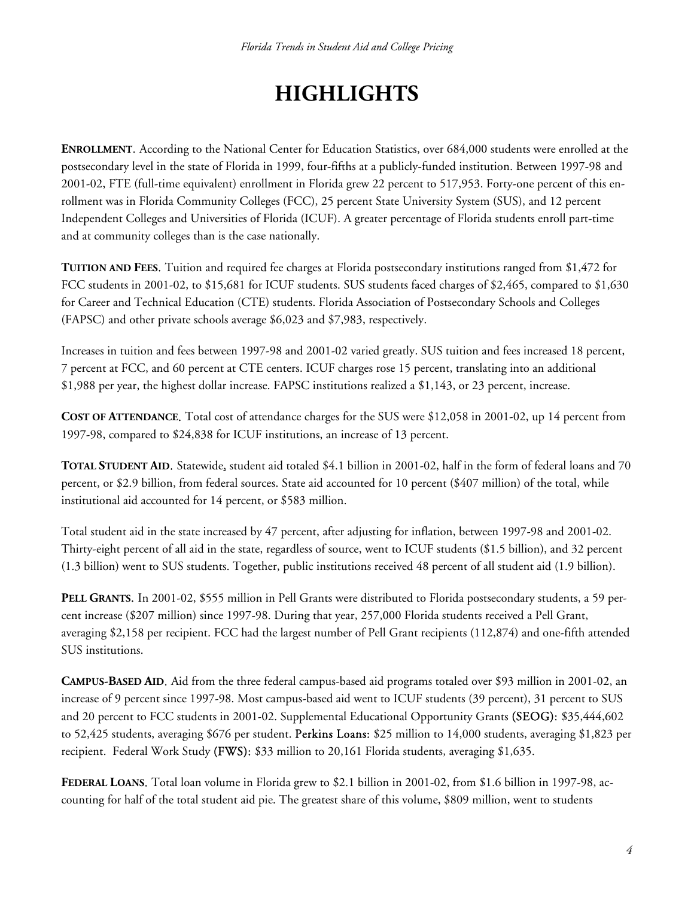# HIGHLIGHTS

**ENROLLMENT**. According to the National Center for Education Statistics, over 684,000 students were enrolled at the postsecondary level in the state of Florida in 1999, four-fifths at a publicly-funded institution. Between 1997-98 and 2001-02, FTE (full-time equivalent) enrollment in Florida grew 22 percent to 517,953. Forty-one percent of this enrollment was in Florida Community Colleges (FCC), 25 percent State University System (SUS), and 12 percent Independent Colleges and Universities of Florida (ICUF). A greater percentage of Florida students enroll part-time and at community colleges than is the case nationally.

**TUITION AND FEES**. Tuition and required fee charges at Florida postsecondary institutions ranged from $1,472 for FCC students in 2001-02, to $15,681 for ICUF students. SUS students faced charges of $2,465, compared to $1,630 for Career and Technical Education (CTE) students. Florida Association of Postsecondary Schools and Colleges (FAPSC) and other private schools average $6,023 and $7,983, respectively.

Increases in tuition and fees between 1997-98 and 2001-02 varied greatly. SUS tuition and fees increased 18 percent, 7 percent at FCC, and 60 percent at CTE centers. ICUF charges rose 15 percent, translating into an additional $1,988 per year, the highest dollar increase. FAPSC institutions realized a $1,143, or 23 percent, increase.

**COST OF ATTENDANCE**. Total cost of attendance charges for the SUS were $12,058 in 2001-02, up 14 percent from 1997-98, compared to $24,838 for ICUF institutions, an increase of 13 percent.

**TOTAL STUDENT AID**. Statewide, student aid totaled $4.1 billion in 2001-02, half in the form of federal loans and 70 percent, or $2.9 billion, from federal sources. State aid accounted for 10 percent ($407 million) of the total, while institutional aid accounted for 14 percent, or $583 million.

Total student aid in the state increased by 47 percent, after adjusting for inflation, between 1997-98 and 2001-02. Thirty-eight percent of all aid in the state, regardless of source, went to ICUF students ($1.5 billion), and 32 percent (1.3 billion) went to SUS students. Together, public institutions received 48 percent of all student aid (1.9 billion).

**PELL GRANTS**. In 2001-02, $555 million in Pell Grants were distributed to Florida postsecondary students, a 59 percent increase ($207 million) since 1997-98. During that year, 257,000 Florida students received a Pell Grant, averaging $2,158 per recipient. FCC had the largest number of Pell Grant recipients (112,874) and one-fifth attended SUS institutions.

**CAMPUS-BASED AID**. Aid from the three federal campus-based aid programs totaled over $93 million in 2001-02, an increase of 9 percent since 1997-98. Most campus-based aid went to ICUF students (39 percent), 31 percent to SUS and 20 percent to FCC students in 2001-02. Supplemental Educational Opportunity Grants **(SEOG)**: $35,444,602 to 52,425 students, averaging $676 per student. **Perkins Loans**: $25 million to 14,000 students, averaging $1,823 per recipient. Federal Work Study **(FWS)**: $33 million to 20,161 Florida students, averaging $1,635.

**FEDERAL LOANS**. Total loan volume in Florida grew to $2.1 billion in 2001-02, from $1.6 billion in 1997-98, accounting for half of the total student aid pie. The greatest share of this volume, $809 million, went to students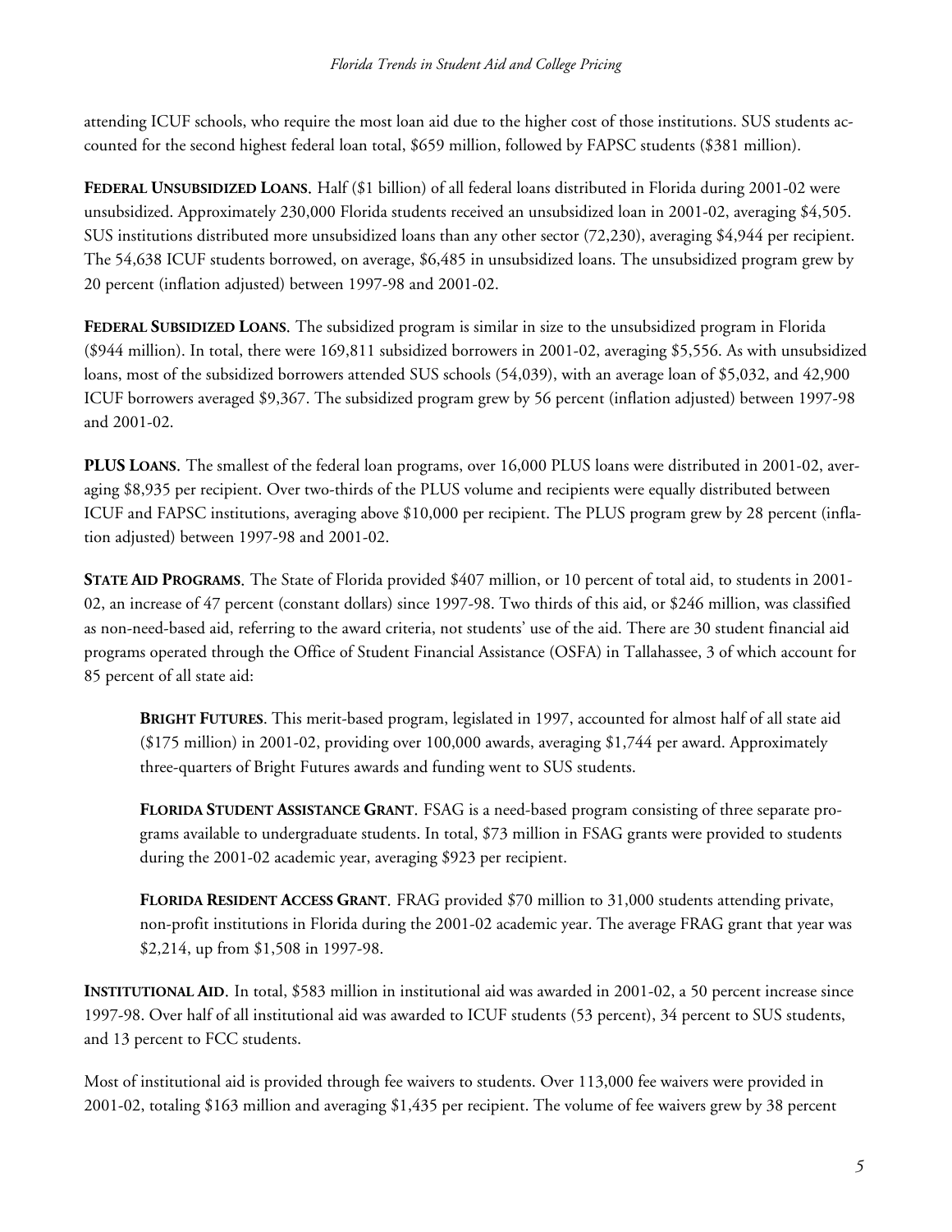attending ICUF schools, who require the most loan aid due to the higher cost of those institutions. SUS students accounted for the second highest federal loan total, $659 million, followed by FAPSC students ($381 million).

**FEDERAL UNSUBSIDIZED LOANS.** Half ($1 billion) of all federal loans distributed in Florida during 2001-02 were unsubsidized. Approximately 230,000 Florida students received an unsubsidized loan in 2001-02, averaging $4,505. SUS institutions distributed more unsubsidized loans than any other sector (72,230), averaging $4,944 per recipient. The 54,638 ICUF students borrowed, on average, $6,485 in unsubsidized loans. The unsubsidized program grew by 20 percent (inflation adjusted) between 1997-98 and 2001-02.

**FEDERAL SUBSIDIZED LOANS.** The subsidized program is similar in size to the unsubsidized program in Florida ($944 million). In total, there were 169,811 subsidized borrowers in 2001-02, averaging $5,556. As with unsubsidized loans, most of the subsidized borrowers attended SUS schools (54,039), with an average loan of $5,032, and 42,900 ICUF borrowers averaged $9,367. The subsidized program grew by 56 percent (inflation adjusted) between 1997-98 and 2001-02.

**PLUS LOANS.** The smallest of the federal loan programs, over 16,000 PLUS loans were distributed in 2001-02, averaging $8,935 per recipient. Over two-thirds of the PLUS volume and recipients were equally distributed between ICUF and FAPSC institutions, averaging above $10,000 per recipient. The PLUS program grew by 28 percent (inflation adjusted) between 1997-98 and 2001-02.

**STATE AID PROGRAMS.** The State of Florida provided $407 million, or 10 percent of total aid, to students in 2001-02, an increase of 47 percent (constant dollars) since 1997-98. Two thirds of this aid, or $246 million, was classified as non-need-based aid, referring to the award criteria, not students' use of the aid. There are 30 student financial aid programs operated through the Office of Student Financial Assistance (OSFA) in Tallahassee, 3 of which account for 85 percent of all state aid:

> **BRIGHT FUTURES.** This merit-based program, legislated in 1997, accounted for almost half of all state aid ($175 million) in 2001-02, providing over 100,000 awards, averaging $1,744 per award. Approximately three-quarters of Bright Futures awards and funding went to SUS students.
>
> **FLORIDA STUDENT ASSISTANCE GRANT.** FSAG is a need-based program consisting of three separate programs available to undergraduate students. In total, $73 million in FSAG grants were provided to students during the 2001-02 academic year, averaging $923 per recipient.
>
> **FLORIDA RESIDENT ACCESS GRANT.** FRAG provided $70 million to 31,000 students attending private, non-profit institutions in Florida during the 2001-02 academic year. The average FRAG grant that year was $2,214, up from $1,508 in 1997-98.

**INSTITUTIONAL AID.** In total, $583 million in institutional aid was awarded in 2001-02, a 50 percent increase since 1997-98. Over half of all institutional aid was awarded to ICUF students (53 percent), 34 percent to SUS students, and 13 percent to FCC students.

Most of institutional aid is provided through fee waivers to students. Over 113,000 fee waivers were provided in 2001-02, totaling $163 million and averaging $1,435 per recipient. The volume of fee waivers grew by 38 percent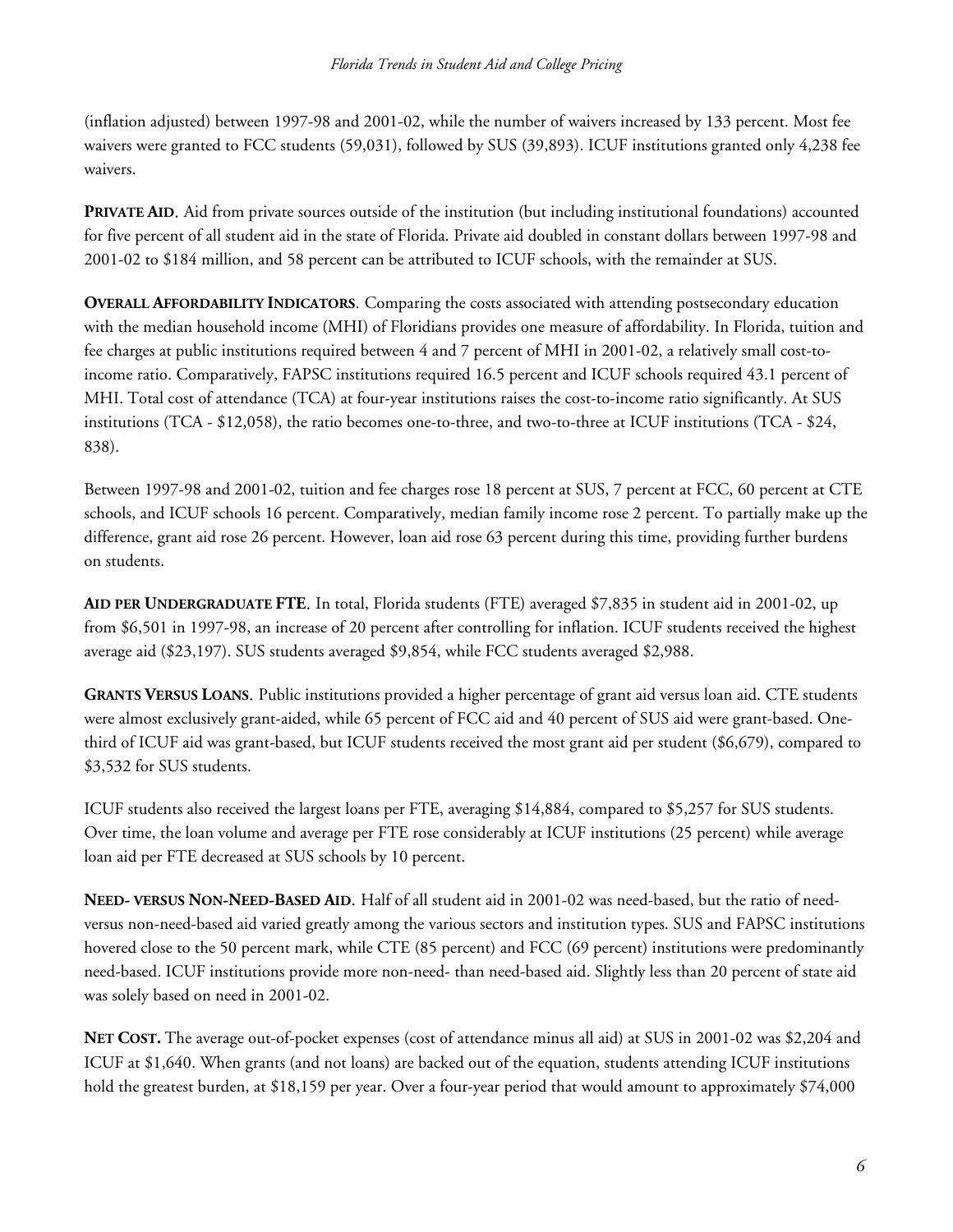(inflation adjusted) between 1997-98 and 2001-02, while the number of waivers increased by 133 percent. Most fee waivers were granted to FCC students (59,031), followed by SUS (39,893). ICUF institutions granted only 4,238 fee waivers.

**PRIVATE AID**. Aid from private sources outside of the institution (but including institutional foundations) accounted for five percent of all student aid in the state of Florida. Private aid doubled in constant dollars between 1997-98 and 2001-02 to $184 million, and 58 percent can be attributed to ICUF schools, with the remainder at SUS.

**OVERALL AFFORDABILITY INDICATORS**. Comparing the costs associated with attending postsecondary education with the median household income (MHI) of Floridians provides one measure of affordability. In Florida, tuition and fee charges at public institutions required between 4 and 7 percent of MHI in 2001-02, a relatively small cost-to-income ratio. Comparatively, FAPSC institutions required 16.5 percent and ICUF schools required 43.1 percent of MHI. Total cost of attendance (TCA) at four-year institutions raises the cost-to-income ratio significantly. At SUS institutions (TCA - $12,058), the ratio becomes one-to-three, and two-to-three at ICUF institutions (TCA - $24, 838).

Between 1997-98 and 2001-02, tuition and fee charges rose 18 percent at SUS, 7 percent at FCC, 60 percent at CTE schools, and ICUF schools 16 percent. Comparatively, median family income rose 2 percent. To partially make up the difference, grant aid rose 26 percent. However, loan aid rose 63 percent during this time, providing further burdens on students.

**AID PER UNDERGRADUATE FTE**. In total, Florida students (FTE) averaged $7,835 in student aid in 2001-02, up from $6,501 in 1997-98, an increase of 20 percent after controlling for inflation. ICUF students received the highest average aid ($23,197). SUS students averaged $9,854, while FCC students averaged $2,988.

**GRANTS VERSUS LOANS**. Public institutions provided a higher percentage of grant aid versus loan aid. CTE students were almost exclusively grant-aided, while 65 percent of FCC aid and 40 percent of SUS aid were grant-based. One-third of ICUF aid was grant-based, but ICUF students received the most grant aid per student ($6,679), compared to $3,532 for SUS students.

ICUF students also received the largest loans per FTE, averaging $14,884, compared to $5,257 for SUS students. Over time, the loan volume and average per FTE rose considerably at ICUF institutions (25 percent) while average loan aid per FTE decreased at SUS schools by 10 percent.

**NEED- VERSUS NON-NEED-BASED AID**. Half of all student aid in 2001-02 was need-based, but the ratio of need- versus non-need-based aid varied greatly among the various sectors and institution types. SUS and FAPSC institutions hovered close to the 50 percent mark, while CTE (85 percent) and FCC (69 percent) institutions were predominantly need-based. ICUF institutions provide more non-need- than need-based aid. Slightly less than 20 percent of state aid was solely based on need in 2001-02.

**NET COST.** The average out-of-pocket expenses (cost of attendance minus all aid) at SUS in 2001-02 was $2,204 and ICUF at $1,640. When grants (and not loans) are backed out of the equation, students attending ICUF institutions hold the greatest burden, at $18,159 per year. Over a four-year period that would amount to approximately $74,000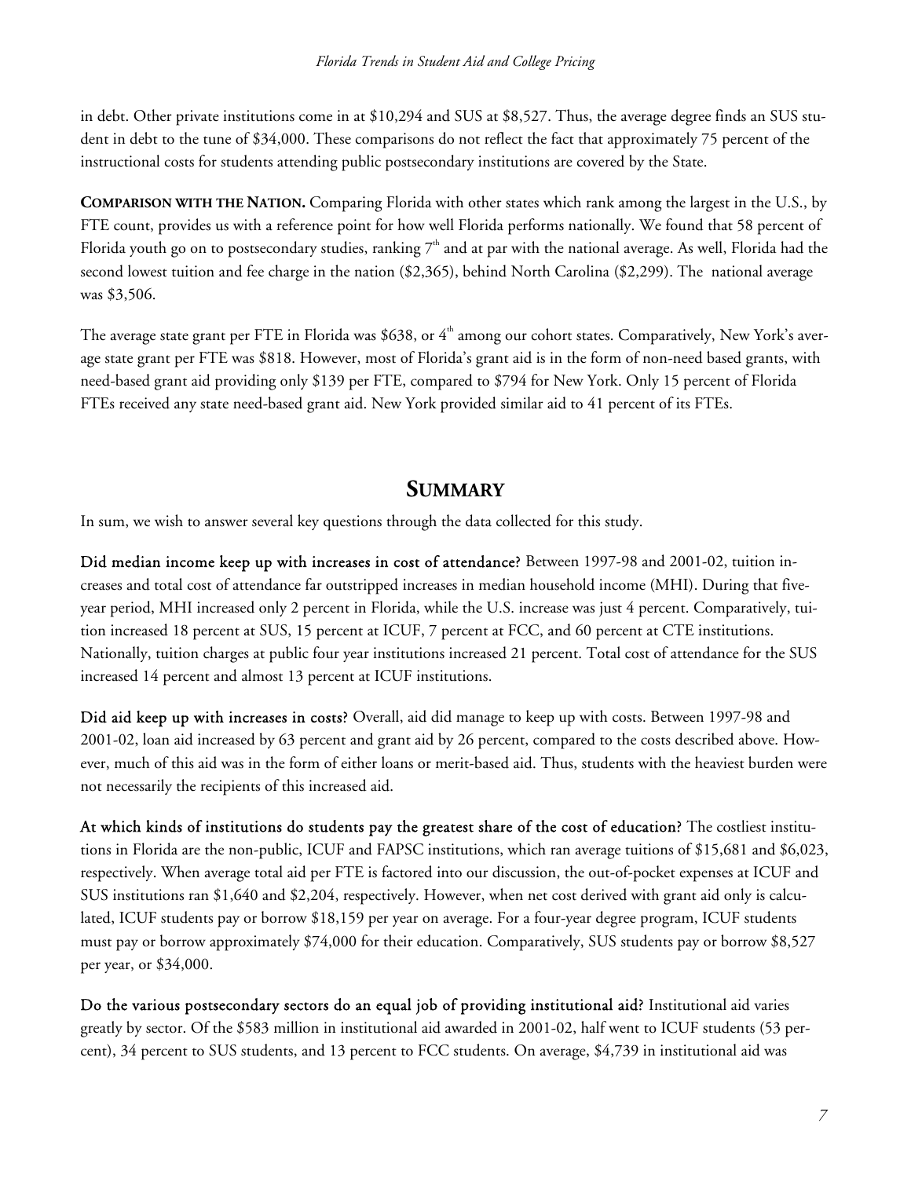in debt. Other private institutions come in at $10,294 and SUS at $8,527. Thus, the average degree finds an SUS student in debt to the tune of $34,000. These comparisons do not reflect the fact that approximately 75 percent of the instructional costs for students attending public postsecondary institutions are covered by the State.

**COMPARISON WITH THE NATION.** Comparing Florida with other states which rank among the largest in the U.S., by FTE count, provides us with a reference point for how well Florida performs nationally. We found that 58 percent of Florida youth go on to postsecondary studies, ranking 7th and at par with the national average. As well, Florida had the second lowest tuition and fee charge in the nation ($2,365), behind North Carolina ($2,299). The national average was $3,506.

The average state grant per FTE in Florida was $638, or 4th among our cohort states. Comparatively, New York's average state grant per FTE was $818. However, most of Florida's grant aid is in the form of non-need based grants, with need-based grant aid providing only $139 per FTE, compared to $794 for New York. Only 15 percent of Florida FTEs received any state need-based grant aid. New York provided similar aid to 41 percent of its FTEs.

## SUMMARY

In sum, we wish to answer several key questions through the data collected for this study.

**Did median income keep up with increases in cost of attendance?** Between 1997-98 and 2001-02, tuition increases and total cost of attendance far outstripped increases in median household income (MHI). During that five-year period, MHI increased only 2 percent in Florida, while the U.S. increase was just 4 percent. Comparatively, tuition increased 18 percent at SUS, 15 percent at ICUF, 7 percent at FCC, and 60 percent at CTE institutions. Nationally, tuition charges at public four year institutions increased 21 percent. Total cost of attendance for the SUS increased 14 percent and almost 13 percent at ICUF institutions.

**Did aid keep up with increases in costs?** Overall, aid did manage to keep up with costs. Between 1997-98 and 2001-02, loan aid increased by 63 percent and grant aid by 26 percent, compared to the costs described above. However, much of this aid was in the form of either loans or merit-based aid. Thus, students with the heaviest burden were not necessarily the recipients of this increased aid.

**At which kinds of institutions do students pay the greatest share of the cost of education?** The costliest institutions in Florida are the non-public, ICUF and FAPSC institutions, which ran average tuitions of $15,681 and $6,023, respectively. When average total aid per FTE is factored into our discussion, the out-of-pocket expenses at ICUF and SUS institutions ran $1,640 and $2,204, respectively. However, when net cost derived with grant aid only is calculated, ICUF students pay or borrow $18,159 per year on average. For a four-year degree program, ICUF students must pay or borrow approximately $74,000 for their education. Comparatively, SUS students pay or borrow $8,527 per year, or $34,000.

**Do the various postsecondary sectors do an equal job of providing institutional aid?** Institutional aid varies greatly by sector. Of the $583 million in institutional aid awarded in 2001-02, half went to ICUF students (53 percent), 34 percent to SUS students, and 13 percent to FCC students. On average, $4,739 in institutional aid was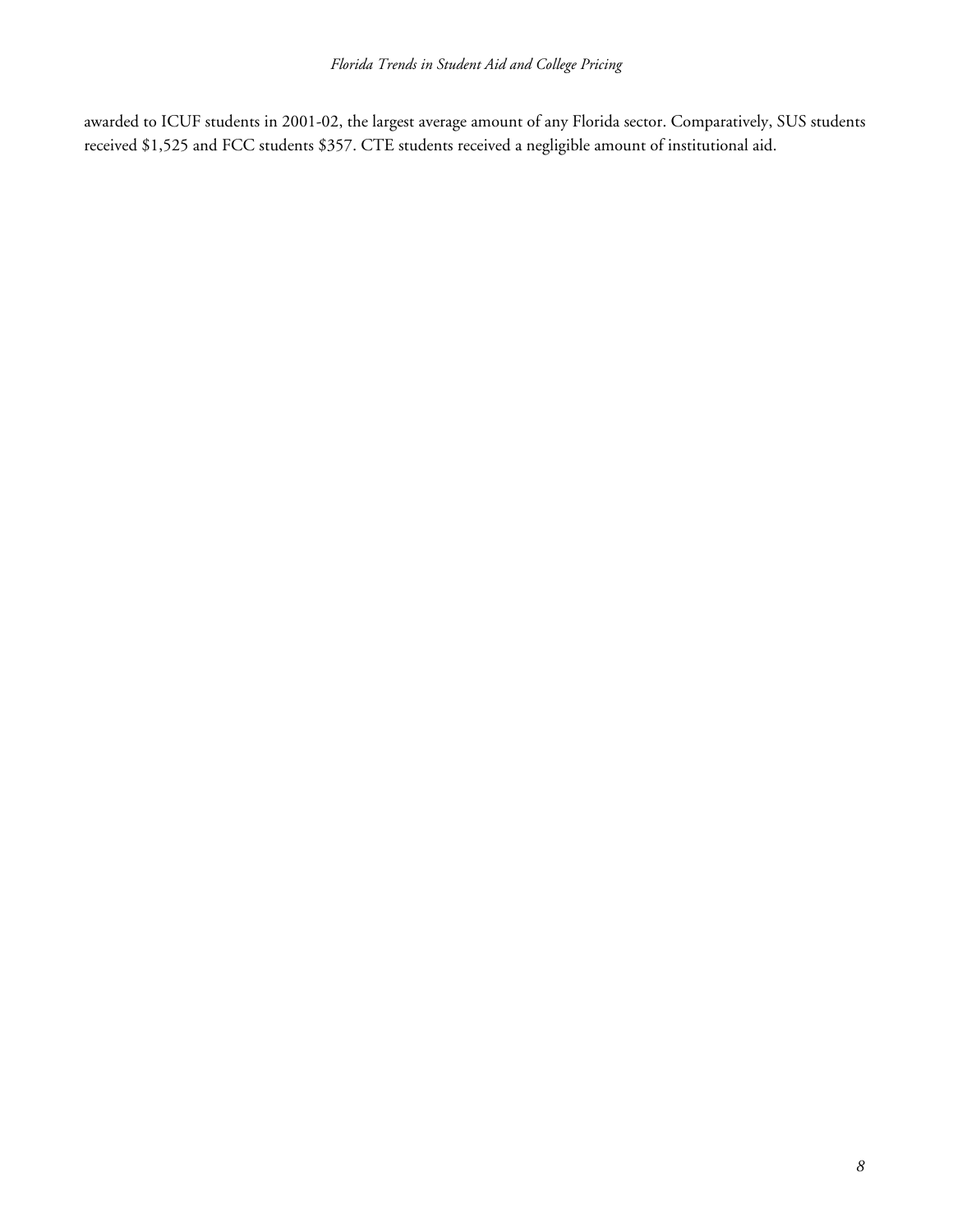awarded to ICUF students in 2001-02, the largest average amount of any Florida sector. Comparatively, SUS students received $1,525 and FCC students $357. CTE students received a negligible amount of institutional aid.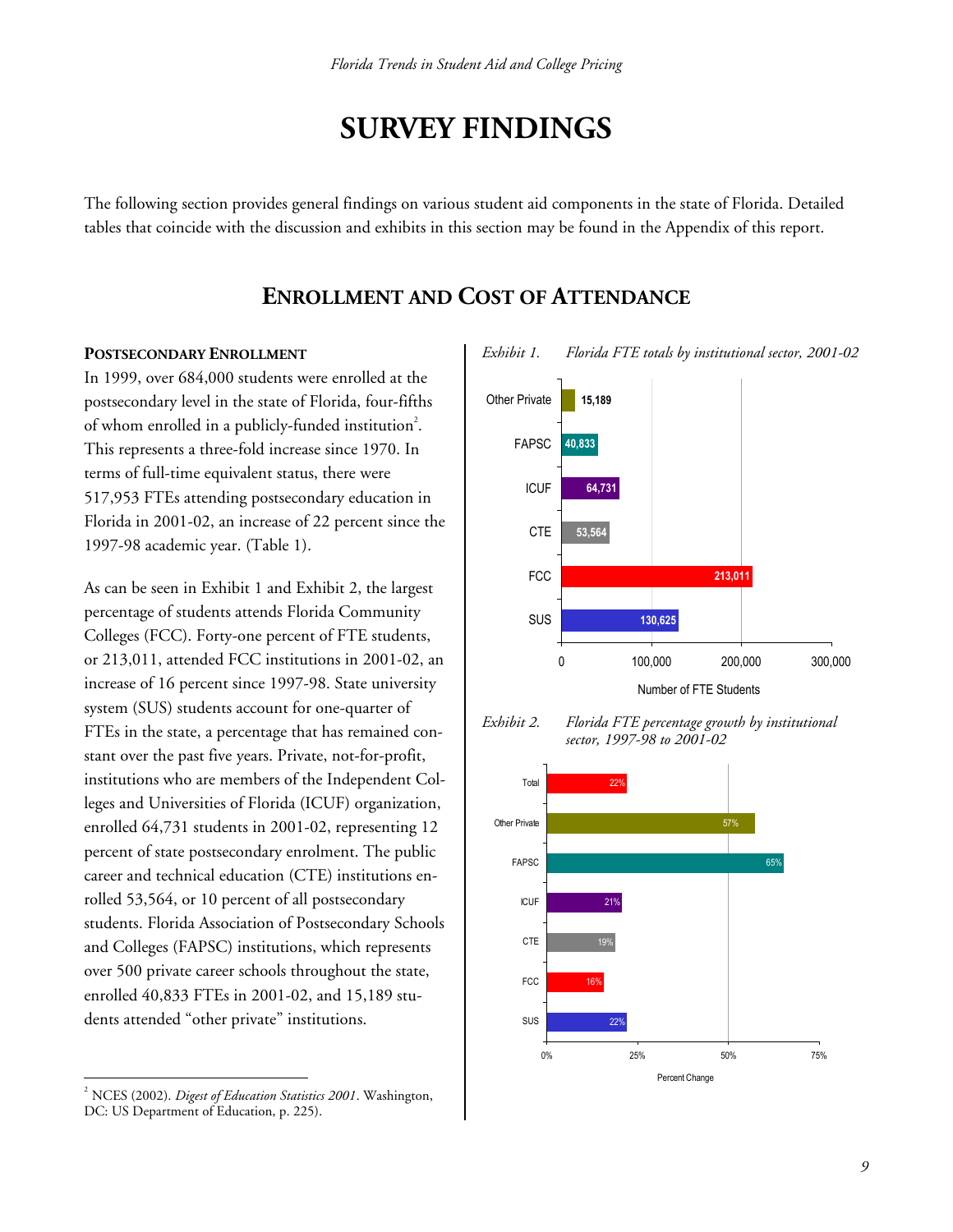# SURVEY FINDINGS

The following section provides general findings on various student aid components in the state of Florida. Detailed tables that coincide with the discussion and exhibits in this section may be found in the Appendix of this report.

## ENROLLMENT AND COST OF ATTENDANCE

### POSTSECONDARY ENROLLMENT

In 1999, over 684,000 students were enrolled at the postsecondary level in the state of Florida, four-fifths of whom enrolled in a publicly-funded institution[2]. This represents a three-fold increase since 1970. In terms of full-time equivalent status, there were 517,953 FTEs attending postsecondary education in Florida in 2001-02, an increase of 22 percent since the 1997-98 academic year. (Table 1).

As can be seen in Exhibit 1 and Exhibit 2, the largest percentage of students attends Florida Community Colleges (FCC). Forty-one percent of FTE students, or 213,011, attended FCC institutions in 2001-02, an increase of 16 percent since 1997-98. State university system (SUS) students account for one-quarter of FTEs in the state, a percentage that has remained constant over the past five years. Private, not-for-profit, institutions who are members of the Independent Colleges and Universities of Florida (ICUF) organization, enrolled 64,731 students in 2001-02, representing 12 percent of state postsecondary enrolment. The public career and technical education (CTE) institutions enrolled 53,564, or 10 percent of all postsecondary students. Florida Association of Postsecondary Schools and Colleges (FAPSC) institutions, which represents over 500 private career schools throughout the state, enrolled 40,833 FTEs in 2001-02, and 15,189 students attended "other private" institutions.

*Exhibit 1. Florida FTE totals by institutional sector, 2001-02*

| Sector | Number of FTE Students |
|---|---|
| Other Private | 15,189 |
| FAPSC | 40,833 |
| ICUF | 64,731 |
| CTE | 53,564 |
| FCC | 213,011 |
| SUS | 130,625 |

*Exhibit 2. Florida FTE percentage growth by institutional sector, 1997-98 to 2001-02*

| Sector | Percent Change |
|---|---|
| Total | 22% |
| Other Private | 57% |
| FAPSC | 65% |
| ICUF | 21% |
| CTE | 19% |
| FCC | 16% |
| SUS | 22% |

---

[2] NCES (2002). *Digest of Education Statistics 2001*. Washington, DC: US Department of Education, p. 225).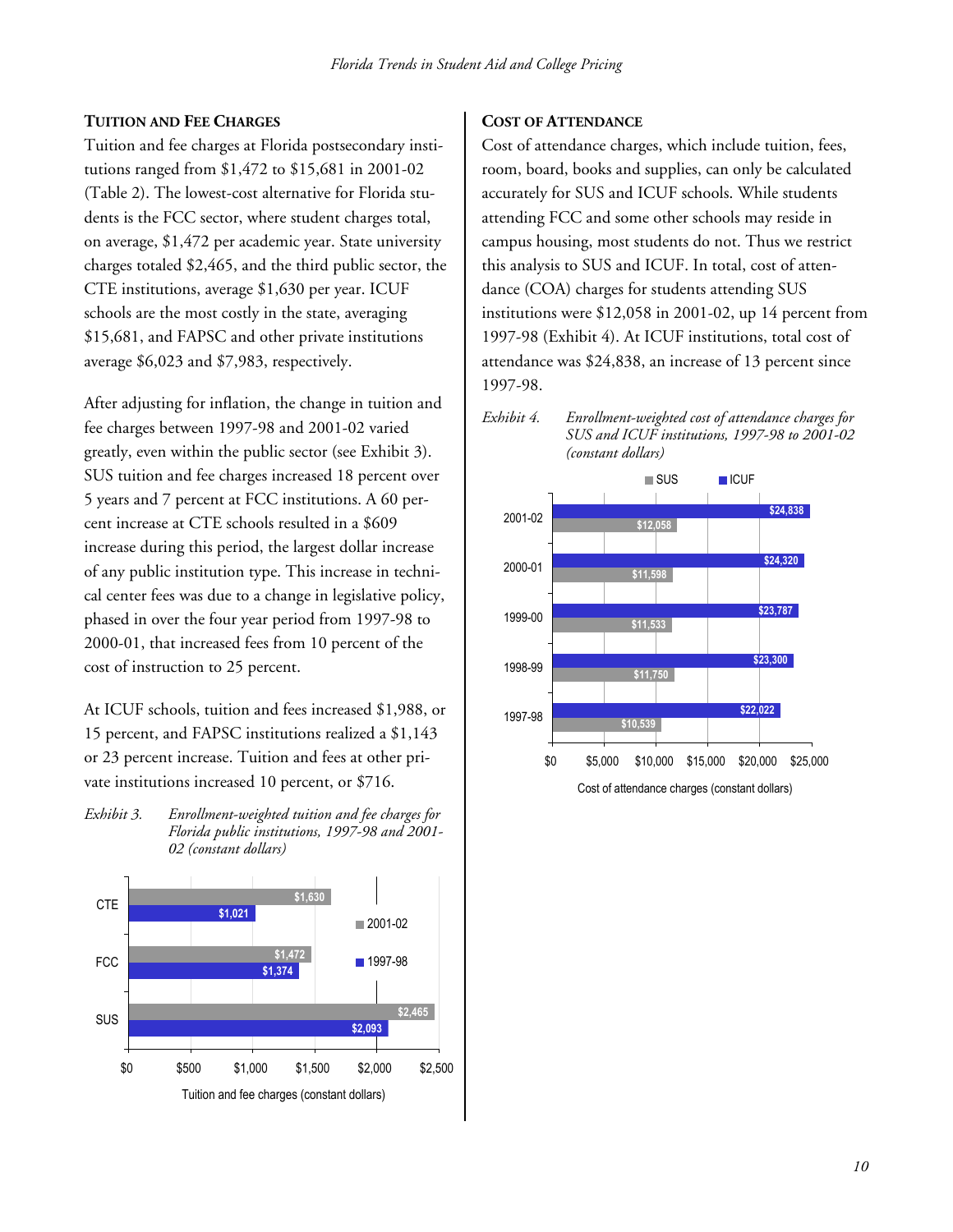### Tuition and Fee Charges

Tuition and fee charges at Florida postsecondary institutions ranged from $1,472 to $15,681 in 2001-02 (Table 2). The lowest-cost alternative for Florida students is the FCC sector, where student charges total, on average, $1,472 per academic year. State university charges totaled $2,465, and the third public sector, the CTE institutions, average $1,630 per year. ICUF schools are the most costly in the state, averaging $15,681, and FAPSC and other private institutions average $6,023 and $7,983, respectively.

After adjusting for inflation, the change in tuition and fee charges between 1997-98 and 2001-02 varied greatly, even within the public sector (see Exhibit 3). SUS tuition and fee charges increased 18 percent over 5 years and 7 percent at FCC institutions. A 60 percent increase at CTE schools resulted in a $609 increase during this period, the largest dollar increase of any public institution type. This increase in technical center fees was due to a change in legislative policy, phased in over the four year period from 1997-98 to 2000-01, that increased fees from 10 percent of the cost of instruction to 25 percent.

At ICUF schools, tuition and fees increased $1,988, or 15 percent, and FAPSC institutions realized a $1,143 or 23 percent increase. Tuition and fees at other private institutions increased 10 percent, or $716.

*Exhibit 3. Enrollment-weighted tuition and fee charges for Florida public institutions, 1997-98 and 2001-02 (constant dollars)*

| | 1997-98 | 2001-02 |
|---|---|---|
| CTE | $1,021 | $1,630 |
| FCC | $1,374 | $1,472 |
| SUS | $2,093 | $2,465 |

Tuition and fee charges (constant dollars)

### Cost of Attendance

Cost of attendance charges, which include tuition, fees, room, board, books and supplies, can only be calculated accurately for SUS and ICUF schools. While students attending FCC and some other schools may reside in campus housing, most students do not. Thus we restrict this analysis to SUS and ICUF. In total, cost of attendance (COA) charges for students attending SUS institutions were $12,058 in 2001-02, up 14 percent from 1997-98 (Exhibit 4). At ICUF institutions, total cost of attendance was $24,838, an increase of 13 percent since 1997-98.

*Exhibit 4. Enrollment-weighted cost of attendance charges for SUS and ICUF institutions, 1997-98 to 2001-02 (constant dollars)*

| | SUS | ICUF |
|---|---|---|
| 2001-02 | $12,058 | $24,838 |
| 2000-01 | $11,598 | $24,320 |
| 1999-00 | $11,533 | $23,787 |
| 1998-99 | $11,750 | $23,300 |
| 1997-98 | $10,539 | $22,022 |

Cost of attendance charges (constant dollars)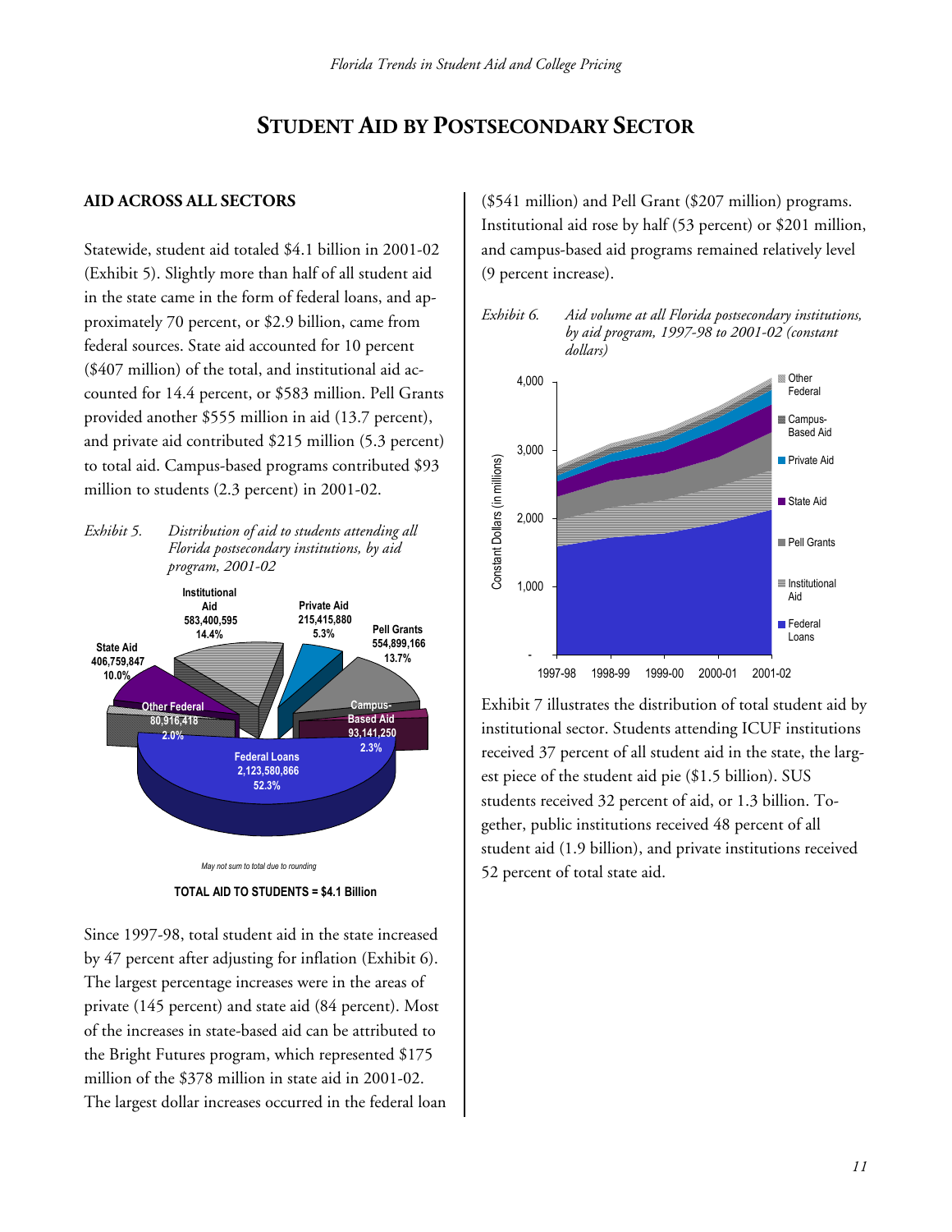## STUDENT AID BY POSTSECONDARY SECTOR

### AID ACROSS ALL SECTORS

Statewide, student aid totaled $4.1 billion in 2001-02 (Exhibit 5). Slightly more than half of all student aid in the state came in the form of federal loans, and approximately 70 percent, or $2.9 billion, came from federal sources. State aid accounted for 10 percent ($407 million) of the total, and institutional aid accounted for 14.4 percent, or $583 million. Pell Grants provided another $555 million in aid (13.7 percent), and private aid contributed $215 million (5.3 percent) to total aid. Campus-based programs contributed $93 million to students (2.3 percent) in 2001-02.

*Exhibit 5. Distribution of aid to students attending all Florida postsecondary institutions, by aid program, 2001-02*

| Aid Program | Amount | Percent |
|---|---|---|
| Federal Loans | 2,123,580,866 | 52.3% |
| Institutional Aid | 583,400,595 | 14.4% |
| Pell Grants | 554,899,166 | 13.7% |
| State Aid | 406,759,847 | 10.0% |
| Private Aid | 215,415,880 | 5.3% |
| Campus-Based Aid | 93,141,250 | 2.3% |
| Other Federal | 80,916,418 | 2.0% |

*May not sum to total due to rounding*

**TOTAL AID TO STUDENTS = $4.1 Billion**

Since 1997-98, total student aid in the state increased by 47 percent after adjusting for inflation (Exhibit 6). The largest percentage increases were in the areas of private (145 percent) and state aid (84 percent). Most of the increases in state-based aid can be attributed to the Bright Futures program, which represented $175 million of the $378 million in state aid in 2001-02. The largest dollar increases occurred in the federal loan ($541 million) and Pell Grant ($207 million) programs. Institutional aid rose by half (53 percent) or $201 million, and campus-based aid programs remained relatively level (9 percent increase).

*Exhibit 6. Aid volume at all Florida postsecondary institutions, by aid program, 1997-98 to 2001-02 (constant dollars)*

Constant Dollars (in millions); Y-axis: -, 1,000, 2,000, 3,000, 4,000; X-axis: 1997-98, 1998-99, 1999-00, 2000-01, 2001-02. Series: Other Federal, Campus-Based Aid, Private Aid, State Aid, Pell Grants, Institutional Aid, Federal Loans.

Exhibit 7 illustrates the distribution of total student aid by institutional sector. Students attending ICUF institutions received 37 percent of all student aid in the state, the largest piece of the student aid pie ($1.5 billion). SUS students received 32 percent of aid, or 1.3 billion. Together, public institutions received 48 percent of all student aid (1.9 billion), and private institutions received 52 percent of total state aid.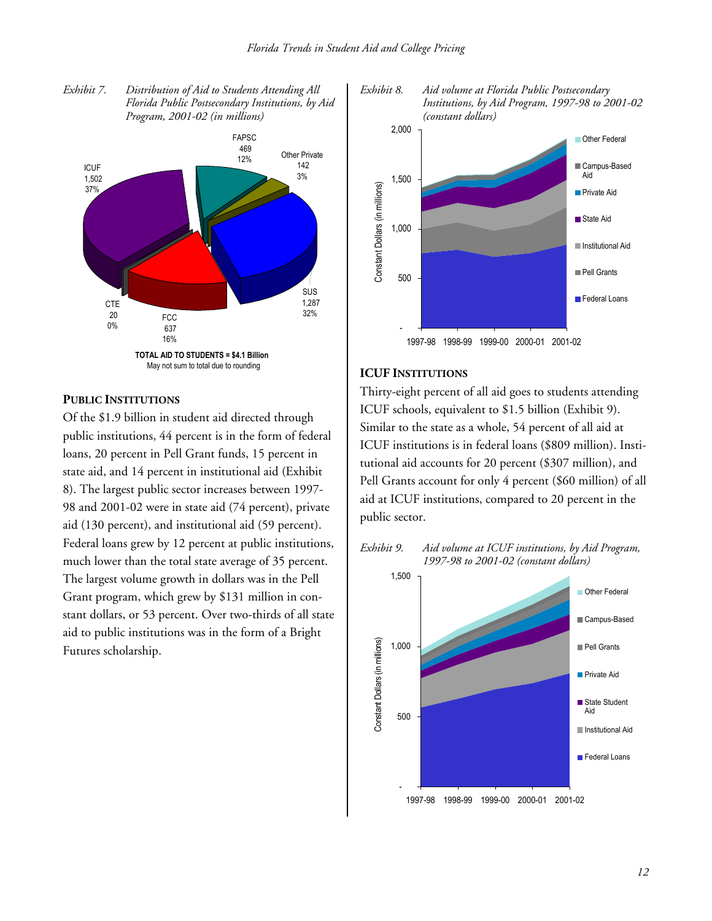*Exhibit 7. Distribution of Aid to Students Attending All Florida Public Postsecondary Institutions, by Aid Program, 2001-02 (in millions)*

| Sector | Aid (millions) | Percent |
|---|---|---|
| ICUF | 1,502 | 37% |
| FAPSC | 469 | 12% |
| Other Private | 142 | 3% |
| SUS | 1,287 | 32% |
| FCC | 637 | 16% |
| CTE | 20 | 0% |

**TOTAL AID TO STUDENTS = $4.1 Billion**
May not sum to total due to rounding

*Exhibit 8. Aid volume at Florida Public Postsecondary Institutions, by Aid Program, 1997-98 to 2001-02 (constant dollars)*

### PUBLIC INSTITUTIONS

Of the $1.9 billion in student aid directed through public institutions, 44 percent is in the form of federal loans, 20 percent in Pell Grant funds, 15 percent in state aid, and 14 percent in institutional aid (Exhibit 8). The largest public sector increases between 1997-98 and 2001-02 were in state aid (74 percent), private aid (130 percent), and institutional aid (59 percent). Federal loans grew by 12 percent at public institutions, much lower than the total state average of 35 percent. The largest volume growth in dollars was in the Pell Grant program, which grew by $131 million in constant dollars, or 53 percent. Over two-thirds of all state aid to public institutions was in the form of a Bright Futures scholarship.

### ICUF INSTITUTIONS

Thirty-eight percent of all aid goes to students attending ICUF schools, equivalent to $1.5 billion (Exhibit 9). Similar to the state as a whole, 54 percent of all aid at ICUF institutions is in federal loans ($809 million). Institutional aid accounts for 20 percent ($307 million), and Pell Grants account for only 4 percent ($60 million) of all aid at ICUF institutions, compared to 20 percent in the public sector.

*Exhibit 9. Aid volume at ICUF institutions, by Aid Program, 1997-98 to 2001-02 (constant dollars)*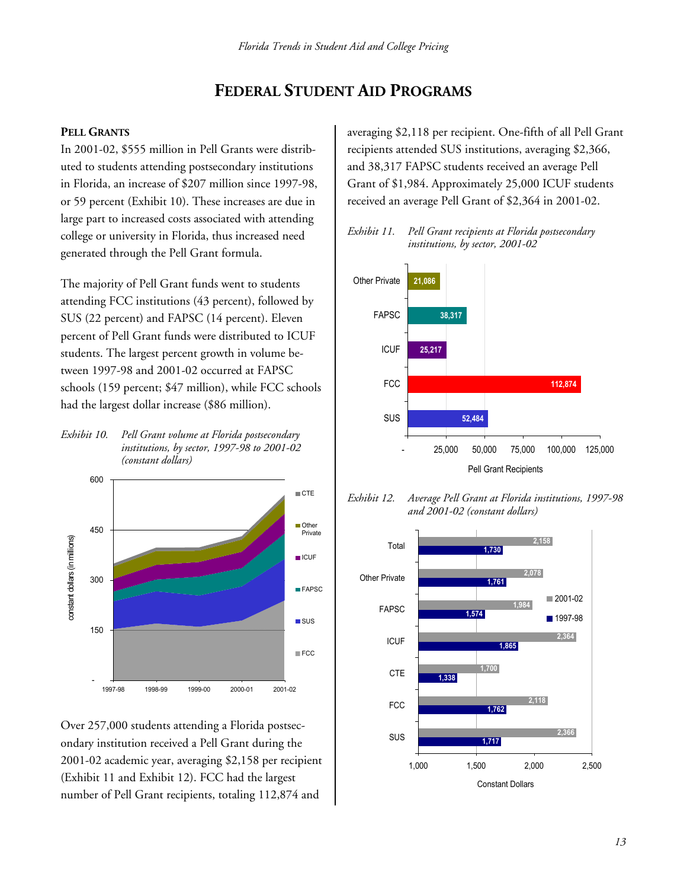# FEDERAL STUDENT AID PROGRAMS

## PELL GRANTS

In 2001-02, $555 million in Pell Grants were distributed to students attending postsecondary institutions in Florida, an increase of $207 million since 1997-98, or 59 percent (Exhibit 10). These increases are due in large part to increased costs associated with attending college or university in Florida, thus increased need generated through the Pell Grant formula.

The majority of Pell Grant funds went to students attending FCC institutions (43 percent), followed by SUS (22 percent) and FAPSC (14 percent). Eleven percent of Pell Grant funds were distributed to ICUF students. The largest percent growth in volume between 1997-98 and 2001-02 occurred at FAPSC schools (159 percent; $47 million), while FCC schools had the largest dollar increase ($86 million).

*Exhibit 10. Pell Grant volume at Florida postsecondary institutions, by sector, 1997-98 to 2001-02 (constant dollars)*

Over 257,000 students attending a Florida postsecondary institution received a Pell Grant during the 2001-02 academic year, averaging $2,158 per recipient (Exhibit 11 and Exhibit 12). FCC had the largest number of Pell Grant recipients, totaling 112,874 and averaging $2,118 per recipient. One-fifth of all Pell Grant recipients attended SUS institutions, averaging $2,366, and 38,317 FAPSC students received an average Pell Grant of $1,984. Approximately 25,000 ICUF students received an average Pell Grant of $2,364 in 2001-02.

*Exhibit 11. Pell Grant recipients at Florida postsecondary institutions, by sector, 2001-02*

| Sector | Pell Grant Recipients |
|---|---|
| Other Private | 21,086 |
| FAPSC | 38,317 |
| ICUF | 25,217 |
| FCC | 112,874 |
| SUS | 52,484 |

*Exhibit 12. Average Pell Grant at Florida institutions, 1997-98 and 2001-02 (constant dollars)*

| Sector | 2001-02 | 1997-98 |
|---|---|---|
| Total | 2,158 | 1,730 |
| Other Private | 2,078 | 1,761 |
| FAPSC | 1,984 | 1,574 |
| ICUF | 2,364 | 1,865 |
| CTE | 1,700 | 1,338 |
| FCC | 2,118 | 1,762 |
| SUS | 2,366 | 1,717 |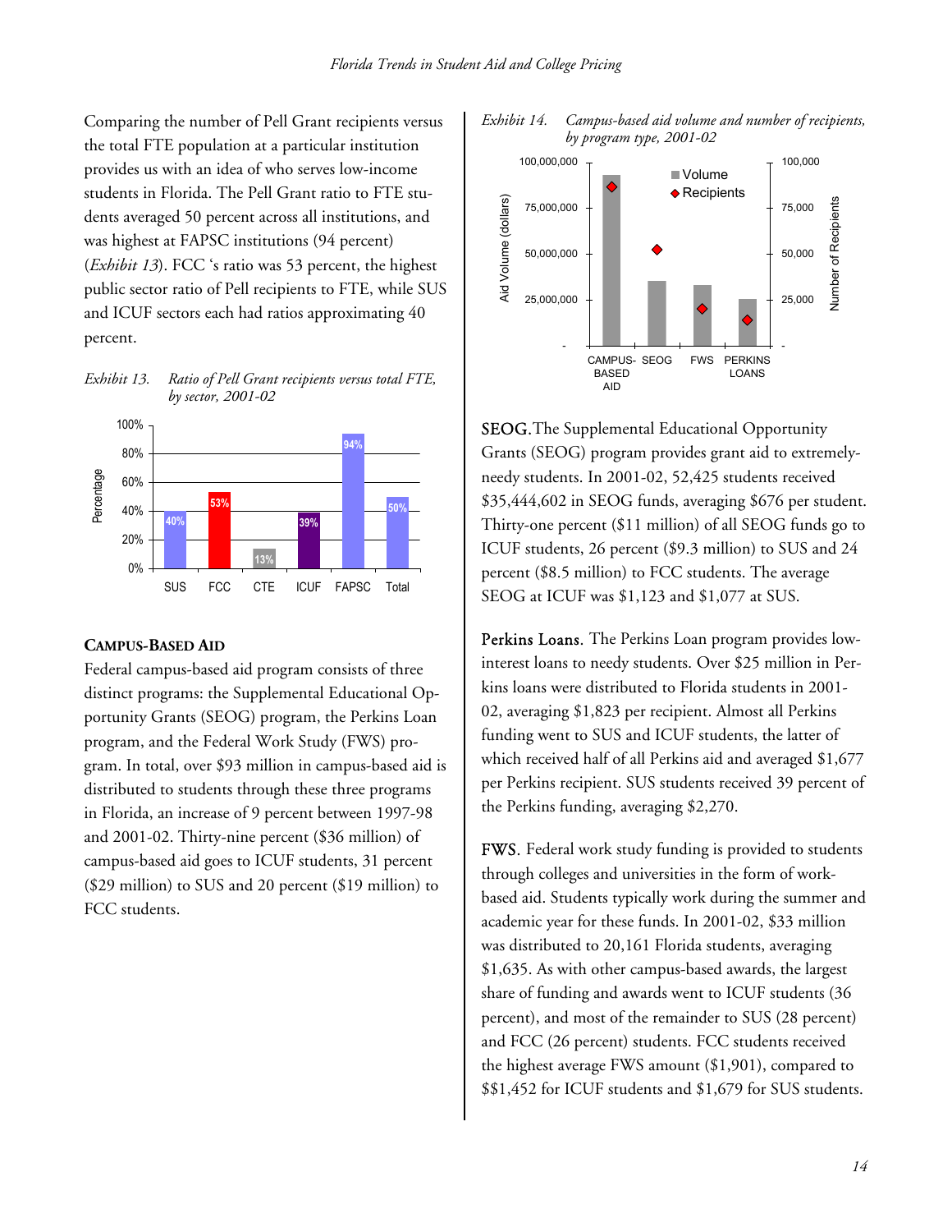Comparing the number of Pell Grant recipients versus the total FTE population at a particular institution provides us with an idea of who serves low-income students in Florida. The Pell Grant ratio to FTE students averaged 50 percent across all institutions, and was highest at FAPSC institutions (94 percent) (*Exhibit 13*). FCC 's ratio was 53 percent, the highest public sector ratio of Pell recipients to FTE, while SUS and ICUF sectors each had ratios approximating 40 percent.

*Exhibit 13. Ratio of Pell Grant recipients versus total FTE, by sector, 2001-02*

| Sector | Percentage |
|---|---|
| SUS | 40% |
| FCC | 53% |
| CTE | 13% |
| ICUF | 39% |
| FAPSC | 94% |
| Total | 50% |

## CAMPUS-BASED AID

Federal campus-based aid program consists of three distinct programs: the Supplemental Educational Opportunity Grants (SEOG) program, the Perkins Loan program, and the Federal Work Study (FWS) program. In total, over $93 million in campus-based aid is distributed to students through these three programs in Florida, an increase of 9 percent between 1997-98 and 2001-02. Thirty-nine percent ($36 million) of campus-based aid goes to ICUF students, 31 percent ($29 million) to SUS and 20 percent ($19 million) to FCC students.

*Exhibit 14. Campus-based aid volume and number of recipients, by program type, 2001-02*

**SEOG.** The Supplemental Educational Opportunity Grants (SEOG) program provides grant aid to extremely-needy students. In 2001-02, 52,425 students received $35,444,602 in SEOG funds, averaging $676 per student. Thirty-one percent ($11 million) of all SEOG funds go to ICUF students, 26 percent ($9.3 million) to SUS and 24 percent ($8.5 million) to FCC students. The average SEOG at ICUF was $1,123 and $1,077 at SUS.

**Perkins Loans.** The Perkins Loan program provides low-interest loans to needy students. Over $25 million in Perkins loans were distributed to Florida students in 2001-02, averaging $1,823 per recipient. Almost all Perkins funding went to SUS and ICUF students, the latter of which received half of all Perkins aid and averaged $1,677 per Perkins recipient. SUS students received 39 percent of the Perkins funding, averaging $2,270.

**FWS.** Federal work study funding is provided to students through colleges and universities in the form of work-based aid. Students typically work during the summer and academic year for these funds. In 2001-02, $33 million was distributed to 20,161 Florida students, averaging $1,635. As with other campus-based awards, the largest share of funding and awards went to ICUF students (36 percent), and most of the remainder to SUS (28 percent) and FCC (26 percent) students. FCC students received the highest average FWS amount ($1,901), compared to $$1,452 for ICUF students and $1,679 for SUS students.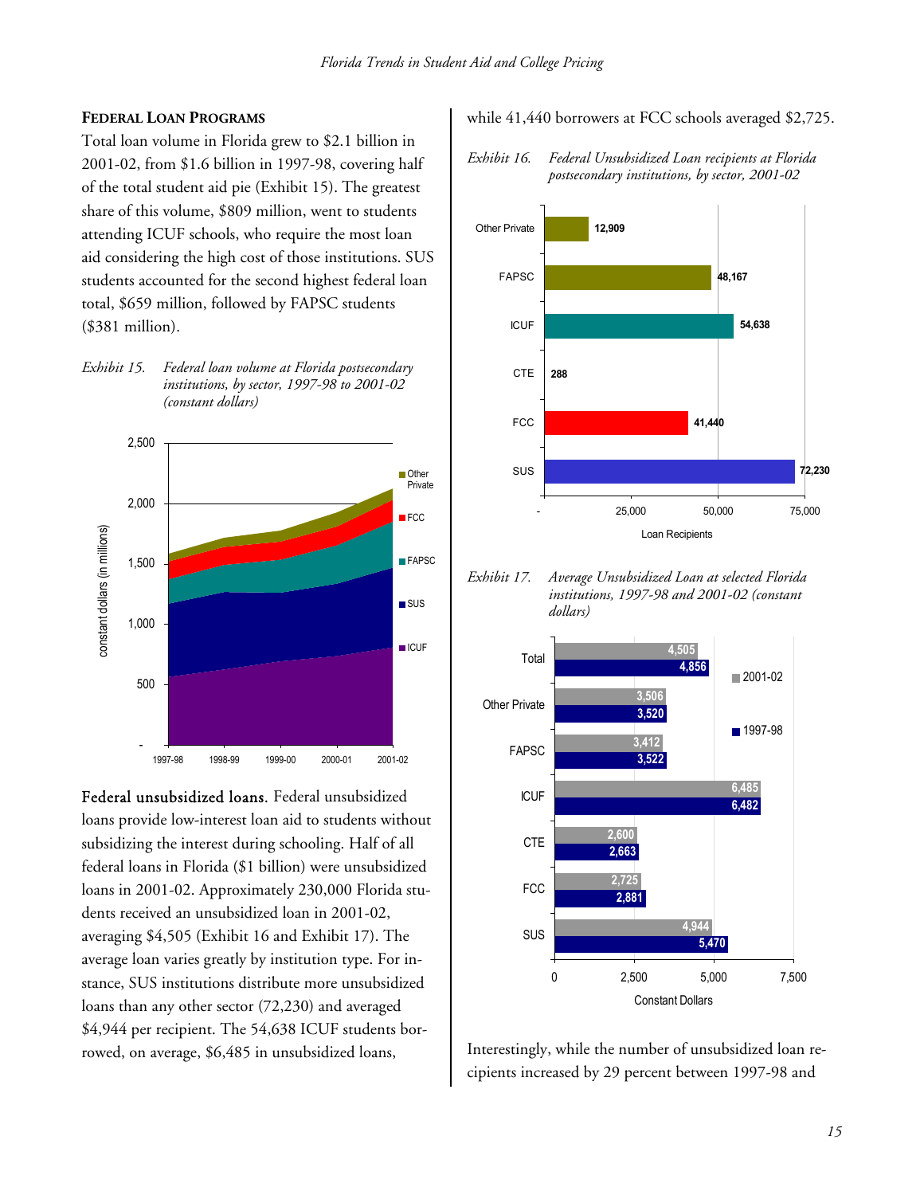### FEDERAL LOAN PROGRAMS

Total loan volume in Florida grew to $2.1 billion in 2001-02, from $1.6 billion in 1997-98, covering half of the total student aid pie (Exhibit 15). The greatest share of this volume, $809 million, went to students attending ICUF schools, who require the most loan aid considering the high cost of those institutions. SUS students accounted for the second highest federal loan total, $659 million, followed by FAPSC students ($381 million).

*Exhibit 15. Federal loan volume at Florida postsecondary institutions, by sector, 1997-98 to 2001-02 (constant dollars)*

**Federal unsubsidized loans.** Federal unsubsidized loans provide low-interest loan aid to students without subsidizing the interest during schooling. Half of all federal loans in Florida ($1 billion) were unsubsidized loans in 2001-02. Approximately 230,000 Florida students received an unsubsidized loan in 2001-02, averaging $4,505 (Exhibit 16 and Exhibit 17). The average loan varies greatly by institution type. For instance, SUS institutions distribute more unsubsidized loans than any other sector (72,230) and averaged $4,944 per recipient. The 54,638 ICUF students borrowed, on average, $6,485 in unsubsidized loans, while 41,440 borrowers at FCC schools averaged $2,725.

*Exhibit 16. Federal Unsubsidized Loan recipients at Florida postsecondary institutions, by sector, 2001-02*

| Sector | Loan Recipients |
|---|---|
| Other Private | 12,909 |
| FAPSC | 48,167 |
| ICUF | 54,638 |
| CTE | 288 |
| FCC | 41,440 |
| SUS | 72,230 |

*Exhibit 17. Average Unsubsidized Loan at selected Florida institutions, 1997-98 and 2001-02 (constant dollars)*

| Sector | 2001-02 | 1997-98 |
|---|---|---|
| Total | 4,505 | 4,856 |
| Other Private | 3,506 | 3,520 |
| FAPSC | 3,412 | 3,522 |
| ICUF | 6,485 | 6,482 |
| CTE | 2,600 | 2,663 |
| FCC | 2,725 | 2,881 |
| SUS | 4,944 | 5,470 |

Interestingly, while the number of unsubsidized loan recipients increased by 29 percent between 1997-98 and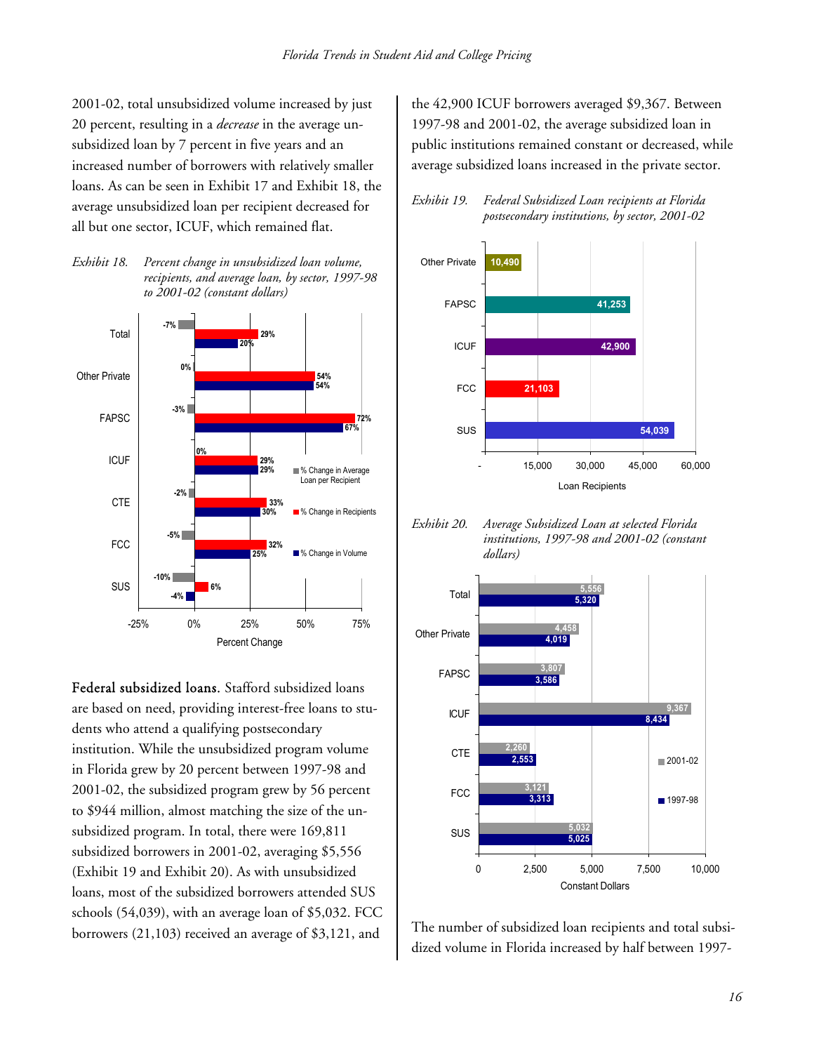2001-02, total unsubsidized volume increased by just 20 percent, resulting in a *decrease* in the average unsubsidized loan by 7 percent in five years and an increased number of borrowers with relatively smaller loans. As can be seen in Exhibit 17 and Exhibit 18, the average unsubsidized loan per recipient decreased for all but one sector, ICUF, which remained flat.

*Exhibit 18. Percent change in unsubsidized loan volume, recipients, and average loan, by sector, 1997-98 to 2001-02 (constant dollars)*

| Sector | % Change in Average Loan per Recipient | % Change in Recipients | % Change in Volume |
|---|---|---|---|
| Total | -7% | 29% | 20% |
| Other Private | 0% | 54% | 54% |
| FAPSC | -3% | 72% | 67% |
| ICUF | 0% | 29% | 29% |
| CTE | -2% | 33% | 30% |
| FCC | -5% | 32% | 25% |
| SUS | -10% | 6% | -4% |

**Federal subsidized loans.** Stafford subsidized loans are based on need, providing interest-free loans to students who attend a qualifying postsecondary institution. While the unsubsidized program volume in Florida grew by 20 percent between 1997-98 and 2001-02, the subsidized program grew by 56 percent to $944 million, almost matching the size of the unsubsidized program. In total, there were 169,811 subsidized borrowers in 2001-02, averaging $5,556 (Exhibit 19 and Exhibit 20). As with unsubsidized loans, most of the subsidized borrowers attended SUS schools (54,039), with an average loan of $5,032. FCC borrowers (21,103) received an average of $3,121, and the 42,900 ICUF borrowers averaged $9,367. Between 1997-98 and 2001-02, the average subsidized loan in public institutions remained constant or decreased, while average subsidized loans increased in the private sector.

*Exhibit 19. Federal Subsidized Loan recipients at Florida postsecondary institutions, by sector, 2001-02*

| Sector | Loan Recipients |
|---|---|
| Other Private | 10,490 |
| FAPSC | 41,253 |
| ICUF | 42,900 |
| FCC | 21,103 |
| SUS | 54,039 |

*Exhibit 20. Average Subsidized Loan at selected Florida institutions, 1997-98 and 2001-02 (constant dollars)*

| Sector | 2001-02 | 1997-98 |
|---|---|---|
| Total | 5,556 | 5,320 |
| Other Private | 4,458 | 4,019 |
| FAPSC | 3,807 | 3,586 |
| ICUF | 9,367 | 8,434 |
| CTE | 2,260 | 2,553 |
| FCC | 3,121 | 3,313 |
| SUS | 5,032 | 5,025 |

The number of subsidized loan recipients and total subsidized volume in Florida increased by half between 1997-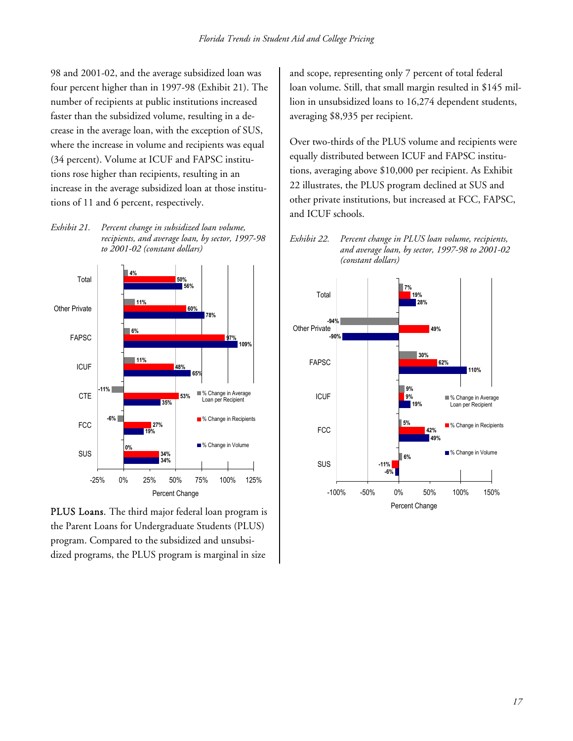98 and 2001-02, and the average subsidized loan was four percent higher than in 1997-98 (Exhibit 21). The number of recipients at public institutions increased faster than the subsidized volume, resulting in a decrease in the average loan, with the exception of SUS, where the increase in volume and recipients was equal (34 percent). Volume at ICUF and FAPSC institutions rose higher than recipients, resulting in an increase in the average subsidized loan at those institutions of 11 and 6 percent, respectively.

*Exhibit 21. Percent change in subsidized loan volume, recipients, and average loan, by sector, 1997-98 to 2001-02 (constant dollars)*

| Sector | % Change in Average Loan per Recipient | % Change in Recipients | % Change in Volume |
|---|---|---|---|
| Total | 4% | 50% | 56% |
| Other Private | 11% | 60% | 78% |
| FAPSC | 6% | 97% | 109% |
| ICUF | 11% | 48% | 65% |
| CTE | -11% | 53% | 35% |
| FCC | -6% | 27% | 19% |
| SUS | 0% | 34% | 34% |

**PLUS Loans.** The third major federal loan program is the Parent Loans for Undergraduate Students (PLUS) program. Compared to the subsidized and unsubsidized programs, the PLUS program is marginal in size and scope, representing only 7 percent of total federal loan volume. Still, that small margin resulted in $145 million in unsubsidized loans to 16,274 dependent students, averaging $8,935 per recipient.

Over two-thirds of the PLUS volume and recipients were equally distributed between ICUF and FAPSC institutions, averaging above $10,000 per recipient. As Exhibit 22 illustrates, the PLUS program declined at SUS and other private institutions, but increased at FCC, FAPSC, and ICUF schools.

*Exhibit 22. Percent change in PLUS loan volume, recipients, and average loan, by sector, 1997-98 to 2001-02 (constant dollars)*

| Sector | % Change in Average Loan per Recipient | % Change in Recipients | % Change in Volume |
|---|---|---|---|
| Total | 7% | 19% | 28% |
| Other Private | -94% | 49% | -90% |
| FAPSC | 30% | 62% | 110% |
| ICUF | 9% | 9% | 19% |
| FCC | 5% | 42% | 49% |
| SUS | 6% | -11% | -6% |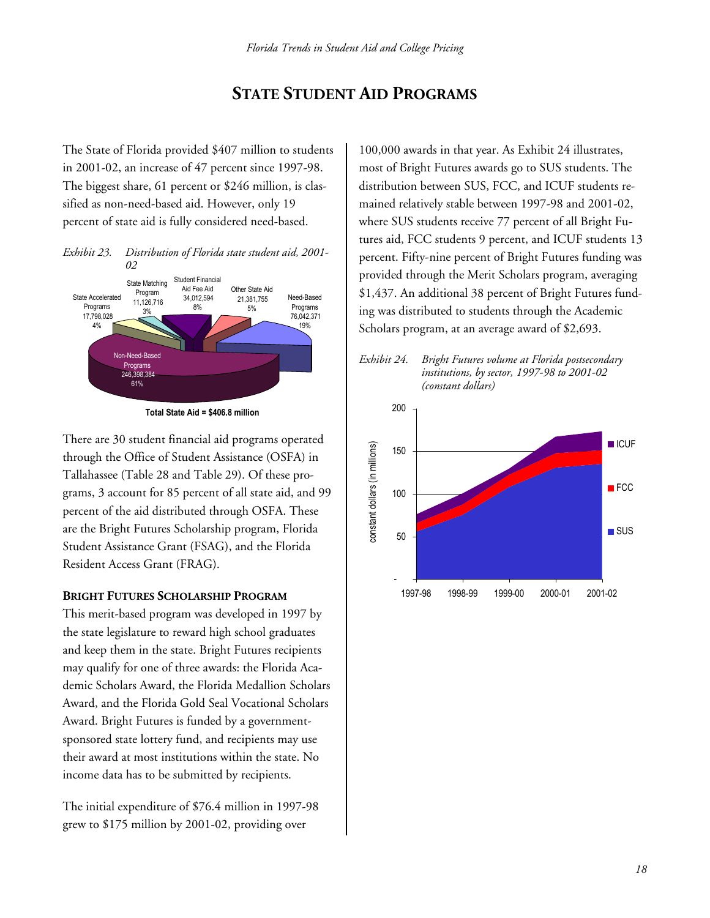# STATE STUDENT AID PROGRAMS

The State of Florida provided $407 million to students in 2001-02, an increase of 47 percent since 1997-98. The biggest share, 61 percent or $246 million, is classified as non-need-based aid. However, only 19 percent of state aid is fully considered need-based.

*Exhibit 23. Distribution of Florida state student aid, 2001-02*

State Accelerated Programs 17,798,028 4%
State Matching Program 11,126,716 3%
Student Financial Aid Fee Aid 34,012,594 8%
Other State Aid 21,381,755 5%
Need-Based Programs 76,042,371 19%
Non-Need-Based Programs 246,398,384 61%

**Total State Aid = $406.8 million**

There are 30 student financial aid programs operated through the Office of Student Assistance (OSFA) in Tallahassee (Table 28 and Table 29). Of these programs, 3 account for 85 percent of all state aid, and 99 percent of the aid distributed through OSFA. These are the Bright Futures Scholarship program, Florida Student Assistance Grant (FSAG), and the Florida Resident Access Grant (FRAG).

### BRIGHT FUTURES SCHOLARSHIP PROGRAM

This merit-based program was developed in 1997 by the state legislature to reward high school graduates and keep them in the state. Bright Futures recipients may qualify for one of three awards: the Florida Academic Scholars Award, the Florida Medallion Scholars Award, and the Florida Gold Seal Vocational Scholars Award. Bright Futures is funded by a government-sponsored state lottery fund, and recipients may use their award at most institutions within the state. No income data has to be submitted by recipients.

The initial expenditure of $76.4 million in 1997-98 grew to $175 million by 2001-02, providing over 100,000 awards in that year. As Exhibit 24 illustrates, most of Bright Futures awards go to SUS students. The distribution between SUS, FCC, and ICUF students remained relatively stable between 1997-98 and 2001-02, where SUS students receive 77 percent of all Bright Futures aid, FCC students 9 percent, and ICUF students 13 percent. Fifty-nine percent of Bright Futures funding was provided through the Merit Scholars program, averaging $1,437. An additional 38 percent of Bright Futures funding was distributed to students through the Academic Scholars program, at an average award of $2,693.

*Exhibit 24. Bright Futures volume at Florida postsecondary institutions, by sector, 1997-98 to 2001-02 (constant dollars)*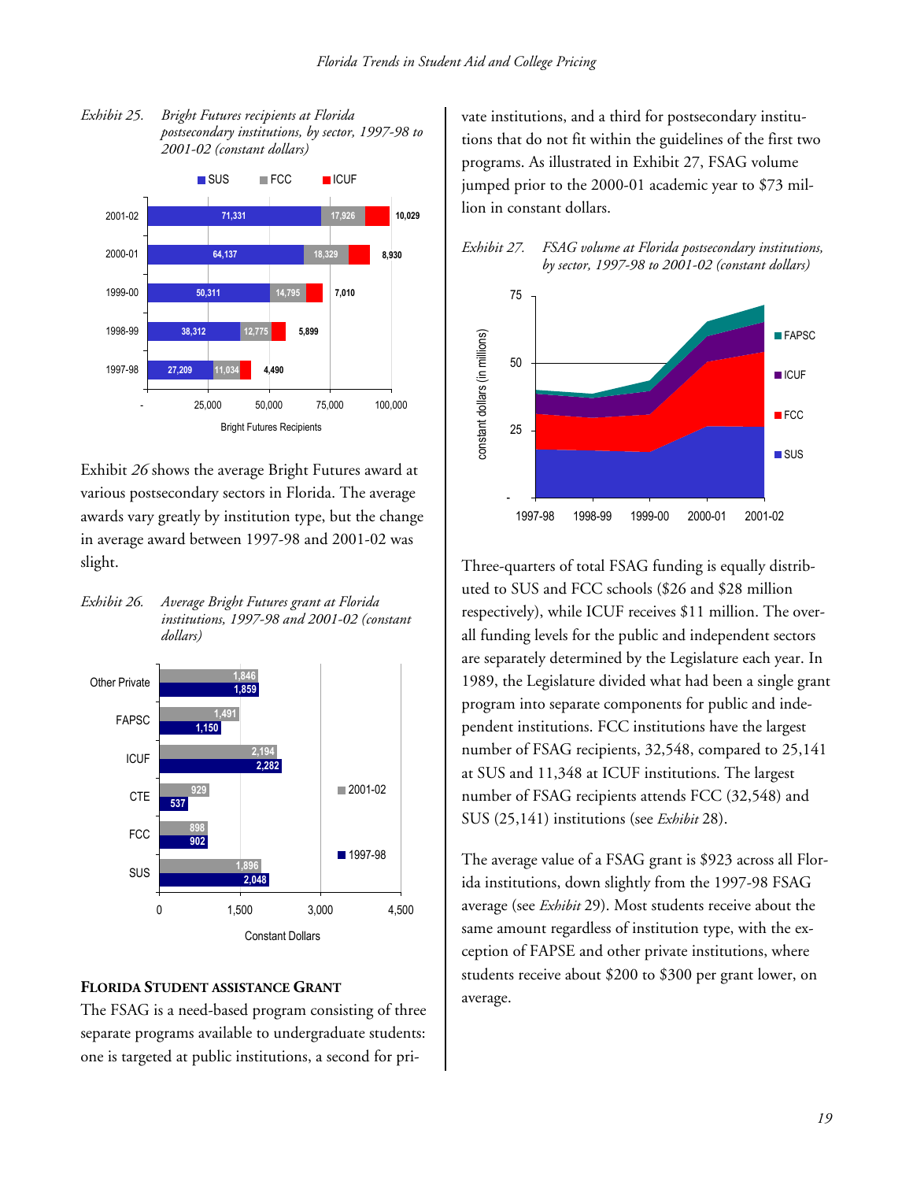*Exhibit 25. Bright Futures recipients at Florida postsecondary institutions, by sector, 1997-98 to 2001-02 (constant dollars)*

| Year | SUS | FCC | ICUF |
|---|---|---|---|
| 2001-02 | 71,331 | 17,926 | 10,029 |
| 2000-01 | 64,137 | 18,329 | 8,930 |
| 1999-00 | 50,311 | 14,795 | 7,010 |
| 1998-99 | 38,312 | 12,775 | 5,899 |
| 1997-98 | 27,209 | 11,034 | 4,490 |

Bright Futures Recipients

Exhibit *26* shows the average Bright Futures award at various postsecondary sectors in Florida. The average awards vary greatly by institution type, but the change in average award between 1997-98 and 2001-02 was slight.

*Exhibit 26. Average Bright Futures grant at Florida institutions, 1997-98 and 2001-02 (constant dollars)*

| Sector | 2001-02 | 1997-98 |
|---|---|---|
| Other Private | 1,846 | 1,859 |
| FAPSC | 1,491 | 1,150 |
| ICUF | 2,194 | 2,282 |
| CTE | 929 | 537 |
| FCC | 898 | 902 |
| SUS | 1,896 | 2,048 |

Constant Dollars

## Florida Student Assistance Grant

The FSAG is a need-based program consisting of three separate programs available to undergraduate students: one is targeted at public institutions, a second for private institutions, and a third for postsecondary institutions that do not fit within the guidelines of the first two programs. As illustrated in Exhibit 27, FSAG volume jumped prior to the 2000-01 academic year to $73 million in constant dollars.

*Exhibit 27. FSAG volume at Florida postsecondary institutions, by sector, 1997-98 to 2001-02 (constant dollars)*

Three-quarters of total FSAG funding is equally distributed to SUS and FCC schools ($26 and $28 million respectively), while ICUF receives $11 million. The overall funding levels for the public and independent sectors are separately determined by the Legislature each year. In 1989, the Legislature divided what had been a single grant program into separate components for public and independent institutions. FCC institutions have the largest number of FSAG recipients, 32,548, compared to 25,141 at SUS and 11,348 at ICUF institutions. The largest number of FSAG recipients attends FCC (32,548) and SUS (25,141) institutions (see *Exhibit* 28).

The average value of a FSAG grant is $923 across all Florida institutions, down slightly from the 1997-98 FSAG average (see *Exhibit* 29). Most students receive about the same amount regardless of institution type, with the exception of FAPSE and other private institutions, where students receive about $200 to $300 per grant lower, on average.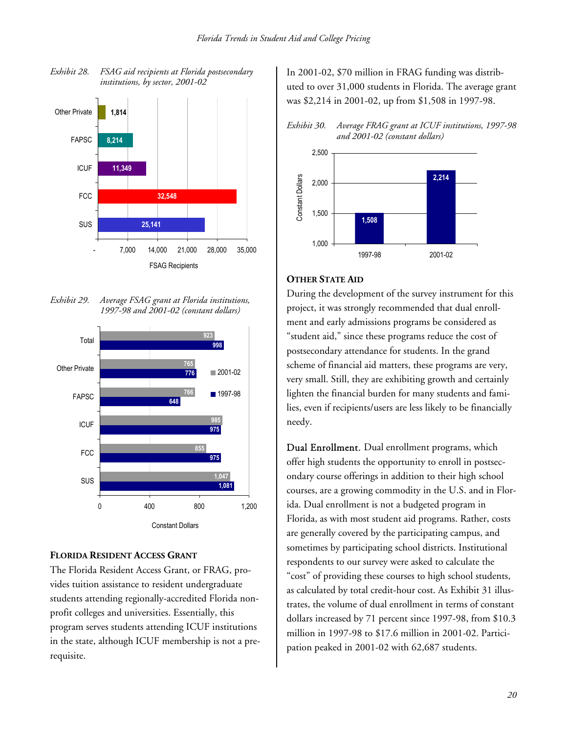*Exhibit 28. FSAG aid recipients at Florida postsecondary institutions, by sector, 2001-02*

| Sector | FSAG Recipients |
|---|---|
| Other Private | 1,814 |
| FAPSC | 8,214 |
| ICUF | 11,349 |
| FCC | 32,548 |
| SUS | 25,141 |

*Exhibit 29. Average FSAG grant at Florida institutions, 1997-98 and 2001-02 (constant dollars)*

| Sector | 2001-02 | 1997-98 |
|---|---|---|
| Total | 923 | 998 |
| Other Private | 765 | 776 |
| FAPSC | 766 | 648 |
| ICUF | 985 | 975 |
| FCC | 855 | 975 |
| SUS | 1,047 | 1,081 |

## Florida Resident Access Grant

The Florida Resident Access Grant, or FRAG, provides tuition assistance to resident undergraduate students attending regionally-accredited Florida non-profit colleges and universities. Essentially, this program serves students attending ICUF institutions in the state, although ICUF membership is not a prerequisite.

In 2001-02, $70 million in FRAG funding was distributed to over 31,000 students in Florida. The average grant was $2,214 in 2001-02, up from $1,508 in 1997-98.

*Exhibit 30. Average FRAG grant at ICUF institutions, 1997-98 and 2001-02 (constant dollars)*

| Year | Constant Dollars |
|---|---|
| 1997-98 | 1,508 |
| 2001-02 | 2,214 |

## Other State Aid

During the development of the survey instrument for this project, it was strongly recommended that dual enrollment and early admissions programs be considered as "student aid," since these programs reduce the cost of postsecondary attendance for students. In the grand scheme of financial aid matters, these programs are very, very small. Still, they are exhibiting growth and certainly lighten the financial burden for many students and families, even if recipients/users are less likely to be financially needy.

**Dual Enrollment.** Dual enrollment programs, which offer high students the opportunity to enroll in postsecondary course offerings in addition to their high school courses, are a growing commodity in the U.S. and in Florida. Dual enrollment is not a budgeted program in Florida, as with most student aid programs. Rather, costs are generally covered by the participating campus, and sometimes by participating school districts. Institutional respondents to our survey were asked to calculate the "cost" of providing these courses to high school students, as calculated by total credit-hour cost. As Exhibit 31 illustrates, the volume of dual enrollment in terms of constant dollars increased by 71 percent since 1997-98, from $10.3 million in 1997-98 to $17.6 million in 2001-02. Participation peaked in 2001-02 with 62,687 students.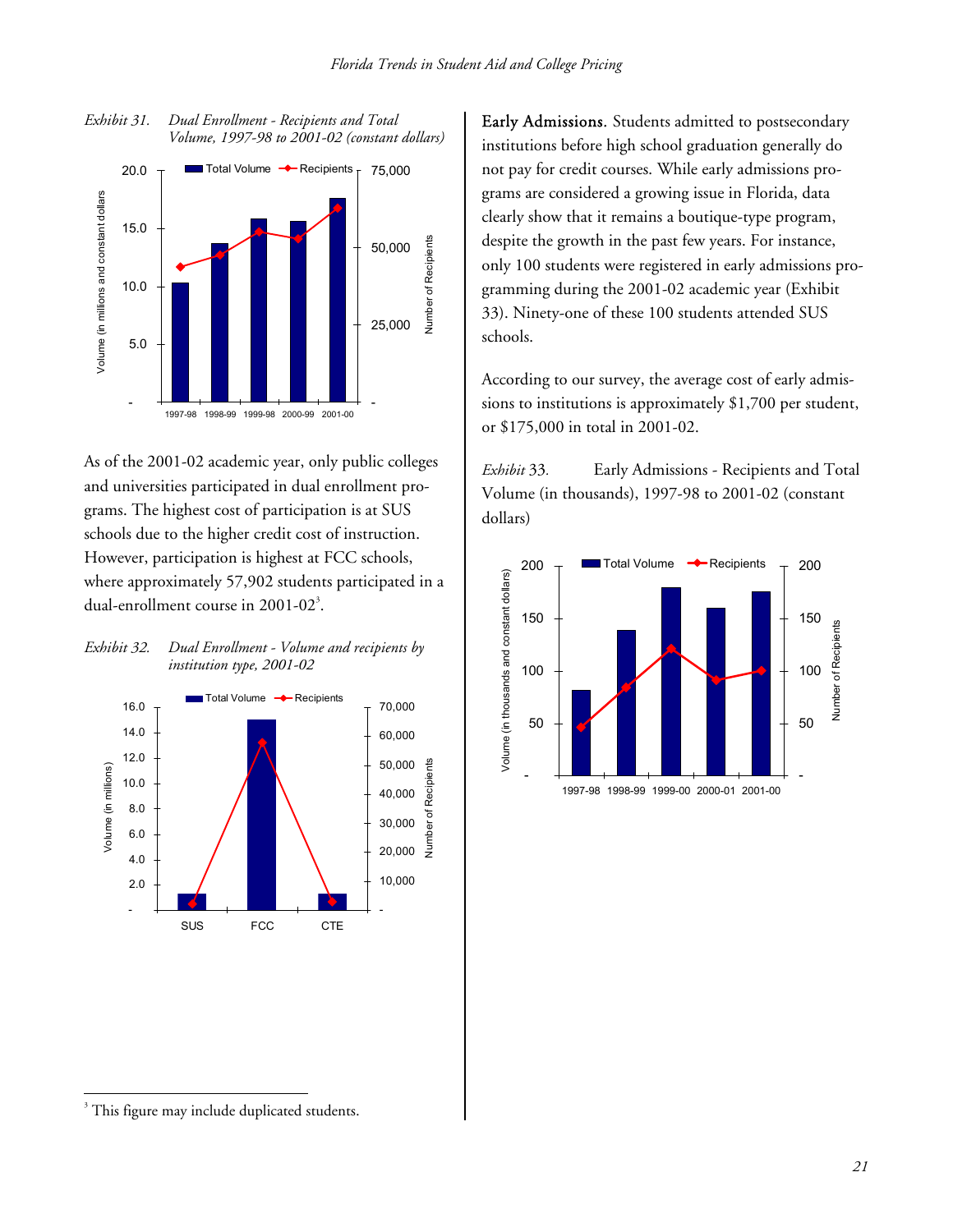*Exhibit 31. Dual Enrollment - Recipients and Total Volume, 1997-98 to 2001-02 (constant dollars)*

As of the 2001-02 academic year, only public colleges and universities participated in dual enrollment programs. The highest cost of participation is at SUS schools due to the higher credit cost of instruction. However, participation is highest at FCC schools, where approximately 57,902 students participated in a dual-enrollment course in 2001-02[3].

*Exhibit 32. Dual Enrollment - Volume and recipients by institution type, 2001-02*

**Early Admissions.** Students admitted to postsecondary institutions before high school graduation generally do not pay for credit courses. While early admissions programs are considered a growing issue in Florida, data clearly show that it remains a boutique-type program, despite the growth in the past few years. For instance, only 100 students were registered in early admissions programming during the 2001-02 academic year (Exhibit 33). Ninety-one of these 100 students attended SUS schools.

According to our survey, the average cost of early admissions to institutions is approximately $1,700 per student, or $175,000 in total in 2001-02.

*Exhibit 33.* Early Admissions - Recipients and Total Volume (in thousands), 1997-98 to 2001-02 (constant dollars)

---

[3] This figure may include duplicated students.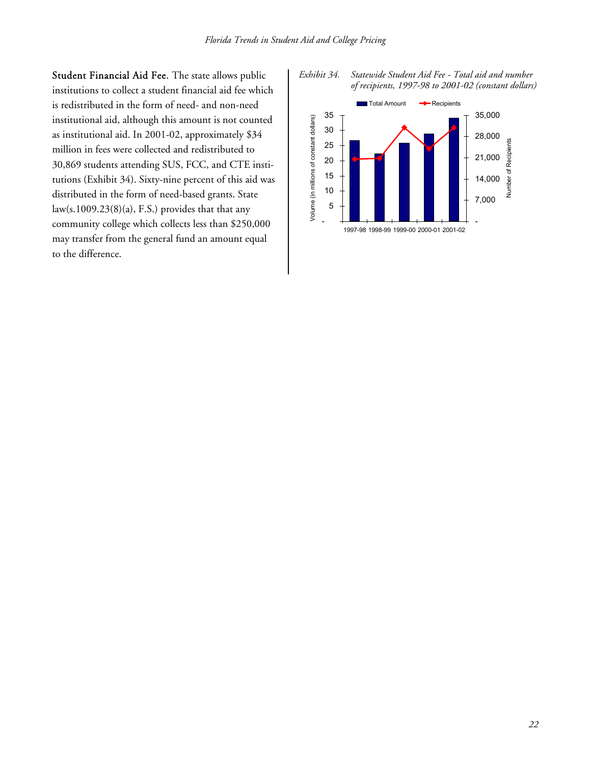**Student Financial Aid Fee.** The state allows public institutions to collect a student financial aid fee which is redistributed in the form of need- and non-need institutional aid, although this amount is not counted as institutional aid. In 2001-02, approximately $34 million in fees were collected and redistributed to 30,869 students attending SUS, FCC, and CTE institutions (Exhibit 34). Sixty-nine percent of this aid was distributed in the form of need-based grants. State law(s.1009.23(8)(a), F.S.) provides that that any community college which collects less than $250,000 may transfer from the general fund an amount equal to the difference.

*Exhibit 34. Statewide Student Aid Fee - Total aid and number of recipients, 1997-98 to 2001-02 (constant dollars)*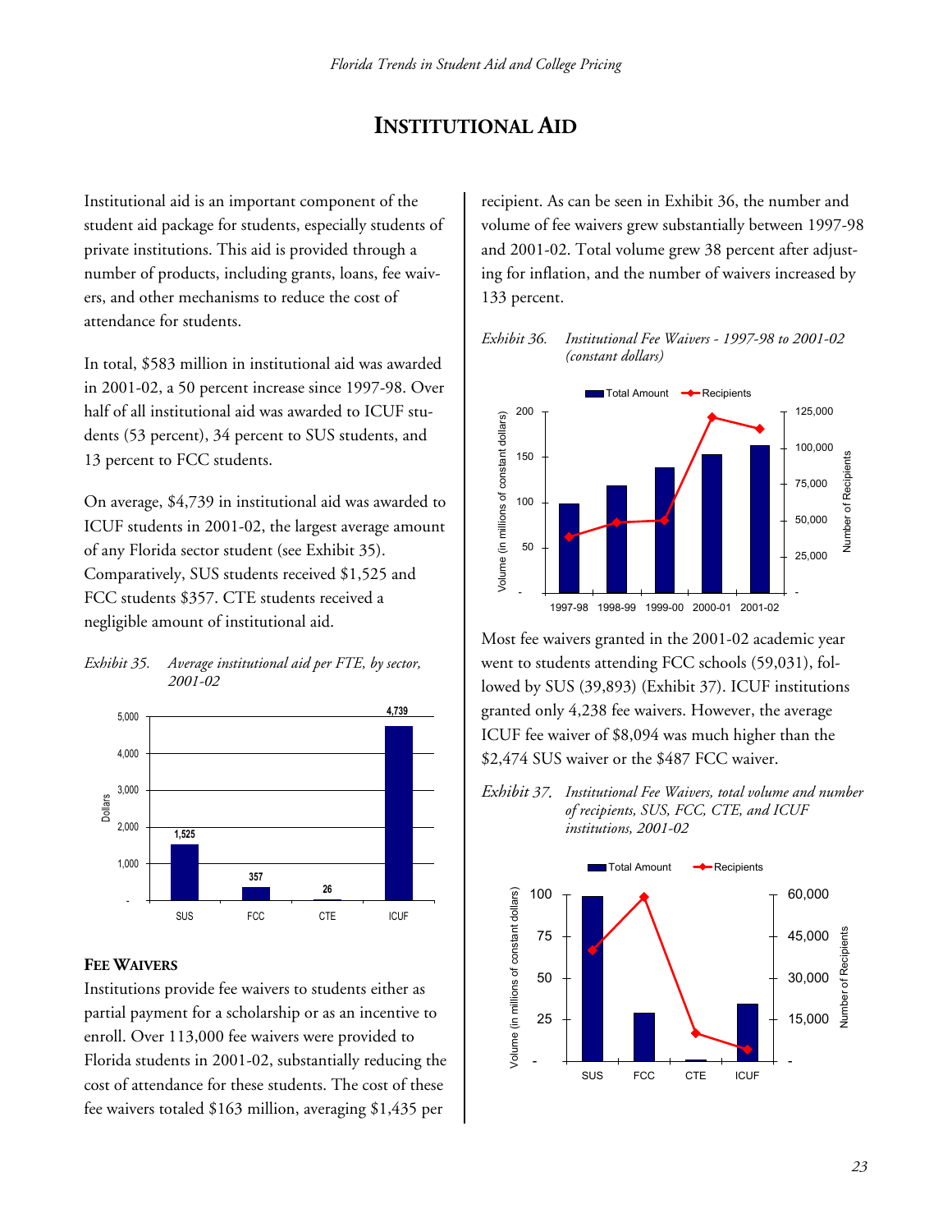# INSTITUTIONAL AID

Institutional aid is an important component of the student aid package for students, especially students of private institutions. This aid is provided through a number of products, including grants, loans, fee waivers, and other mechanisms to reduce the cost of attendance for students.

In total, $583 million in institutional aid was awarded in 2001-02, a 50 percent increase since 1997-98. Over half of all institutional aid was awarded to ICUF students (53 percent), 34 percent to SUS students, and 13 percent to FCC students.

On average, $4,739 in institutional aid was awarded to ICUF students in 2001-02, the largest average amount of any Florida sector student (see Exhibit 35). Comparatively, SUS students received $1,525 and FCC students $357. CTE students received a negligible amount of institutional aid.

*Exhibit 35. Average institutional aid per FTE, by sector, 2001-02*

| Sector | Dollars |
|---|---|
| SUS | 1,525 |
| FCC | 357 |
| CTE | 26 |
| ICUF | 4,739 |

### FEE WAIVERS

Institutions provide fee waivers to students either as partial payment for a scholarship or as an incentive to enroll. Over 113,000 fee waivers were provided to Florida students in 2001-02, substantially reducing the cost of attendance for these students. The cost of these fee waivers totaled $163 million, averaging $1,435 per recipient. As can be seen in Exhibit 36, the number and volume of fee waivers grew substantially between 1997-98 and 2001-02. Total volume grew 38 percent after adjusting for inflation, and the number of waivers increased by 133 percent.

*Exhibit 36. Institutional Fee Waivers - 1997-98 to 2001-02 (constant dollars)*

Most fee waivers granted in the 2001-02 academic year went to students attending FCC schools (59,031), followed by SUS (39,893) (Exhibit 37). ICUF institutions granted only 4,238 fee waivers. However, the average ICUF fee waiver of $8,094 was much higher than the $2,474 SUS waiver or the $487 FCC waiver.

*Exhibit 37. Institutional Fee Waivers, total volume and number of recipients, SUS, FCC, CTE, and ICUF institutions, 2001-02*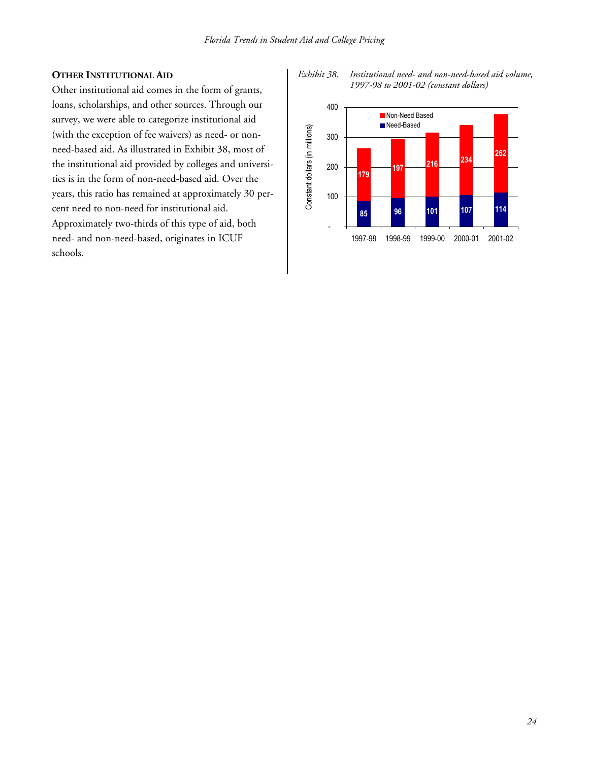### OTHER INSTITUTIONAL AID

Other institutional aid comes in the form of grants, loans, scholarships, and other sources. Through our survey, we were able to categorize institutional aid (with the exception of fee waivers) as need- or non-need-based aid. As illustrated in Exhibit 38, most of the institutional aid provided by colleges and universities is in the form of non-need-based aid. Over the years, this ratio has remained at approximately 30 percent need to non-need for institutional aid. Approximately two-thirds of this type of aid, both need- and non-need-based, originates in ICUF schools.

*Exhibit 38. Institutional need- and non-need-based aid volume, 1997-98 to 2001-02 (constant dollars)*

| Year | Need-Based | Non-Need Based |
|---|---|---|
| 1997-98 | 85 | 179 |
| 1998-99 | 96 | 197 |
| 1999-00 | 101 | 216 |
| 2000-01 | 107 | 234 |
| 2001-02 | 114 | 262 |

Constant dollars (in millions)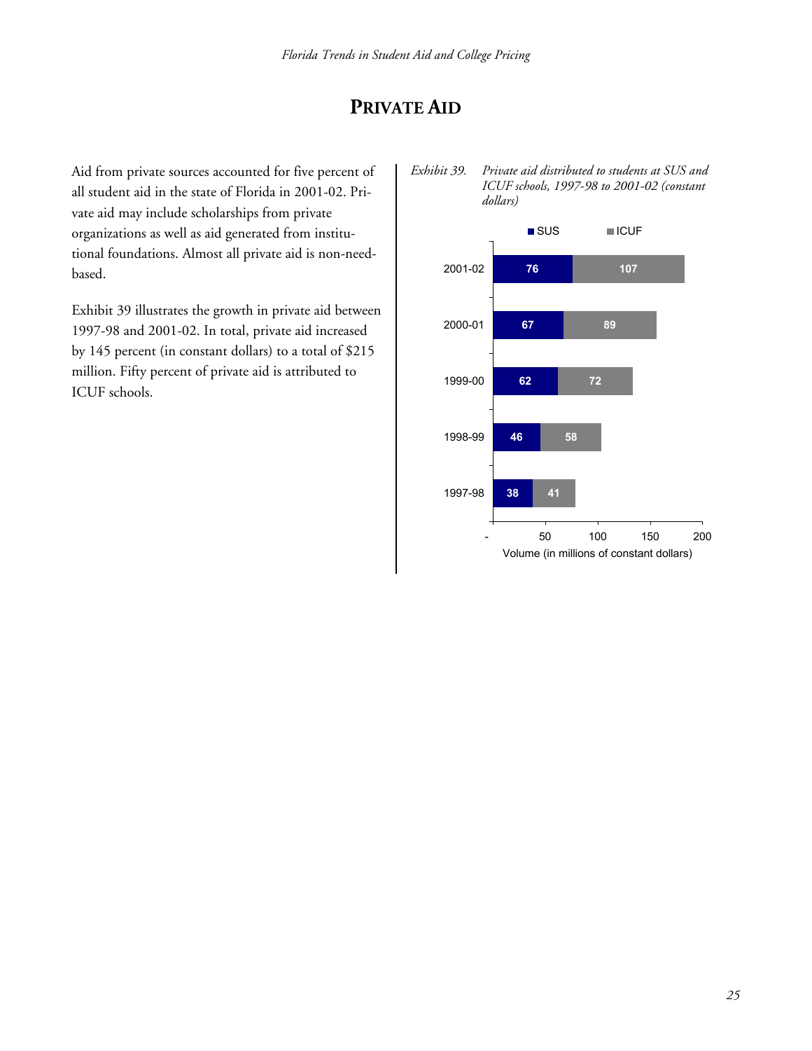# PRIVATE AID

Aid from private sources accounted for five percent of all student aid in the state of Florida in 2001-02. Private aid may include scholarships from private organizations as well as aid generated from institutional foundations. Almost all private aid is non-need-based.

Exhibit 39 illustrates the growth in private aid between 1997-98 and 2001-02. In total, private aid increased by 145 percent (in constant dollars) to a total of $215 million. Fifty percent of private aid is attributed to ICUF schools.

*Exhibit 39. Private aid distributed to students at SUS and ICUF schools, 1997-98 to 2001-02 (constant dollars)*

| Year | SUS | ICUF |
|---|---|---|
| 2001-02 | 76 | 107 |
| 2000-01 | 67 | 89 |
| 1999-00 | 62 | 72 |
| 1998-99 | 46 | 58 |
| 1997-98 | 38 | 41 |

Volume (in millions of constant dollars)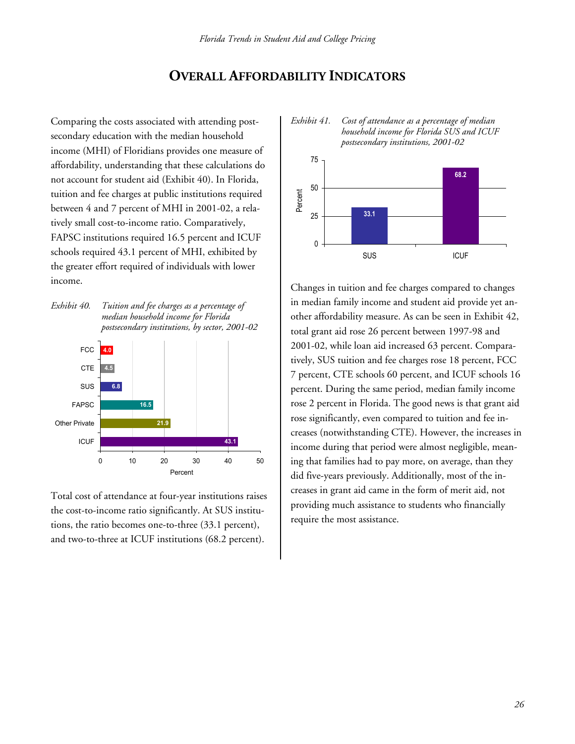# Overall Affordability Indicators

Comparing the costs associated with attending postsecondary education with the median household income (MHI) of Floridians provides one measure of affordability, understanding that these calculations do not account for student aid (Exhibit 40). In Florida, tuition and fee charges at public institutions required between 4 and 7 percent of MHI in 2001-02, a relatively small cost-to-income ratio. Comparatively, FAPSC institutions required 16.5 percent and ICUF schools required 43.1 percent of MHI, exhibited by the greater effort required of individuals with lower income.

*Exhibit 40. Tuition and fee charges as a percentage of median household income for Florida postsecondary institutions, by sector, 2001-02*

| Sector | Percent |
|---|---|
| FCC | 4.0 |
| CTE | 4.5 |
| SUS | 6.8 |
| FAPSC | 16.5 |
| Other Private | 21.9 |
| ICUF | 43.1 |

Total cost of attendance at four-year institutions raises the cost-to-income ratio significantly. At SUS institutions, the ratio becomes one-to-three (33.1 percent), and two-to-three at ICUF institutions (68.2 percent).

*Exhibit 41. Cost of attendance as a percentage of median household income for Florida SUS and ICUF postsecondary institutions, 2001-02*

| Sector | Percent |
|---|---|
| SUS | 33.1 |
| ICUF | 68.2 |

Changes in tuition and fee charges compared to changes in median family income and student aid provide yet another affordability measure. As can be seen in Exhibit 42, total grant aid rose 26 percent between 1997-98 and 2001-02, while loan aid increased 63 percent. Comparatively, SUS tuition and fee charges rose 18 percent, FCC 7 percent, CTE schools 60 percent, and ICUF schools 16 percent. During the same period, median family income rose 2 percent in Florida. The good news is that grant aid rose significantly, even compared to tuition and fee increases (notwithstanding CTE). However, the increases in income during that period were almost negligible, meaning that families had to pay more, on average, than they did five-years previously. Additionally, most of the increases in grant aid came in the form of merit aid, not providing much assistance to students who financially require the most assistance.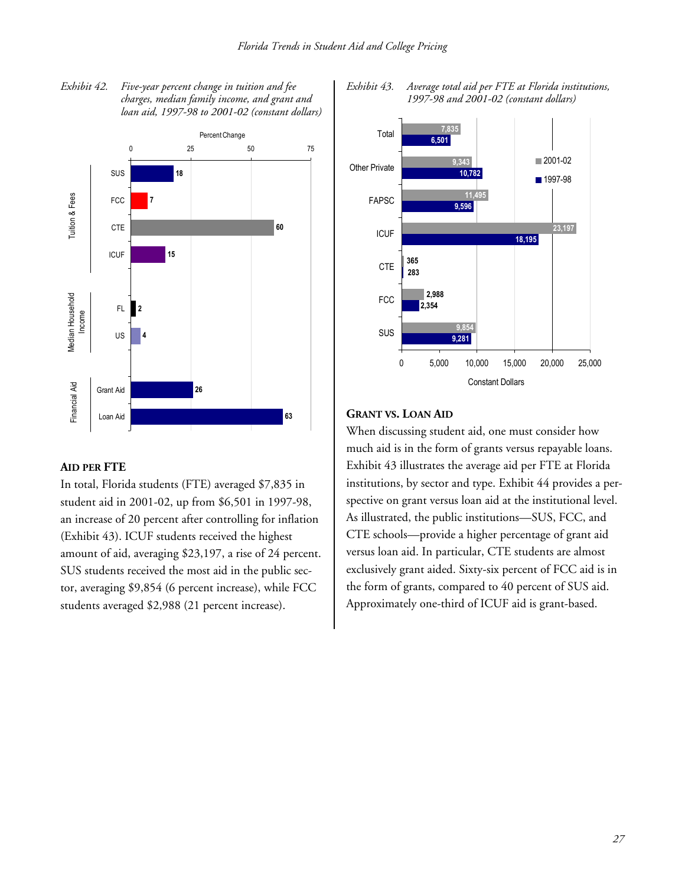*Exhibit 42. Five-year percent change in tuition and fee charges, median family income, and grant and loan aid, 1997-98 to 2001-02 (constant dollars)*

| Category | Item | Percent Change |
|---|---|---|
| Tuition & Fees | SUS | 18 |
| Tuition & Fees | FCC | 7 |
| Tuition & Fees | CTE | 60 |
| Tuition & Fees | ICUF | 15 |
| Median Household Income | FL | 2 |
| Median Household Income | US | 4 |
| Financial Aid | Grant Aid | 26 |
| Financial Aid | Loan Aid | 63 |

### AID PER FTE

In total, Florida students (FTE) averaged $7,835 in student aid in 2001-02, up from $6,501 in 1997-98, an increase of 20 percent after controlling for inflation (Exhibit 43). ICUF students received the highest amount of aid, averaging $23,197, a rise of 24 percent. SUS students received the most aid in the public sector, averaging $9,854 (6 percent increase), while FCC students averaged $2,988 (21 percent increase).

*Exhibit 43. Average total aid per FTE at Florida institutions, 1997-98 and 2001-02 (constant dollars)*

| | 2001-02 | 1997-98 |
|---|---|---|
| Total | 7,835 | 6,501 |
| Other Private | 9,343 | 10,782 |
| FAPSC | 11,495 | 9,596 |
| ICUF | 23,197 | 18,195 |
| CTE | 365 | 283 |
| FCC | 2,988 | 2,354 |
| SUS | 9,854 | 9,281 |

### GRANT VS. LOAN AID

When discussing student aid, one must consider how much aid is in the form of grants versus repayable loans. Exhibit 43 illustrates the average aid per FTE at Florida institutions, by sector and type. Exhibit 44 provides a perspective on grant versus loan aid at the institutional level. As illustrated, the public institutions—SUS, FCC, and CTE schools—provide a higher percentage of grant aid versus loan aid. In particular, CTE students are almost exclusively grant aided. Sixty-six percent of FCC aid is in the form of grants, compared to 40 percent of SUS aid. Approximately one-third of ICUF aid is grant-based.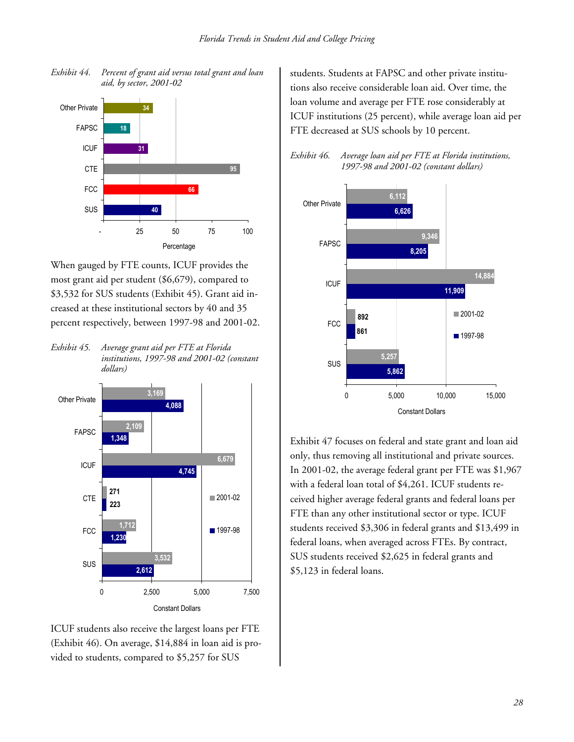*Exhibit 44. Percent of grant aid versus total grant and loan aid, by sector, 2001-02*

| Sector | Percentage |
|---|---|
| Other Private | 34 |
| FAPSC | 18 |
| ICUF | 31 |
| CTE | 95 |
| FCC | 66 |
| SUS | 40 |

When gauged by FTE counts, ICUF provides the most grant aid per student ($6,679), compared to $3,532 for SUS students (Exhibit 45). Grant aid increased at these institutional sectors by 40 and 35 percent respectively, between 1997-98 and 2001-02.

*Exhibit 45. Average grant aid per FTE at Florida institutions, 1997-98 and 2001-02 (constant dollars)*

| Sector | 2001-02 | 1997-98 |
|---|---|---|
| Other Private | 3,169 | 4,088 |
| FAPSC | 2,109 | 1,348 |
| ICUF | 6,679 | 4,745 |
| CTE | 271 | 223 |
| FCC | 1,712 | 1,230 |
| SUS | 3,532 | 2,612 |

ICUF students also receive the largest loans per FTE (Exhibit 46). On average, $14,884 in loan aid is provided to students, compared to $5,257 for SUS students. Students at FAPSC and other private institutions also receive considerable loan aid. Over time, the loan volume and average per FTE rose considerably at ICUF institutions (25 percent), while average loan aid per FTE decreased at SUS schools by 10 percent.

*Exhibit 46. Average loan aid per FTE at Florida institutions, 1997-98 and 2001-02 (constant dollars)*

| Sector | 2001-02 | 1997-98 |
|---|---|---|
| Other Private | 6,112 | 6,626 |
| FAPSC | 9,346 | 8,205 |
| ICUF | 14,884 | 11,909 |
| FCC | 892 | 861 |
| SUS | 5,257 | 5,862 |

Exhibit 47 focuses on federal and state grant and loan aid only, thus removing all institutional and private sources. In 2001-02, the average federal grant per FTE was $1,967 with a federal loan total of $4,261. ICUF students received higher average federal grants and federal loans per FTE than any other institutional sector or type. ICUF students received $3,306 in federal grants and $13,499 in federal loans, when averaged across FTEs. By contract, SUS students received $2,625 in federal grants and $5,123 in federal loans.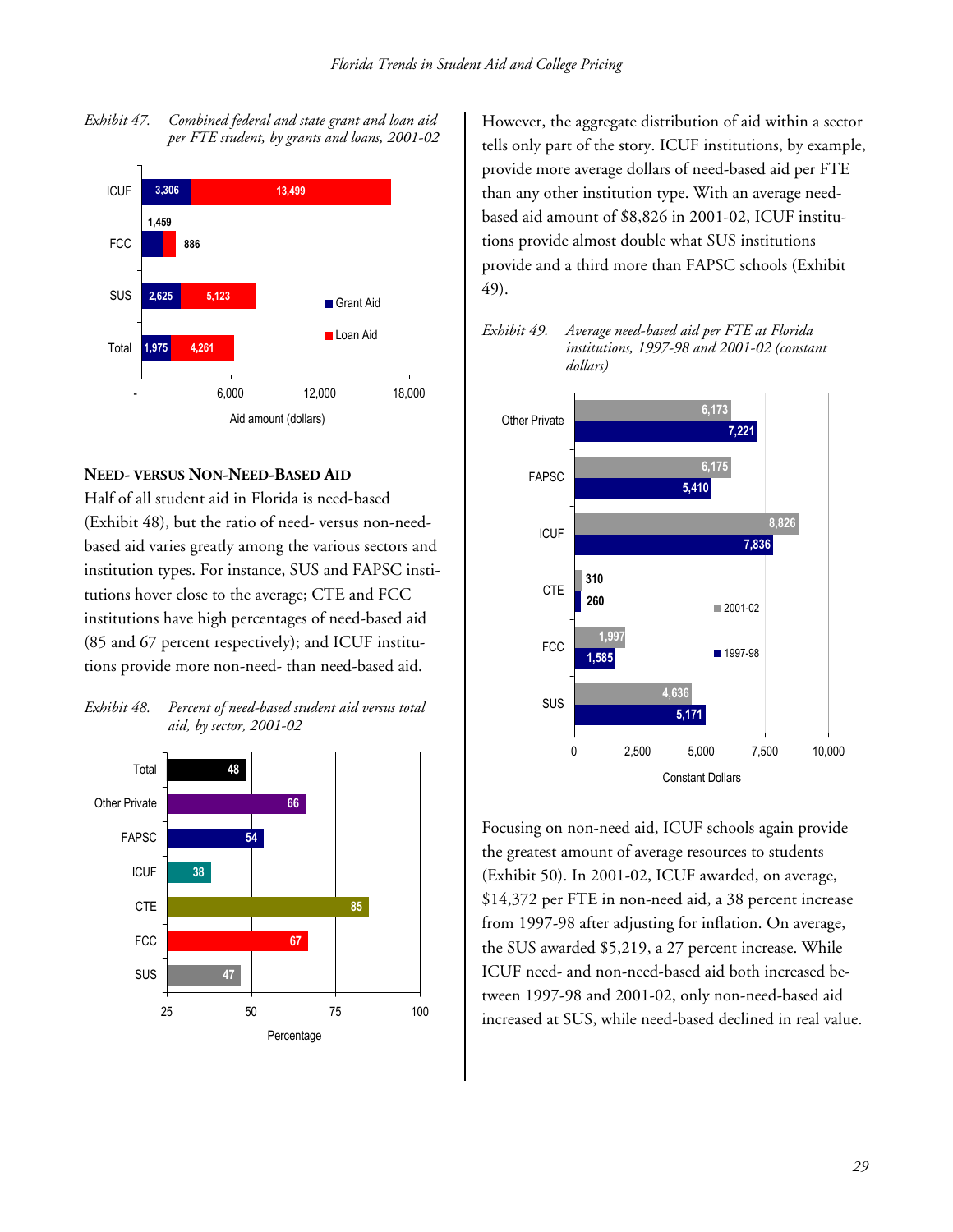*Exhibit 47. Combined federal and state grant and loan aid per FTE student, by grants and loans, 2001-02*

| | Grant Aid | Loan Aid |
|---|---|---|
| ICUF | 3,306 | 13,499 |
| FCC | 1,459 | 886 |
| SUS | 2,625 | 5,123 |
| Total | 1,975 | 4,261 |

Aid amount (dollars)

## Need- versus Non-Need-Based Aid

Half of all student aid in Florida is need-based (Exhibit 48), but the ratio of need- versus non-need-based aid varies greatly among the various sectors and institution types. For instance, SUS and FAPSC institutions hover close to the average; CTE and FCC institutions have high percentages of need-based aid (85 and 67 percent respectively); and ICUF institutions provide more non-need- than need-based aid.

*Exhibit 48. Percent of need-based student aid versus total aid, by sector, 2001-02*

| Sector | Percentage |
|---|---|
| Total | 48 |
| Other Private | 66 |
| FAPSC | 54 |
| ICUF | 38 |
| CTE | 85 |
| FCC | 67 |
| SUS | 47 |

However, the aggregate distribution of aid within a sector tells only part of the story. ICUF institutions, by example, provide more average dollars of need-based aid per FTE than any other institution type. With an average need-based aid amount of $8,826 in 2001-02, ICUF institutions provide almost double what SUS institutions provide and a third more than FAPSC schools (Exhibit 49).

*Exhibit 49. Average need-based aid per FTE at Florida institutions, 1997-98 and 2001-02 (constant dollars)*

| | 2001-02 | 1997-98 |
|---|---|---|
| Other Private | 6,173 | 7,221 |
| FAPSC | 6,175 | 5,410 |
| ICUF | 8,826 | 7,836 |
| CTE | 310 | 260 |
| FCC | 1,997 | 1,585 |
| SUS | 4,636 | 5,171 |

Constant Dollars

Focusing on non-need aid, ICUF schools again provide the greatest amount of average resources to students (Exhibit 50). In 2001-02, ICUF awarded, on average, $14,372 per FTE in non-need aid, a 38 percent increase from 1997-98 after adjusting for inflation. On average, the SUS awarded $5,219, a 27 percent increase. While ICUF need- and non-need-based aid both increased between 1997-98 and 2001-02, only non-need-based aid increased at SUS, while need-based declined in real value.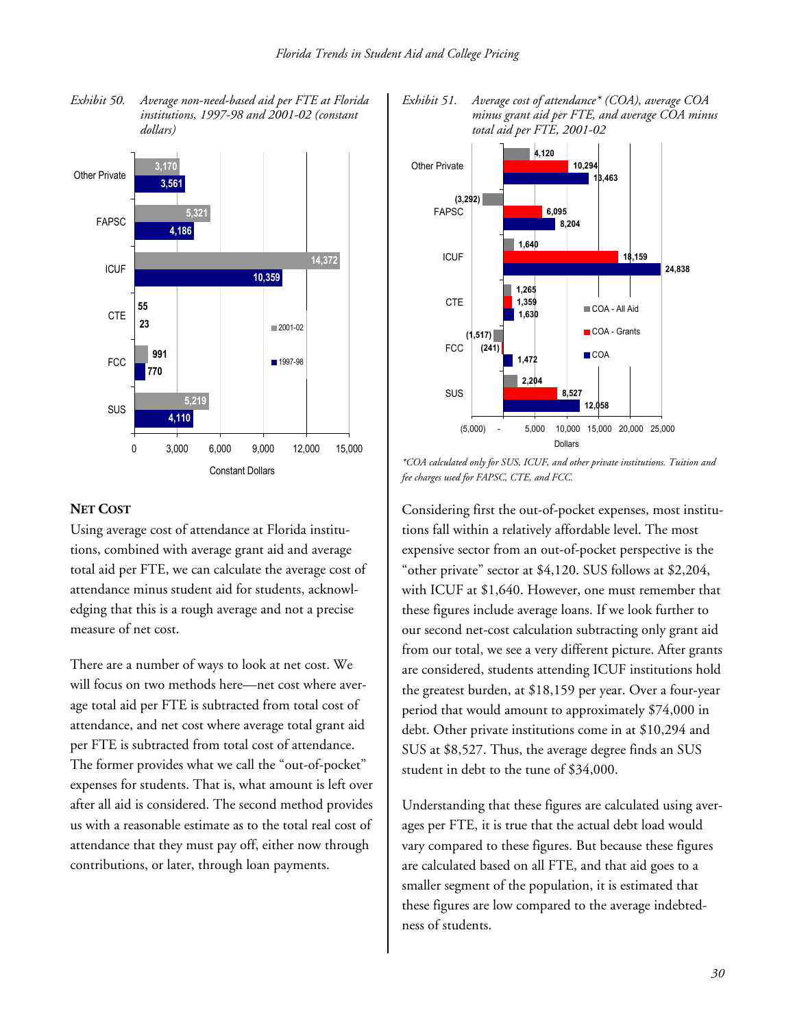*Exhibit 50. Average non-need-based aid per FTE at Florida institutions, 1997-98 and 2001-02 (constant dollars)*

| Sector | 2001-02 | 1997-98 |
|---|---|---|
| Other Private | 3,170 | 3,561 |
| FAPSC | 5,321 | 4,186 |
| ICUF | 14,372 | 10,359 |
| CTE | 55 | 23 |
| FCC | 991 | 770 |
| SUS | 5,219 | 4,110 |

*Exhibit 51. Average cost of attendance\* (COA), average COA minus grant aid per FTE, and average COA minus total aid per FTE, 2001-02*

| Sector | COA - All Aid | COA - Grants | COA |
|---|---|---|---|
| Other Private | 4,120 | 10,294 | 13,463 |
| FAPSC | (3,292) | 6,095 | 8,204 |
| ICUF | 1,640 | 18,159 | 24,838 |
| CTE | 1,265 | 1,359 | 1,630 |
| FCC | (1,517) | (241) | 1,472 |
| SUS | 2,204 | 8,527 | 12,058 |

*\*COA calculated only for SUS, ICUF, and other private institutions. Tuition and fee charges used for FAPSC, CTE, and FCC.*

## Net Cost

Using average cost of attendance at Florida institutions, combined with average grant aid and average total aid per FTE, we can calculate the average cost of attendance minus student aid for students, acknowledging that this is a rough average and not a precise measure of net cost.

There are a number of ways to look at net cost. We will focus on two methods here—net cost where average total aid per FTE is subtracted from total cost of attendance, and net cost where average total grant aid per FTE is subtracted from total cost of attendance. The former provides what we call the "out-of-pocket" expenses for students. That is, what amount is left over after all aid is considered. The second method provides us with a reasonable estimate as to the total real cost of attendance that they must pay off, either now through contributions, or later, through loan payments.

Considering first the out-of-pocket expenses, most institutions fall within a relatively affordable level. The most expensive sector from an out-of-pocket perspective is the "other private" sector at $4,120. SUS follows at $2,204, with ICUF at $1,640. However, one must remember that these figures include average loans. If we look further to our second net-cost calculation subtracting only grant aid from our total, we see a very different picture. After grants are considered, students attending ICUF institutions hold the greatest burden, at $18,159 per year. Over a four-year period that would amount to approximately $74,000 in debt. Other private institutions come in at $10,294 and SUS at $8,527. Thus, the average degree finds an SUS student in debt to the tune of $34,000.

Understanding that these figures are calculated using averages per FTE, it is true that the actual debt load would vary compared to these figures. But because these figures are calculated based on all FTE, and that aid goes to a smaller segment of the population, it is estimated that these figures are low compared to the average indebtedness of students.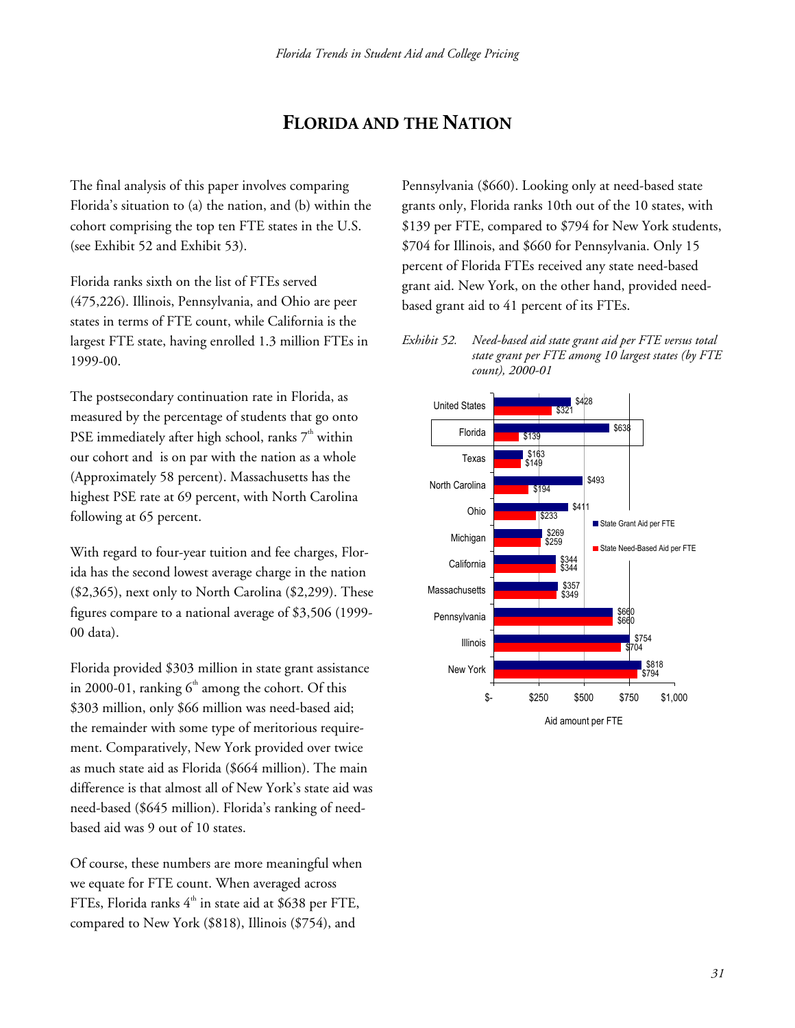# FLORIDA AND THE NATION

The final analysis of this paper involves comparing Florida's situation to (a) the nation, and (b) within the cohort comprising the top ten FTE states in the U.S. (see Exhibit 52 and Exhibit 53).

Florida ranks sixth on the list of FTEs served (475,226). Illinois, Pennsylvania, and Ohio are peer states in terms of FTE count, while California is the largest FTE state, having enrolled 1.3 million FTEs in 1999-00.

The postsecondary continuation rate in Florida, as measured by the percentage of students that go onto PSE immediately after high school, ranks 7th within our cohort and is on par with the nation as a whole (Approximately 58 percent). Massachusetts has the highest PSE rate at 69 percent, with North Carolina following at 65 percent.

With regard to four-year tuition and fee charges, Florida has the second lowest average charge in the nation ($2,365), next only to North Carolina ($2,299). These figures compare to a national average of $3,506 (1999-00 data).

Florida provided $303 million in state grant assistance in 2000-01, ranking 6th among the cohort. Of this $303 million, only $66 million was need-based aid; the remainder with some type of meritorious requirement. Comparatively, New York provided over twice as much state aid as Florida ($664 million). The main difference is that almost all of New York's state aid was need-based ($645 million). Florida's ranking of need-based aid was 9 out of 10 states.

Of course, these numbers are more meaningful when we equate for FTE count. When averaged across FTEs, Florida ranks 4th in state aid at $638 per FTE, compared to New York ($818), Illinois ($754), and Pennsylvania ($660). Looking only at need-based state grants only, Florida ranks 10th out of the 10 states, with $139 per FTE, compared to $794 for New York students, $704 for Illinois, and $660 for Pennsylvania. Only 15 percent of Florida FTEs received any state need-based grant aid. New York, on the other hand, provided need-based grant aid to 41 percent of its FTEs.

*Exhibit 52. Need-based aid state grant aid per FTE versus total state grant per FTE among 10 largest states (by FTE count), 2000-01*

| | State Grant Aid per FTE | State Need-Based Aid per FTE |
|---|---|---|
| United States | $428 | $321 |
| Florida | $638 | $139 |
| Texas | $163 | $149 |
| North Carolina | $493 | $194 |
| Ohio | $411 | $233 |
| Michigan | $269 | $259 |
| California | $344 | $344 |
| Massachusetts | $357 | $349 |
| Pennsylvania | $660 | $660 |
| Illinois | $754 | $704 |
| New York | $818 | $794 |

Aid amount per FTE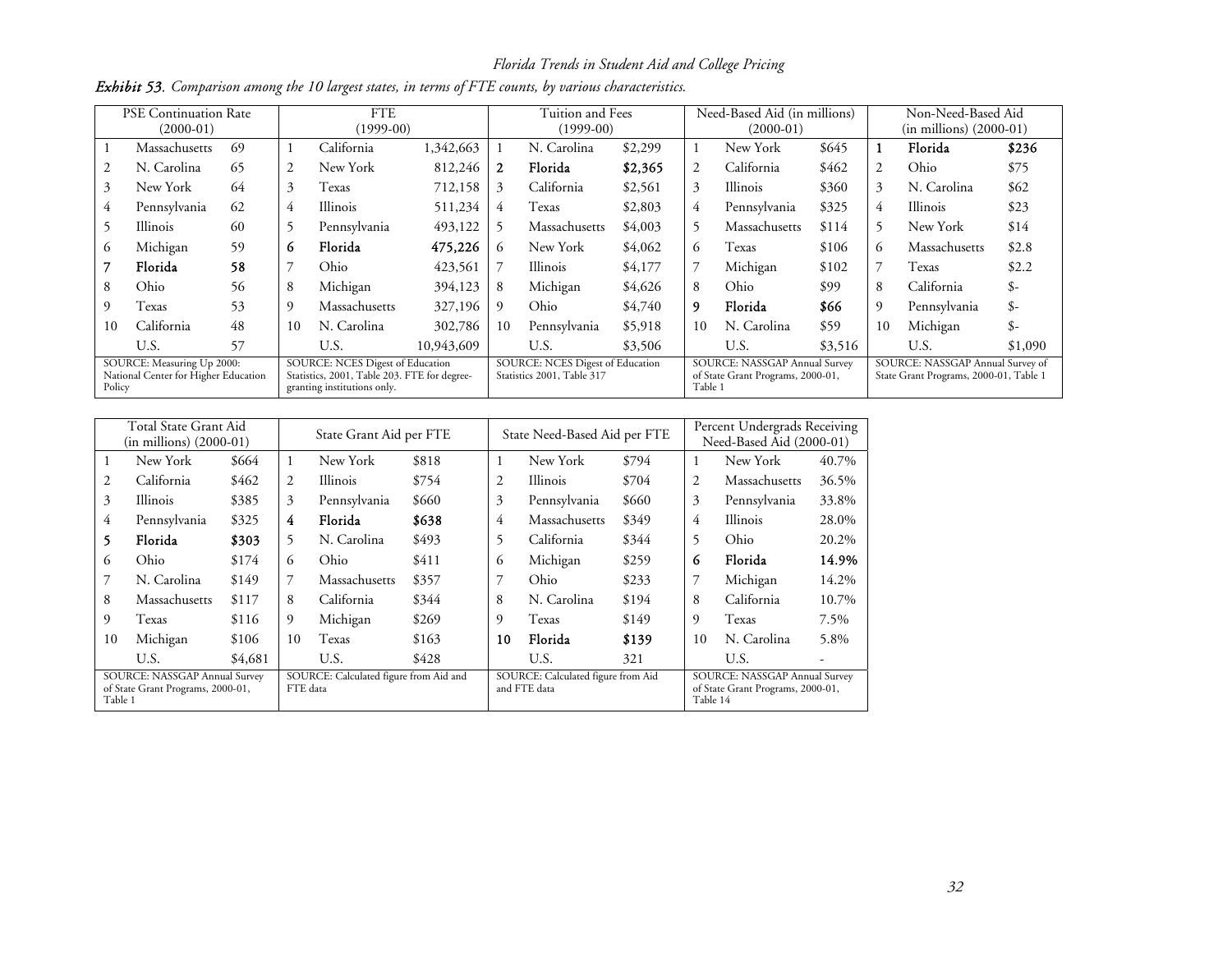***Exhibit 53**. Comparison among the 10 largest states, in terms of FTE counts, by various characteristics.*

| PSE Continuation Rate (2000-01) | | | FTE (1999-00) | | | Tuition and Fees (1999-00) | | | Need-Based Aid (in millions) (2000-01) | | | Non-Need-Based Aid (in millions) (2000-01) | | |
|---|---|---|---|---|---|---|---|---|---|---|---|---|---|---|
| 1 | Massachusetts | 69 | 1 | California | 1,342,663 | 1 | N. Carolina | $2,299 | 1 | New York | $645 | **1** | **Florida** | **$236** |
| 2 | N. Carolina | 65 | 2 | New York | 812,246 | **2** | **Florida** | **$2,365** | 2 | California | $462 | 2 | Ohio | $75 |
| 3 | New York | 64 | 3 | Texas | 712,158 | 3 | California | $2,561 | 3 | Illinois | $360 | 3 | N. Carolina | $62 |
| 4 | Pennsylvania | 62 | 4 | Illinois | 511,234 | 4 | Texas | $2,803 | 4 | Pennsylvania | $325 | 4 | Illinois | $23 |
| 5 | Illinois | 60 | 5 | Pennsylvania | 493,122 | 5 | Massachusetts | $4,003 | 5 | Massachusetts | $114 | 5 | New York | $14 |
| 6 | Michigan | 59 | **6** | **Florida** | **475,226** | 6 | New York | $4,062 | 6 | Texas | $106 | 6 | Massachusetts | $2.8 |
| **7** | **Florida** | **58** | 7 | Ohio | 423,561 | 7 | Illinois | $4,177 | 7 | Michigan | $102 | 7 | Texas | $2.2 |
| 8 | Ohio | 56 | 8 | Michigan | 394,123 | 8 | Michigan | $4,626 | 8 | Ohio | $99 | 8 | California | $- |
| 9 | Texas | 53 | 9 | Massachusetts | 327,196 | 9 | Ohio | $4,740 | **9** | **Florida** | **$66** | 9 | Pennsylvania | $- |
| 10 | California | 48 | 10 | N. Carolina | 302,786 | 10 | Pennsylvania | $5,918 | 10 | N. Carolina | $59 | 10 | Michigan | $- |
| | U.S. | 57 | | U.S. | 10,943,609 | | U.S. | $3,506 | | U.S. | $3,516 | | U.S. | $1,090 |
| SOURCE: Measuring Up 2000: National Center for Higher Education Policy | | | SOURCE: NCES Digest of Education Statistics, 2001, Table 203. FTE for degree-granting institutions only. | | | SOURCE: NCES Digest of Education Statistics 2001, Table 317 | | | SOURCE: NASSGAP Annual Survey of State Grant Programs, 2000-01, Table 1 | | | SOURCE: NASSGAP Annual Survey of State Grant Programs, 2000-01, Table 1 | | |

| Total State Grant Aid (in millions) (2000-01) | | | State Grant Aid per FTE | | | State Need-Based Aid per FTE | | | Percent Undergrads Receiving Need-Based Aid (2000-01) | | |
|---|---|---|---|---|---|---|---|---|---|---|---|
| 1 | New York | $664 | 1 | New York | $818 | 1 | New York | $794 | 1 | New York | 40.7% |
| 2 | California | $462 | 2 | Illinois | $754 | 2 | Illinois | $704 | 2 | Massachusetts | 36.5% |
| 3 | Illinois | $385 | 3 | Pennsylvania | $660 | 3 | Pennsylvania | $660 | 3 | Pennsylvania | 33.8% |
| 4 | Pennsylvania | $325 | **4** | **Florida** | **$638** | 4 | Massachusetts | $349 | 4 | Illinois | 28.0% |
| **5** | **Florida** | **$303** | 5 | N. Carolina | $493 | 5 | California | $344 | 5 | Ohio | 20.2% |
| 6 | Ohio | $174 | 6 | Ohio | $411 | 6 | Michigan | $259 | **6** | **Florida** | **14.9%** |
| 7 | N. Carolina | $149 | 7 | Massachusetts | $357 | 7 | Ohio | $233 | 7 | Michigan | 14.2% |
| 8 | Massachusetts | $117 | 8 | California | $344 | 8 | N. Carolina | $194 | 8 | California | 10.7% |
| 9 | Texas | $116 | 9 | Michigan | $269 | 9 | Texas | $149 | 9 | Texas | 7.5% |
| 10 | Michigan | $106 | 10 | Texas | $163 | **10** | **Florida** | **$139** | 10 | N. Carolina | 5.8% |
| | U.S. | $4,681 | | U.S. | $428 | | U.S. | 321 | | U.S. | - |
| SOURCE: NASSGAP Annual Survey of State Grant Programs, 2000-01, Table 1 | | | SOURCE: Calculated figure from Aid and FTE data | | | SOURCE: Calculated figure from Aid and FTE data | | | SOURCE: NASSGAP Annual Survey of State Grant Programs, 2000-01, Table 14 | | |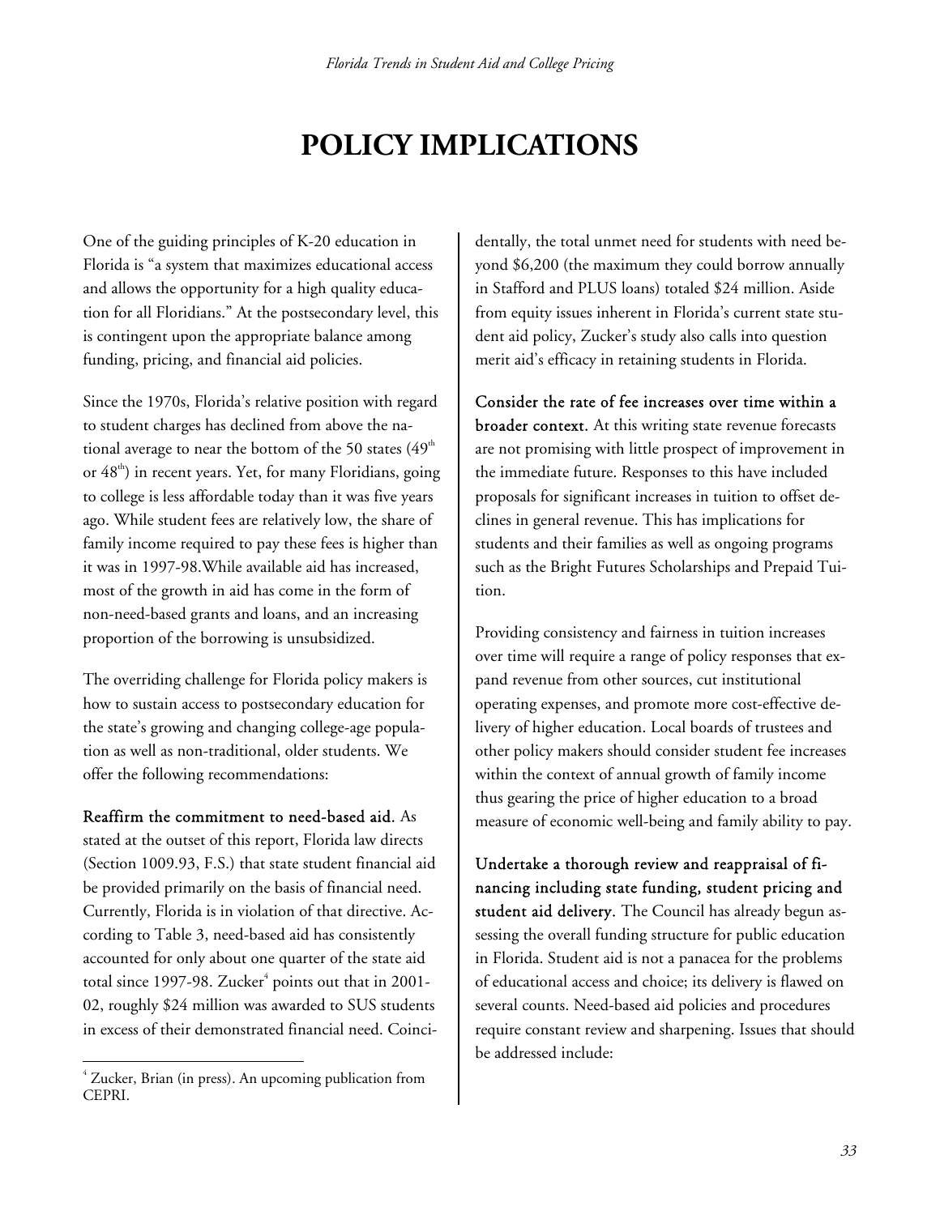# POLICY IMPLICATIONS

One of the guiding principles of K-20 education in Florida is "a system that maximizes educational access and allows the opportunity for a high quality education for all Floridians." At the postsecondary level, this is contingent upon the appropriate balance among funding, pricing, and financial aid policies.

Since the 1970s, Florida's relative position with regard to student charges has declined from above the national average to near the bottom of the 50 states (49th or 48th) in recent years. Yet, for many Floridians, going to college is less affordable today than it was five years ago. While student fees are relatively low, the share of family income required to pay these fees is higher than it was in 1997-98.While available aid has increased, most of the growth in aid has come in the form of non-need-based grants and loans, and an increasing proportion of the borrowing is unsubsidized.

The overriding challenge for Florida policy makers is how to sustain access to postsecondary education for the state's growing and changing college-age population as well as non-traditional, older students. We offer the following recommendations:

**Reaffirm the commitment to need-based aid.** As stated at the outset of this report, Florida law directs (Section 1009.93, F.S.) that state student financial aid be provided primarily on the basis of financial need. Currently, Florida is in violation of that directive. According to Table 3, need-based aid has consistently accounted for only about one quarter of the state aid total since 1997-98. Zucker[4] points out that in 2001-02, roughly $24 million was awarded to SUS students in excess of their demonstrated financial need. Coincidentally, the total unmet need for students with need beyond $6,200 (the maximum they could borrow annually in Stafford and PLUS loans) totaled $24 million. Aside from equity issues inherent in Florida's current state student aid policy, Zucker's study also calls into question merit aid's efficacy in retaining students in Florida.

**Consider the rate of fee increases over time within a broader context.** At this writing state revenue forecasts are not promising with little prospect of improvement in the immediate future. Responses to this have included proposals for significant increases in tuition to offset declines in general revenue. This has implications for students and their families as well as ongoing programs such as the Bright Futures Scholarships and Prepaid Tuition.

Providing consistency and fairness in tuition increases over time will require a range of policy responses that expand revenue from other sources, cut institutional operating expenses, and promote more cost-effective delivery of higher education. Local boards of trustees and other policy makers should consider student fee increases within the context of annual growth of family income thus gearing the price of higher education to a broad measure of economic well-being and family ability to pay.

**Undertake a thorough review and reappraisal of financing including state funding, student pricing and student aid delivery.** The Council has already begun assessing the overall funding structure for public education in Florida. Student aid is not a panacea for the problems of educational access and choice; its delivery is flawed on several counts. Need-based aid policies and procedures require constant review and sharpening. Issues that should be addressed include:

[4] Zucker, Brian (in press). An upcoming publication from CEPRI.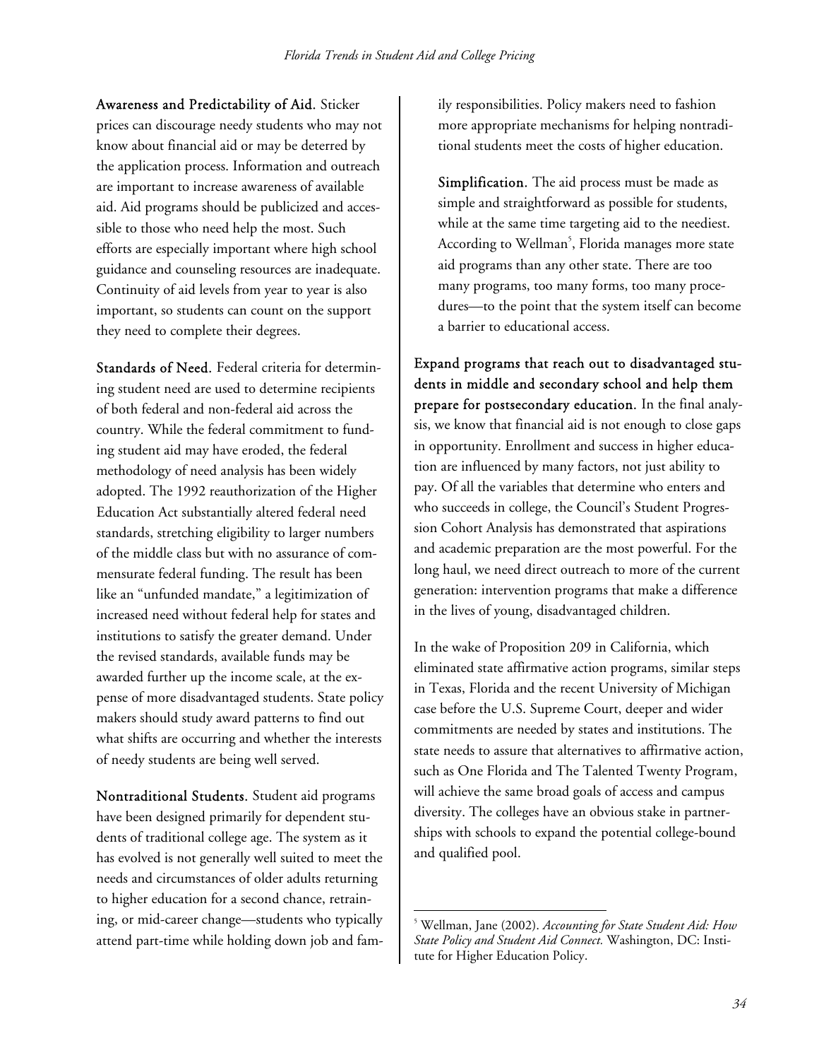**Awareness and Predictability of Aid.** Sticker prices can discourage needy students who may not know about financial aid or may be deterred by the application process. Information and outreach are important to increase awareness of available aid. Aid programs should be publicized and accessible to those who need help the most. Such efforts are especially important where high school guidance and counseling resources are inadequate. Continuity of aid levels from year to year is also important, so students can count on the support they need to complete their degrees.

**Standards of Need.** Federal criteria for determining student need are used to determine recipients of both federal and non-federal aid across the country. While the federal commitment to funding student aid may have eroded, the federal methodology of need analysis has been widely adopted. The 1992 reauthorization of the Higher Education Act substantially altered federal need standards, stretching eligibility to larger numbers of the middle class but with no assurance of commensurate federal funding. The result has been like an "unfunded mandate," a legitimization of increased need without federal help for states and institutions to satisfy the greater demand. Under the revised standards, available funds may be awarded further up the income scale, at the expense of more disadvantaged students. State policy makers should study award patterns to find out what shifts are occurring and whether the interests of needy students are being well served.

**Nontraditional Students.** Student aid programs have been designed primarily for dependent students of traditional college age. The system as it has evolved is not generally well suited to meet the needs and circumstances of older adults returning to higher education for a second chance, retraining, or mid-career change—students who typically attend part-time while holding down job and family responsibilities. Policy makers need to fashion more appropriate mechanisms for helping nontraditional students meet the costs of higher education.

**Simplification.** The aid process must be made as simple and straightforward as possible for students, while at the same time targeting aid to the neediest. According to Wellman[5], Florida manages more state aid programs than any other state. There are too many programs, too many forms, too many procedures—to the point that the system itself can become a barrier to educational access.

**Expand programs that reach out to disadvantaged students in middle and secondary school and help them prepare for postsecondary education.** In the final analysis, we know that financial aid is not enough to close gaps in opportunity. Enrollment and success in higher education are influenced by many factors, not just ability to pay. Of all the variables that determine who enters and who succeeds in college, the Council's Student Progression Cohort Analysis has demonstrated that aspirations and academic preparation are the most powerful. For the long haul, we need direct outreach to more of the current generation: intervention programs that make a difference in the lives of young, disadvantaged children.

In the wake of Proposition 209 in California, which eliminated state affirmative action programs, similar steps in Texas, Florida and the recent University of Michigan case before the U.S. Supreme Court, deeper and wider commitments are needed by states and institutions. The state needs to assure that alternatives to affirmative action, such as One Florida and The Talented Twenty Program, will achieve the same broad goals of access and campus diversity. The colleges have an obvious stake in partnerships with schools to expand the potential college-bound and qualified pool.

---

[5] Wellman, Jane (2002). *Accounting for State Student Aid: How State Policy and Student Aid Connect.* Washington, DC: Institute for Higher Education Policy.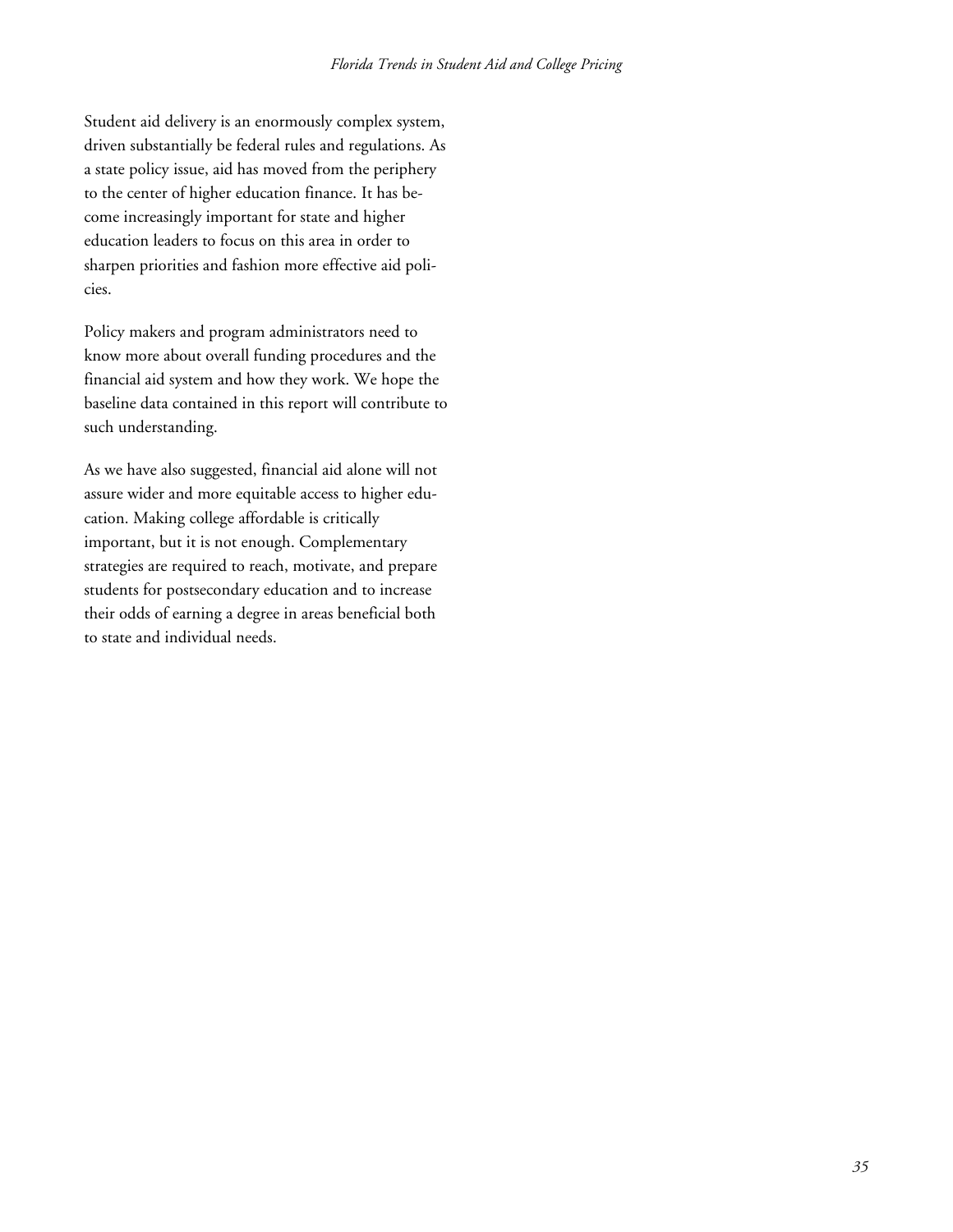Student aid delivery is an enormously complex system, driven substantially be federal rules and regulations. As a state policy issue, aid has moved from the periphery to the center of higher education finance. It has become increasingly important for state and higher education leaders to focus on this area in order to sharpen priorities and fashion more effective aid policies.

Policy makers and program administrators need to know more about overall funding procedures and the financial aid system and how they work. We hope the baseline data contained in this report will contribute to such understanding.

As we have also suggested, financial aid alone will not assure wider and more equitable access to higher education. Making college affordable is critically important, but it is not enough. Complementary strategies are required to reach, motivate, and prepare students for postsecondary education and to increase their odds of earning a degree in areas beneficial both to state and individual needs.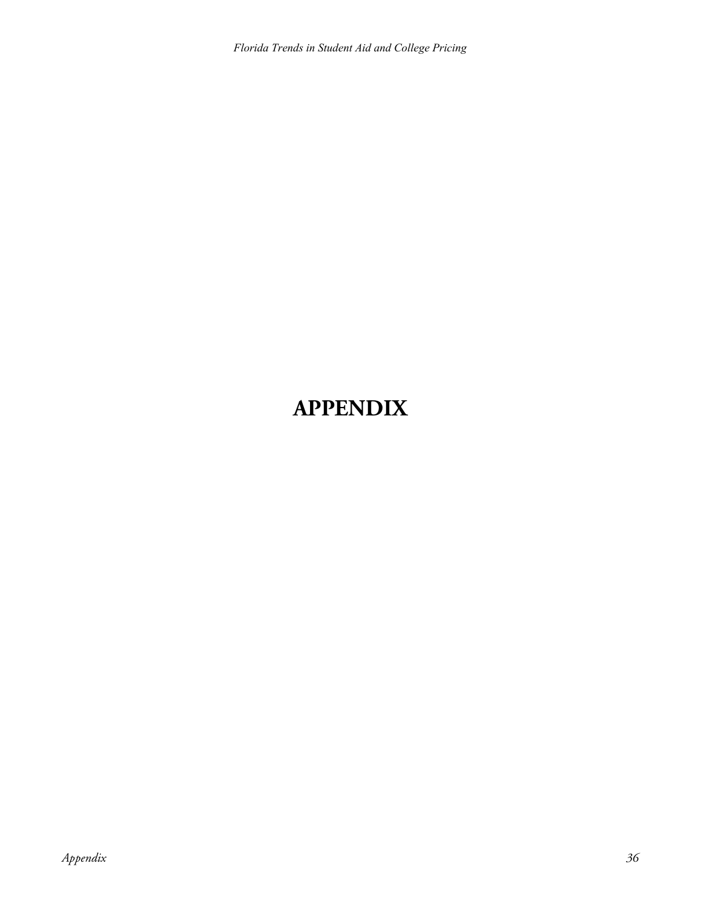# APPENDIX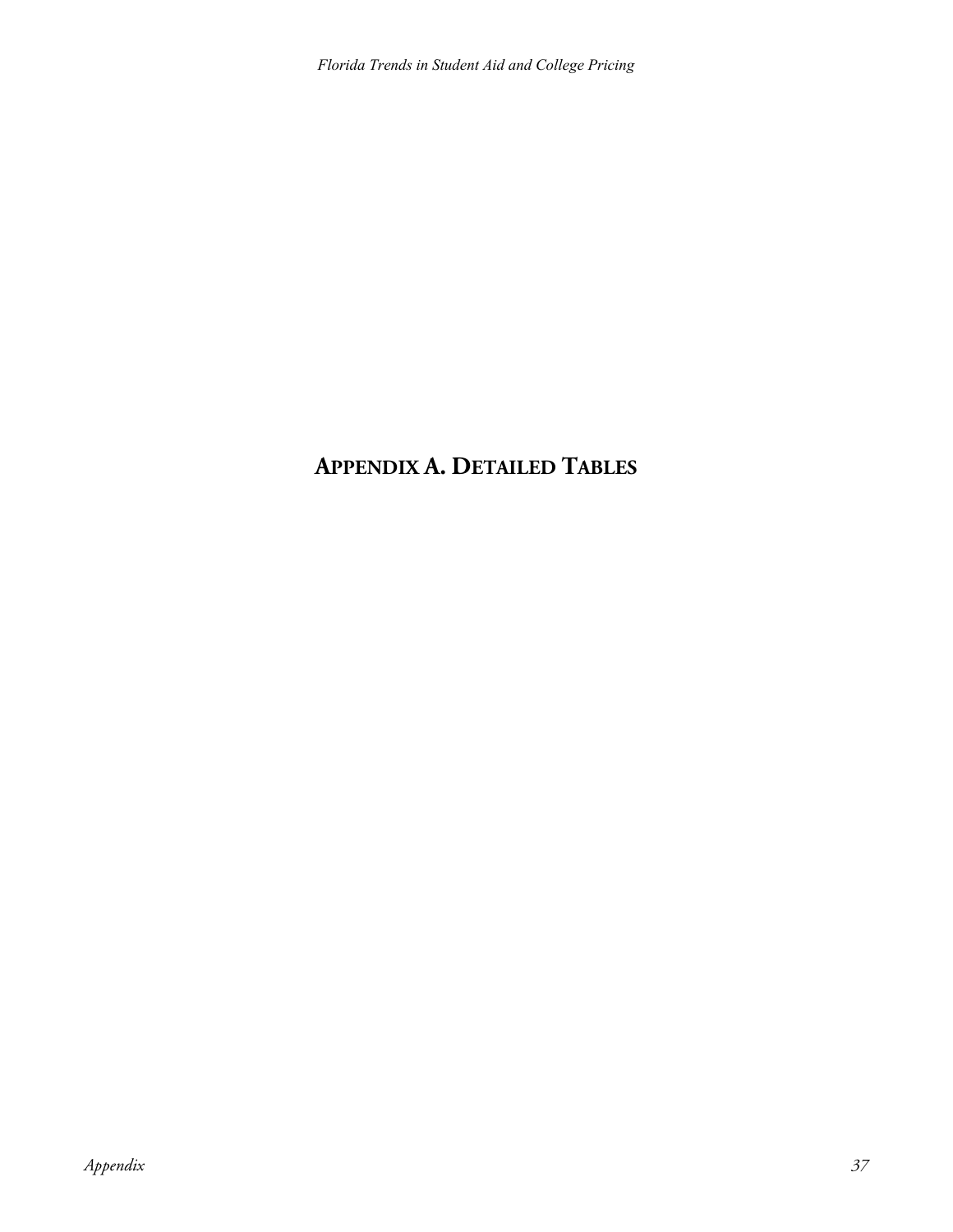# APPENDIX A. DETAILED TABLES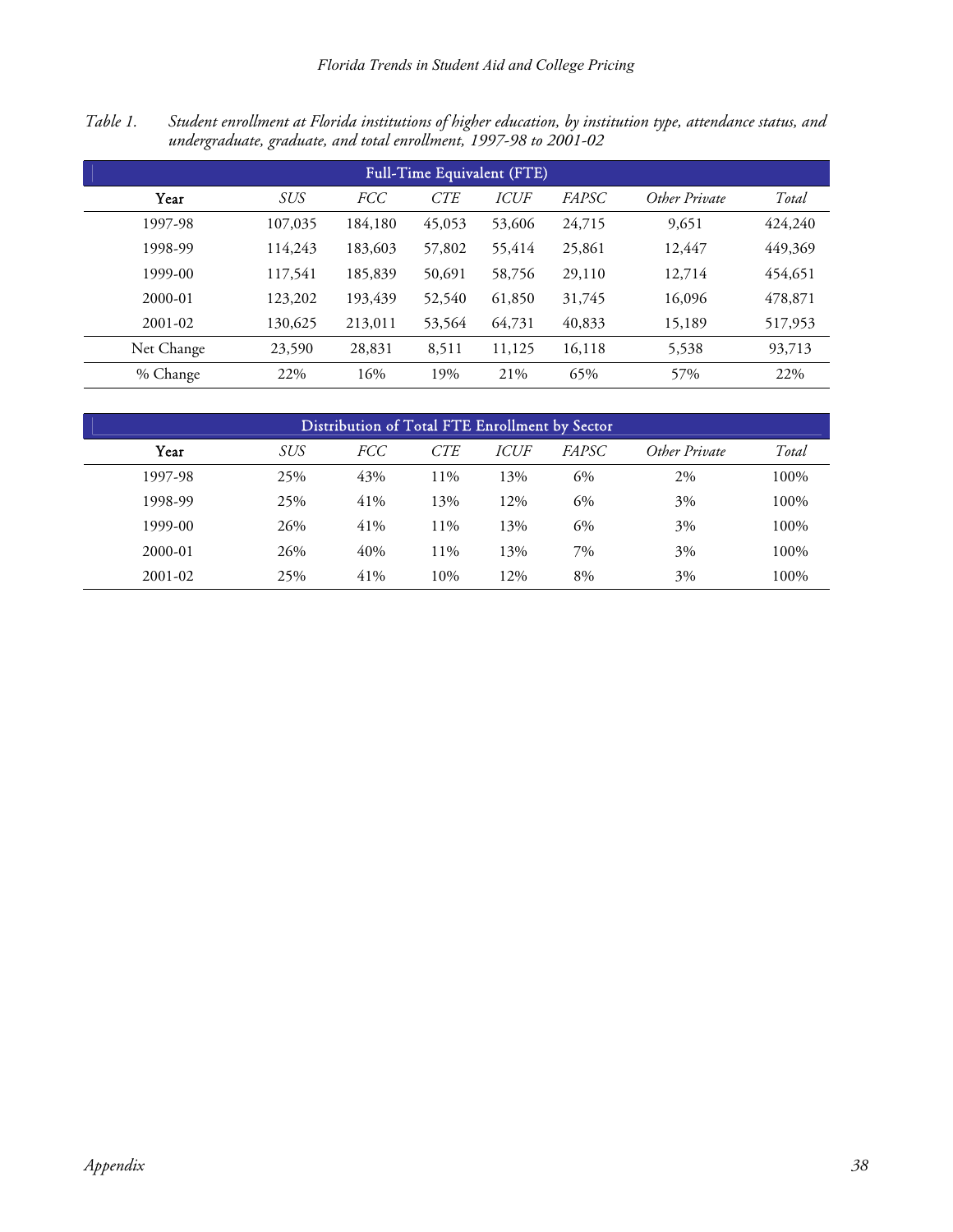*Table 1. Student enrollment at Florida institutions of higher education, by institution type, attendance status, and undergraduate, graduate, and total enrollment, 1997-98 to 2001-02*

| Full-Time Equivalent (FTE) | | | | | | | |
|---|---|---|---|---|---|---|---|
| **Year** | *SUS* | *FCC* | *CTE* | *ICUF* | *FAPSC* | *Other Private* | *Total* |
| 1997-98 | 107,035 | 184,180 | 45,053 | 53,606 | 24,715 | 9,651 | 424,240 |
| 1998-99 | 114,243 | 183,603 | 57,802 | 55,414 | 25,861 | 12,447 | 449,369 |
| 1999-00 | 117,541 | 185,839 | 50,691 | 58,756 | 29,110 | 12,714 | 454,651 |
| 2000-01 | 123,202 | 193,439 | 52,540 | 61,850 | 31,745 | 16,096 | 478,871 |
| 2001-02 | 130,625 | 213,011 | 53,564 | 64,731 | 40,833 | 15,189 | 517,953 |
| Net Change | 23,590 | 28,831 | 8,511 | 11,125 | 16,118 | 5,538 | 93,713 |
| % Change | 22% | 16% | 19% | 21% | 65% | 57% | 22% |

| Distribution of Total FTE Enrollment by Sector | | | | | | | |
|---|---|---|---|---|---|---|---|
| **Year** | *SUS* | *FCC* | *CTE* | *ICUF* | *FAPSC* | *Other Private* | *Total* |
| 1997-98 | 25% | 43% | 11% | 13% | 6% | 2% | 100% |
| 1998-99 | 25% | 41% | 13% | 12% | 6% | 3% | 100% |
| 1999-00 | 26% | 41% | 11% | 13% | 6% | 3% | 100% |
| 2000-01 | 26% | 40% | 11% | 13% | 7% | 3% | 100% |
| 2001-02 | 25% | 41% | 10% | 12% | 8% | 3% | 100% |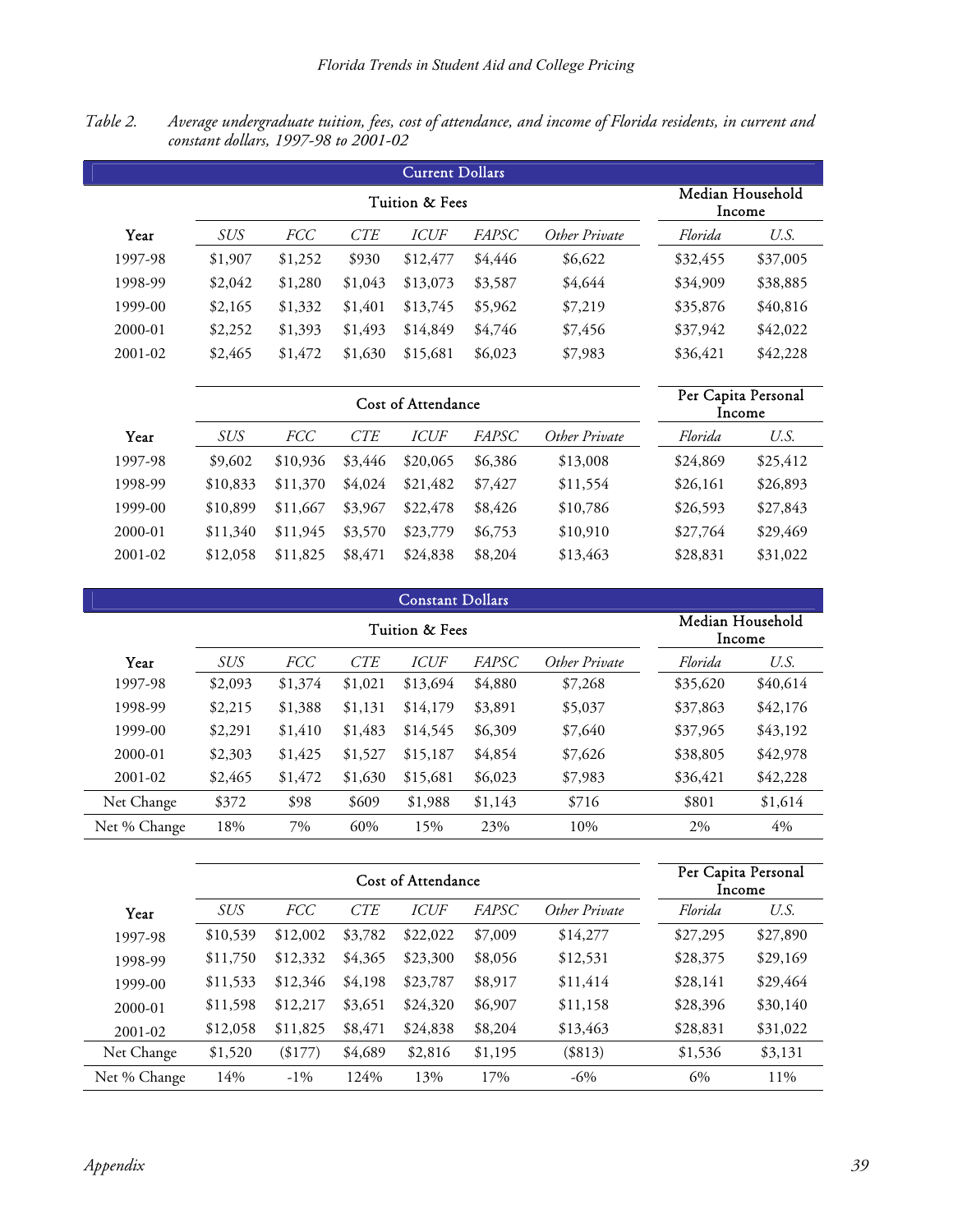Table 2. *Average undergraduate tuition, fees, cost of attendance, and income of Florida residents, in current and constant dollars, 1997-98 to 2001-02*

**Current Dollars**

| | Tuition & Fees | | | | | | Median Household Income | |
|---|---|---|---|---|---|---|---|---|
| Year | *SUS* | *FCC* | *CTE* | *ICUF* | *FAPSC* | *Other Private* | *Florida* | *U.S.* |
| 1997-98 | $1,907 | $1,252 | $930 | $12,477 | $4,446 | $6,622 | $32,455 | $37,005 |
| 1998-99 | $2,042 | $1,280 | $1,043 | $13,073 | $3,587 | $4,644 | $34,909 | $38,885 |
| 1999-00 | $2,165 | $1,332 | $1,401 | $13,745 | $5,962 | $7,219 | $35,876 | $40,816 |
| 2000-01 | $2,252 | $1,393 | $1,493 | $14,849 | $4,746 | $7,456 | $37,942 | $42,022 |
| 2001-02 | $2,465 | $1,472 | $1,630 | $15,681 | $6,023 | $7,983 | $36,421 | $42,228 |

| | Cost of Attendance | | | | | | Per Capita Personal Income | |
|---|---|---|---|---|---|---|---|---|
| Year | *SUS* | *FCC* | *CTE* | *ICUF* | *FAPSC* | *Other Private* | *Florida* | *U.S.* |
| 1997-98 | $9,602 | $10,936 | $3,446 | $20,065 | $6,386 | $13,008 | $24,869 | $25,412 |
| 1998-99 | $10,833 | $11,370 | $4,024 | $21,482 | $7,427 | $11,554 | $26,161 | $26,893 |
| 1999-00 | $10,899 | $11,667 | $3,967 | $22,478 | $8,426 | $10,786 | $26,593 | $27,843 |
| 2000-01 | $11,340 | $11,945 | $3,570 | $23,779 | $6,753 | $10,910 | $27,764 | $29,469 |
| 2001-02 | $12,058 | $11,825 | $8,471 | $24,838 | $8,204 | $13,463 | $28,831 | $31,022 |

**Constant Dollars**

| | Tuition & Fees | | | | | | Median Household Income | |
|---|---|---|---|---|---|---|---|---|
| Year | *SUS* | *FCC* | *CTE* | *ICUF* | *FAPSC* | *Other Private* | *Florida* | *U.S.* |
| 1997-98 | $2,093 | $1,374 | $1,021 | $13,694 | $4,880 | $7,268 | $35,620 | $40,614 |
| 1998-99 | $2,215 | $1,388 | $1,131 | $14,179 | $3,891 | $5,037 | $37,863 | $42,176 |
| 1999-00 | $2,291 | $1,410 | $1,483 | $14,545 | $6,309 | $7,640 | $37,965 | $43,192 |
| 2000-01 | $2,303 | $1,425 | $1,527 | $15,187 | $4,854 | $7,626 | $38,805 | $42,978 |
| 2001-02 | $2,465 | $1,472 | $1,630 | $15,681 | $6,023 | $7,983 | $36,421 | $42,228 |
| Net Change | $372 | $98 | $609 | $1,988 | $1,143 | $716 | $801 | $1,614 |
| Net % Change | 18% | 7% | 60% | 15% | 23% | 10% | 2% | 4% |

| | Cost of Attendance | | | | | | Per Capita Personal Income | |
|---|---|---|---|---|---|---|---|---|
| Year | *SUS* | *FCC* | *CTE* | *ICUF* | *FAPSC* | *Other Private* | *Florida* | *U.S.* |
| 1997-98 | $10,539 | $12,002 | $3,782 | $22,022 | $7,009 | $14,277 | $27,295 | $27,890 |
| 1998-99 | $11,750 | $12,332 | $4,365 | $23,300 | $8,056 | $12,531 | $28,375 | $29,169 |
| 1999-00 | $11,533 | $12,346 | $4,198 | $23,787 | $8,917 | $11,414 | $28,141 | $29,464 |
| 2000-01 | $11,598 | $12,217 | $3,651 | $24,320 | $6,907 | $11,158 | $28,396 | $30,140 |
| 2001-02 | $12,058 | $11,825 | $8,471 | $24,838 | $8,204 | $13,463 | $28,831 | $31,022 |
| Net Change | $1,520 | ($177) | $4,689 | $2,816 | $1,195 | ($813) | $1,536 | $3,131 |
| Net % Change | 14% | -1% | 124% | 13% | 17% | -6% | 6% | 11% |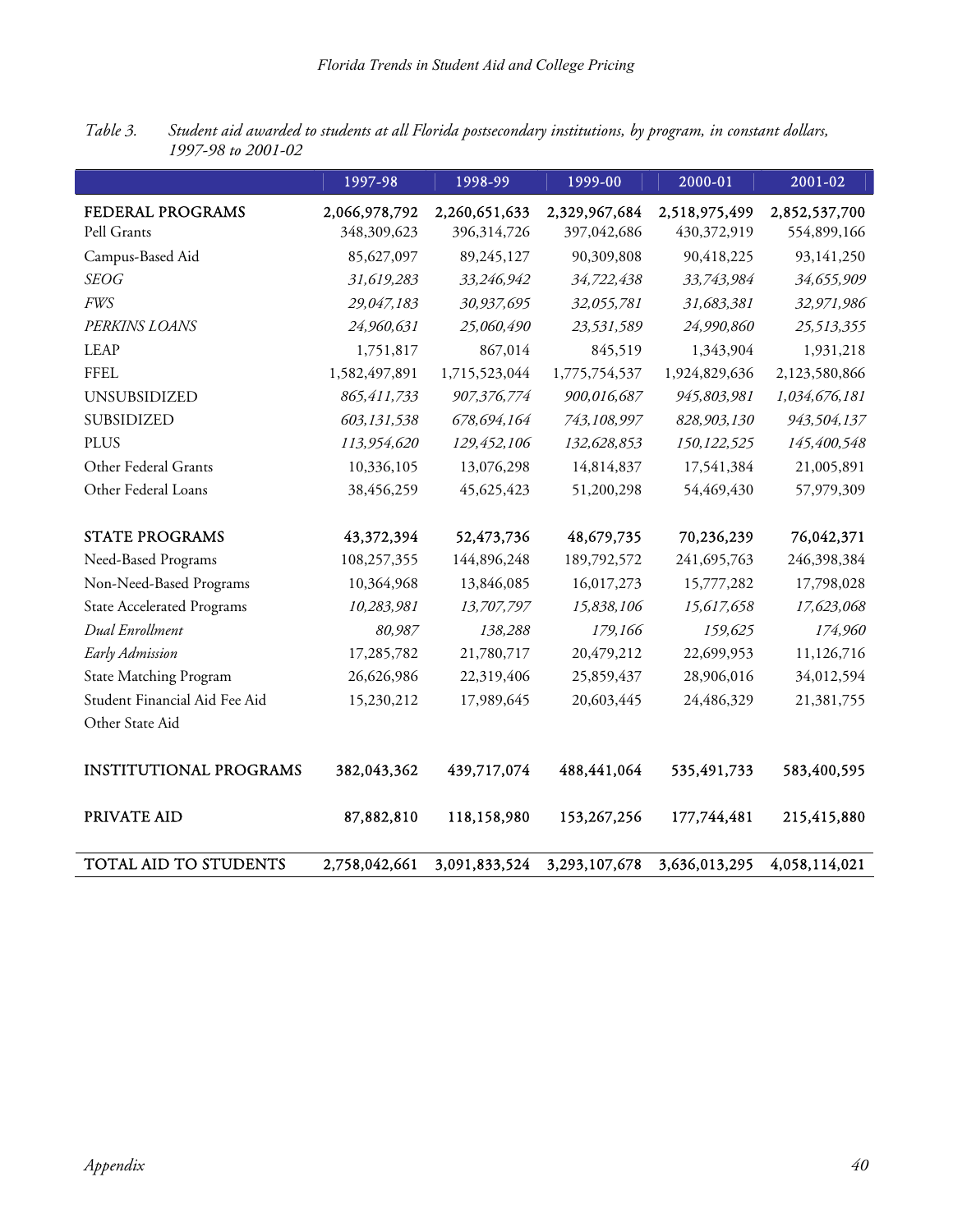*Table 3. Student aid awarded to students at all Florida postsecondary institutions, by program, in constant dollars, 1997-98 to 2001-02*

| | 1997-98 | 1998-99 | 1999-00 | 2000-01 | 2001-02 |
|---|---|---|---|---|---|
| FEDERAL PROGRAMS | 2,066,978,792 | 2,260,651,633 | 2,329,967,684 | 2,518,975,499 | 2,852,537,700 |
| Pell Grants | 348,309,623 | 396,314,726 | 397,042,686 | 430,372,919 | 554,899,166 |
| Campus-Based Aid | 85,627,097 | 89,245,127 | 90,309,808 | 90,418,225 | 93,141,250 |
| *SEOG* | *31,619,283* | *33,246,942* | *34,722,438* | *33,743,984* | *34,655,909* |
| *FWS* | *29,047,183* | *30,937,695* | *32,055,781* | *31,683,381* | *32,971,986* |
| *PERKINS LOANS* | *24,960,631* | *25,060,490* | *23,531,589* | *24,990,860* | *25,513,355* |
| LEAP | 1,751,817 | 867,014 | 845,519 | 1,343,904 | 1,931,218 |
| FFEL | 1,582,497,891 | 1,715,523,044 | 1,775,754,537 | 1,924,829,636 | 2,123,580,866 |
| UNSUBSIDIZED | *865,411,733* | *907,376,774* | *900,016,687* | *945,803,981* | *1,034,676,181* |
| SUBSIDIZED | *603,131,538* | *678,694,164* | *743,108,997* | *828,903,130* | *943,504,137* |
| PLUS | *113,954,620* | *129,452,106* | *132,628,853* | *150,122,525* | *145,400,548* |
| Other Federal Grants | 10,336,105 | 13,076,298 | 14,814,837 | 17,541,384 | 21,005,891 |
| Other Federal Loans | 38,456,259 | 45,625,423 | 51,200,298 | 54,469,430 | 57,979,309 |
| | | | | | |
| STATE PROGRAMS | 43,372,394 | 52,473,736 | 48,679,735 | 70,236,239 | 76,042,371 |
| Need-Based Programs | 108,257,355 | 144,896,248 | 189,792,572 | 241,695,763 | 246,398,384 |
| Non-Need-Based Programs | 10,364,968 | 13,846,085 | 16,017,273 | 15,777,282 | 17,798,028 |
| State Accelerated Programs | *10,283,981* | *13,707,797* | *15,838,106* | *15,617,658* | *17,623,068* |
| *Dual Enrollment* | *80,987* | *138,288* | *179,166* | *159,625* | *174,960* |
| *Early Admission* | 17,285,782 | 21,780,717 | 20,479,212 | 22,699,953 | 11,126,716 |
| State Matching Program | 26,626,986 | 22,319,406 | 25,859,437 | 28,906,016 | 34,012,594 |
| Student Financial Aid Fee Aid | 15,230,212 | 17,989,645 | 20,603,445 | 24,486,329 | 21,381,755 |
| Other State Aid | | | | | |
| | | | | | |
| INSTITUTIONAL PROGRAMS | 382,043,362 | 439,717,074 | 488,441,064 | 535,491,733 | 583,400,595 |
| | | | | | |
| PRIVATE AID | 87,882,810 | 118,158,980 | 153,267,256 | 177,744,481 | 215,415,880 |
| | | | | | |
| TOTAL AID TO STUDENTS | 2,758,042,661 | 3,091,833,524 | 3,293,107,678 | 3,636,013,295 | 4,058,114,021 |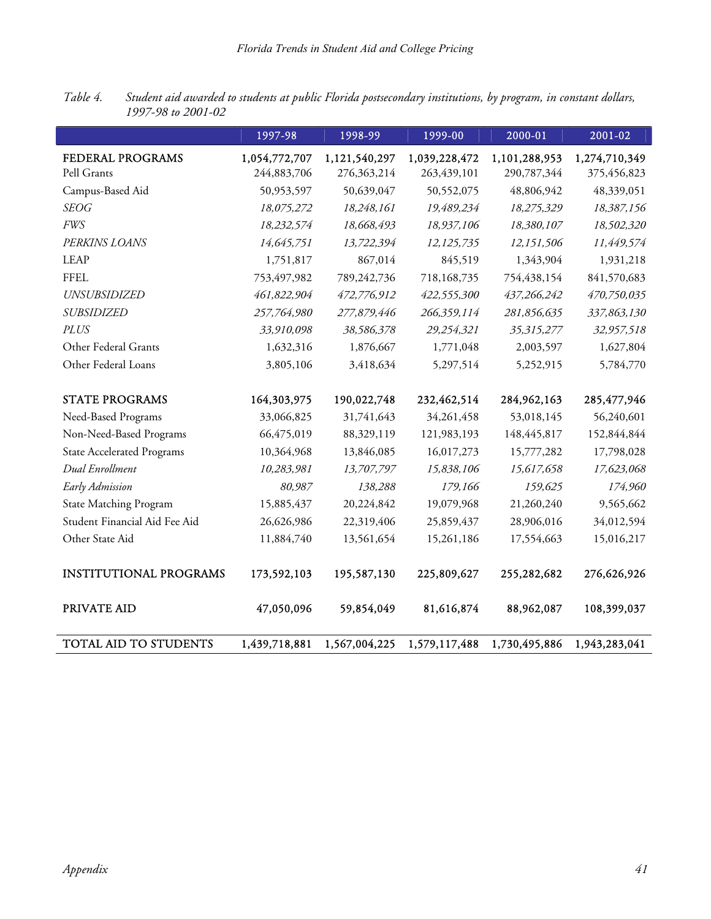*Table 4. Student aid awarded to students at public Florida postsecondary institutions, by program, in constant dollars, 1997-98 to 2001-02*

| | 1997-98 | 1998-99 | 1999-00 | 2000-01 | 2001-02 |
|---|---|---|---|---|---|
| FEDERAL PROGRAMS | 1,054,772,707 | 1,121,540,297 | 1,039,228,472 | 1,101,288,953 | 1,274,710,349 |
| Pell Grants | 244,883,706 | 276,363,214 | 263,439,101 | 290,787,344 | 375,456,823 |
| Campus-Based Aid | 50,953,597 | 50,639,047 | 50,552,075 | 48,806,942 | 48,339,051 |
| *SEOG* | *18,075,272* | *18,248,161* | *19,489,234* | *18,275,329* | *18,387,156* |
| *FWS* | *18,232,574* | *18,668,493* | *18,937,106* | *18,380,107* | *18,502,320* |
| *PERKINS LOANS* | *14,645,751* | *13,722,394* | *12,125,735* | *12,151,506* | *11,449,574* |
| LEAP | 1,751,817 | 867,014 | 845,519 | 1,343,904 | 1,931,218 |
| FFEL | 753,497,982 | 789,242,736 | 718,168,735 | 754,438,154 | 841,570,683 |
| *UNSUBSIDIZED* | *461,822,904* | *472,776,912* | *422,555,300* | *437,266,242* | *470,750,035* |
| *SUBSIDIZED* | *257,764,980* | *277,879,446* | *266,359,114* | *281,856,635* | *337,863,130* |
| *PLUS* | *33,910,098* | *38,586,378* | *29,254,321* | *35,315,277* | *32,957,518* |
| Other Federal Grants | 1,632,316 | 1,876,667 | 1,771,048 | 2,003,597 | 1,627,804 |
| Other Federal Loans | 3,805,106 | 3,418,634 | 5,297,514 | 5,252,915 | 5,784,770 |
| STATE PROGRAMS | 164,303,975 | 190,022,748 | 232,462,514 | 284,962,163 | 285,477,946 |
| Need-Based Programs | 33,066,825 | 31,741,643 | 34,261,458 | 53,018,145 | 56,240,601 |
| Non-Need-Based Programs | 66,475,019 | 88,329,119 | 121,983,193 | 148,445,817 | 152,844,844 |
| State Accelerated Programs | 10,364,968 | 13,846,085 | 16,017,273 | 15,777,282 | 17,798,028 |
| *Dual Enrollment* | *10,283,981* | *13,707,797* | *15,838,106* | *15,617,658* | *17,623,068* |
| *Early Admission* | *80,987* | *138,288* | *179,166* | *159,625* | *174,960* |
| State Matching Program | 15,885,437 | 20,224,842 | 19,079,968 | 21,260,240 | 9,565,662 |
| Student Financial Aid Fee Aid | 26,626,986 | 22,319,406 | 25,859,437 | 28,906,016 | 34,012,594 |
| Other State Aid | 11,884,740 | 13,561,654 | 15,261,186 | 17,554,663 | 15,016,217 |
| INSTITUTIONAL PROGRAMS | 173,592,103 | 195,587,130 | 225,809,627 | 255,282,682 | 276,626,926 |
| PRIVATE AID | 47,050,096 | 59,854,049 | 81,616,874 | 88,962,087 | 108,399,037 |
| TOTAL AID TO STUDENTS | 1,439,718,881 | 1,567,004,225 | 1,579,117,488 | 1,730,495,886 | 1,943,283,041 |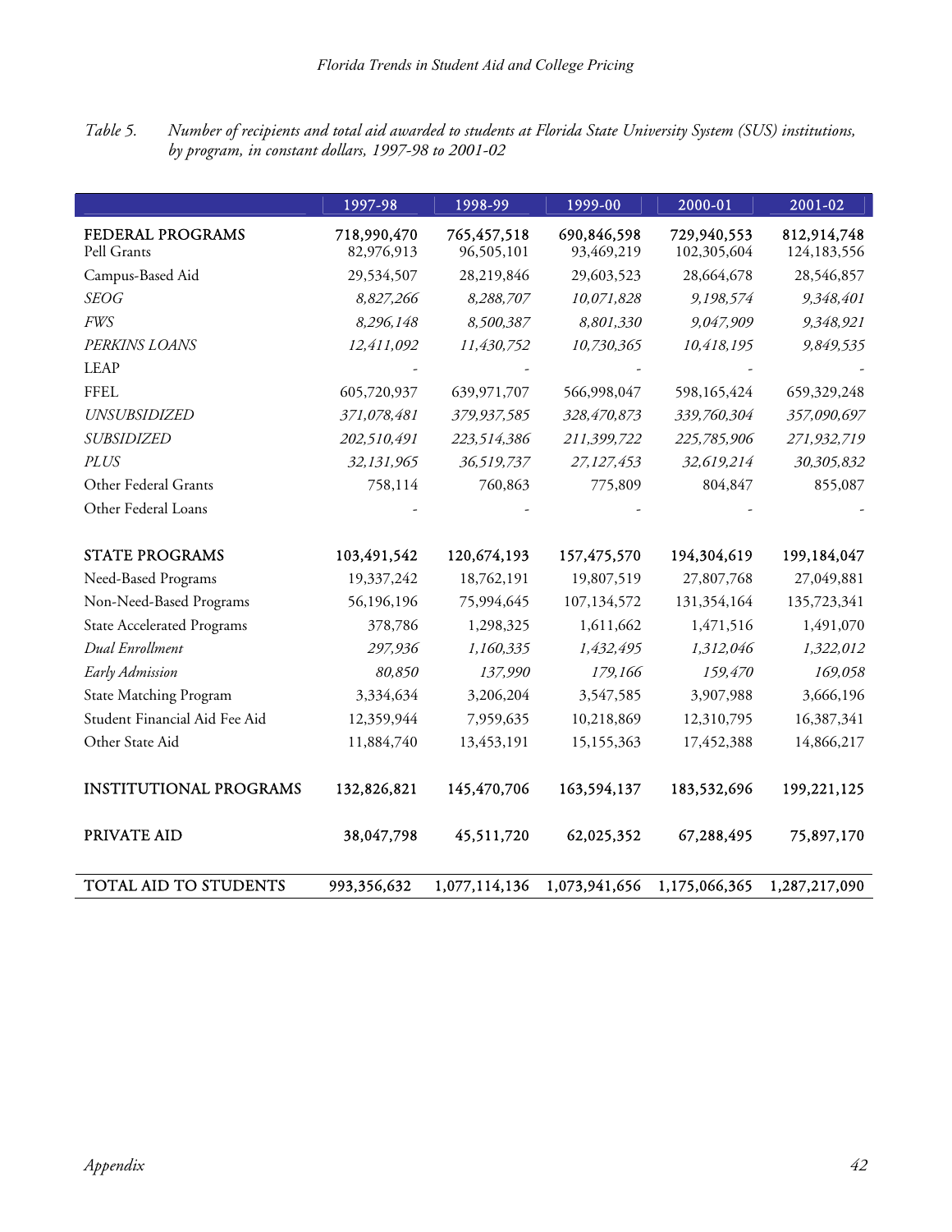*Table 5. Number of recipients and total aid awarded to students at Florida State University System (SUS) institutions, by program, in constant dollars, 1997-98 to 2001-02*

| | 1997-98 | 1998-99 | 1999-00 | 2000-01 | 2001-02 |
|---|---|---|---|---|---|
| **FEDERAL PROGRAMS** | **718,990,470** | **765,457,518** | **690,846,598** | **729,940,553** | **812,914,748** |
| Pell Grants | 82,976,913 | 96,505,101 | 93,469,219 | 102,305,604 | 124,183,556 |
| Campus-Based Aid | 29,534,507 | 28,219,846 | 29,603,523 | 28,664,678 | 28,546,857 |
| *SEOG* | *8,827,266* | *8,288,707* | *10,071,828* | *9,198,574* | *9,348,401* |
| *FWS* | *8,296,148* | *8,500,387* | *8,801,330* | *9,047,909* | *9,348,921* |
| *PERKINS LOANS* | *12,411,092* | *11,430,752* | *10,730,365* | *10,418,195* | *9,849,535* |
| LEAP | - | - | - | - | - |
| FFEL | 605,720,937 | 639,971,707 | 566,998,047 | 598,165,424 | 659,329,248 |
| *UNSUBSIDIZED* | *371,078,481* | *379,937,585* | *328,470,873* | *339,760,304* | *357,090,697* |
| *SUBSIDIZED* | *202,510,491* | *223,514,386* | *211,399,722* | *225,785,906* | *271,932,719* |
| *PLUS* | *32,131,965* | *36,519,737* | *27,127,453* | *32,619,214* | *30,305,832* |
| Other Federal Grants | 758,114 | 760,863 | 775,809 | 804,847 | 855,087 |
| Other Federal Loans | - | - | - | - | - |
| **STATE PROGRAMS** | **103,491,542** | **120,674,193** | **157,475,570** | **194,304,619** | **199,184,047** |
| Need-Based Programs | 19,337,242 | 18,762,191 | 19,807,519 | 27,807,768 | 27,049,881 |
| Non-Need-Based Programs | 56,196,196 | 75,994,645 | 107,134,572 | 131,354,164 | 135,723,341 |
| State Accelerated Programs | 378,786 | 1,298,325 | 1,611,662 | 1,471,516 | 1,491,070 |
| *Dual Enrollment* | *297,936* | *1,160,335* | *1,432,495* | *1,312,046* | *1,322,012* |
| *Early Admission* | *80,850* | *137,990* | *179,166* | *159,470* | *169,058* |
| State Matching Program | 3,334,634 | 3,206,204 | 3,547,585 | 3,907,988 | 3,666,196 |
| Student Financial Aid Fee Aid | 12,359,944 | 7,959,635 | 10,218,869 | 12,310,795 | 16,387,341 |
| Other State Aid | 11,884,740 | 13,453,191 | 15,155,363 | 17,452,388 | 14,866,217 |
| **INSTITUTIONAL PROGRAMS** | **132,826,821** | **145,470,706** | **163,594,137** | **183,532,696** | **199,221,125** |
| **PRIVATE AID** | **38,047,798** | **45,511,720** | **62,025,352** | **67,288,495** | **75,897,170** |
| **TOTAL AID TO STUDENTS** | **993,356,632** | **1,077,114,136** | **1,073,941,656** | **1,175,066,365** | **1,287,217,090** |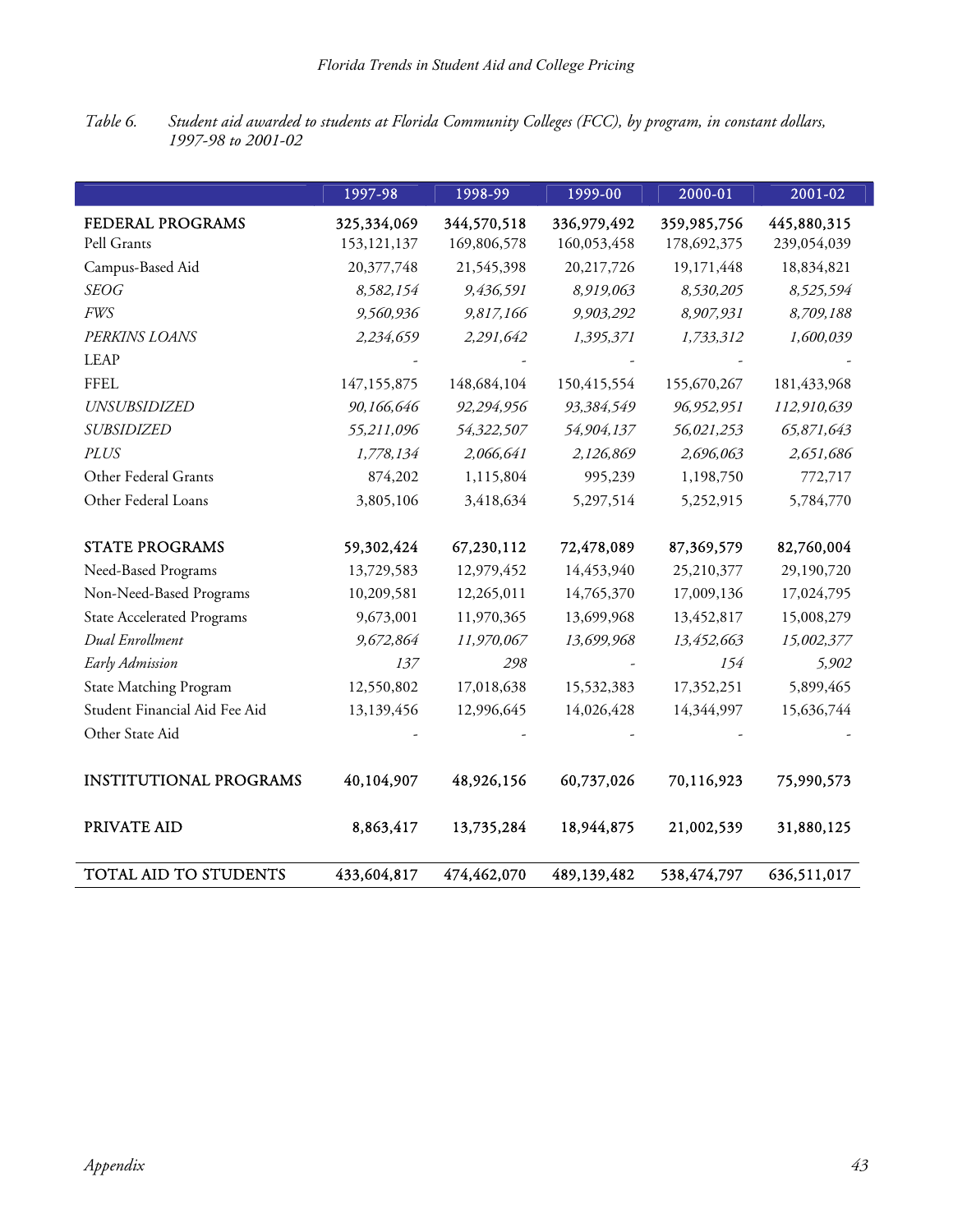*Table 6. Student aid awarded to students at Florida Community Colleges (FCC), by program, in constant dollars, 1997-98 to 2001-02*

| | 1997-98 | 1998-99 | 1999-00 | 2000-01 | 2001-02 |
|---|---|---|---|---|---|
| FEDERAL PROGRAMS | 325,334,069 | 344,570,518 | 336,979,492 | 359,985,756 | 445,880,315 |
| Pell Grants | 153,121,137 | 169,806,578 | 160,053,458 | 178,692,375 | 239,054,039 |
| Campus-Based Aid | 20,377,748 | 21,545,398 | 20,217,726 | 19,171,448 | 18,834,821 |
| *SEOG* | *8,582,154* | *9,436,591* | *8,919,063* | *8,530,205* | *8,525,594* |
| *FWS* | *9,560,936* | *9,817,166* | *9,903,292* | *8,907,931* | *8,709,188* |
| *PERKINS LOANS* | *2,234,659* | *2,291,642* | *1,395,371* | *1,733,312* | *1,600,039* |
| LEAP | - | - | - | - | - |
| FFEL | 147,155,875 | 148,684,104 | 150,415,554 | 155,670,267 | 181,433,968 |
| *UNSUBSIDIZED* | *90,166,646* | *92,294,956* | *93,384,549* | *96,952,951* | *112,910,639* |
| *SUBSIDIZED* | *55,211,096* | *54,322,507* | *54,904,137* | *56,021,253* | *65,871,643* |
| *PLUS* | *1,778,134* | *2,066,641* | *2,126,869* | *2,696,063* | *2,651,686* |
| Other Federal Grants | 874,202 | 1,115,804 | 995,239 | 1,198,750 | 772,717 |
| Other Federal Loans | 3,805,106 | 3,418,634 | 5,297,514 | 5,252,915 | 5,784,770 |
| STATE PROGRAMS | 59,302,424 | 67,230,112 | 72,478,089 | 87,369,579 | 82,760,004 |
| Need-Based Programs | 13,729,583 | 12,979,452 | 14,453,940 | 25,210,377 | 29,190,720 |
| Non-Need-Based Programs | 10,209,581 | 12,265,011 | 14,765,370 | 17,009,136 | 17,024,795 |
| State Accelerated Programs | 9,673,001 | 11,970,365 | 13,699,968 | 13,452,817 | 15,008,279 |
| *Dual Enrollment* | *9,672,864* | *11,970,067* | *13,699,968* | *13,452,663* | *15,002,377* |
| *Early Admission* | *137* | *298* | *-* | *154* | *5,902* |
| State Matching Program | 12,550,802 | 17,018,638 | 15,532,383 | 17,352,251 | 5,899,465 |
| Student Financial Aid Fee Aid | 13,139,456 | 12,996,645 | 14,026,428 | 14,344,997 | 15,636,744 |
| Other State Aid | - | - | - | - | - |
| INSTITUTIONAL PROGRAMS | 40,104,907 | 48,926,156 | 60,737,026 | 70,116,923 | 75,990,573 |
| PRIVATE AID | 8,863,417 | 13,735,284 | 18,944,875 | 21,002,539 | 31,880,125 |
| TOTAL AID TO STUDENTS | 433,604,817 | 474,462,070 | 489,139,482 | 538,474,797 | 636,511,017 |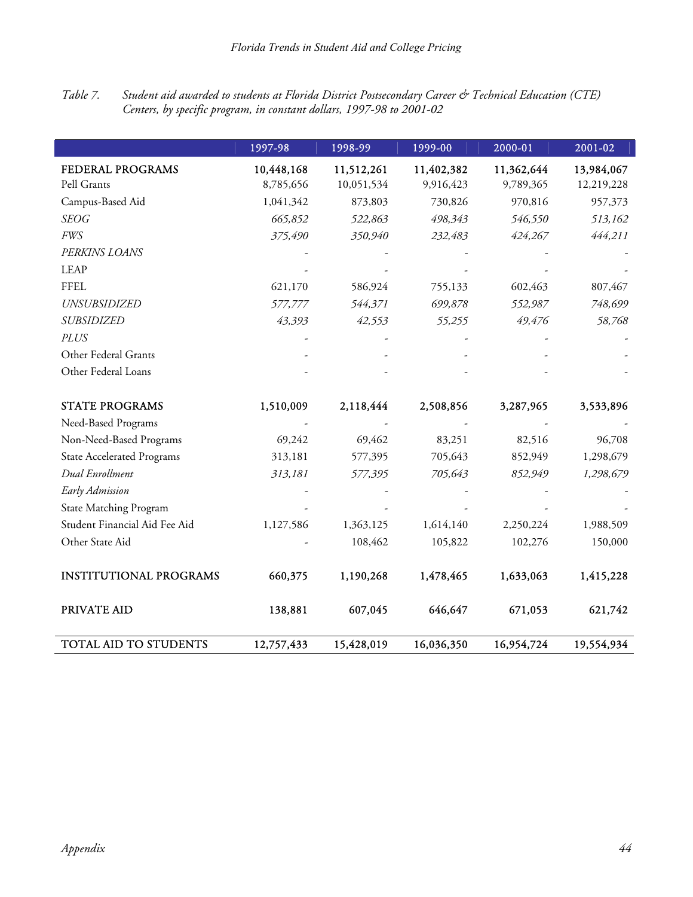*Table 7. Student aid awarded to students at Florida District Postsecondary Career & Technical Education (CTE) Centers, by specific program, in constant dollars, 1997-98 to 2001-02*

| | 1997-98 | 1998-99 | 1999-00 | 2000-01 | 2001-02 |
|---|---|---|---|---|---|
| **FEDERAL PROGRAMS** | **10,448,168** | **11,512,261** | **11,402,382** | **11,362,644** | **13,984,067** |
| Pell Grants | 8,785,656 | 10,051,534 | 9,916,423 | 9,789,365 | 12,219,228 |
| Campus-Based Aid | 1,041,342 | 873,803 | 730,826 | 970,816 | 957,373 |
| *SEOG* | *665,852* | *522,863* | *498,343* | *546,550* | *513,162* |
| *FWS* | *375,490* | *350,940* | *232,483* | *424,267* | *444,211* |
| *PERKINS LOANS* | - | - | - | - | - |
| LEAP | - | - | - | - | - |
| FFEL | 621,170 | 586,924 | 755,133 | 602,463 | 807,467 |
| *UNSUBSIDIZED* | *577,777* | *544,371* | *699,878* | *552,987* | *748,699* |
| *SUBSIDIZED* | *43,393* | *42,553* | *55,255* | *49,476* | *58,768* |
| *PLUS* | - | - | - | - | - |
| Other Federal Grants | - | - | - | - | - |
| Other Federal Loans | - | - | - | - | - |
| **STATE PROGRAMS** | **1,510,009** | **2,118,444** | **2,508,856** | **3,287,965** | **3,533,896** |
| Need-Based Programs | - | - | - | - | - |
| Non-Need-Based Programs | 69,242 | 69,462 | 83,251 | 82,516 | 96,708 |
| State Accelerated Programs | 313,181 | 577,395 | 705,643 | 852,949 | 1,298,679 |
| *Dual Enrollment* | *313,181* | *577,395* | *705,643* | *852,949* | *1,298,679* |
| *Early Admission* | - | - | - | - | - |
| State Matching Program | - | - | - | - | - |
| Student Financial Aid Fee Aid | 1,127,586 | 1,363,125 | 1,614,140 | 2,250,224 | 1,988,509 |
| Other State Aid | - | 108,462 | 105,822 | 102,276 | 150,000 |
| **INSTITUTIONAL PROGRAMS** | **660,375** | **1,190,268** | **1,478,465** | **1,633,063** | **1,415,228** |
| **PRIVATE AID** | **138,881** | **607,045** | **646,647** | **671,053** | **621,742** |
| TOTAL AID TO STUDENTS | 12,757,433 | 15,428,019 | 16,036,350 | 16,954,724 | 19,554,934 |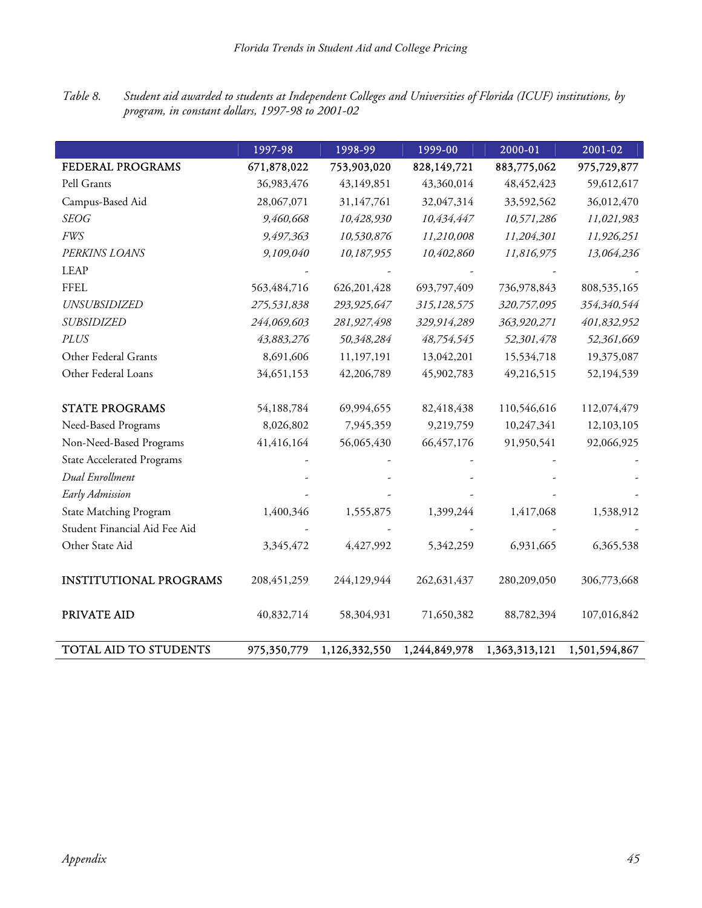*Table 8. Student aid awarded to students at Independent Colleges and Universities of Florida (ICUF) institutions, by program, in constant dollars, 1997-98 to 2001-02*

| | 1997-98 | 1998-99 | 1999-00 | 2000-01 | 2001-02 |
|---|---|---|---|---|---|
| **FEDERAL PROGRAMS** | **671,878,022** | **753,903,020** | **828,149,721** | **883,775,062** | **975,729,877** |
| Pell Grants | 36,983,476 | 43,149,851 | 43,360,014 | 48,452,423 | 59,612,617 |
| Campus-Based Aid | 28,067,071 | 31,147,761 | 32,047,314 | 33,592,562 | 36,012,470 |
| *SEOG* | *9,460,668* | *10,428,930* | *10,434,447* | *10,571,286* | *11,021,983* |
| *FWS* | *9,497,363* | *10,530,876* | *11,210,008* | *11,204,301* | *11,926,251* |
| *PERKINS LOANS* | *9,109,040* | *10,187,955* | *10,402,860* | *11,816,975* | *13,064,236* |
| LEAP | - | - | - | - | - |
| FFEL | 563,484,716 | 626,201,428 | 693,797,409 | 736,978,843 | 808,535,165 |
| *UNSUBSIDIZED* | *275,531,838* | *293,925,647* | *315,128,575* | *320,757,095* | *354,340,544* |
| *SUBSIDIZED* | *244,069,603* | *281,927,498* | *329,914,289* | *363,920,271* | *401,832,952* |
| *PLUS* | *43,883,276* | *50,348,284* | *48,754,545* | *52,301,478* | *52,361,669* |
| Other Federal Grants | 8,691,606 | 11,197,191 | 13,042,201 | 15,534,718 | 19,375,087 |
| Other Federal Loans | 34,651,153 | 42,206,789 | 45,902,783 | 49,216,515 | 52,194,539 |
| | | | | | |
| STATE PROGRAMS | 54,188,784 | 69,994,655 | 82,418,438 | 110,546,616 | 112,074,479 |
| Need-Based Programs | 8,026,802 | 7,945,359 | 9,219,759 | 10,247,341 | 12,103,105 |
| Non-Need-Based Programs | 41,416,164 | 56,065,430 | 66,457,176 | 91,950,541 | 92,066,925 |
| State Accelerated Programs | - | - | - | - | - |
| *Dual Enrollment* | - | - | - | - | - |
| *Early Admission* | - | - | - | - | - |
| State Matching Program | 1,400,346 | 1,555,875 | 1,399,244 | 1,417,068 | 1,538,912 |
| Student Financial Aid Fee Aid | - | - | - | - | - |
| Other State Aid | 3,345,472 | 4,427,992 | 5,342,259 | 6,931,665 | 6,365,538 |
| | | | | | |
| INSTITUTIONAL PROGRAMS | 208,451,259 | 244,129,944 | 262,631,437 | 280,209,050 | 306,773,668 |
| | | | | | |
| PRIVATE AID | 40,832,714 | 58,304,931 | 71,650,382 | 88,782,394 | 107,016,842 |
| | | | | | |
| **TOTAL AID TO STUDENTS** | **975,350,779** | **1,126,332,550** | **1,244,849,978** | **1,363,313,121** | **1,501,594,867** |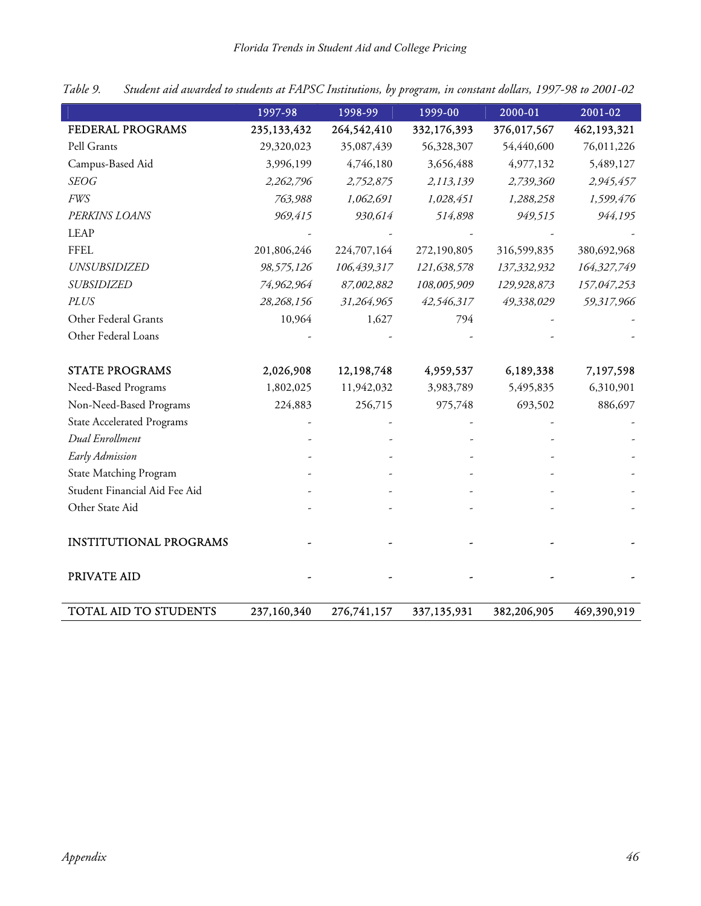*Table 9. Student aid awarded to students at FAPSC Institutions, by program, in constant dollars, 1997-98 to 2001-02*

| | 1997-98 | 1998-99 | 1999-00 | 2000-01 | 2001-02 |
|---|---|---|---|---|---|
| **FEDERAL PROGRAMS** | **235,133,432** | **264,542,410** | **332,176,393** | **376,017,567** | **462,193,321** |
| Pell Grants | 29,320,023 | 35,087,439 | 56,328,307 | 54,440,600 | 76,011,226 |
| Campus-Based Aid | 3,996,199 | 4,746,180 | 3,656,488 | 4,977,132 | 5,489,127 |
| *SEOG* | *2,262,796* | *2,752,875* | *2,113,139* | *2,739,360* | *2,945,457* |
| *FWS* | *763,988* | *1,062,691* | *1,028,451* | *1,288,258* | *1,599,476* |
| *PERKINS LOANS* | *969,415* | *930,614* | *514,898* | *949,515* | *944,195* |
| LEAP | - | - | - | - | - |
| FFEL | 201,806,246 | 224,707,164 | 272,190,805 | 316,599,835 | 380,692,968 |
| *UNSUBSIDIZED* | *98,575,126* | *106,439,317* | *121,638,578* | *137,332,932* | *164,327,749* |
| *SUBSIDIZED* | *74,962,964* | *87,002,882* | *108,005,909* | *129,928,873* | *157,047,253* |
| *PLUS* | *28,268,156* | *31,264,965* | *42,546,317* | *49,338,029* | *59,317,966* |
| Other Federal Grants | 10,964 | 1,627 | 794 | - | - |
| Other Federal Loans | - | - | - | - | - |
| | | | | | |
| **STATE PROGRAMS** | **2,026,908** | **12,198,748** | **4,959,537** | **6,189,338** | **7,197,598** |
| Need-Based Programs | 1,802,025 | 11,942,032 | 3,983,789 | 5,495,835 | 6,310,901 |
| Non-Need-Based Programs | 224,883 | 256,715 | 975,748 | 693,502 | 886,697 |
| State Accelerated Programs | - | - | - | - | - |
| *Dual Enrollment* | - | - | - | - | - |
| *Early Admission* | - | - | - | - | - |
| State Matching Program | - | - | - | - | - |
| Student Financial Aid Fee Aid | - | - | - | - | - |
| Other State Aid | - | - | - | - | - |
| | | | | | |
| **INSTITUTIONAL PROGRAMS** | - | - | - | - | - |
| | | | | | |
| **PRIVATE AID** | - | - | - | - | - |
| | | | | | |
| **TOTAL AID TO STUDENTS** | **237,160,340** | **276,741,157** | **337,135,931** | **382,206,905** | **469,390,919** |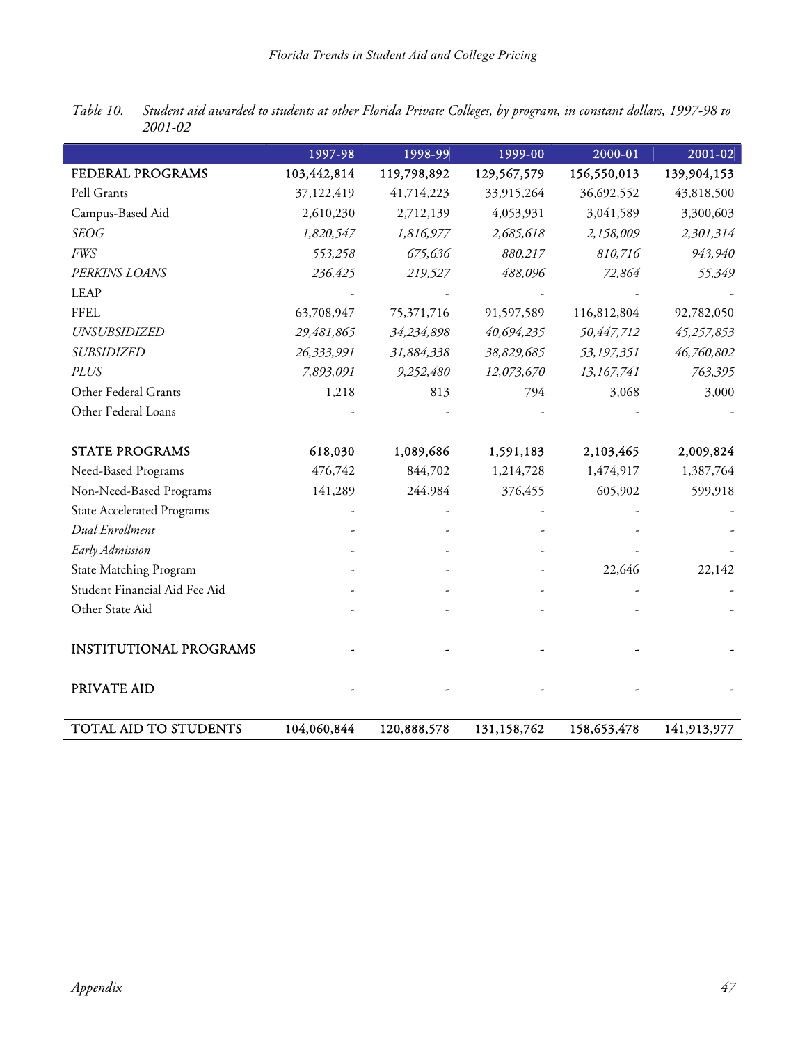*Table 10. Student aid awarded to students at other Florida Private Colleges, by program, in constant dollars, 1997-98 to 2001-02*

| | 1997-98 | 1998-99 | 1999-00 | 2000-01 | 2001-02 |
|---|---|---|---|---|---|
| **FEDERAL PROGRAMS** | **103,442,814** | **119,798,892** | **129,567,579** | **156,550,013** | **139,904,153** |
| Pell Grants | 37,122,419 | 41,714,223 | 33,915,264 | 36,692,552 | 43,818,500 |
| Campus-Based Aid | 2,610,230 | 2,712,139 | 4,053,931 | 3,041,589 | 3,300,603 |
| *SEOG* | *1,820,547* | *1,816,977* | *2,685,618* | *2,158,009* | *2,301,314* |
| *FWS* | *553,258* | *675,636* | *880,217* | *810,716* | *943,940* |
| *PERKINS LOANS* | *236,425* | *219,527* | *488,096* | *72,864* | *55,349* |
| LEAP | - | - | - | - | - |
| FFEL | 63,708,947 | 75,371,716 | 91,597,589 | 116,812,804 | 92,782,050 |
| *UNSUBSIDIZED* | *29,481,865* | *34,234,898* | *40,694,235* | *50,447,712* | *45,257,853* |
| *SUBSIDIZED* | *26,333,991* | *31,884,338* | *38,829,685* | *53,197,351* | *46,760,802* |
| *PLUS* | *7,893,091* | *9,252,480* | *12,073,670* | *13,167,741* | *763,395* |
| Other Federal Grants | 1,218 | 813 | 794 | 3,068 | 3,000 |
| Other Federal Loans | - | - | - | - | - |
| | | | | | |
| **STATE PROGRAMS** | **618,030** | **1,089,686** | **1,591,183** | **2,103,465** | **2,009,824** |
| Need-Based Programs | 476,742 | 844,702 | 1,214,728 | 1,474,917 | 1,387,764 |
| Non-Need-Based Programs | 141,289 | 244,984 | 376,455 | 605,902 | 599,918 |
| State Accelerated Programs | - | - | - | - | - |
| *Dual Enrollment* | - | - | - | - | - |
| *Early Admission* | - | - | - | - | - |
| State Matching Program | - | - | - | 22,646 | 22,142 |
| Student Financial Aid Fee Aid | - | - | - | - | - |
| Other State Aid | - | - | - | - | - |
| | | | | | |
| **INSTITUTIONAL PROGRAMS** | - | - | - | - | - |
| | | | | | |
| **PRIVATE AID** | - | - | - | - | - |
| | | | | | |
| **TOTAL AID TO STUDENTS** | **104,060,844** | **120,888,578** | **131,158,762** | **158,653,478** | **141,913,977** |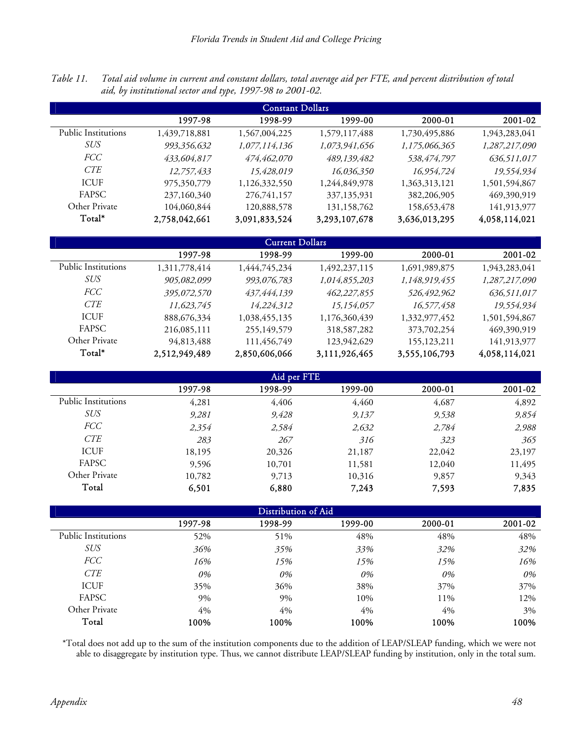*Table 11. Total aid volume in current and constant dollars, total average aid per FTE, and percent distribution of total aid, by institutional sector and type, 1997-98 to 2001-02.*

| Constant Dollars | | | | | |
|---|---|---|---|---|---|
| | 1997-98 | 1998-99 | 1999-00 | 2000-01 | 2001-02 |
| Public Institutions | 1,439,718,881 | 1,567,004,225 | 1,579,117,488 | 1,730,495,886 | 1,943,283,041 |
| *SUS* | *993,356,632* | *1,077,114,136* | *1,073,941,656* | *1,175,066,365* | *1,287,217,090* |
| *FCC* | *433,604,817* | *474,462,070* | *489,139,482* | *538,474,797* | *636,511,017* |
| *CTE* | *12,757,433* | *15,428,019* | *16,036,350* | *16,954,724* | *19,554,934* |
| ICUF | 975,350,779 | 1,126,332,550 | 1,244,849,978 | 1,363,313,121 | 1,501,594,867 |
| FAPSC | 237,160,340 | 276,741,157 | 337,135,931 | 382,206,905 | 469,390,919 |
| Other Private | 104,060,844 | 120,888,578 | 131,158,762 | 158,653,478 | 141,913,977 |
| **Total*** | **2,758,042,661** | **3,091,833,524** | **3,293,107,678** | **3,636,013,295** | **4,058,114,021** |

| Current Dollars | | | | | |
|---|---|---|---|---|---|
| | 1997-98 | 1998-99 | 1999-00 | 2000-01 | 2001-02 |
| Public Institutions | 1,311,778,414 | 1,444,745,234 | 1,492,237,115 | 1,691,989,875 | 1,943,283,041 |
| *SUS* | *905,082,099* | *993,076,783* | *1,014,855,203* | *1,148,919,455* | *1,287,217,090* |
| *FCC* | *395,072,570* | *437,444,139* | *462,227,855* | *526,492,962* | *636,511,017* |
| *CTE* | *11,623,745* | *14,224,312* | *15,154,057* | *16,577,458* | *19,554,934* |
| ICUF | 888,676,334 | 1,038,455,135 | 1,176,360,439 | 1,332,977,452 | 1,501,594,867 |
| FAPSC | 216,085,111 | 255,149,579 | 318,587,282 | 373,702,254 | 469,390,919 |
| Other Private | 94,813,488 | 111,456,749 | 123,942,629 | 155,123,211 | 141,913,977 |
| **Total*** | **2,512,949,489** | **2,850,606,066** | **3,111,926,465** | **3,555,106,793** | **4,058,114,021** |

| Aid per FTE | | | | | |
|---|---|---|---|---|---|
| | 1997-98 | 1998-99 | 1999-00 | 2000-01 | 2001-02 |
| Public Institutions | 4,281 | 4,406 | 4,460 | 4,687 | 4,892 |
| *SUS* | *9,281* | *9,428* | *9,137* | *9,538* | *9,854* |
| *FCC* | *2,354* | *2,584* | *2,632* | *2,784* | *2,988* |
| *CTE* | *283* | *267* | *316* | *323* | *365* |
| ICUF | 18,195 | 20,326 | 21,187 | 22,042 | 23,197 |
| FAPSC | 9,596 | 10,701 | 11,581 | 12,040 | 11,495 |
| Other Private | 10,782 | 9,713 | 10,316 | 9,857 | 9,343 |
| **Total** | **6,501** | **6,880** | **7,243** | **7,593** | **7,835** |

| Distribution of Aid | | | | | |
|---|---|---|---|---|---|
| | 1997-98 | 1998-99 | 1999-00 | 2000-01 | 2001-02 |
| Public Institutions | 52% | 51% | 48% | 48% | 48% |
| *SUS* | *36%* | *35%* | *33%* | *32%* | *32%* |
| *FCC* | *16%* | *15%* | *15%* | *15%* | *16%* |
| *CTE* | *0%* | *0%* | *0%* | *0%* | *0%* |
| ICUF | 35% | 36% | 38% | 37% | 37% |
| FAPSC | 9% | 9% | 10% | 11% | 12% |
| Other Private | 4% | 4% | 4% | 4% | 3% |
| **Total** | **100%** | **100%** | **100%** | **100%** | **100%** |

*Total does not add up to the sum of the institution components due to the addition of LEAP/SLEAP funding, which we were not able to disaggregate by institution type. Thus, we cannot distribute LEAP/SLEAP funding by institution, only in the total sum.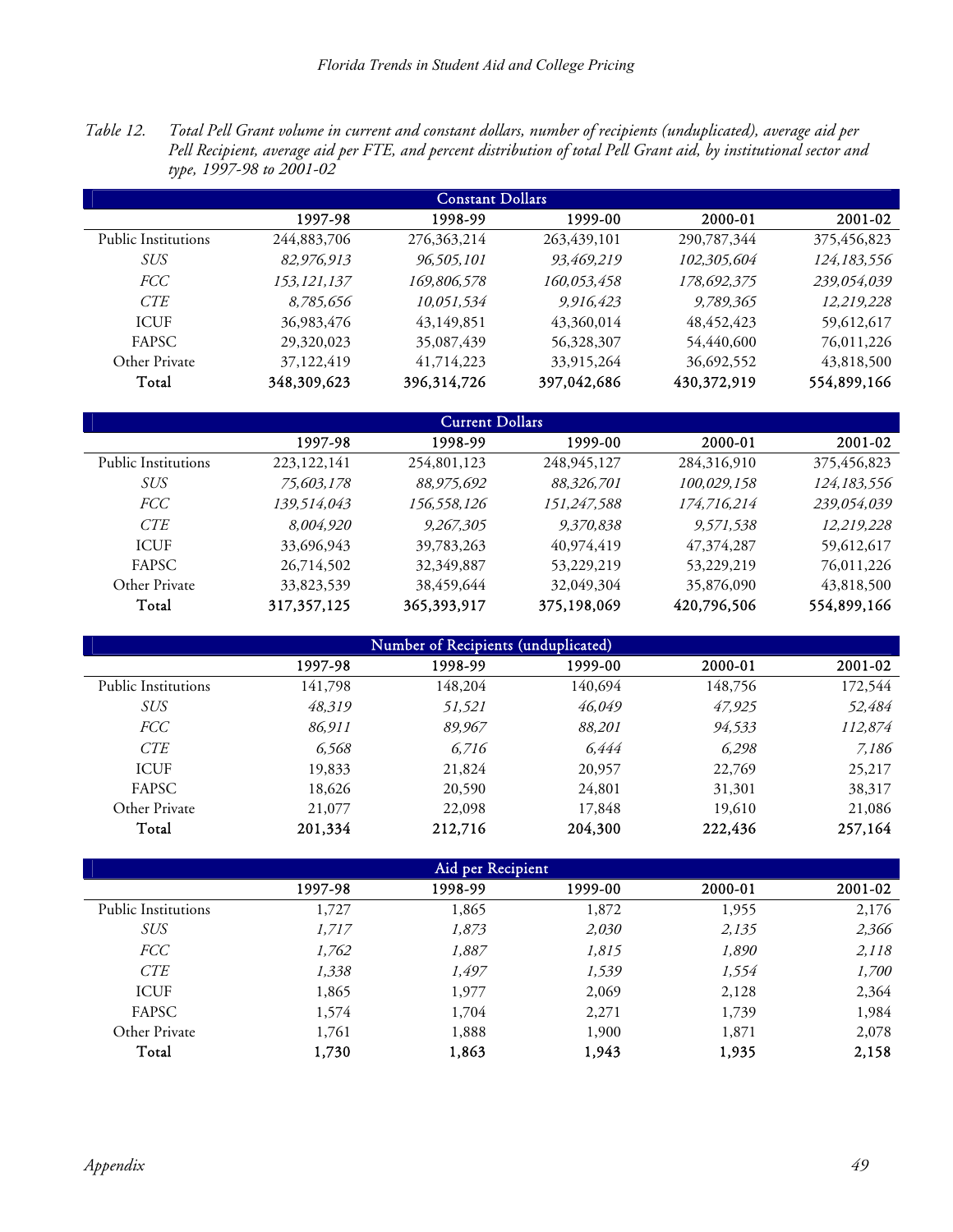Table 12. *Total Pell Grant volume in current and constant dollars, number of recipients (unduplicated), average aid per Pell Recipient, average aid per FTE, and percent distribution of total Pell Grant aid, by institutional sector and type, 1997-98 to 2001-02*

| Constant Dollars | | | | | |
|---|---|---|---|---|---|
| | 1997-98 | 1998-99 | 1999-00 | 2000-01 | 2001-02 |
| Public Institutions | 244,883,706 | 276,363,214 | 263,439,101 | 290,787,344 | 375,456,823 |
| *SUS* | *82,976,913* | *96,505,101* | *93,469,219* | *102,305,604* | *124,183,556* |
| *FCC* | *153,121,137* | *169,806,578* | *160,053,458* | *178,692,375* | *239,054,039* |
| *CTE* | *8,785,656* | *10,051,534* | *9,916,423* | *9,789,365* | *12,219,228* |
| ICUF | 36,983,476 | 43,149,851 | 43,360,014 | 48,452,423 | 59,612,617 |
| FAPSC | 29,320,023 | 35,087,439 | 56,328,307 | 54,440,600 | 76,011,226 |
| Other Private | 37,122,419 | 41,714,223 | 33,915,264 | 36,692,552 | 43,818,500 |
| **Total** | **348,309,623** | **396,314,726** | **397,042,686** | **430,372,919** | **554,899,166** |

| Current Dollars | | | | | |
|---|---|---|---|---|---|
| | 1997-98 | 1998-99 | 1999-00 | 2000-01 | 2001-02 |
| Public Institutions | 223,122,141 | 254,801,123 | 248,945,127 | 284,316,910 | 375,456,823 |
| *SUS* | *75,603,178* | *88,975,692* | *88,326,701* | *100,029,158* | *124,183,556* |
| *FCC* | *139,514,043* | *156,558,126* | *151,247,588* | *174,716,214* | *239,054,039* |
| *CTE* | *8,004,920* | *9,267,305* | *9,370,838* | *9,571,538* | *12,219,228* |
| ICUF | 33,696,943 | 39,783,263 | 40,974,419 | 47,374,287 | 59,612,617 |
| FAPSC | 26,714,502 | 32,349,887 | 53,229,219 | 53,229,219 | 76,011,226 |
| Other Private | 33,823,539 | 38,459,644 | 32,049,304 | 35,876,090 | 43,818,500 |
| **Total** | **317,357,125** | **365,393,917** | **375,198,069** | **420,796,506** | **554,899,166** |

| Number of Recipients (unduplicated) | | | | | |
|---|---|---|---|---|---|
| | 1997-98 | 1998-99 | 1999-00 | 2000-01 | 2001-02 |
| Public Institutions | 141,798 | 148,204 | 140,694 | 148,756 | 172,544 |
| *SUS* | *48,319* | *51,521* | *46,049* | *47,925* | *52,484* |
| *FCC* | *86,911* | *89,967* | *88,201* | *94,533* | *112,874* |
| *CTE* | *6,568* | *6,716* | *6,444* | *6,298* | *7,186* |
| ICUF | 19,833 | 21,824 | 20,957 | 22,769 | 25,217 |
| FAPSC | 18,626 | 20,590 | 24,801 | 31,301 | 38,317 |
| Other Private | 21,077 | 22,098 | 17,848 | 19,610 | 21,086 |
| **Total** | **201,334** | **212,716** | **204,300** | **222,436** | **257,164** |

| Aid per Recipient | | | | | |
|---|---|---|---|---|---|
| | 1997-98 | 1998-99 | 1999-00 | 2000-01 | 2001-02 |
| Public Institutions | 1,727 | 1,865 | 1,872 | 1,955 | 2,176 |
| *SUS* | *1,717* | *1,873* | *2,030* | *2,135* | *2,366* |
| *FCC* | *1,762* | *1,887* | *1,815* | *1,890* | *2,118* |
| *CTE* | *1,338* | *1,497* | *1,539* | *1,554* | *1,700* |
| ICUF | 1,865 | 1,977 | 2,069 | 2,128 | 2,364 |
| FAPSC | 1,574 | 1,704 | 2,271 | 1,739 | 1,984 |
| Other Private | 1,761 | 1,888 | 1,900 | 1,871 | 2,078 |
| **Total** | **1,730** | **1,863** | **1,943** | **1,935** | **2,158** |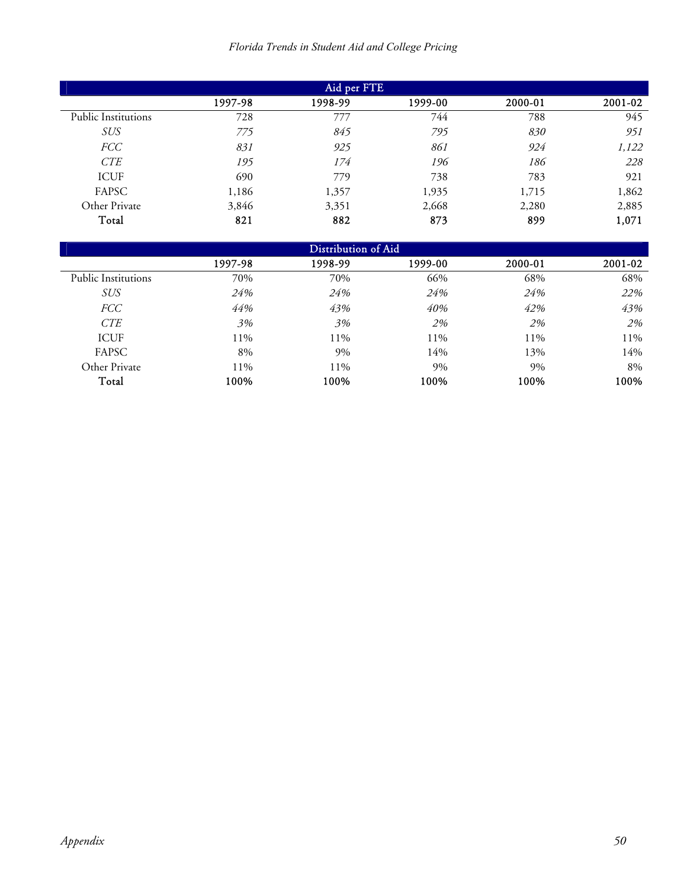| Aid per FTE | | | | | |
|---|---|---|---|---|---|
| | 1997-98 | 1998-99 | 1999-00 | 2000-01 | 2001-02 |
| Public Institutions | 728 | 777 | 744 | 788 | 945 |
| *SUS* | *775* | *845* | *795* | *830* | *951* |
| *FCC* | *831* | *925* | *861* | *924* | *1,122* |
| *CTE* | *195* | *174* | *196* | *186* | *228* |
| ICUF | 690 | 779 | 738 | 783 | 921 |
| FAPSC | 1,186 | 1,357 | 1,935 | 1,715 | 1,862 |
| Other Private | 3,846 | 3,351 | 2,668 | 2,280 | 2,885 |
| **Total** | **821** | **882** | **873** | **899** | **1,071** |

| Distribution of Aid | | | | | |
|---|---|---|---|---|---|
| | 1997-98 | 1998-99 | 1999-00 | 2000-01 | 2001-02 |
| Public Institutions | 70% | 70% | 66% | 68% | 68% |
| *SUS* | *24%* | *24%* | *24%* | *24%* | *22%* |
| *FCC* | *44%* | *43%* | *40%* | *42%* | *43%* |
| *CTE* | *3%* | *3%* | *2%* | *2%* | *2%* |
| ICUF | 11% | 11% | 11% | 11% | 11% |
| FAPSC | 8% | 9% | 14% | 13% | 14% |
| Other Private | 11% | 11% | 9% | 9% | 8% |
| **Total** | **100%** | **100%** | **100%** | **100%** | **100%** |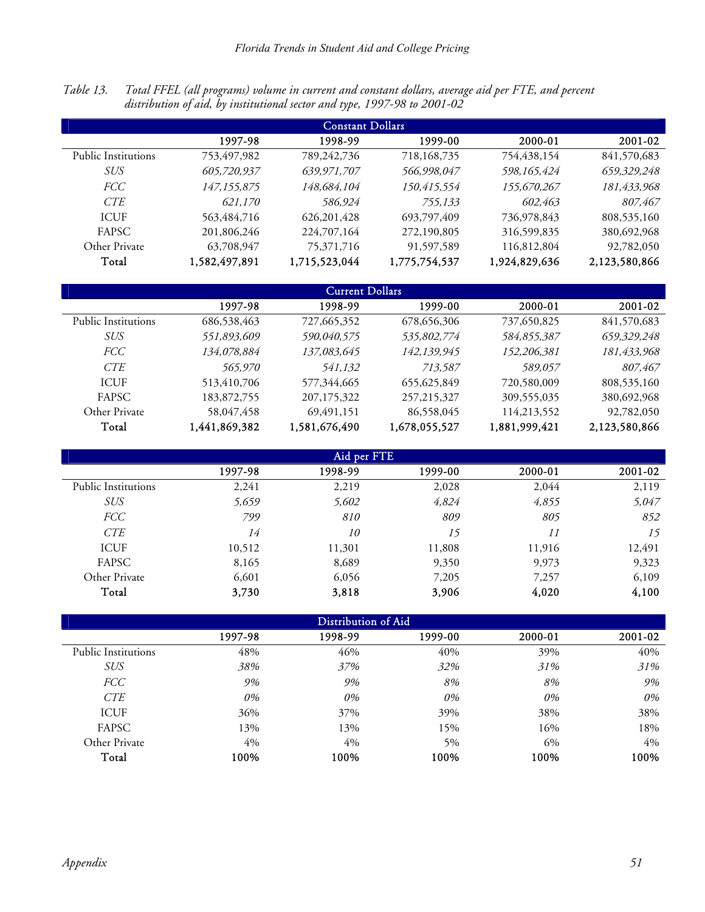*Table 13. Total FFEL (all programs) volume in current and constant dollars, average aid per FTE, and percent distribution of aid, by institutional sector and type, 1997-98 to 2001-02*

| Constant Dollars | | | | | |
|---|---|---|---|---|---|
| | 1997-98 | 1998-99 | 1999-00 | 2000-01 | 2001-02 |
| Public Institutions | 753,497,982 | 789,242,736 | 718,168,735 | 754,438,154 | 841,570,683 |
| *SUS* | *605,720,937* | *639,971,707* | *566,998,047* | *598,165,424* | *659,329,248* |
| *FCC* | *147,155,875* | *148,684,104* | *150,415,554* | *155,670,267* | *181,433,968* |
| *CTE* | *621,170* | *586,924* | *755,133* | *602,463* | *807,467* |
| ICUF | 563,484,716 | 626,201,428 | 693,797,409 | 736,978,843 | 808,535,160 |
| FAPSC | 201,806,246 | 224,707,164 | 272,190,805 | 316,599,835 | 380,692,968 |
| Other Private | 63,708,947 | 75,371,716 | 91,597,589 | 116,812,804 | 92,782,050 |
| Total | 1,582,497,891 | 1,715,523,044 | 1,775,754,537 | 1,924,829,636 | 2,123,580,866 |

| Current Dollars | | | | | |
|---|---|---|---|---|---|
| | 1997-98 | 1998-99 | 1999-00 | 2000-01 | 2001-02 |
| Public Institutions | 686,538,463 | 727,665,352 | 678,656,306 | 737,650,825 | 841,570,683 |
| *SUS* | *551,893,609* | *590,040,575* | *535,802,774* | *584,855,387* | *659,329,248* |
| *FCC* | *134,078,884* | *137,083,645* | *142,139,945* | *152,206,381* | *181,433,968* |
| *CTE* | *565,970* | *541,132* | *713,587* | *589,057* | *807,467* |
| ICUF | 513,410,706 | 577,344,665 | 655,625,849 | 720,580,009 | 808,535,160 |
| FAPSC | 183,872,755 | 207,175,322 | 257,215,327 | 309,555,035 | 380,692,968 |
| Other Private | 58,047,458 | 69,491,151 | 86,558,045 | 114,213,552 | 92,782,050 |
| Total | 1,441,869,382 | 1,581,676,490 | 1,678,055,527 | 1,881,999,421 | 2,123,580,866 |

| Aid per FTE | | | | | |
|---|---|---|---|---|---|
| | 1997-98 | 1998-99 | 1999-00 | 2000-01 | 2001-02 |
| Public Institutions | 2,241 | 2,219 | 2,028 | 2,044 | 2,119 |
| *SUS* | *5,659* | *5,602* | *4,824* | *4,855* | *5,047* |
| *FCC* | *799* | *810* | *809* | *805* | *852* |
| *CTE* | *14* | *10* | *15* | *11* | *15* |
| ICUF | 10,512 | 11,301 | 11,808 | 11,916 | 12,491 |
| FAPSC | 8,165 | 8,689 | 9,350 | 9,973 | 9,323 |
| Other Private | 6,601 | 6,056 | 7,205 | 7,257 | 6,109 |
| Total | 3,730 | 3,818 | 3,906 | 4,020 | 4,100 |

| Distribution of Aid | | | | | |
|---|---|---|---|---|---|
| | 1997-98 | 1998-99 | 1999-00 | 2000-01 | 2001-02 |
| Public Institutions | 48% | 46% | 40% | 39% | 40% |
| *SUS* | *38%* | *37%* | *32%* | *31%* | *31%* |
| *FCC* | *9%* | *9%* | *8%* | *8%* | *9%* |
| *CTE* | *0%* | *0%* | *0%* | *0%* | *0%* |
| ICUF | 36% | 37% | 39% | 38% | 38% |
| FAPSC | 13% | 13% | 15% | 16% | 18% |
| Other Private | 4% | 4% | 5% | 6% | 4% |
| Total | 100% | 100% | 100% | 100% | 100% |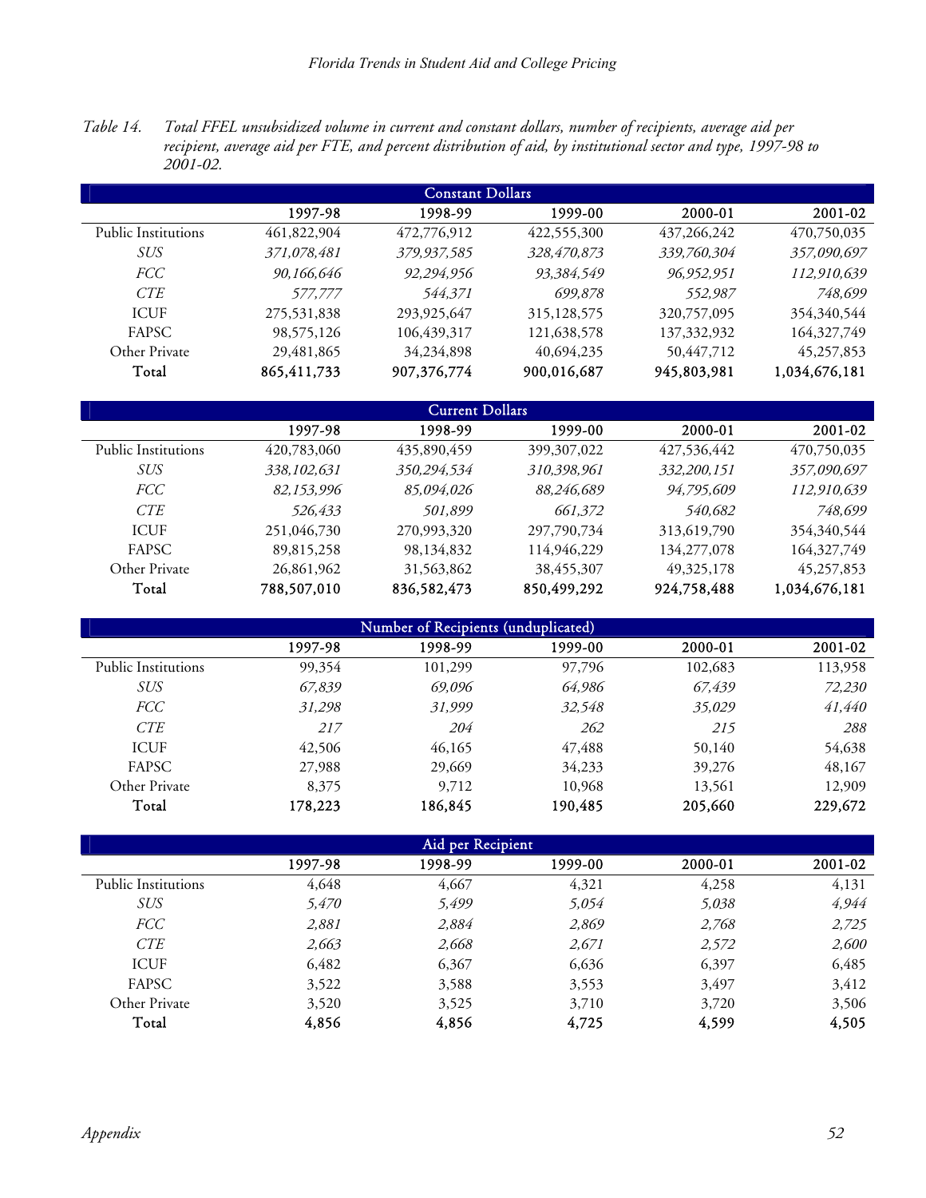Table 14. *Total FFEL unsubsidized volume in current and constant dollars, number of recipients, average aid per recipient, average aid per FTE, and percent distribution of aid, by institutional sector and type, 1997-98 to 2001-02.*

| Constant Dollars | | | | | |
|---|---|---|---|---|---|
| | 1997-98 | 1998-99 | 1999-00 | 2000-01 | 2001-02 |
| Public Institutions | 461,822,904 | 472,776,912 | 422,555,300 | 437,266,242 | 470,750,035 |
| *SUS* | *371,078,481* | *379,937,585* | *328,470,873* | *339,760,304* | *357,090,697* |
| *FCC* | *90,166,646* | *92,294,956* | *93,384,549* | *96,952,951* | *112,910,639* |
| *CTE* | *577,777* | *544,371* | *699,878* | *552,987* | *748,699* |
| ICUF | 275,531,838 | 293,925,647 | 315,128,575 | 320,757,095 | 354,340,544 |
| FAPSC | 98,575,126 | 106,439,317 | 121,638,578 | 137,332,932 | 164,327,749 |
| Other Private | 29,481,865 | 34,234,898 | 40,694,235 | 50,447,712 | 45,257,853 |
| **Total** | **865,411,733** | **907,376,774** | **900,016,687** | **945,803,981** | **1,034,676,181** |

| Current Dollars | | | | | |
|---|---|---|---|---|---|
| | 1997-98 | 1998-99 | 1999-00 | 2000-01 | 2001-02 |
| Public Institutions | 420,783,060 | 435,890,459 | 399,307,022 | 427,536,442 | 470,750,035 |
| *SUS* | *338,102,631* | *350,294,534* | *310,398,961* | *332,200,151* | *357,090,697* |
| *FCC* | *82,153,996* | *85,094,026* | *88,246,689* | *94,795,609* | *112,910,639* |
| *CTE* | *526,433* | *501,899* | *661,372* | *540,682* | *748,699* |
| ICUF | 251,046,730 | 270,993,320 | 297,790,734 | 313,619,790 | 354,340,544 |
| FAPSC | 89,815,258 | 98,134,832 | 114,946,229 | 134,277,078 | 164,327,749 |
| Other Private | 26,861,962 | 31,563,862 | 38,455,307 | 49,325,178 | 45,257,853 |
| **Total** | **788,507,010** | **836,582,473** | **850,499,292** | **924,758,488** | **1,034,676,181** |

| Number of Recipients (unduplicated) | | | | | |
|---|---|---|---|---|---|
| | 1997-98 | 1998-99 | 1999-00 | 2000-01 | 2001-02 |
| Public Institutions | 99,354 | 101,299 | 97,796 | 102,683 | 113,958 |
| *SUS* | *67,839* | *69,096* | *64,986* | *67,439* | *72,230* |
| *FCC* | *31,298* | *31,999* | *32,548* | *35,029* | *41,440* |
| *CTE* | *217* | *204* | *262* | *215* | *288* |
| ICUF | 42,506 | 46,165 | 47,488 | 50,140 | 54,638 |
| FAPSC | 27,988 | 29,669 | 34,233 | 39,276 | 48,167 |
| Other Private | 8,375 | 9,712 | 10,968 | 13,561 | 12,909 |
| **Total** | **178,223** | **186,845** | **190,485** | **205,660** | **229,672** |

| Aid per Recipient | | | | | |
|---|---|---|---|---|---|
| | 1997-98 | 1998-99 | 1999-00 | 2000-01 | 2001-02 |
| Public Institutions | 4,648 | 4,667 | 4,321 | 4,258 | 4,131 |
| *SUS* | *5,470* | *5,499* | *5,054* | *5,038* | *4,944* |
| *FCC* | *2,881* | *2,884* | *2,869* | *2,768* | *2,725* |
| *CTE* | *2,663* | *2,668* | *2,671* | *2,572* | *2,600* |
| ICUF | 6,482 | 6,367 | 6,636 | 6,397 | 6,485 |
| FAPSC | 3,522 | 3,588 | 3,553 | 3,497 | 3,412 |
| Other Private | 3,520 | 3,525 | 3,710 | 3,720 | 3,506 |
| **Total** | **4,856** | **4,856** | **4,725** | **4,599** | **4,505** |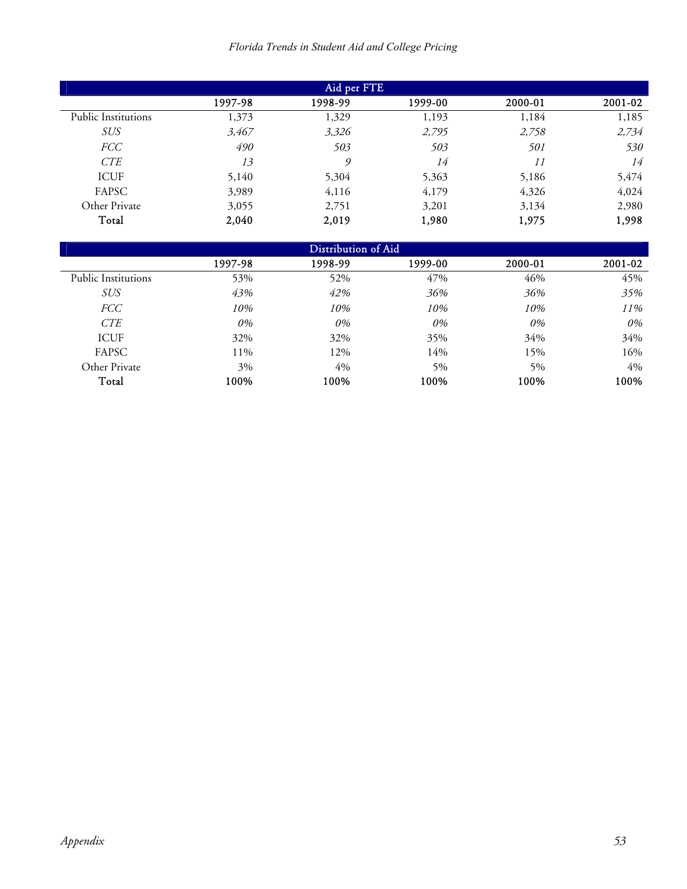| Aid per FTE | | | | | |
|---|---|---|---|---|---|
| | 1997-98 | 1998-99 | 1999-00 | 2000-01 | 2001-02 |
| Public Institutions | 1,373 | 1,329 | 1,193 | 1,184 | 1,185 |
| *SUS* | *3,467* | *3,326* | *2,795* | *2,758* | *2,734* |
| *FCC* | *490* | *503* | *503* | *501* | *530* |
| *CTE* | *13* | *9* | *14* | *11* | *14* |
| ICUF | 5,140 | 5,304 | 5,363 | 5,186 | 5,474 |
| FAPSC | 3,989 | 4,116 | 4,179 | 4,326 | 4,024 |
| Other Private | 3,055 | 2,751 | 3,201 | 3,134 | 2,980 |
| **Total** | **2,040** | **2,019** | **1,980** | **1,975** | **1,998** |

| Distribution of Aid | | | | | |
|---|---|---|---|---|---|
| | 1997-98 | 1998-99 | 1999-00 | 2000-01 | 2001-02 |
| Public Institutions | 53% | 52% | 47% | 46% | 45% |
| *SUS* | *43%* | *42%* | *36%* | *36%* | *35%* |
| *FCC* | *10%* | *10%* | *10%* | *10%* | *11%* |
| *CTE* | *0%* | *0%* | *0%* | *0%* | *0%* |
| ICUF | 32% | 32% | 35% | 34% | 34% |
| FAPSC | 11% | 12% | 14% | 15% | 16% |
| Other Private | 3% | 4% | 5% | 5% | 4% |
| **Total** | **100%** | **100%** | **100%** | **100%** | **100%** |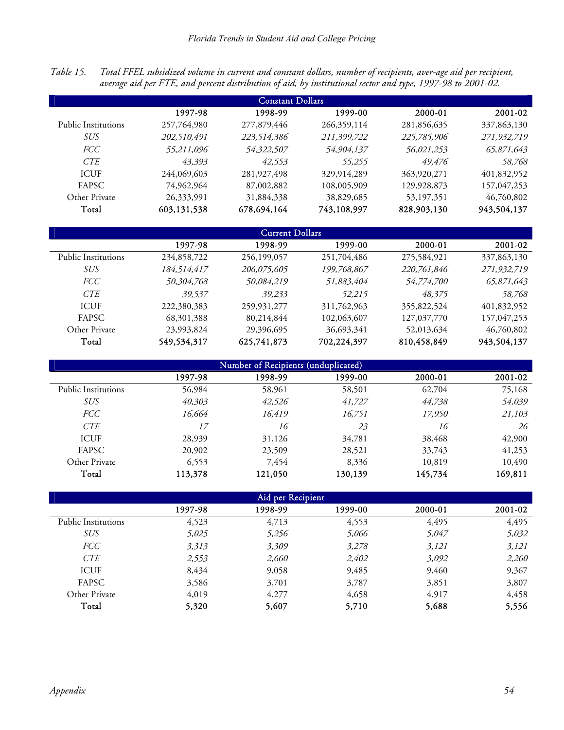Table 15. Total FFEL subsidized volume in current and constant dollars, number of recipients, aver-age aid per recipient, average aid per FTE, and percent distribution of aid, by institutional sector and type, 1997-98 to 2001-02.

| Constant Dollars | | | | | |
|---|---|---|---|---|---|
| | 1997-98 | 1998-99 | 1999-00 | 2000-01 | 2001-02 |
| Public Institutions | 257,764,980 | 277,879,446 | 266,359,114 | 281,856,635 | 337,863,130 |
| *SUS* | *202,510,491* | *223,514,386* | *211,399,722* | *225,785,906* | *271,932,719* |
| *FCC* | *55,211,096* | *54,322,507* | *54,904,137* | *56,021,253* | *65,871,643* |
| *CTE* | *43,393* | *42,553* | *55,255* | *49,476* | *58,768* |
| ICUF | 244,069,603 | 281,927,498 | 329,914,289 | 363,920,271 | 401,832,952 |
| FAPSC | 74,962,964 | 87,002,882 | 108,005,909 | 129,928,873 | 157,047,253 |
| Other Private | 26,333,991 | 31,884,338 | 38,829,685 | 53,197,351 | 46,760,802 |
| Total | 603,131,538 | 678,694,164 | 743,108,997 | 828,903,130 | 943,504,137 |

| Current Dollars | | | | | |
|---|---|---|---|---|---|
| | 1997-98 | 1998-99 | 1999-00 | 2000-01 | 2001-02 |
| Public Institutions | 234,858,722 | 256,199,057 | 251,704,486 | 275,584,921 | 337,863,130 |
| *SUS* | *184,514,417* | *206,075,605* | *199,768,867* | *220,761,846* | *271,932,719* |
| *FCC* | *50,304,768* | *50,084,219* | *51,883,404* | *54,774,700* | *65,871,643* |
| *CTE* | *39,537* | *39,233* | *52,215* | *48,375* | *58,768* |
| ICUF | 222,380,383 | 259,931,277 | 311,762,963 | 355,822,524 | 401,832,952 |
| FAPSC | 68,301,388 | 80,214,844 | 102,063,607 | 127,037,770 | 157,047,253 |
| Other Private | 23,993,824 | 29,396,695 | 36,693,341 | 52,013,634 | 46,760,802 |
| Total | 549,534,317 | 625,741,873 | 702,224,397 | 810,458,849 | 943,504,137 |

| Number of Recipients (unduplicated) | | | | | |
|---|---|---|---|---|---|
| | 1997-98 | 1998-99 | 1999-00 | 2000-01 | 2001-02 |
| Public Institutions | 56,984 | 58,961 | 58,501 | 62,704 | 75,168 |
| *SUS* | *40,303* | *42,526* | *41,727* | *44,738* | *54,039* |
| *FCC* | *16,664* | *16,419* | *16,751* | *17,950* | *21,103* |
| *CTE* | *17* | *16* | *23* | *16* | *26* |
| ICUF | 28,939 | 31,126 | 34,781 | 38,468 | 42,900 |
| FAPSC | 20,902 | 23,509 | 28,521 | 33,743 | 41,253 |
| Other Private | 6,553 | 7,454 | 8,336 | 10,819 | 10,490 |
| Total | 113,378 | 121,050 | 130,139 | 145,734 | 169,811 |

| Aid per Recipient | | | | | |
|---|---|---|---|---|---|
| | 1997-98 | 1998-99 | 1999-00 | 2000-01 | 2001-02 |
| Public Institutions | 4,523 | 4,713 | 4,553 | 4,495 | 4,495 |
| *SUS* | *5,025* | *5,256* | *5,066* | *5,047* | *5,032* |
| *FCC* | *3,313* | *3,309* | *3,278* | *3,121* | *3,121* |
| *CTE* | *2,553* | *2,660* | *2,402* | *3,092* | *2,260* |
| ICUF | 8,434 | 9,058 | 9,485 | 9,460 | 9,367 |
| FAPSC | 3,586 | 3,701 | 3,787 | 3,851 | 3,807 |
| Other Private | 4,019 | 4,277 | 4,658 | 4,917 | 4,458 |
| Total | 5,320 | 5,607 | 5,710 | 5,688 | 5,556 |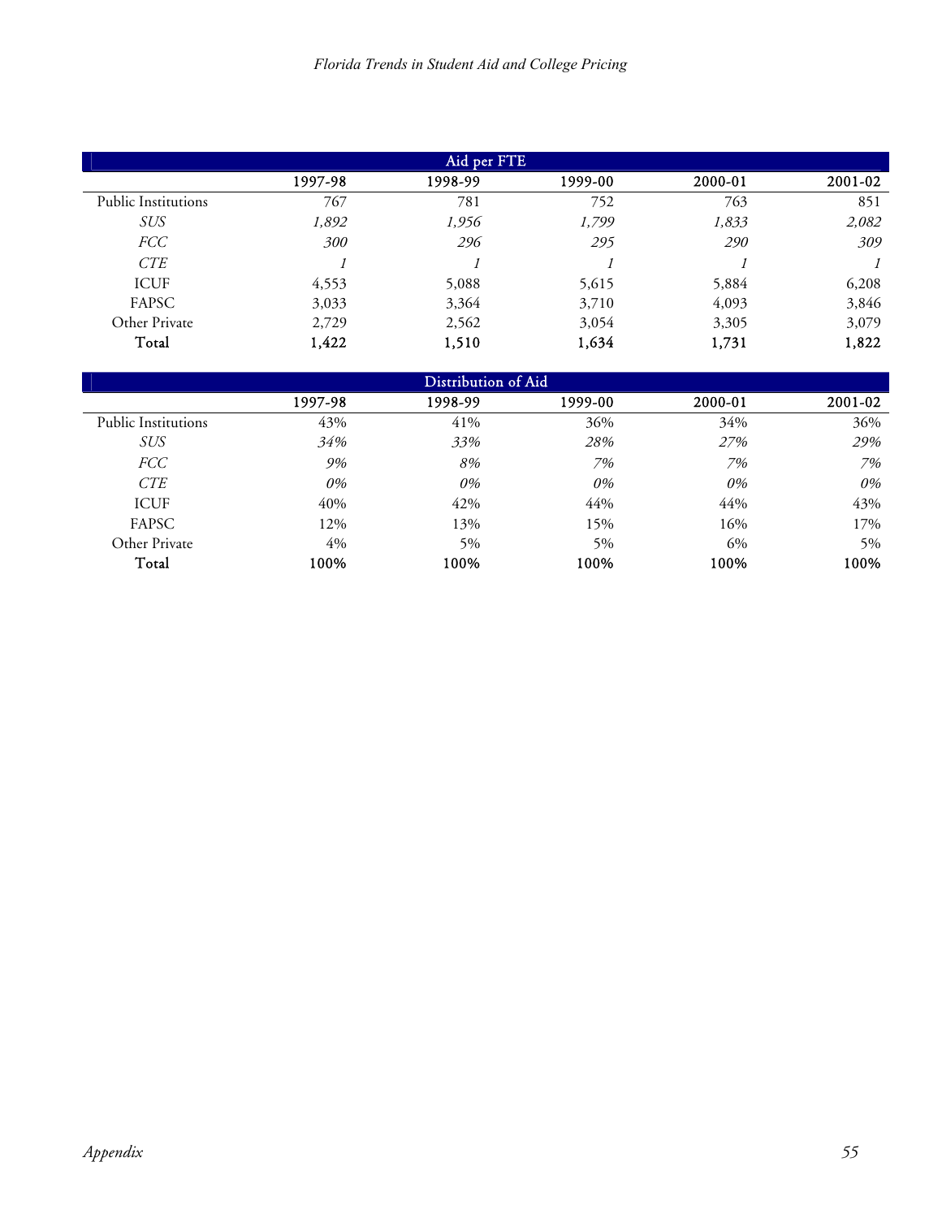| Aid per FTE | | | | | |
|---|---|---|---|---|---|
| | 1997-98 | 1998-99 | 1999-00 | 2000-01 | 2001-02 |
| Public Institutions | 767 | 781 | 752 | 763 | 851 |
| *SUS* | *1,892* | *1,956* | *1,799* | *1,833* | *2,082* |
| *FCC* | *300* | *296* | *295* | *290* | *309* |
| *CTE* | *1* | *1* | *1* | *1* | *1* |
| ICUF | 4,553 | 5,088 | 5,615 | 5,884 | 6,208 |
| FAPSC | 3,033 | 3,364 | 3,710 | 4,093 | 3,846 |
| Other Private | 2,729 | 2,562 | 3,054 | 3,305 | 3,079 |
| **Total** | **1,422** | **1,510** | **1,634** | **1,731** | **1,822** |

| Distribution of Aid | | | | | |
|---|---|---|---|---|---|
| | 1997-98 | 1998-99 | 1999-00 | 2000-01 | 2001-02 |
| Public Institutions | 43% | 41% | 36% | 34% | 36% |
| *SUS* | *34%* | *33%* | *28%* | *27%* | *29%* |
| *FCC* | *9%* | *8%* | *7%* | *7%* | *7%* |
| *CTE* | *0%* | *0%* | *0%* | *0%* | *0%* |
| ICUF | 40% | 42% | 44% | 44% | 43% |
| FAPSC | 12% | 13% | 15% | 16% | 17% |
| Other Private | 4% | 5% | 5% | 6% | 5% |
| **Total** | **100%** | **100%** | **100%** | **100%** | **100%** |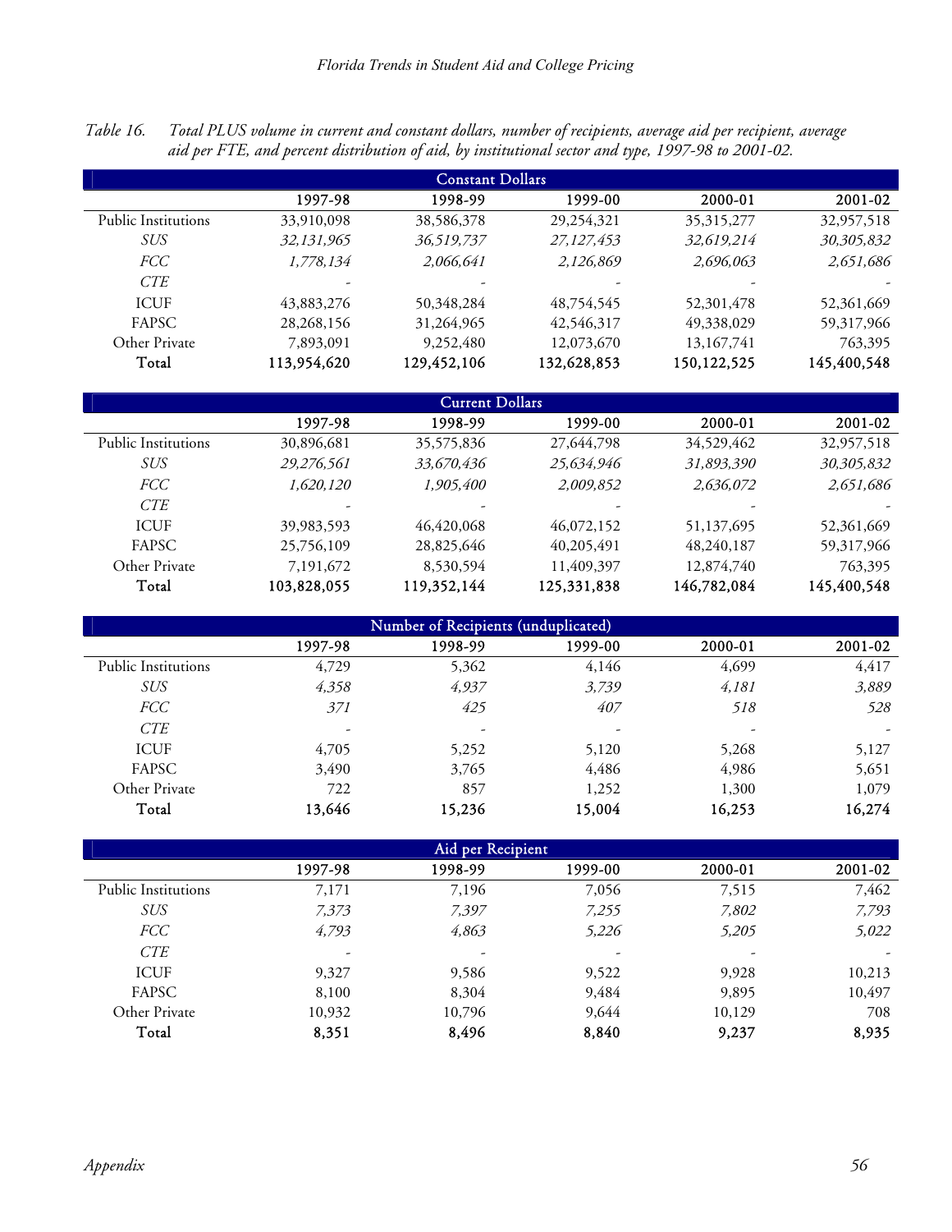Table 16. *Total PLUS volume in current and constant dollars, number of recipients, average aid per recipient, average aid per FTE, and percent distribution of aid, by institutional sector and type, 1997-98 to 2001-02.*

| Constant Dollars | | | | | |
|---|---|---|---|---|---|
| | 1997-98 | 1998-99 | 1999-00 | 2000-01 | 2001-02 |
| Public Institutions | 33,910,098 | 38,586,378 | 29,254,321 | 35,315,277 | 32,957,518 |
| *SUS* | *32,131,965* | *36,519,737* | *27,127,453* | *32,619,214* | *30,305,832* |
| *FCC* | *1,778,134* | *2,066,641* | *2,126,869* | *2,696,063* | *2,651,686* |
| *CTE* | - | - | - | - | - |
| ICUF | 43,883,276 | 50,348,284 | 48,754,545 | 52,301,478 | 52,361,669 |
| FAPSC | 28,268,156 | 31,264,965 | 42,546,317 | 49,338,029 | 59,317,966 |
| Other Private | 7,893,091 | 9,252,480 | 12,073,670 | 13,167,741 | 763,395 |
| **Total** | **113,954,620** | **129,452,106** | **132,628,853** | **150,122,525** | **145,400,548** |

| Current Dollars | | | | | |
|---|---|---|---|---|---|
| | 1997-98 | 1998-99 | 1999-00 | 2000-01 | 2001-02 |
| Public Institutions | 30,896,681 | 35,575,836 | 27,644,798 | 34,529,462 | 32,957,518 |
| *SUS* | *29,276,561* | *33,670,436* | *25,634,946* | *31,893,390* | *30,305,832* |
| *FCC* | *1,620,120* | *1,905,400* | *2,009,852* | *2,636,072* | *2,651,686* |
| *CTE* | - | - | - | - | - |
| ICUF | 39,983,593 | 46,420,068 | 46,072,152 | 51,137,695 | 52,361,669 |
| FAPSC | 25,756,109 | 28,825,646 | 40,205,491 | 48,240,187 | 59,317,966 |
| Other Private | 7,191,672 | 8,530,594 | 11,409,397 | 12,874,740 | 763,395 |
| **Total** | **103,828,055** | **119,352,144** | **125,331,838** | **146,782,084** | **145,400,548** |

| Number of Recipients (unduplicated) | | | | | |
|---|---|---|---|---|---|
| | 1997-98 | 1998-99 | 1999-00 | 2000-01 | 2001-02 |
| Public Institutions | 4,729 | 5,362 | 4,146 | 4,699 | 4,417 |
| *SUS* | *4,358* | *4,937* | *3,739* | *4,181* | *3,889* |
| *FCC* | *371* | *425* | *407* | *518* | *528* |
| *CTE* | - | - | - | - | - |
| ICUF | 4,705 | 5,252 | 5,120 | 5,268 | 5,127 |
| FAPSC | 3,490 | 3,765 | 4,486 | 4,986 | 5,651 |
| Other Private | 722 | 857 | 1,252 | 1,300 | 1,079 |
| **Total** | **13,646** | **15,236** | **15,004** | **16,253** | **16,274** |

| Aid per Recipient | | | | | |
|---|---|---|---|---|---|
| | 1997-98 | 1998-99 | 1999-00 | 2000-01 | 2001-02 |
| Public Institutions | 7,171 | 7,196 | 7,056 | 7,515 | 7,462 |
| *SUS* | *7,373* | *7,397* | *7,255* | *7,802* | *7,793* |
| *FCC* | *4,793* | *4,863* | *5,226* | *5,205* | *5,022* |
| *CTE* | - | - | - | - | - |
| ICUF | 9,327 | 9,586 | 9,522 | 9,928 | 10,213 |
| FAPSC | 8,100 | 8,304 | 9,484 | 9,895 | 10,497 |
| Other Private | 10,932 | 10,796 | 9,644 | 10,129 | 708 |
| **Total** | **8,351** | **8,496** | **8,840** | **9,237** | **8,935** |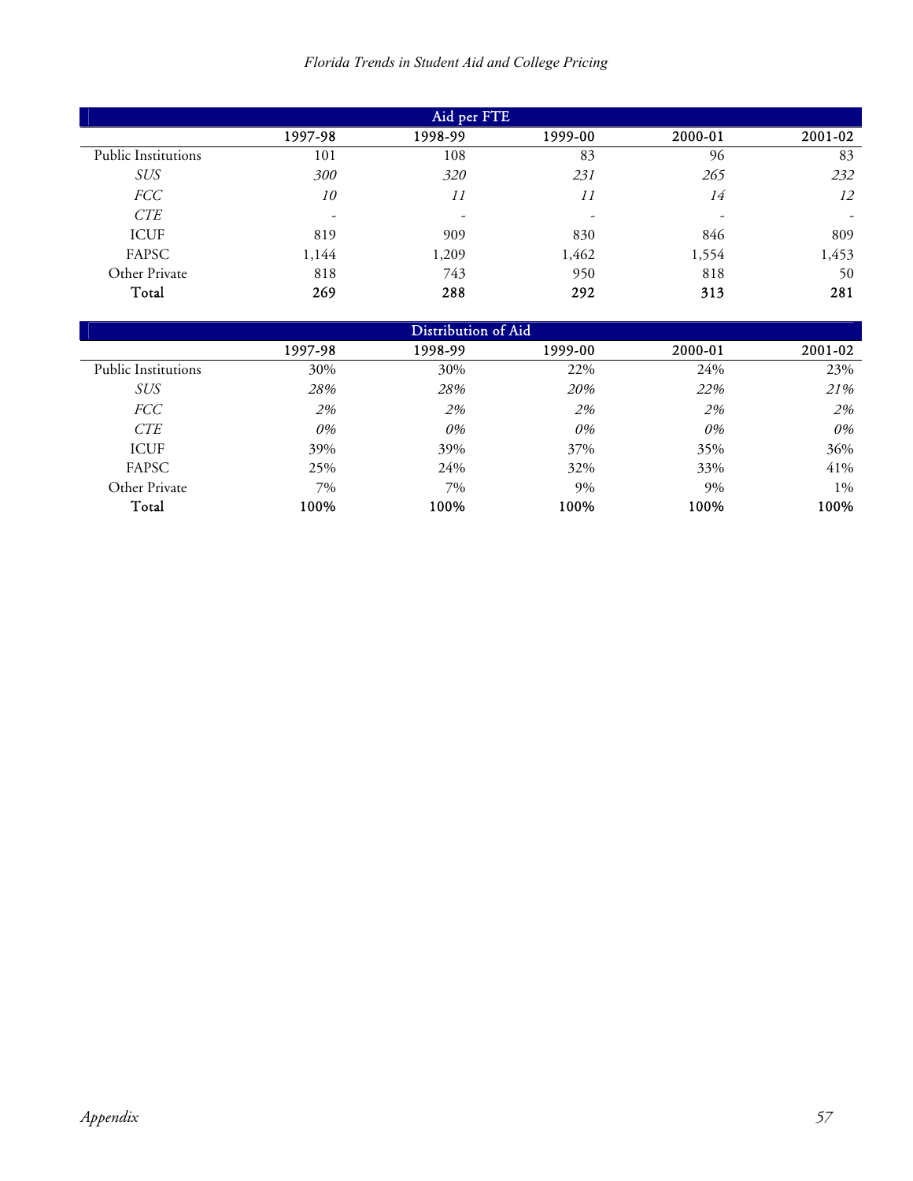| Aid per FTE | | | | | |
|---|---|---|---|---|---|
| | 1997-98 | 1998-99 | 1999-00 | 2000-01 | 2001-02 |
| Public Institutions | 101 | 108 | 83 | 96 | 83 |
| *SUS* | *300* | *320* | *231* | *265* | *232* |
| *FCC* | *10* | *11* | *11* | *14* | *12* |
| *CTE* | *-* | *-* | *-* | *-* | *-* |
| ICUF | 819 | 909 | 830 | 846 | 809 |
| FAPSC | 1,144 | 1,209 | 1,462 | 1,554 | 1,453 |
| Other Private | 818 | 743 | 950 | 818 | 50 |
| **Total** | **269** | **288** | **292** | **313** | **281** |

| Distribution of Aid | | | | | |
|---|---|---|---|---|---|
| | 1997-98 | 1998-99 | 1999-00 | 2000-01 | 2001-02 |
| Public Institutions | 30% | 30% | 22% | 24% | 23% |
| *SUS* | *28%* | *28%* | *20%* | *22%* | *21%* |
| *FCC* | *2%* | *2%* | *2%* | *2%* | *2%* |
| *CTE* | *0%* | *0%* | *0%* | *0%* | *0%* |
| ICUF | 39% | 39% | 37% | 35% | 36% |
| FAPSC | 25% | 24% | 32% | 33% | 41% |
| Other Private | 7% | 7% | 9% | 9% | 1% |
| **Total** | **100%** | **100%** | **100%** | **100%** | **100%** |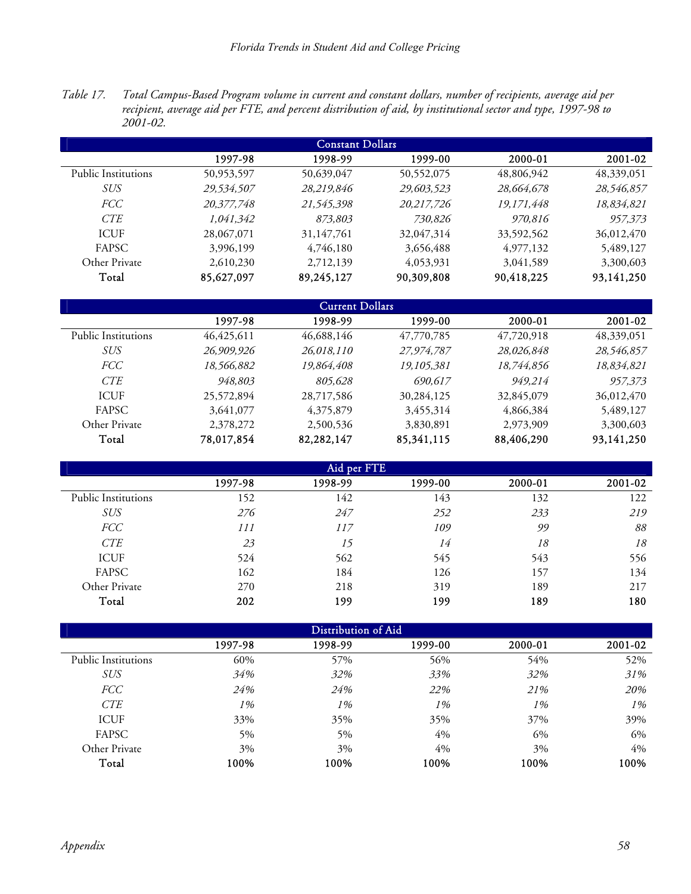*Table 17. Total Campus-Based Program volume in current and constant dollars, number of recipients, average aid per recipient, average aid per FTE, and percent distribution of aid, by institutional sector and type, 1997-98 to 2001-02.*

| Constant Dollars | | | | | |
|---|---|---|---|---|---|
| | 1997-98 | 1998-99 | 1999-00 | 2000-01 | 2001-02 |
| Public Institutions | 50,953,597 | 50,639,047 | 50,552,075 | 48,806,942 | 48,339,051 |
| *SUS* | *29,534,507* | *28,219,846* | *29,603,523* | *28,664,678* | *28,546,857* |
| *FCC* | *20,377,748* | *21,545,398* | *20,217,726* | *19,171,448* | *18,834,821* |
| *CTE* | *1,041,342* | *873,803* | *730,826* | *970,816* | *957,373* |
| ICUF | 28,067,071 | 31,147,761 | 32,047,314 | 33,592,562 | 36,012,470 |
| FAPSC | 3,996,199 | 4,746,180 | 3,656,488 | 4,977,132 | 5,489,127 |
| Other Private | 2,610,230 | 2,712,139 | 4,053,931 | 3,041,589 | 3,300,603 |
| **Total** | **85,627,097** | **89,245,127** | **90,309,808** | **90,418,225** | **93,141,250** |

| Current Dollars | | | | | |
|---|---|---|---|---|---|
| | 1997-98 | 1998-99 | 1999-00 | 2000-01 | 2001-02 |
| Public Institutions | 46,425,611 | 46,688,146 | 47,770,785 | 47,720,918 | 48,339,051 |
| *SUS* | *26,909,926* | *26,018,110* | *27,974,787* | *28,026,848* | *28,546,857* |
| *FCC* | *18,566,882* | *19,864,408* | *19,105,381* | *18,744,856* | *18,834,821* |
| *CTE* | *948,803* | *805,628* | *690,617* | *949,214* | *957,373* |
| ICUF | 25,572,894 | 28,717,586 | 30,284,125 | 32,845,079 | 36,012,470 |
| FAPSC | 3,641,077 | 4,375,879 | 3,455,314 | 4,866,384 | 5,489,127 |
| Other Private | 2,378,272 | 2,500,536 | 3,830,891 | 2,973,909 | 3,300,603 |
| **Total** | **78,017,854** | **82,282,147** | **85,341,115** | **88,406,290** | **93,141,250** |

| Aid per FTE | | | | | |
|---|---|---|---|---|---|
| | 1997-98 | 1998-99 | 1999-00 | 2000-01 | 2001-02 |
| Public Institutions | 152 | 142 | 143 | 132 | 122 |
| *SUS* | *276* | *247* | *252* | *233* | *219* |
| *FCC* | *111* | *117* | *109* | *99* | *88* |
| *CTE* | *23* | *15* | *14* | *18* | *18* |
| ICUF | 524 | 562 | 545 | 543 | 556 |
| FAPSC | 162 | 184 | 126 | 157 | 134 |
| Other Private | 270 | 218 | 319 | 189 | 217 |
| **Total** | **202** | **199** | **199** | **189** | **180** |

| Distribution of Aid | | | | | |
|---|---|---|---|---|---|
| | 1997-98 | 1998-99 | 1999-00 | 2000-01 | 2001-02 |
| Public Institutions | 60% | 57% | 56% | 54% | 52% |
| *SUS* | *34%* | *32%* | *33%* | *32%* | *31%* |
| *FCC* | *24%* | *24%* | *22%* | *21%* | *20%* |
| *CTE* | *1%* | *1%* | *1%* | *1%* | *1%* |
| ICUF | 33% | 35% | 35% | 37% | 39% |
| FAPSC | 5% | 5% | 4% | 6% | 6% |
| Other Private | 3% | 3% | 4% | 3% | 4% |
| **Total** | **100%** | **100%** | **100%** | **100%** | **100%** |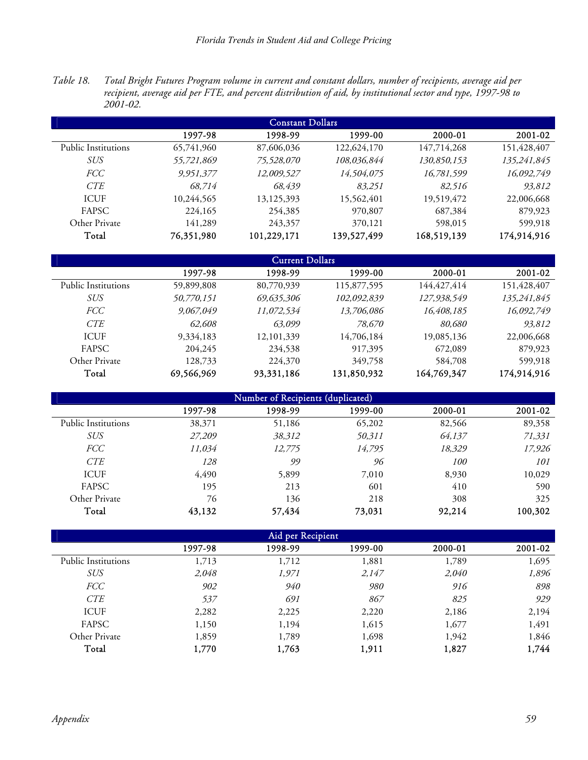Table 18. *Total Bright Futures Program volume in current and constant dollars, number of recipients, average aid per recipient, average aid per FTE, and percent distribution of aid, by institutional sector and type, 1997-98 to 2001-02.*

| Constant Dollars | | | | | |
|---|---|---|---|---|---|
| | 1997-98 | 1998-99 | 1999-00 | 2000-01 | 2001-02 |
| Public Institutions | 65,741,960 | 87,606,036 | 122,624,170 | 147,714,268 | 151,428,407 |
| *SUS* | *55,721,869* | *75,528,070* | *108,036,844* | *130,850,153* | *135,241,845* |
| *FCC* | *9,951,377* | *12,009,527* | *14,504,075* | *16,781,599* | *16,092,749* |
| *CTE* | *68,714* | *68,439* | *83,251* | *82,516* | *93,812* |
| ICUF | 10,244,565 | 13,125,393 | 15,562,401 | 19,519,472 | 22,006,668 |
| FAPSC | 224,165 | 254,385 | 970,807 | 687,384 | 879,923 |
| Other Private | 141,289 | 243,357 | 370,121 | 598,015 | 599,918 |
| **Total** | **76,351,980** | **101,229,171** | **139,527,499** | **168,519,139** | **174,914,916** |

| Current Dollars | | | | | |
|---|---|---|---|---|---|
| | 1997-98 | 1998-99 | 1999-00 | 2000-01 | 2001-02 |
| Public Institutions | 59,899,808 | 80,770,939 | 115,877,595 | 144,427,414 | 151,428,407 |
| *SUS* | *50,770,151* | *69,635,306* | *102,092,839* | *127,938,549* | *135,241,845* |
| *FCC* | *9,067,049* | *11,072,534* | *13,706,086* | *16,408,185* | *16,092,749* |
| *CTE* | *62,608* | *63,099* | *78,670* | *80,680* | *93,812* |
| ICUF | 9,334,183 | 12,101,339 | 14,706,184 | 19,085,136 | 22,006,668 |
| FAPSC | 204,245 | 234,538 | 917,395 | 672,089 | 879,923 |
| Other Private | 128,733 | 224,370 | 349,758 | 584,708 | 599,918 |
| **Total** | **69,566,969** | **93,331,186** | **131,850,932** | **164,769,347** | **174,914,916** |

| Number of Recipients (duplicated) | | | | | |
|---|---|---|---|---|---|
| | 1997-98 | 1998-99 | 1999-00 | 2000-01 | 2001-02 |
| Public Institutions | 38,371 | 51,186 | 65,202 | 82,566 | 89,358 |
| *SUS* | *27,209* | *38,312* | *50,311* | *64,137* | *71,331* |
| *FCC* | *11,034* | *12,775* | *14,795* | *18,329* | *17,926* |
| *CTE* | *128* | *99* | *96* | *100* | *101* |
| ICUF | 4,490 | 5,899 | 7,010 | 8,930 | 10,029 |
| FAPSC | 195 | 213 | 601 | 410 | 590 |
| Other Private | 76 | 136 | 218 | 308 | 325 |
| **Total** | **43,132** | **57,434** | **73,031** | **92,214** | **100,302** |

| Aid per Recipient | | | | | |
|---|---|---|---|---|---|
| | 1997-98 | 1998-99 | 1999-00 | 2000-01 | 2001-02 |
| Public Institutions | 1,713 | 1,712 | 1,881 | 1,789 | 1,695 |
| *SUS* | *2,048* | *1,971* | *2,147* | *2,040* | *1,896* |
| *FCC* | *902* | *940* | *980* | *916* | *898* |
| *CTE* | *537* | *691* | *867* | *825* | *929* |
| ICUF | 2,282 | 2,225 | 2,220 | 2,186 | 2,194 |
| FAPSC | 1,150 | 1,194 | 1,615 | 1,677 | 1,491 |
| Other Private | 1,859 | 1,789 | 1,698 | 1,942 | 1,846 |
| **Total** | **1,770** | **1,763** | **1,911** | **1,827** | **1,744** |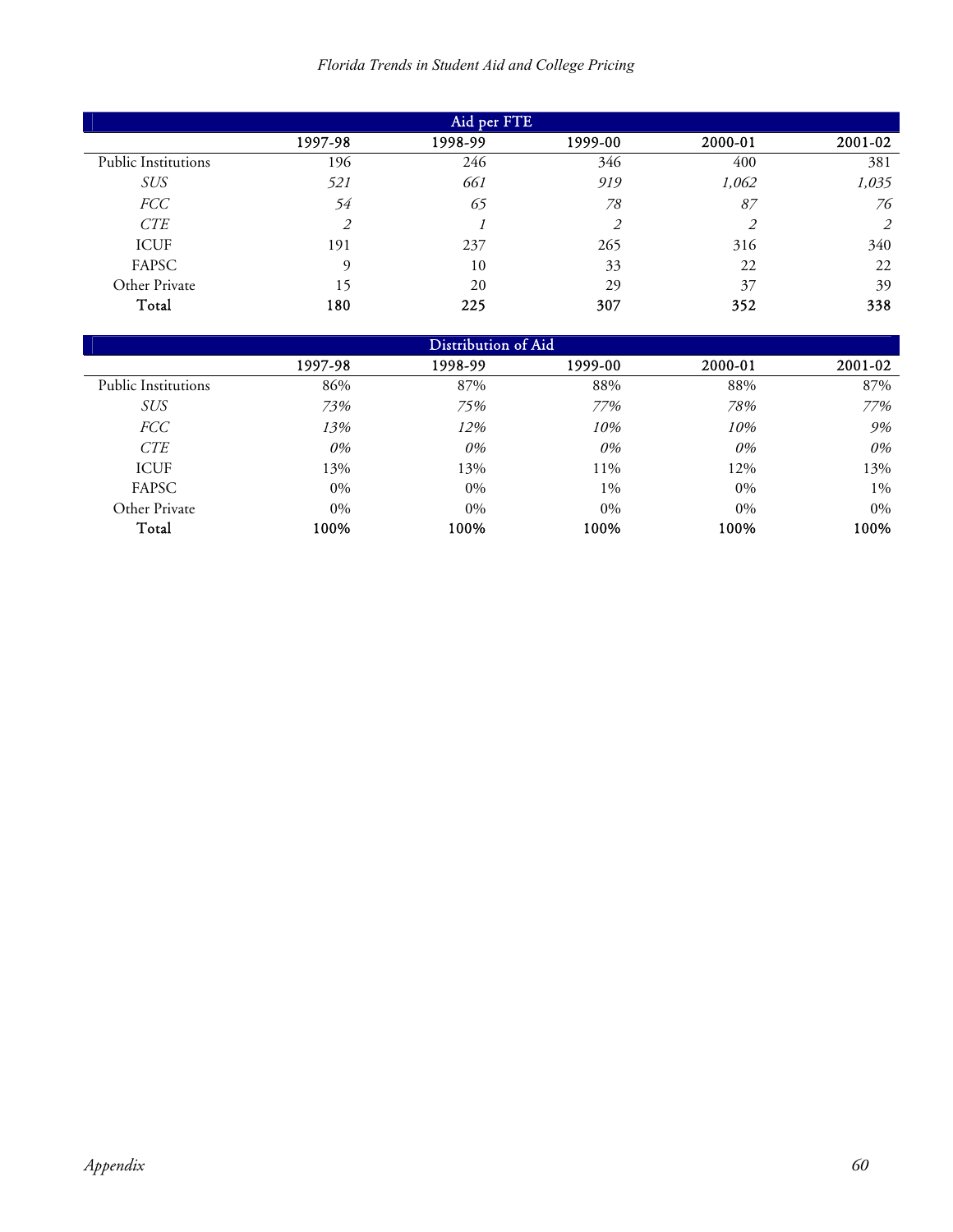| Aid per FTE | | | | | |
|---|---|---|---|---|---|
| | 1997-98 | 1998-99 | 1999-00 | 2000-01 | 2001-02 |
| Public Institutions | 196 | 246 | 346 | 400 | 381 |
| *SUS* | *521* | *661* | *919* | *1,062* | *1,035* |
| *FCC* | *54* | *65* | *78* | *87* | *76* |
| *CTE* | *2* | *1* | *2* | *2* | *2* |
| ICUF | 191 | 237 | 265 | 316 | 340 |
| FAPSC | 9 | 10 | 33 | 22 | 22 |
| Other Private | 15 | 20 | 29 | 37 | 39 |
| **Total** | **180** | **225** | **307** | **352** | **338** |

| Distribution of Aid | | | | | |
|---|---|---|---|---|---|
| | 1997-98 | 1998-99 | 1999-00 | 2000-01 | 2001-02 |
| Public Institutions | 86% | 87% | 88% | 88% | 87% |
| *SUS* | *73%* | *75%* | *77%* | *78%* | *77%* |
| *FCC* | *13%* | *12%* | *10%* | *10%* | *9%* |
| *CTE* | *0%* | *0%* | *0%* | *0%* | *0%* |
| ICUF | 13% | 13% | 11% | 12% | 13% |
| FAPSC | 0% | 0% | 1% | 0% | 1% |
| Other Private | 0% | 0% | 0% | 0% | 0% |
| **Total** | **100%** | **100%** | **100%** | **100%** | **100%** |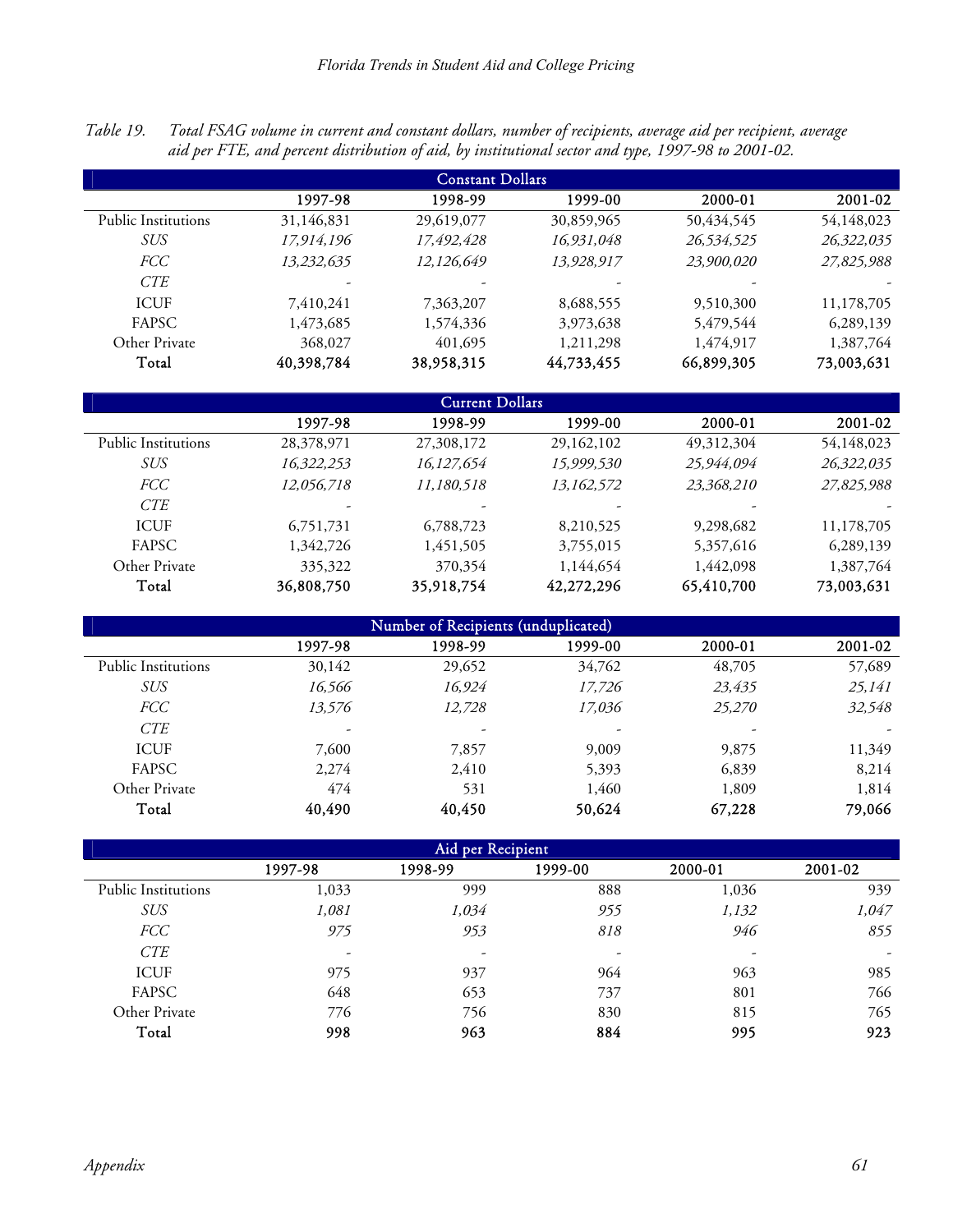*Table 19. Total FSAG volume in current and constant dollars, number of recipients, average aid per recipient, average aid per FTE, and percent distribution of aid, by institutional sector and type, 1997-98 to 2001-02.*

| Constant Dollars | | | | | |
|---|---|---|---|---|---|
| | 1997-98 | 1998-99 | 1999-00 | 2000-01 | 2001-02 |
| Public Institutions | 31,146,831 | 29,619,077 | 30,859,965 | 50,434,545 | 54,148,023 |
| *SUS* | *17,914,196* | *17,492,428* | *16,931,048* | *26,534,525* | *26,322,035* |
| *FCC* | *13,232,635* | *12,126,649* | *13,928,917* | *23,900,020* | *27,825,988* |
| *CTE* | - | - | - | - | - |
| ICUF | 7,410,241 | 7,363,207 | 8,688,555 | 9,510,300 | 11,178,705 |
| FAPSC | 1,473,685 | 1,574,336 | 3,973,638 | 5,479,544 | 6,289,139 |
| Other Private | 368,027 | 401,695 | 1,211,298 | 1,474,917 | 1,387,764 |
| Total | 40,398,784 | 38,958,315 | 44,733,455 | 66,899,305 | 73,003,631 |

| Current Dollars | | | | | |
|---|---|---|---|---|---|
| | 1997-98 | 1998-99 | 1999-00 | 2000-01 | 2001-02 |
| Public Institutions | 28,378,971 | 27,308,172 | 29,162,102 | 49,312,304 | 54,148,023 |
| *SUS* | *16,322,253* | *16,127,654* | *15,999,530* | *25,944,094* | *26,322,035* |
| *FCC* | *12,056,718* | *11,180,518* | *13,162,572* | *23,368,210* | *27,825,988* |
| *CTE* | - | - | - | - | - |
| ICUF | 6,751,731 | 6,788,723 | 8,210,525 | 9,298,682 | 11,178,705 |
| FAPSC | 1,342,726 | 1,451,505 | 3,755,015 | 5,357,616 | 6,289,139 |
| Other Private | 335,322 | 370,354 | 1,144,654 | 1,442,098 | 1,387,764 |
| Total | 36,808,750 | 35,918,754 | 42,272,296 | 65,410,700 | 73,003,631 |

| Number of Recipients (unduplicated) | | | | | |
|---|---|---|---|---|---|
| | 1997-98 | 1998-99 | 1999-00 | 2000-01 | 2001-02 |
| Public Institutions | 30,142 | 29,652 | 34,762 | 48,705 | 57,689 |
| *SUS* | *16,566* | *16,924* | *17,726* | *23,435* | *25,141* |
| *FCC* | *13,576* | *12,728* | *17,036* | *25,270* | *32,548* |
| *CTE* | - | - | - | - | - |
| ICUF | 7,600 | 7,857 | 9,009 | 9,875 | 11,349 |
| FAPSC | 2,274 | 2,410 | 5,393 | 6,839 | 8,214 |
| Other Private | 474 | 531 | 1,460 | 1,809 | 1,814 |
| Total | 40,490 | 40,450 | 50,624 | 67,228 | 79,066 |

| Aid per Recipient | | | | | |
|---|---|---|---|---|---|
| | 1997-98 | 1998-99 | 1999-00 | 2000-01 | 2001-02 |
| Public Institutions | 1,033 | 999 | 888 | 1,036 | 939 |
| *SUS* | *1,081* | *1,034* | *955* | *1,132* | *1,047* |
| *FCC* | *975* | *953* | *818* | *946* | *855* |
| *CTE* | - | - | - | - | - |
| ICUF | 975 | 937 | 964 | 963 | 985 |
| FAPSC | 648 | 653 | 737 | 801 | 766 |
| Other Private | 776 | 756 | 830 | 815 | 765 |
| Total | 998 | 963 | 884 | 995 | 923 |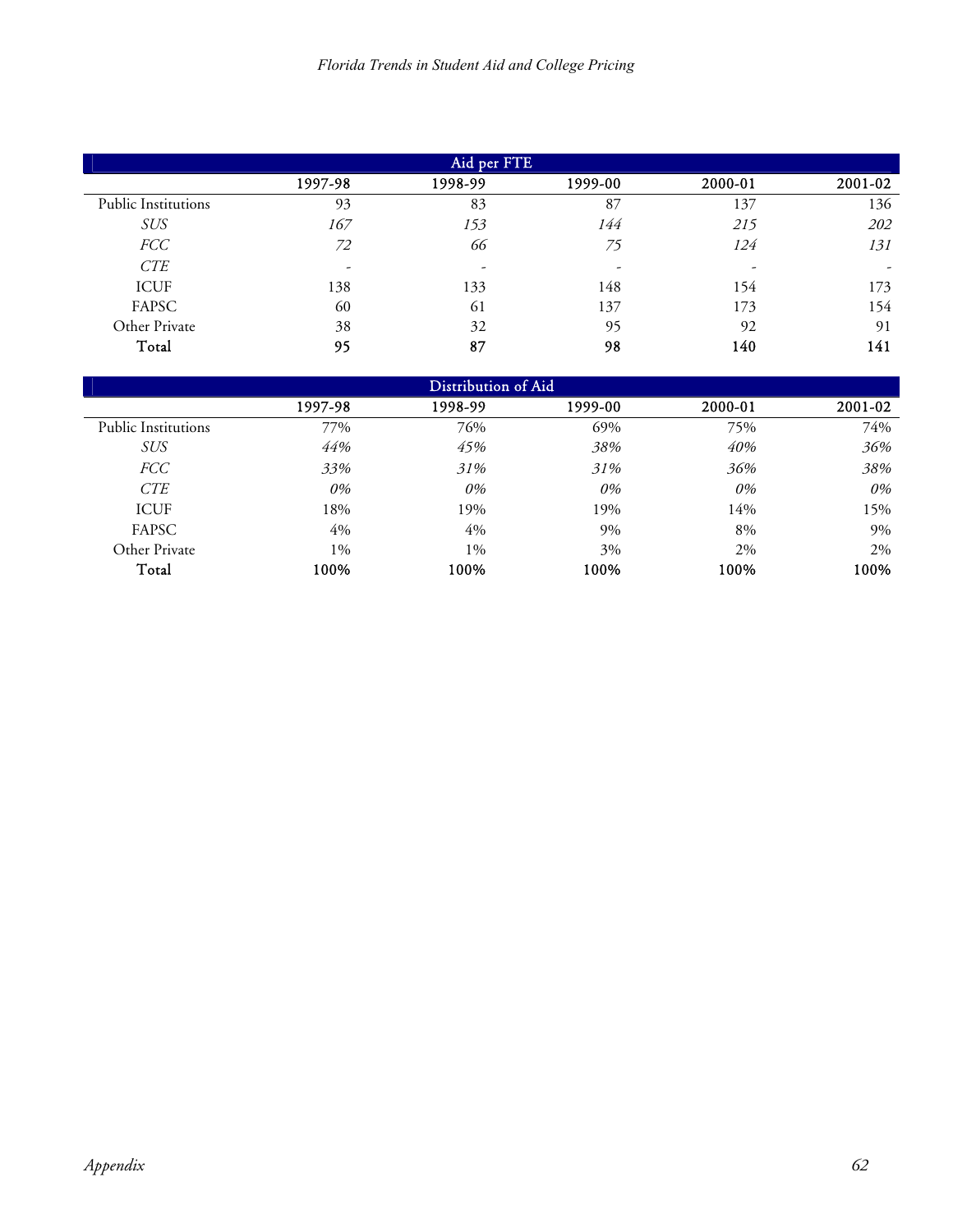| Aid per FTE | | | | | |
|---|---|---|---|---|---|
| | 1997-98 | 1998-99 | 1999-00 | 2000-01 | 2001-02 |
| Public Institutions | 93 | 83 | 87 | 137 | 136 |
| *SUS* | *167* | *153* | *144* | *215* | *202* |
| *FCC* | *72* | *66* | *75* | *124* | *131* |
| *CTE* | *-* | *-* | *-* | *-* | *-* |
| ICUF | 138 | 133 | 148 | 154 | 173 |
| FAPSC | 60 | 61 | 137 | 173 | 154 |
| Other Private | 38 | 32 | 95 | 92 | 91 |
| **Total** | **95** | **87** | **98** | **140** | **141** |

| Distribution of Aid | | | | | |
|---|---|---|---|---|---|
| | 1997-98 | 1998-99 | 1999-00 | 2000-01 | 2001-02 |
| Public Institutions | 77% | 76% | 69% | 75% | 74% |
| *SUS* | *44%* | *45%* | *38%* | *40%* | *36%* |
| *FCC* | *33%* | *31%* | *31%* | *36%* | *38%* |
| *CTE* | *0%* | *0%* | *0%* | *0%* | *0%* |
| ICUF | 18% | 19% | 19% | 14% | 15% |
| FAPSC | 4% | 4% | 9% | 8% | 9% |
| Other Private | 1% | 1% | 3% | 2% | 2% |
| **Total** | **100%** | **100%** | **100%** | **100%** | **100%** |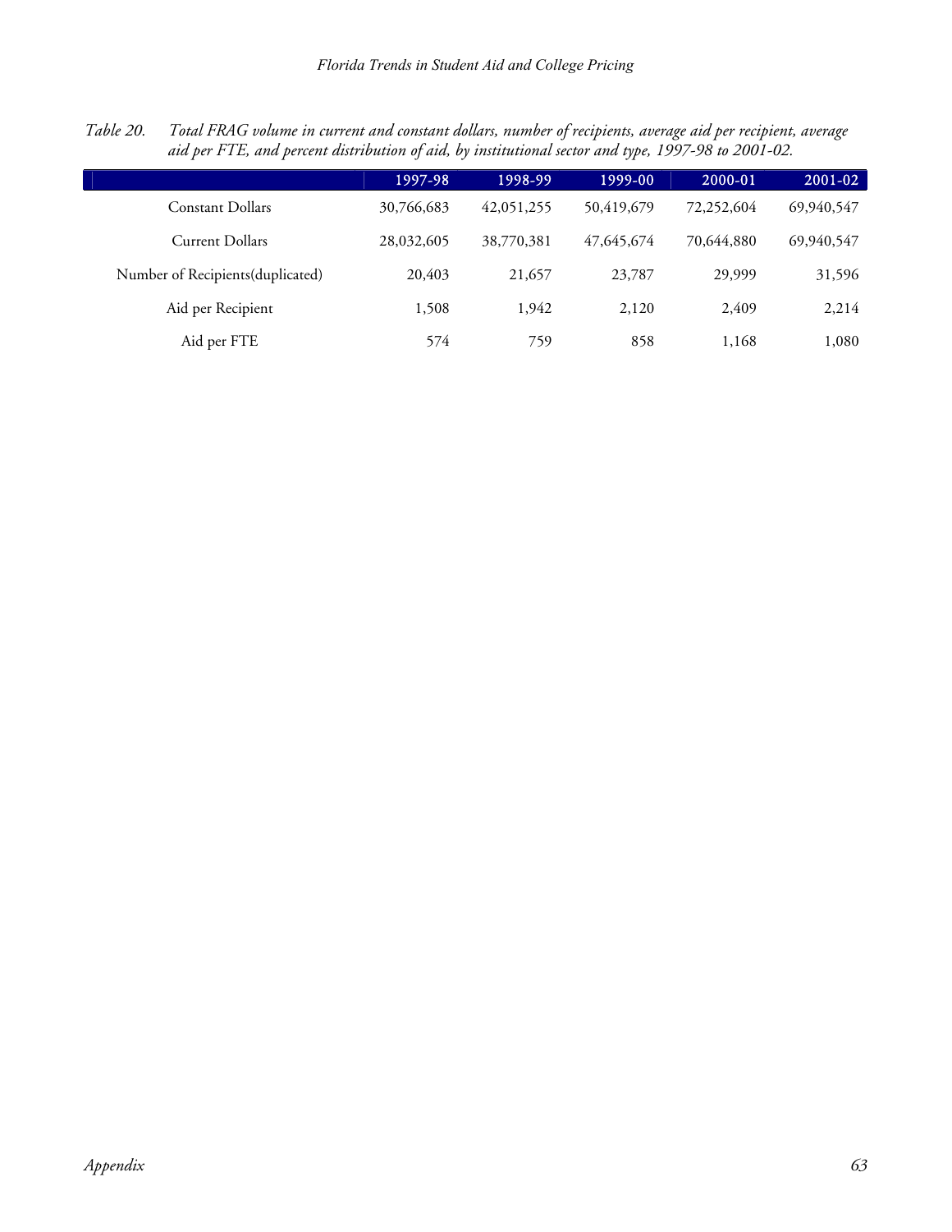*Table 20. Total FRAG volume in current and constant dollars, number of recipients, average aid per recipient, average aid per FTE, and percent distribution of aid, by institutional sector and type, 1997-98 to 2001-02.*

| | 1997-98 | 1998-99 | 1999-00 | 2000-01 | 2001-02 |
|---|---|---|---|---|---|
| Constant Dollars | 30,766,683 | 42,051,255 | 50,419,679 | 72,252,604 | 69,940,547 |
| Current Dollars | 28,032,605 | 38,770,381 | 47,645,674 | 70,644,880 | 69,940,547 |
| Number of Recipients(duplicated) | 20,403 | 21,657 | 23,787 | 29,999 | 31,596 |
| Aid per Recipient | 1,508 | 1,942 | 2,120 | 2,409 | 2,214 |
| Aid per FTE | 574 | 759 | 858 | 1,168 | 1,080 |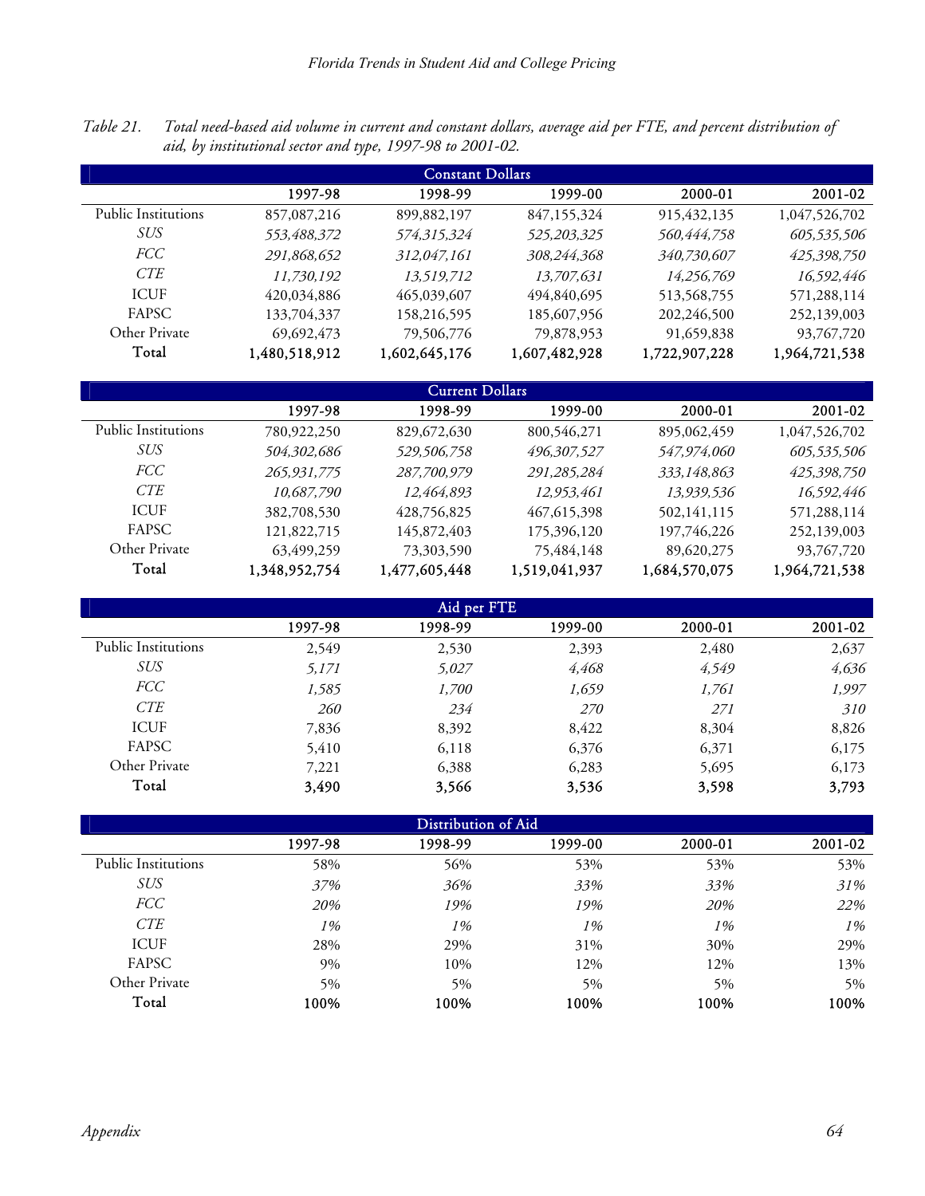Table 21. *Total need-based aid volume in current and constant dollars, average aid per FTE, and percent distribution of aid, by institutional sector and type, 1997-98 to 2001-02.*

| Constant Dollars | | | | | |
|---|---|---|---|---|---|
| | 1997-98 | 1998-99 | 1999-00 | 2000-01 | 2001-02 |
| Public Institutions | 857,087,216 | 899,882,197 | 847,155,324 | 915,432,135 | 1,047,526,702 |
| *SUS* | *553,488,372* | *574,315,324* | *525,203,325* | *560,444,758* | *605,535,506* |
| *FCC* | *291,868,652* | *312,047,161* | *308,244,368* | *340,730,607* | *425,398,750* |
| *CTE* | *11,730,192* | *13,519,712* | *13,707,631* | *14,256,769* | *16,592,446* |
| ICUF | 420,034,886 | 465,039,607 | 494,840,695 | 513,568,755 | 571,288,114 |
| FAPSC | 133,704,337 | 158,216,595 | 185,607,956 | 202,246,500 | 252,139,003 |
| Other Private | 69,692,473 | 79,506,776 | 79,878,953 | 91,659,838 | 93,767,720 |
| **Total** | **1,480,518,912** | **1,602,645,176** | **1,607,482,928** | **1,722,907,228** | **1,964,721,538** |

| Current Dollars | | | | | |
|---|---|---|---|---|---|
| | 1997-98 | 1998-99 | 1999-00 | 2000-01 | 2001-02 |
| Public Institutions | 780,922,250 | 829,672,630 | 800,546,271 | 895,062,459 | 1,047,526,702 |
| *SUS* | *504,302,686* | *529,506,758* | *496,307,527* | *547,974,060* | *605,535,506* |
| *FCC* | *265,931,775* | *287,700,979* | *291,285,284* | *333,148,863* | *425,398,750* |
| *CTE* | *10,687,790* | *12,464,893* | *12,953,461* | *13,939,536* | *16,592,446* |
| ICUF | 382,708,530 | 428,756,825 | 467,615,398 | 502,141,115 | 571,288,114 |
| FAPSC | 121,822,715 | 145,872,403 | 175,396,120 | 197,746,226 | 252,139,003 |
| Other Private | 63,499,259 | 73,303,590 | 75,484,148 | 89,620,275 | 93,767,720 |
| **Total** | **1,348,952,754** | **1,477,605,448** | **1,519,041,937** | **1,684,570,075** | **1,964,721,538** |

| Aid per FTE | | | | | |
|---|---|---|---|---|---|
| | 1997-98 | 1998-99 | 1999-00 | 2000-01 | 2001-02 |
| Public Institutions | 2,549 | 2,530 | 2,393 | 2,480 | 2,637 |
| *SUS* | *5,171* | *5,027* | *4,468* | *4,549* | *4,636* |
| *FCC* | *1,585* | *1,700* | *1,659* | *1,761* | *1,997* |
| *CTE* | *260* | *234* | *270* | *271* | *310* |
| ICUF | 7,836 | 8,392 | 8,422 | 8,304 | 8,826 |
| FAPSC | 5,410 | 6,118 | 6,376 | 6,371 | 6,175 |
| Other Private | 7,221 | 6,388 | 6,283 | 5,695 | 6,173 |
| **Total** | **3,490** | **3,566** | **3,536** | **3,598** | **3,793** |

| Distribution of Aid | | | | | |
|---|---|---|---|---|---|
| | 1997-98 | 1998-99 | 1999-00 | 2000-01 | 2001-02 |
| Public Institutions | 58% | 56% | 53% | 53% | 53% |
| *SUS* | *37%* | *36%* | *33%* | *33%* | *31%* |
| *FCC* | *20%* | *19%* | *19%* | *20%* | *22%* |
| *CTE* | *1%* | *1%* | *1%* | *1%* | *1%* |
| ICUF | 28% | 29% | 31% | 30% | 29% |
| FAPSC | 9% | 10% | 12% | 12% | 13% |
| Other Private | 5% | 5% | 5% | 5% | 5% |
| **Total** | **100%** | **100%** | **100%** | **100%** | **100%** |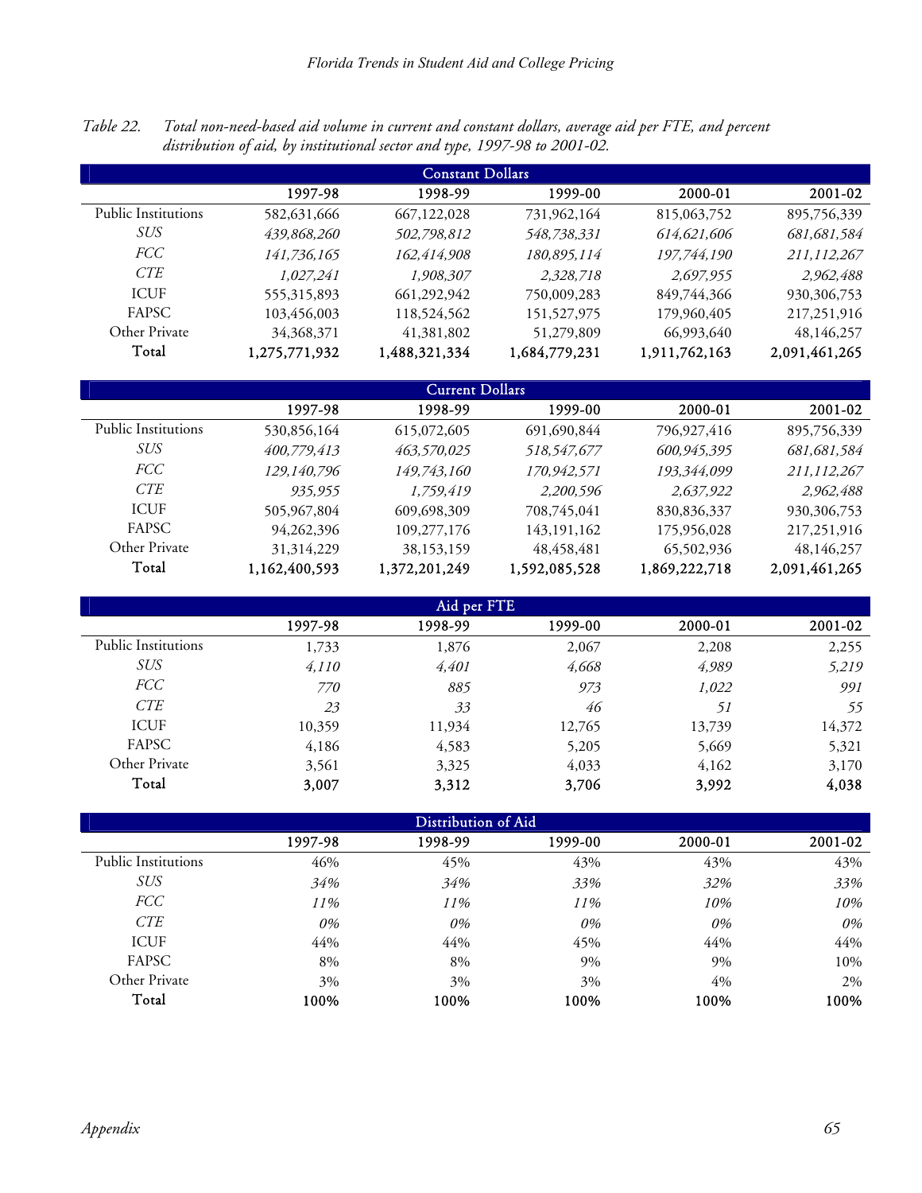Table 22. *Total non-need-based aid volume in current and constant dollars, average aid per FTE, and percent distribution of aid, by institutional sector and type, 1997-98 to 2001-02.*

| Constant Dollars | | | | | |
|---|---|---|---|---|---|
| | 1997-98 | 1998-99 | 1999-00 | 2000-01 | 2001-02 |
| Public Institutions | 582,631,666 | 667,122,028 | 731,962,164 | 815,063,752 | 895,756,339 |
| *SUS* | *439,868,260* | *502,798,812* | *548,738,331* | *614,621,606* | *681,681,584* |
| *FCC* | *141,736,165* | *162,414,908* | *180,895,114* | *197,744,190* | *211,112,267* |
| *CTE* | *1,027,241* | *1,908,307* | *2,328,718* | *2,697,955* | *2,962,488* |
| ICUF | 555,315,893 | 661,292,942 | 750,009,283 | 849,744,366 | 930,306,753 |
| FAPSC | 103,456,003 | 118,524,562 | 151,527,975 | 179,960,405 | 217,251,916 |
| Other Private | 34,368,371 | 41,381,802 | 51,279,809 | 66,993,640 | 48,146,257 |
| **Total** | **1,275,771,932** | **1,488,321,334** | **1,684,779,231** | **1,911,762,163** | **2,091,461,265** |

| Current Dollars | | | | | |
|---|---|---|---|---|---|
| | 1997-98 | 1998-99 | 1999-00 | 2000-01 | 2001-02 |
| Public Institutions | 530,856,164 | 615,072,605 | 691,690,844 | 796,927,416 | 895,756,339 |
| *SUS* | *400,779,413* | *463,570,025* | *518,547,677* | *600,945,395* | *681,681,584* |
| *FCC* | *129,140,796* | *149,743,160* | *170,942,571* | *193,344,099* | *211,112,267* |
| *CTE* | *935,955* | *1,759,419* | *2,200,596* | *2,637,922* | *2,962,488* |
| ICUF | 505,967,804 | 609,698,309 | 708,745,041 | 830,836,337 | 930,306,753 |
| FAPSC | 94,262,396 | 109,277,176 | 143,191,162 | 175,956,028 | 217,251,916 |
| Other Private | 31,314,229 | 38,153,159 | 48,458,481 | 65,502,936 | 48,146,257 |
| **Total** | **1,162,400,593** | **1,372,201,249** | **1,592,085,528** | **1,869,222,718** | **2,091,461,265** |

| Aid per FTE | | | | | |
|---|---|---|---|---|---|
| | 1997-98 | 1998-99 | 1999-00 | 2000-01 | 2001-02 |
| Public Institutions | 1,733 | 1,876 | 2,067 | 2,208 | 2,255 |
| *SUS* | *4,110* | *4,401* | *4,668* | *4,989* | *5,219* |
| *FCC* | *770* | *885* | *973* | *1,022* | *991* |
| *CTE* | *23* | *33* | *46* | *51* | *55* |
| ICUF | 10,359 | 11,934 | 12,765 | 13,739 | 14,372 |
| FAPSC | 4,186 | 4,583 | 5,205 | 5,669 | 5,321 |
| Other Private | 3,561 | 3,325 | 4,033 | 4,162 | 3,170 |
| **Total** | **3,007** | **3,312** | **3,706** | **3,992** | **4,038** |

| Distribution of Aid | | | | | |
|---|---|---|---|---|---|
| | 1997-98 | 1998-99 | 1999-00 | 2000-01 | 2001-02 |
| Public Institutions | 46% | 45% | 43% | 43% | 43% |
| *SUS* | *34%* | *34%* | *33%* | *32%* | *33%* |
| *FCC* | *11%* | *11%* | *11%* | *10%* | *10%* |
| *CTE* | *0%* | *0%* | *0%* | *0%* | *0%* |
| ICUF | 44% | 44% | 45% | 44% | 44% |
| FAPSC | 8% | 8% | 9% | 9% | 10% |
| Other Private | 3% | 3% | 3% | 4% | 2% |
| **Total** | **100%** | **100%** | **100%** | **100%** | **100%** |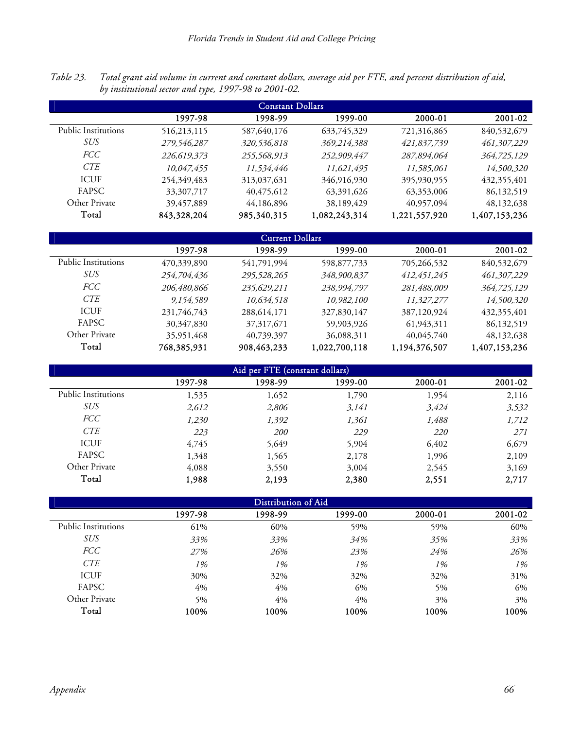*Table 23. Total grant aid volume in current and constant dollars, average aid per FTE, and percent distribution of aid, by institutional sector and type, 1997-98 to 2001-02.*

| Constant Dollars | | | | | |
|---|---|---|---|---|---|
| | 1997-98 | 1998-99 | 1999-00 | 2000-01 | 2001-02 |
| Public Institutions | 516,213,115 | 587,640,176 | 633,745,329 | 721,316,865 | 840,532,679 |
| *SUS* | *279,546,287* | *320,536,818* | *369,214,388* | *421,837,739* | *461,307,229* |
| *FCC* | *226,619,373* | *255,568,913* | *252,909,447* | *287,894,064* | *364,725,129* |
| *CTE* | *10,047,455* | *11,534,446* | *11,621,495* | *11,585,061* | *14,500,320* |
| ICUF | 254,349,483 | 313,037,631 | 346,916,930 | 395,930,955 | 432,355,401 |
| FAPSC | 33,307,717 | 40,475,612 | 63,391,626 | 63,353,006 | 86,132,519 |
| Other Private | 39,457,889 | 44,186,896 | 38,189,429 | 40,957,094 | 48,132,638 |
| **Total** | **843,328,204** | **985,340,315** | **1,082,243,314** | **1,221,557,920** | **1,407,153,236** |

| Current Dollars | | | | | |
|---|---|---|---|---|---|
| | 1997-98 | 1998-99 | 1999-00 | 2000-01 | 2001-02 |
| Public Institutions | 470,339,890 | 541,791,994 | 598,877,733 | 705,266,532 | 840,532,679 |
| *SUS* | *254,704,436* | *295,528,265* | *348,900,837* | *412,451,245* | *461,307,229* |
| *FCC* | *206,480,866* | *235,629,211* | *238,994,797* | *281,488,009* | *364,725,129* |
| *CTE* | *9,154,589* | *10,634,518* | *10,982,100* | *11,327,277* | *14,500,320* |
| ICUF | 231,746,743 | 288,614,171 | 327,830,147 | 387,120,924 | 432,355,401 |
| FAPSC | 30,347,830 | 37,317,671 | 59,903,926 | 61,943,311 | 86,132,519 |
| Other Private | 35,951,468 | 40,739,397 | 36,088,311 | 40,045,740 | 48,132,638 |
| **Total** | **768,385,931** | **908,463,233** | **1,022,700,118** | **1,194,376,507** | **1,407,153,236** |

| Aid per FTE (constant dollars) | | | | | |
|---|---|---|---|---|---|
| | 1997-98 | 1998-99 | 1999-00 | 2000-01 | 2001-02 |
| Public Institutions | 1,535 | 1,652 | 1,790 | 1,954 | 2,116 |
| *SUS* | *2,612* | *2,806* | *3,141* | *3,424* | *3,532* |
| *FCC* | *1,230* | *1,392* | *1,361* | *1,488* | *1,712* |
| *CTE* | *223* | *200* | *229* | *220* | *271* |
| ICUF | 4,745 | 5,649 | 5,904 | 6,402 | 6,679 |
| FAPSC | 1,348 | 1,565 | 2,178 | 1,996 | 2,109 |
| Other Private | 4,088 | 3,550 | 3,004 | 2,545 | 3,169 |
| **Total** | **1,988** | **2,193** | **2,380** | **2,551** | **2,717** |

| Distribution of Aid | | | | | |
|---|---|---|---|---|---|
| | 1997-98 | 1998-99 | 1999-00 | 2000-01 | 2001-02 |
| Public Institutions | 61% | 60% | 59% | 59% | 60% |
| *SUS* | *33%* | *33%* | *34%* | *35%* | *33%* |
| *FCC* | *27%* | *26%* | *23%* | *24%* | *26%* |
| *CTE* | *1%* | *1%* | *1%* | *1%* | *1%* |
| ICUF | 30% | 32% | 32% | 32% | 31% |
| FAPSC | 4% | 4% | 6% | 5% | 6% |
| Other Private | 5% | 4% | 4% | 3% | 3% |
| **Total** | **100%** | **100%** | **100%** | **100%** | **100%** |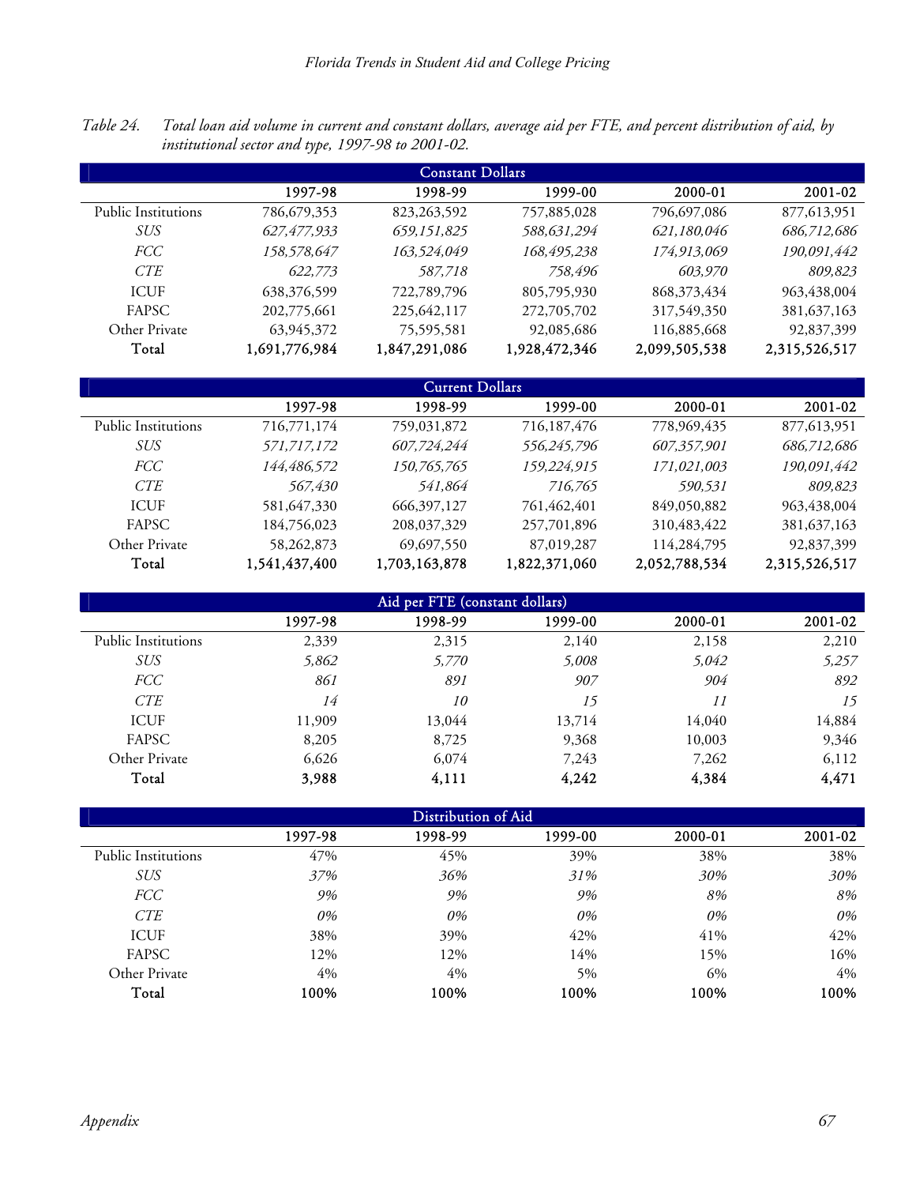*Table 24. Total loan aid volume in current and constant dollars, average aid per FTE, and percent distribution of aid, by institutional sector and type, 1997-98 to 2001-02.*

| Constant Dollars | | | | | |
|---|---|---|---|---|---|
| | 1997-98 | 1998-99 | 1999-00 | 2000-01 | 2001-02 |
| Public Institutions | 786,679,353 | 823,263,592 | 757,885,028 | 796,697,086 | 877,613,951 |
| *SUS* | *627,477,933* | *659,151,825* | *588,631,294* | *621,180,046* | *686,712,686* |
| *FCC* | *158,578,647* | *163,524,049* | *168,495,238* | *174,913,069* | *190,091,442* |
| *CTE* | *622,773* | *587,718* | *758,496* | *603,970* | *809,823* |
| ICUF | 638,376,599 | 722,789,796 | 805,795,930 | 868,373,434 | 963,438,004 |
| FAPSC | 202,775,661 | 225,642,117 | 272,705,702 | 317,549,350 | 381,637,163 |
| Other Private | 63,945,372 | 75,595,581 | 92,085,686 | 116,885,668 | 92,837,399 |
| **Total** | **1,691,776,984** | **1,847,291,086** | **1,928,472,346** | **2,099,505,538** | **2,315,526,517** |

| Current Dollars | | | | | |
|---|---|---|---|---|---|
| | 1997-98 | 1998-99 | 1999-00 | 2000-01 | 2001-02 |
| Public Institutions | 716,771,174 | 759,031,872 | 716,187,476 | 778,969,435 | 877,613,951 |
| *SUS* | *571,717,172* | *607,724,244* | *556,245,796* | *607,357,901* | *686,712,686* |
| *FCC* | *144,486,572* | *150,765,765* | *159,224,915* | *171,021,003* | *190,091,442* |
| *CTE* | *567,430* | *541,864* | *716,765* | *590,531* | *809,823* |
| ICUF | 581,647,330 | 666,397,127 | 761,462,401 | 849,050,882 | 963,438,004 |
| FAPSC | 184,756,023 | 208,037,329 | 257,701,896 | 310,483,422 | 381,637,163 |
| Other Private | 58,262,873 | 69,697,550 | 87,019,287 | 114,284,795 | 92,837,399 |
| **Total** | **1,541,437,400** | **1,703,163,878** | **1,822,371,060** | **2,052,788,534** | **2,315,526,517** |

| Aid per FTE (constant dollars) | | | | | |
|---|---|---|---|---|---|
| | 1997-98 | 1998-99 | 1999-00 | 2000-01 | 2001-02 |
| Public Institutions | 2,339 | 2,315 | 2,140 | 2,158 | 2,210 |
| *SUS* | *5,862* | *5,770* | *5,008* | *5,042* | *5,257* |
| *FCC* | *861* | *891* | *907* | *904* | *892* |
| *CTE* | *14* | *10* | *15* | *11* | *15* |
| ICUF | 11,909 | 13,044 | 13,714 | 14,040 | 14,884 |
| FAPSC | 8,205 | 8,725 | 9,368 | 10,003 | 9,346 |
| Other Private | 6,626 | 6,074 | 7,243 | 7,262 | 6,112 |
| **Total** | **3,988** | **4,111** | **4,242** | **4,384** | **4,471** |

| Distribution of Aid | | | | | |
|---|---|---|---|---|---|
| | 1997-98 | 1998-99 | 1999-00 | 2000-01 | 2001-02 |
| Public Institutions | 47% | 45% | 39% | 38% | 38% |
| *SUS* | *37%* | *36%* | *31%* | *30%* | *30%* |
| *FCC* | *9%* | *9%* | *9%* | *8%* | *8%* |
| *CTE* | *0%* | *0%* | *0%* | *0%* | *0%* |
| ICUF | 38% | 39% | 42% | 41% | 42% |
| FAPSC | 12% | 12% | 14% | 15% | 16% |
| Other Private | 4% | 4% | 5% | 6% | 4% |
| **Total** | **100%** | **100%** | **100%** | **100%** | **100%** |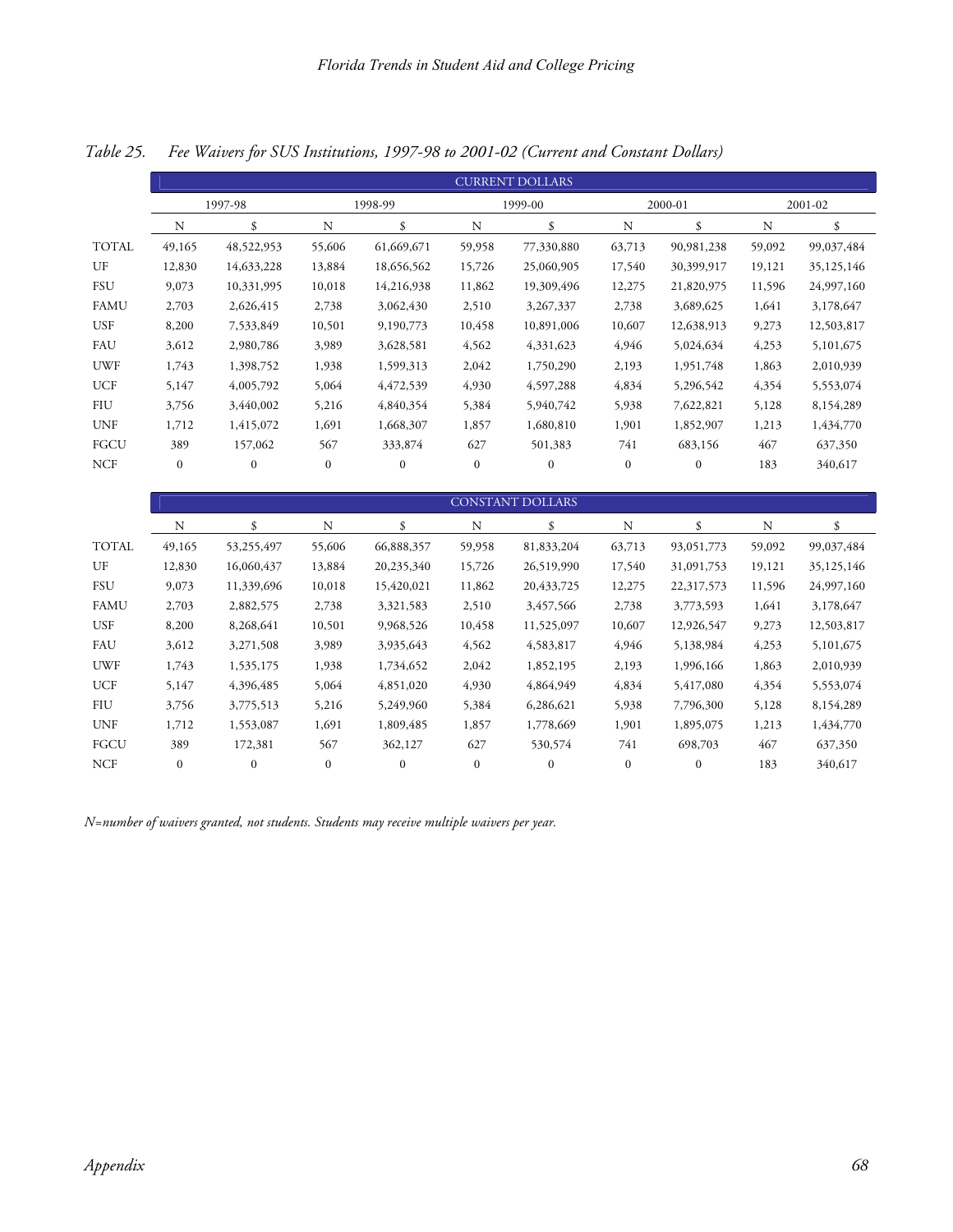*Table 25. Fee Waivers for SUS Institutions, 1997-98 to 2001-02 (Current and Constant Dollars)*

| | CURRENT DOLLARS | | | | | | | | | |
|---|---|---|---|---|---|---|---|---|---|---|
| | 1997-98 | | 1998-99 | | 1999-00 | | 2000-01 | | 2001-02 | |
| | N | $ | N | $ | N | $ | N | $ | N | $ |
| TOTAL | 49,165 | 48,522,953 | 55,606 | 61,669,671 | 59,958 | 77,330,880 | 63,713 | 90,981,238 | 59,092 | 99,037,484 |
| UF | 12,830 | 14,633,228 | 13,884 | 18,656,562 | 15,726 | 25,060,905 | 17,540 | 30,399,917 | 19,121 | 35,125,146 |
| FSU | 9,073 | 10,331,995 | 10,018 | 14,216,938 | 11,862 | 19,309,496 | 12,275 | 21,820,975 | 11,596 | 24,997,160 |
| FAMU | 2,703 | 2,626,415 | 2,738 | 3,062,430 | 2,510 | 3,267,337 | 2,738 | 3,689,625 | 1,641 | 3,178,647 |
| USF | 8,200 | 7,533,849 | 10,501 | 9,190,773 | 10,458 | 10,891,006 | 10,607 | 12,638,913 | 9,273 | 12,503,817 |
| FAU | 3,612 | 2,980,786 | 3,989 | 3,628,581 | 4,562 | 4,331,623 | 4,946 | 5,024,634 | 4,253 | 5,101,675 |
| UWF | 1,743 | 1,398,752 | 1,938 | 1,599,313 | 2,042 | 1,750,290 | 2,193 | 1,951,748 | 1,863 | 2,010,939 |
| UCF | 5,147 | 4,005,792 | 5,064 | 4,472,539 | 4,930 | 4,597,288 | 4,834 | 5,296,542 | 4,354 | 5,553,074 |
| FIU | 3,756 | 3,440,002 | 5,216 | 4,840,354 | 5,384 | 5,940,742 | 5,938 | 7,622,821 | 5,128 | 8,154,289 |
| UNF | 1,712 | 1,415,072 | 1,691 | 1,668,307 | 1,857 | 1,680,810 | 1,901 | 1,852,907 | 1,213 | 1,434,770 |
| FGCU | 389 | 157,062 | 567 | 333,874 | 627 | 501,383 | 741 | 683,156 | 467 | 637,350 |
| NCF | 0 | 0 | 0 | 0 | 0 | 0 | 0 | 0 | 183 | 340,617 |

| | CONSTANT DOLLARS | | | | | | | | | |
|---|---|---|---|---|---|---|---|---|---|---|
| | N | $ | N | $ | N | $ | N | $ | N | $ |
| TOTAL | 49,165 | 53,255,497 | 55,606 | 66,888,357 | 59,958 | 81,833,204 | 63,713 | 93,051,773 | 59,092 | 99,037,484 |
| UF | 12,830 | 16,060,437 | 13,884 | 20,235,340 | 15,726 | 26,519,990 | 17,540 | 31,091,753 | 19,121 | 35,125,146 |
| FSU | 9,073 | 11,339,696 | 10,018 | 15,420,021 | 11,862 | 20,433,725 | 12,275 | 22,317,573 | 11,596 | 24,997,160 |
| FAMU | 2,703 | 2,882,575 | 2,738 | 3,321,583 | 2,510 | 3,457,566 | 2,738 | 3,773,593 | 1,641 | 3,178,647 |
| USF | 8,200 | 8,268,641 | 10,501 | 9,968,526 | 10,458 | 11,525,097 | 10,607 | 12,926,547 | 9,273 | 12,503,817 |
| FAU | 3,612 | 3,271,508 | 3,989 | 3,935,643 | 4,562 | 4,583,817 | 4,946 | 5,138,984 | 4,253 | 5,101,675 |
| UWF | 1,743 | 1,535,175 | 1,938 | 1,734,652 | 2,042 | 1,852,195 | 2,193 | 1,996,166 | 1,863 | 2,010,939 |
| UCF | 5,147 | 4,396,485 | 5,064 | 4,851,020 | 4,930 | 4,864,949 | 4,834 | 5,417,080 | 4,354 | 5,553,074 |
| FIU | 3,756 | 3,775,513 | 5,216 | 5,249,960 | 5,384 | 6,286,621 | 5,938 | 7,796,300 | 5,128 | 8,154,289 |
| UNF | 1,712 | 1,553,087 | 1,691 | 1,809,485 | 1,857 | 1,778,669 | 1,901 | 1,895,075 | 1,213 | 1,434,770 |
| FGCU | 389 | 172,381 | 567 | 362,127 | 627 | 530,574 | 741 | 698,703 | 467 | 637,350 |
| NCF | 0 | 0 | 0 | 0 | 0 | 0 | 0 | 0 | 183 | 340,617 |

*N=number of waivers granted, not students. Students may receive multiple waivers per year.*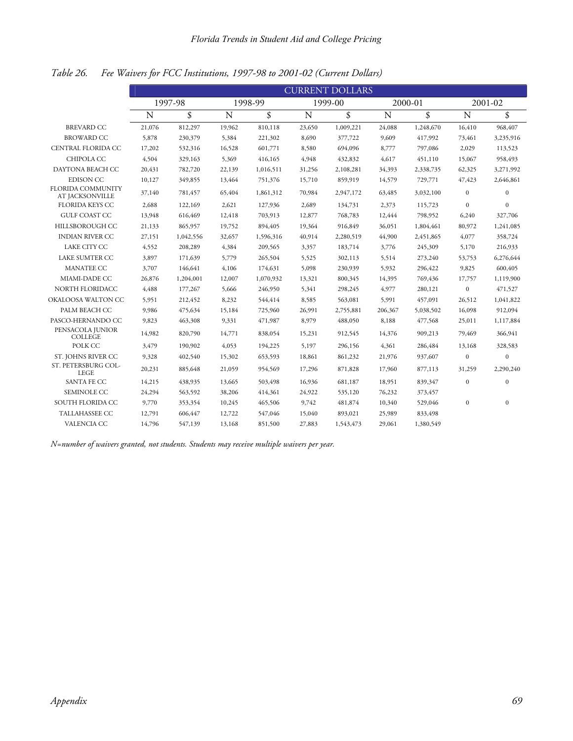*Table 26. Fee Waivers for FCC Institutions, 1997-98 to 2001-02 (Current Dollars)*

| | CURRENT DOLLARS | | | | | | | | | |
|---|---|---|---|---|---|---|---|---|---|---|
| | 1997-98 | | 1998-99 | | 1999-00 | | 2000-01 | | 2001-02 | |
| | N | $ | N | $ | N | $ | N | $ | N | $ |
| BREVARD CC | 21,076 | 812,297 | 19,962 | 810,118 | 23,650 | 1,009,221 | 24,088 | 1,248,670 | 16,410 | 968,407 |
| BROWARD CC | 5,878 | 230,379 | 5,384 | 221,302 | 8,690 | 377,722 | 9,609 | 417,992 | 73,461 | 3,235,916 |
| CENTRAL FLORIDA CC | 17,202 | 532,316 | 16,528 | 601,771 | 8,580 | 694,096 | 8,777 | 797,086 | 2,029 | 113,523 |
| CHIPOLA CC | 4,504 | 329,163 | 5,369 | 416,165 | 4,948 | 432,832 | 4,617 | 451,110 | 15,067 | 958,493 |
| DAYTONA BEACH CC | 20,431 | 782,720 | 22,139 | 1,016,511 | 31,256 | 2,108,281 | 34,393 | 2,338,735 | 62,325 | 3,271,992 |
| EDISON CC | 10,127 | 349,855 | 13,464 | 751,376 | 15,710 | 859,919 | 14,579 | 729,771 | 47,423 | 2,646,861 |
| FLORIDA COMMUNITY AT JACKSONVILLE | 37,140 | 781,457 | 65,404 | 1,861,312 | 70,984 | 2,947,172 | 63,485 | 3,032,100 | 0 | 0 |
| FLORIDA KEYS CC | 2,688 | 122,169 | 2,621 | 127,936 | 2,689 | 134,731 | 2,373 | 115,723 | 0 | 0 |
| GULF COAST CC | 13,948 | 616,469 | 12,418 | 703,913 | 12,877 | 768,783 | 12,444 | 798,952 | 6,240 | 327,706 |
| HILLSBOROUGH CC | 21,133 | 865,957 | 19,752 | 894,405 | 19,364 | 916,849 | 36,051 | 1,804,461 | 80,972 | 1,241,085 |
| INDIAN RIVER CC | 27,151 | 1,042,556 | 32,657 | 1,596,316 | 40,914 | 2,280,519 | 44,900 | 2,451,865 | 4,077 | 358,724 |
| LAKE CITY CC | 4,552 | 208,289 | 4,384 | 209,565 | 3,357 | 183,714 | 3,776 | 245,309 | 5,170 | 216,933 |
| LAKE SUMTER CC | 3,897 | 171,639 | 5,779 | 265,504 | 5,525 | 302,113 | 5,514 | 273,240 | 53,753 | 6,276,644 |
| MANATEE CC | 3,707 | 146,641 | 4,106 | 174,631 | 5,098 | 230,939 | 5,932 | 296,422 | 9,825 | 600,405 |
| MIAMI-DADE CC | 26,876 | 1,204,001 | 12,007 | 1,070,932 | 13,321 | 800,345 | 14,395 | 769,436 | 17,757 | 1,119,900 |
| NORTH FLORIDACC | 4,488 | 177,267 | 5,666 | 246,950 | 5,341 | 298,245 | 4,977 | 280,121 | 0 | 471,527 |
| OKALOOSA WALTON CC | 5,951 | 212,452 | 8,232 | 544,414 | 8,585 | 563,081 | 5,991 | 457,091 | 26,512 | 1,041,822 |
| PALM BEACH CC | 9,986 | 475,634 | 15,184 | 725,960 | 26,991 | 2,755,881 | 206,367 | 5,038,502 | 16,098 | 912,094 |
| PASCO-HERNANDO CC | 9,823 | 463,308 | 9,331 | 471,987 | 8,979 | 488,050 | 8,188 | 477,568 | 25,011 | 1,117,884 |
| PENSACOLA JUNIOR COLLEGE | 14,982 | 820,790 | 14,771 | 838,054 | 15,231 | 912,545 | 14,376 | 909,213 | 79,469 | 366,941 |
| POLK CC | 3,479 | 190,902 | 4,053 | 194,225 | 5,197 | 296,156 | 4,361 | 286,484 | 13,168 | 328,583 |
| ST. JOHNS RIVER CC | 9,328 | 402,540 | 15,302 | 653,593 | 18,861 | 861,232 | 21,976 | 937,607 | 0 | 0 |
| ST. PETERSBURG COL-LEGE | 20,231 | 885,648 | 21,059 | 954,569 | 17,296 | 871,828 | 17,960 | 877,113 | 31,259 | 2,290,240 |
| SANTA FE CC | 14,215 | 438,935 | 13,665 | 503,498 | 16,936 | 681,187 | 18,951 | 839,347 | 0 | 0 |
| SEMINOLE CC | 24,294 | 563,592 | 38,206 | 414,361 | 24,922 | 535,120 | 76,232 | 373,457 | | |
| SOUTH FLORIDA CC | 9,770 | 353,354 | 10,245 | 465,506 | 9,742 | 481,874 | 10,340 | 529,046 | 0 | 0 |
| TALLAHASSEE CC | 12,791 | 606,447 | 12,722 | 547,046 | 15,040 | 893,021 | 25,989 | 833,498 | | |
| VALENCIA CC | 14,796 | 547,139 | 13,168 | 851,500 | 27,883 | 1,543,473 | 29,061 | 1,380,549 | | |

*N=number of waivers granted, not students. Students may receive multiple waivers per year.*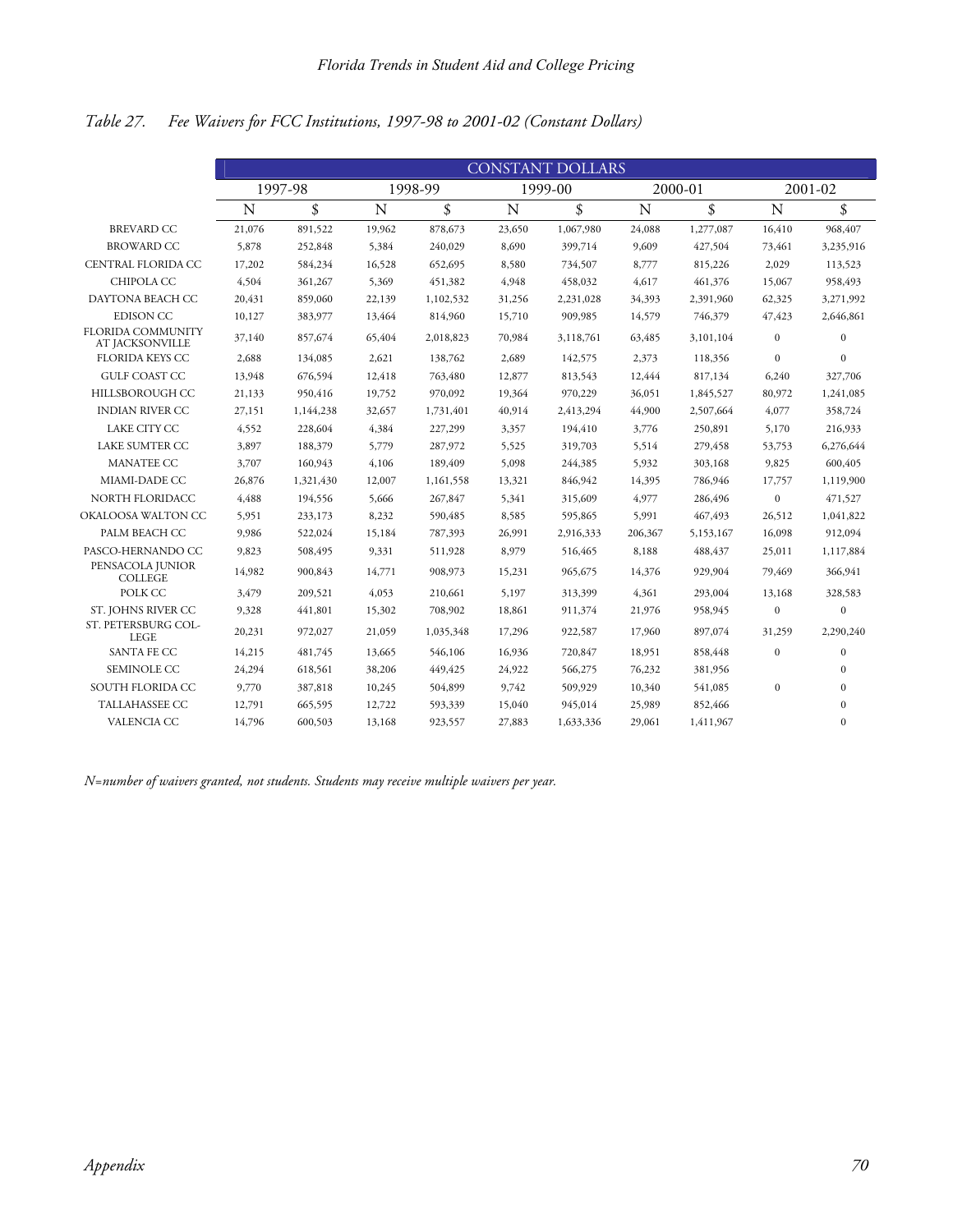*Table 27. Fee Waivers for FCC Institutions, 1997-98 to 2001-02 (Constant Dollars)*

| | CONSTANT DOLLARS | | | | | | | | | |
|---|---|---|---|---|---|---|---|---|---|---|
| | 1997-98 | | 1998-99 | | 1999-00 | | 2000-01 | | 2001-02 | |
| | N | $ | N | $ | N | $ | N | $ | N | $ |
| BREVARD CC | 21,076 | 891,522 | 19,962 | 878,673 | 23,650 | 1,067,980 | 24,088 | 1,277,087 | 16,410 | 968,407 |
| BROWARD CC | 5,878 | 252,848 | 5,384 | 240,029 | 8,690 | 399,714 | 9,609 | 427,504 | 73,461 | 3,235,916 |
| CENTRAL FLORIDA CC | 17,202 | 584,234 | 16,528 | 652,695 | 8,580 | 734,507 | 8,777 | 815,226 | 2,029 | 113,523 |
| CHIPOLA CC | 4,504 | 361,267 | 5,369 | 451,382 | 4,948 | 458,032 | 4,617 | 461,376 | 15,067 | 958,493 |
| DAYTONA BEACH CC | 20,431 | 859,060 | 22,139 | 1,102,532 | 31,256 | 2,231,028 | 34,393 | 2,391,960 | 62,325 | 3,271,992 |
| EDISON CC | 10,127 | 383,977 | 13,464 | 814,960 | 15,710 | 909,985 | 14,579 | 746,379 | 47,423 | 2,646,861 |
| FLORIDA COMMUNITY AT JACKSONVILLE | 37,140 | 857,674 | 65,404 | 2,018,823 | 70,984 | 3,118,761 | 63,485 | 3,101,104 | 0 | 0 |
| FLORIDA KEYS CC | 2,688 | 134,085 | 2,621 | 138,762 | 2,689 | 142,575 | 2,373 | 118,356 | 0 | 0 |
| GULF COAST CC | 13,948 | 676,594 | 12,418 | 763,480 | 12,877 | 813,543 | 12,444 | 817,134 | 6,240 | 327,706 |
| HILLSBOROUGH CC | 21,133 | 950,416 | 19,752 | 970,092 | 19,364 | 970,229 | 36,051 | 1,845,527 | 80,972 | 1,241,085 |
| INDIAN RIVER CC | 27,151 | 1,144,238 | 32,657 | 1,731,401 | 40,914 | 2,413,294 | 44,900 | 2,507,664 | 4,077 | 358,724 |
| LAKE CITY CC | 4,552 | 228,604 | 4,384 | 227,299 | 3,357 | 194,410 | 3,776 | 250,891 | 5,170 | 216,933 |
| LAKE SUMTER CC | 3,897 | 188,379 | 5,779 | 287,972 | 5,525 | 319,703 | 5,514 | 279,458 | 53,753 | 6,276,644 |
| MANATEE CC | 3,707 | 160,943 | 4,106 | 189,409 | 5,098 | 244,385 | 5,932 | 303,168 | 9,825 | 600,405 |
| MIAMI-DADE CC | 26,876 | 1,321,430 | 12,007 | 1,161,558 | 13,321 | 846,942 | 14,395 | 786,946 | 17,757 | 1,119,900 |
| NORTH FLORIDACC | 4,488 | 194,556 | 5,666 | 267,847 | 5,341 | 315,609 | 4,977 | 286,496 | 0 | 471,527 |
| OKALOOSA WALTON CC | 5,951 | 233,173 | 8,232 | 590,485 | 8,585 | 595,865 | 5,991 | 467,493 | 26,512 | 1,041,822 |
| PALM BEACH CC | 9,986 | 522,024 | 15,184 | 787,393 | 26,991 | 2,916,333 | 206,367 | 5,153,167 | 16,098 | 912,094 |
| PASCO-HERNANDO CC | 9,823 | 508,495 | 9,331 | 511,928 | 8,979 | 516,465 | 8,188 | 488,437 | 25,011 | 1,117,884 |
| PENSACOLA JUNIOR COLLEGE | 14,982 | 900,843 | 14,771 | 908,973 | 15,231 | 965,675 | 14,376 | 929,904 | 79,469 | 366,941 |
| POLK CC | 3,479 | 209,521 | 4,053 | 210,661 | 5,197 | 313,399 | 4,361 | 293,004 | 13,168 | 328,583 |
| ST. JOHNS RIVER CC | 9,328 | 441,801 | 15,302 | 708,902 | 18,861 | 911,374 | 21,976 | 958,945 | 0 | 0 |
| ST. PETERSBURG COL-LEGE | 20,231 | 972,027 | 21,059 | 1,035,348 | 17,296 | 922,587 | 17,960 | 897,074 | 31,259 | 2,290,240 |
| SANTA FE CC | 14,215 | 481,745 | 13,665 | 546,106 | 16,936 | 720,847 | 18,951 | 858,448 | 0 | 0 |
| SEMINOLE CC | 24,294 | 618,561 | 38,206 | 449,425 | 24,922 | 566,275 | 76,232 | 381,956 | | 0 |
| SOUTH FLORIDA CC | 9,770 | 387,818 | 10,245 | 504,899 | 9,742 | 509,929 | 10,340 | 541,085 | 0 | 0 |
| TALLAHASSEE CC | 12,791 | 665,595 | 12,722 | 593,339 | 15,040 | 945,014 | 25,989 | 852,466 | | 0 |
| VALENCIA CC | 14,796 | 600,503 | 13,168 | 923,557 | 27,883 | 1,633,336 | 29,061 | 1,411,967 | | 0 |

*N=number of waivers granted, not students. Students may receive multiple waivers per year.*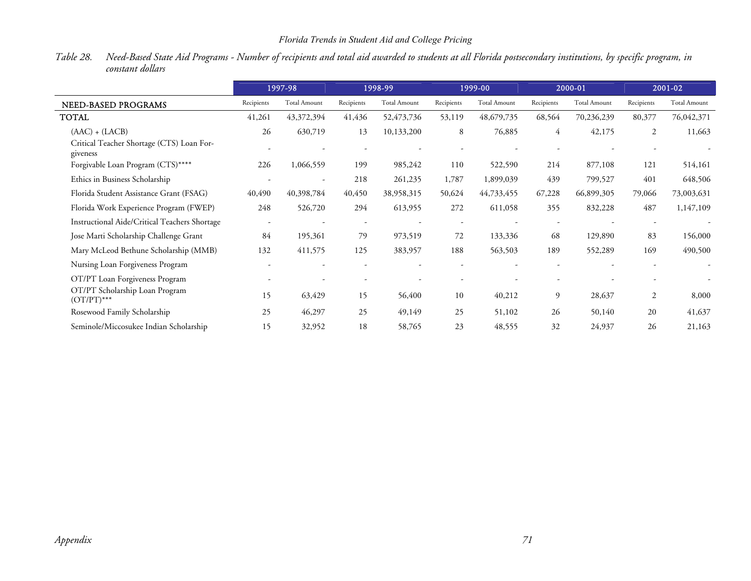*Table 28. Need-Based State Aid Programs - Number of recipients and total aid awarded to students at all Florida postsecondary institutions, by specific program, in constant dollars*

| | 1997-98 | | 1998-99 | | 1999-00 | | 2000-01 | | 2001-02 | |
|---|---|---|---|---|---|---|---|---|---|---|
| NEED-BASED PROGRAMS | Recipients | Total Amount | Recipients | Total Amount | Recipients | Total Amount | Recipients | Total Amount | Recipients | Total Amount |
| TOTAL | 41,261 | 43,372,394 | 41,436 | 52,473,736 | 53,119 | 48,679,735 | 68,564 | 70,236,239 | 80,377 | 76,042,371 |
| (AAC) + (LACB) | 26 | 630,719 | 13 | 10,133,200 | 8 | 76,885 | 4 | 42,175 | 2 | 11,663 |
| Critical Teacher Shortage (CTS) Loan Forgiveness | - | - | - | - | - | - | - | - | - | - |
| Forgivable Loan Program (CTS)**** | 226 | 1,066,559 | 199 | 985,242 | 110 | 522,590 | 214 | 877,108 | 121 | 514,161 |
| Ethics in Business Scholarship | - | - | 218 | 261,235 | 1,787 | 1,899,039 | 439 | 799,527 | 401 | 648,506 |
| Florida Student Assistance Grant (FSAG) | 40,490 | 40,398,784 | 40,450 | 38,958,315 | 50,624 | 44,733,455 | 67,228 | 66,899,305 | 79,066 | 73,003,631 |
| Florida Work Experience Program (FWEP) | 248 | 526,720 | 294 | 613,955 | 272 | 611,058 | 355 | 832,228 | 487 | 1,147,109 |
| Instructional Aide/Critical Teachers Shortage | - | - | - | - | - | - | - | - | - | - |
| Jose Marti Scholarship Challenge Grant | 84 | 195,361 | 79 | 973,519 | 72 | 133,336 | 68 | 129,890 | 83 | 156,000 |
| Mary McLeod Bethune Scholarship (MMB) | 132 | 411,575 | 125 | 383,957 | 188 | 563,503 | 189 | 552,289 | 169 | 490,500 |
| Nursing Loan Forgiveness Program | - | - | - | - | - | - | - | - | - | - |
| OT/PT Loan Forgiveness Program | - | - | - | - | - | - | - | - | - | - |
| OT/PT Scholarship Loan Program (OT/PT)*** | 15 | 63,429 | 15 | 56,400 | 10 | 40,212 | 9 | 28,637 | 2 | 8,000 |
| Rosewood Family Scholarship | 25 | 46,297 | 25 | 49,149 | 25 | 51,102 | 26 | 50,140 | 20 | 41,637 |
| Seminole/Miccosukee Indian Scholarship | 15 | 32,952 | 18 | 58,765 | 23 | 48,555 | 32 | 24,937 | 26 | 21,163 |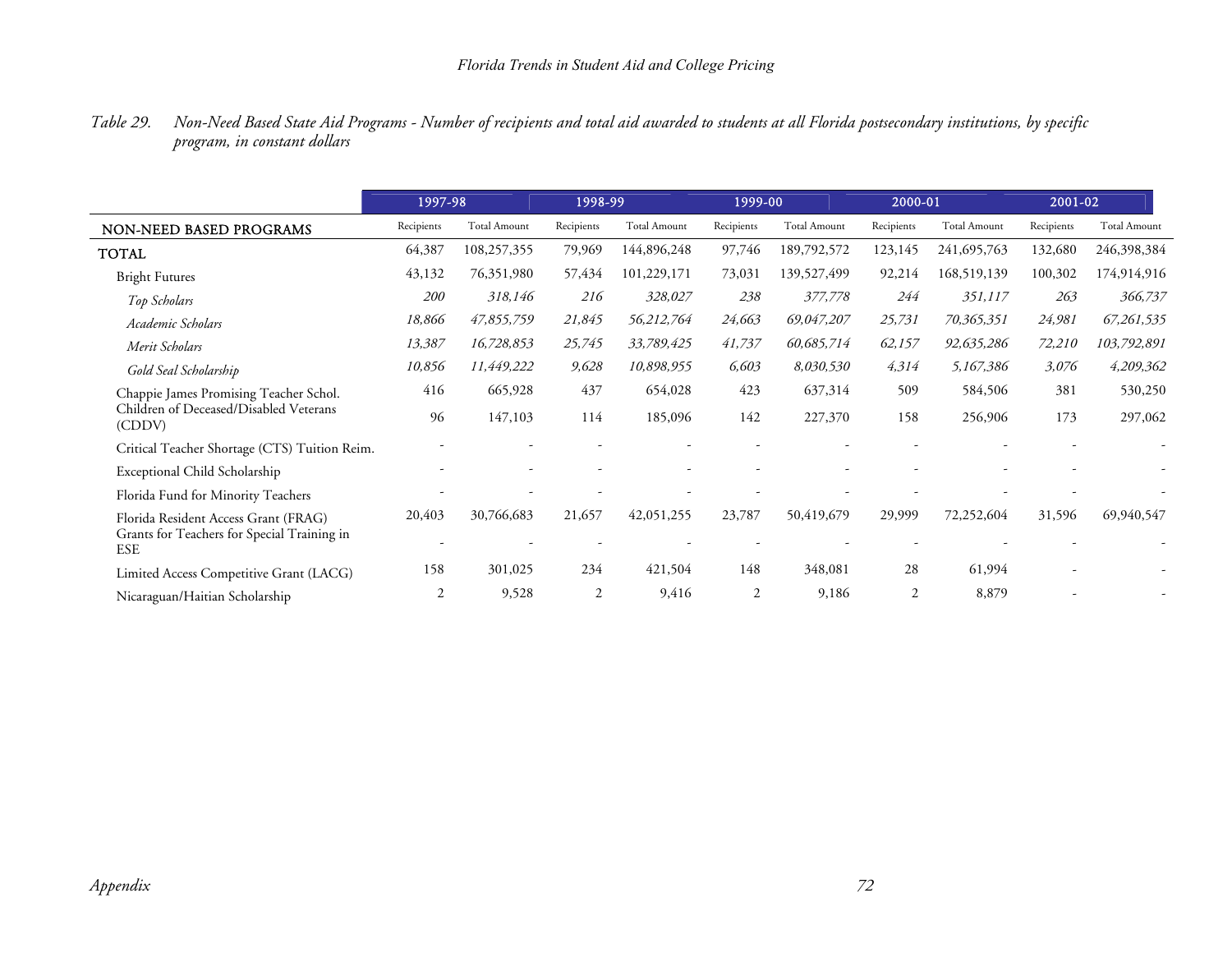*Table 29. Non-Need Based State Aid Programs - Number of recipients and total aid awarded to students at all Florida postsecondary institutions, by specific program, in constant dollars*

| | 1997-98 | | 1998-99 | | 1999-00 | | 2000-01 | | 2001-02 | |
|---|---|---|---|---|---|---|---|---|---|---|
| NON-NEED BASED PROGRAMS | Recipients | Total Amount | Recipients | Total Amount | Recipients | Total Amount | Recipients | Total Amount | Recipients | Total Amount |
| TOTAL | 64,387 | 108,257,355 | 79,969 | 144,896,248 | 97,746 | 189,792,572 | 123,145 | 241,695,763 | 132,680 | 246,398,384 |
| Bright Futures | 43,132 | 76,351,980 | 57,434 | 101,229,171 | 73,031 | 139,527,499 | 92,214 | 168,519,139 | 100,302 | 174,914,916 |
| *Top Scholars* | *200* | *318,146* | *216* | *328,027* | *238* | *377,778* | *244* | *351,117* | *263* | *366,737* |
| *Academic Scholars* | *18,866* | *47,855,759* | *21,845* | *56,212,764* | *24,663* | *69,047,207* | *25,731* | *70,365,351* | *24,981* | *67,261,535* |
| *Merit Scholars* | *13,387* | *16,728,853* | *25,745* | *33,789,425* | *41,737* | *60,685,714* | *62,157* | *92,635,286* | *72,210* | *103,792,891* |
| *Gold Seal Scholarship* | *10,856* | *11,449,222* | *9,628* | *10,898,955* | *6,603* | *8,030,530* | *4,314* | *5,167,386* | *3,076* | *4,209,362* |
| Chappie James Promising Teacher Schol. | 416 | 665,928 | 437 | 654,028 | 423 | 637,314 | 509 | 584,506 | 381 | 530,250 |
| Children of Deceased/Disabled Veterans (CDDV) | 96 | 147,103 | 114 | 185,096 | 142 | 227,370 | 158 | 256,906 | 173 | 297,062 |
| Critical Teacher Shortage (CTS) Tuition Reim. | - | - | - | - | - | - | - | - | - | - |
| Exceptional Child Scholarship | - | - | - | - | - | - | - | - | - | - |
| Florida Fund for Minority Teachers | - | - | - | - | - | - | - | - | - | - |
| Florida Resident Access Grant (FRAG) | 20,403 | 30,766,683 | 21,657 | 42,051,255 | 23,787 | 50,419,679 | 29,999 | 72,252,604 | 31,596 | 69,940,547 |
| Grants for Teachers for Special Training in ESE | - | - | - | - | - | - | - | - | - | - |
| Limited Access Competitive Grant (LACG) | 158 | 301,025 | 234 | 421,504 | 148 | 348,081 | 28 | 61,994 | - | - |
| Nicaraguan/Haitian Scholarship | 2 | 9,528 | 2 | 9,416 | 2 | 9,186 | 2 | 8,879 | - | - |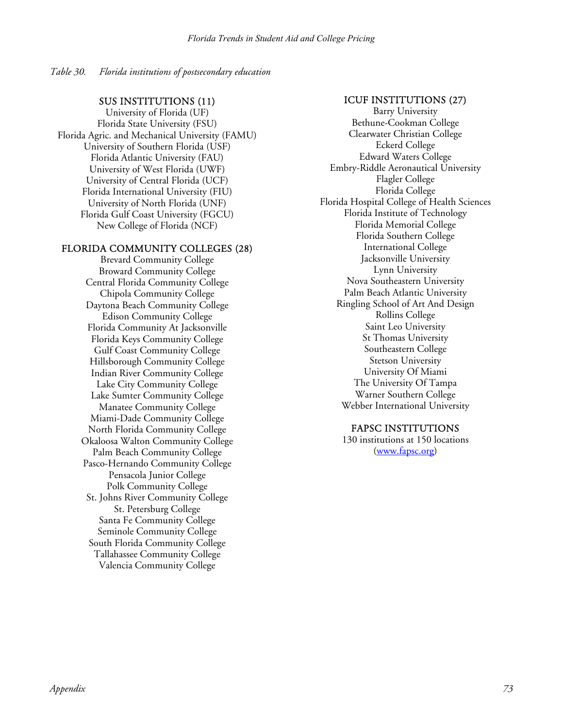*Table 30. Florida institutions of postsecondary education*

### SUS INSTITUTIONS (11)

University of Florida (UF)
Florida State University (FSU)
Florida Agric. and Mechanical University (FAMU)
University of Southern Florida (USF)
Florida Atlantic University (FAU)
University of West Florida (UWF)
University of Central Florida (UCF)
Florida International University (FIU)
University of North Florida (UNF)
Florida Gulf Coast University (FGCU)
New College of Florida (NCF)

### FLORIDA COMMUNITY COLLEGES (28)

Brevard Community College
Broward Community College
Central Florida Community College
Chipola Community College
Daytona Beach Community College
Edison Community College
Florida Community At Jacksonville
Florida Keys Community College
Gulf Coast Community College
Hillsborough Community College
Indian River Community College
Lake City Community College
Lake Sumter Community College
Manatee Community College
Miami-Dade Community College
North Florida Community College
Okaloosa Walton Community College
Palm Beach Community College
Pasco-Hernando Community College
Pensacola Junior College
Polk Community College
St. Johns River Community College
St. Petersburg College
Santa Fe Community College
Seminole Community College
South Florida Community College
Tallahassee Community College
Valencia Community College

### ICUF INSTITUTIONS (27)

Barry University
Bethune-Cookman College
Clearwater Christian College
Eckerd College
Edward Waters College
Embry-Riddle Aeronautical University
Flagler College
Florida College
Florida Hospital College of Health Sciences
Florida Institute of Technology
Florida Memorial College
Florida Southern College
International College
Jacksonville University
Lynn University
Nova Southeastern University
Palm Beach Atlantic University
Ringling School of Art And Design
Rollins College
Saint Leo University
St Thomas University
Southeastern College
Stetson University
University Of Miami
The University Of Tampa
Warner Southern College
Webber International University

### FAPSC INSTITUTIONS

130 institutions at 150 locations
(www.fapsc.org)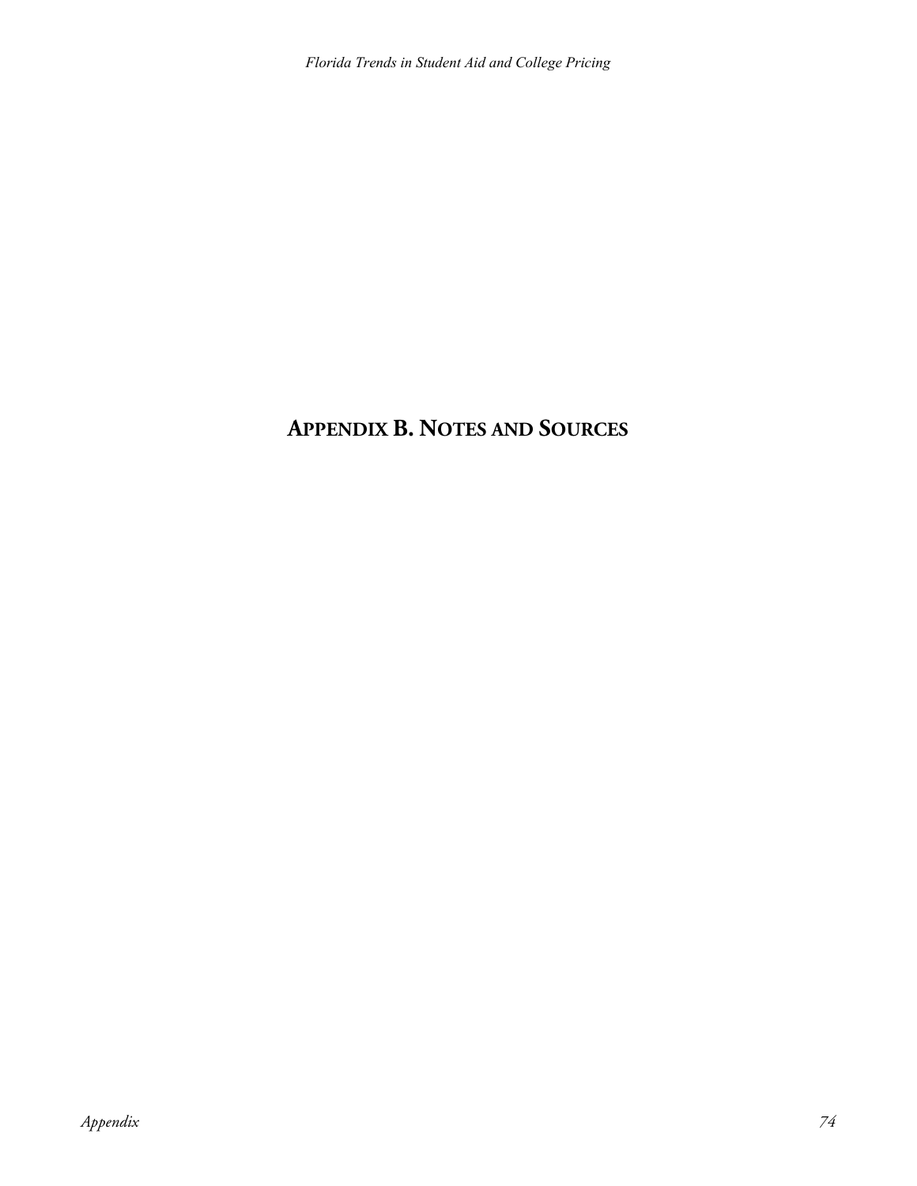# APPENDIX B. NOTES AND SOURCES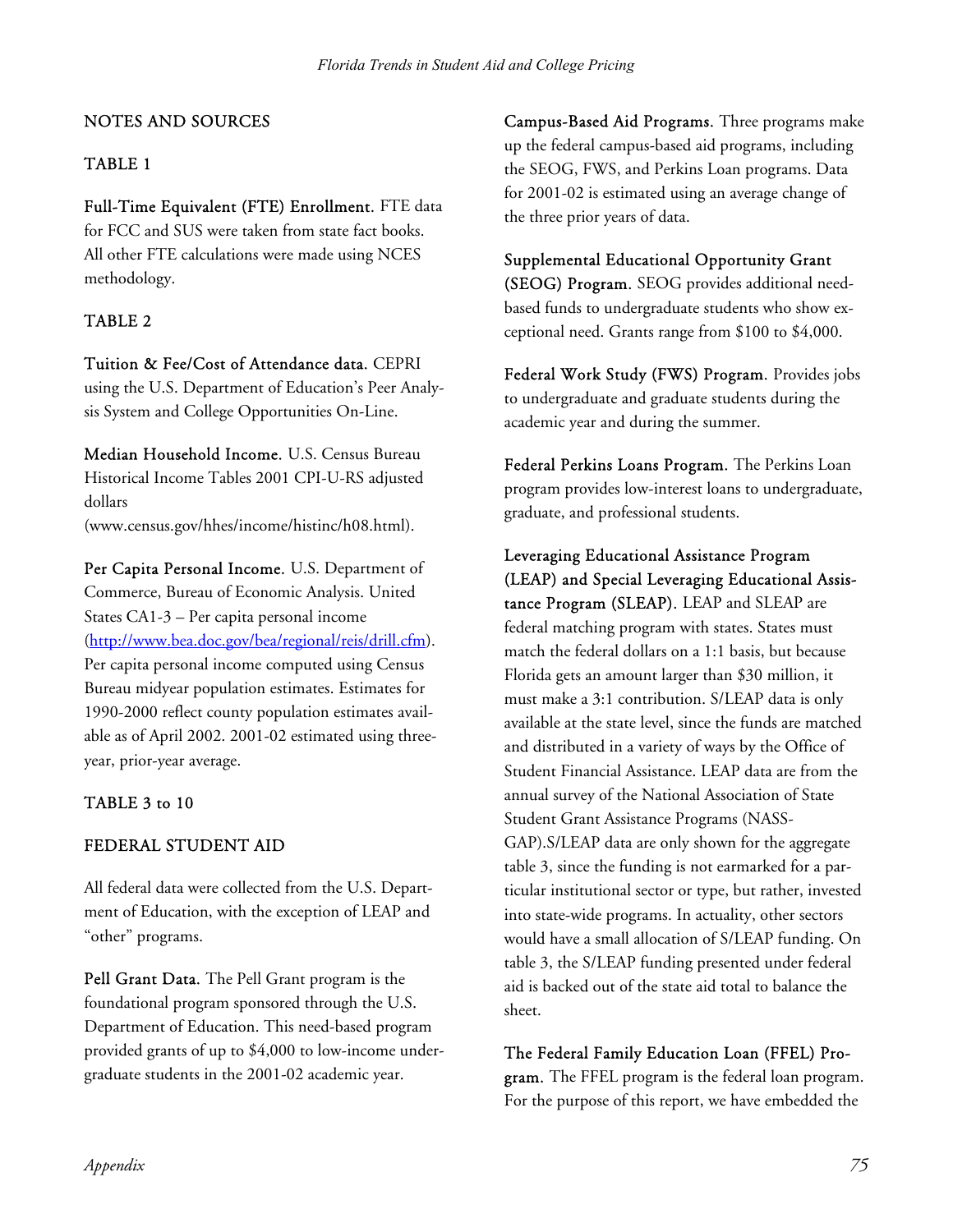## NOTES AND SOURCES

### TABLE 1

**Full-Time Equivalent (FTE) Enrollment.** FTE data for FCC and SUS were taken from state fact books. All other FTE calculations were made using NCES methodology.

### TABLE 2

**Tuition & Fee/Cost of Attendance data.** CEPRI using the U.S. Department of Education's Peer Analysis System and College Opportunities On-Line.

**Median Household Income.** U.S. Census Bureau Historical Income Tables 2001 CPI-U-RS adjusted dollars (www.census.gov/hhes/income/histinc/h08.html).

**Per Capita Personal Income.** U.S. Department of Commerce, Bureau of Economic Analysis. United States CA1-3 – Per capita personal income (http://www.bea.doc.gov/bea/regional/reis/drill.cfm). Per capita personal income computed using Census Bureau midyear population estimates. Estimates for 1990-2000 reflect county population estimates available as of April 2002. 2001-02 estimated using three-year, prior-year average.

### TABLE 3 to 10

### FEDERAL STUDENT AID

All federal data were collected from the U.S. Department of Education, with the exception of LEAP and "other" programs.

**Pell Grant Data.** The Pell Grant program is the foundational program sponsored through the U.S. Department of Education. This need-based program provided grants of up to $4,000 to low-income undergraduate students in the 2001-02 academic year.

**Campus-Based Aid Programs.** Three programs make up the federal campus-based aid programs, including the SEOG, FWS, and Perkins Loan programs. Data for 2001-02 is estimated using an average change of the three prior years of data.

**Supplemental Educational Opportunity Grant (SEOG) Program.** SEOG provides additional need-based funds to undergraduate students who show exceptional need. Grants range from $100 to $4,000.

**Federal Work Study (FWS) Program.** Provides jobs to undergraduate and graduate students during the academic year and during the summer.

**Federal Perkins Loans Program.** The Perkins Loan program provides low-interest loans to undergraduate, graduate, and professional students.

**Leveraging Educational Assistance Program (LEAP) and Special Leveraging Educational Assistance Program (SLEAP).** LEAP and SLEAP are federal matching program with states. States must match the federal dollars on a 1:1 basis, but because Florida gets an amount larger than $30 million, it must make a 3:1 contribution. S/LEAP data is only available at the state level, since the funds are matched and distributed in a variety of ways by the Office of Student Financial Assistance. LEAP data are from the annual survey of the National Association of State Student Grant Assistance Programs (NASSGAP).S/LEAP data are only shown for the aggregate table 3, since the funding is not earmarked for a particular institutional sector or type, but rather, invested into state-wide programs. In actuality, other sectors would have a small allocation of S/LEAP funding. On table 3, the S/LEAP funding presented under federal aid is backed out of the state aid total to balance the sheet.

**The Federal Family Education Loan (FFEL) Program.** The FFEL program is the federal loan program. For the purpose of this report, we have embedded the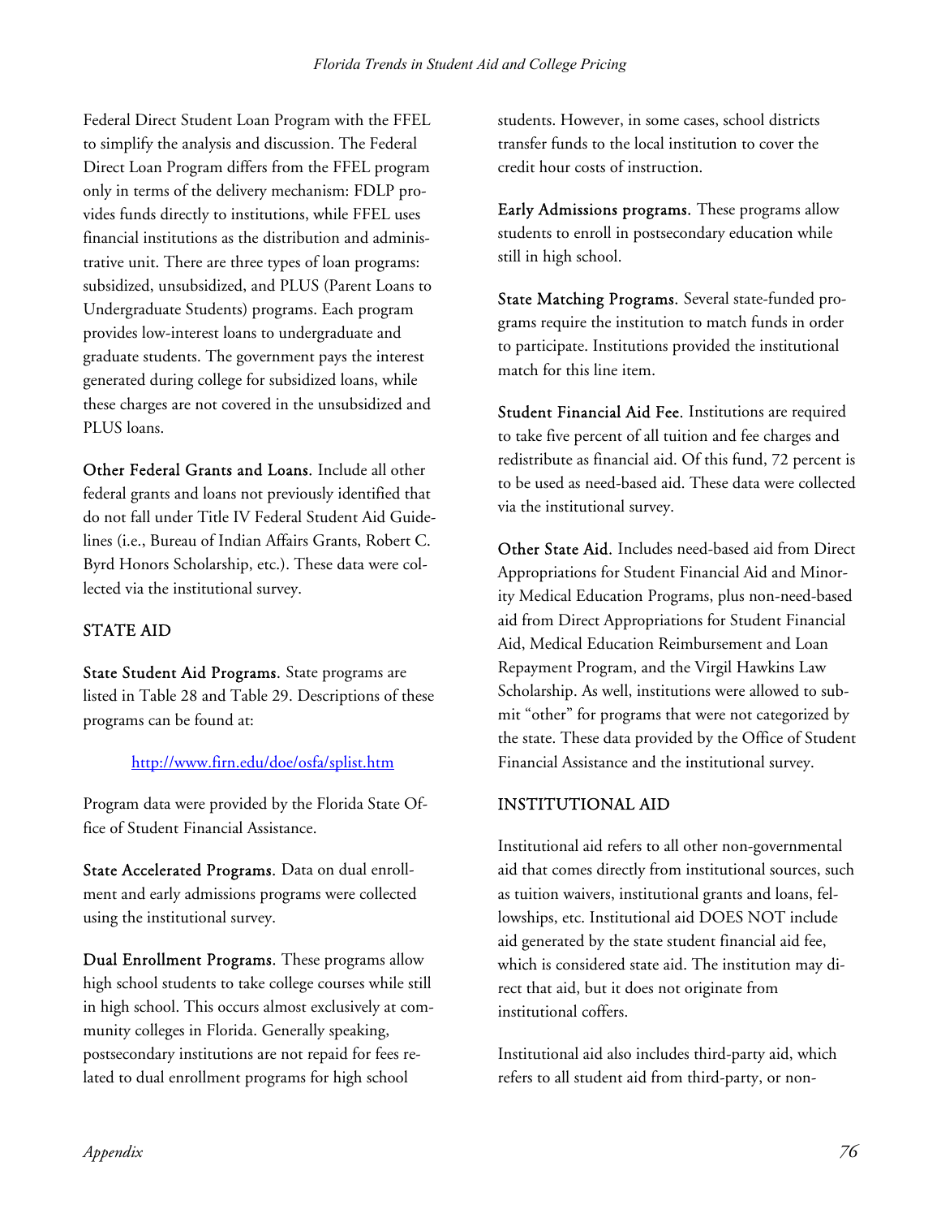Federal Direct Student Loan Program with the FFEL to simplify the analysis and discussion. The Federal Direct Loan Program differs from the FFEL program only in terms of the delivery mechanism: FDLP provides funds directly to institutions, while FFEL uses financial institutions as the distribution and administrative unit. There are three types of loan programs: subsidized, unsubsidized, and PLUS (Parent Loans to Undergraduate Students) programs. Each program provides low-interest loans to undergraduate and graduate students. The government pays the interest generated during college for subsidized loans, while these charges are not covered in the unsubsidized and PLUS loans.

**Other Federal Grants and Loans.** Include all other federal grants and loans not previously identified that do not fall under Title IV Federal Student Aid Guidelines (i.e., Bureau of Indian Affairs Grants, Robert C. Byrd Honors Scholarship, etc.). These data were collected via the institutional survey.

## STATE AID

**State Student Aid Programs.** State programs are listed in Table 28 and Table 29. Descriptions of these programs can be found at:

http://www.firn.edu/doe/osfa/splist.htm

Program data were provided by the Florida State Office of Student Financial Assistance.

**State Accelerated Programs.** Data on dual enrollment and early admissions programs were collected using the institutional survey.

**Dual Enrollment Programs.** These programs allow high school students to take college courses while still in high school. This occurs almost exclusively at community colleges in Florida. Generally speaking, postsecondary institutions are not repaid for fees related to dual enrollment programs for high school students. However, in some cases, school districts transfer funds to the local institution to cover the credit hour costs of instruction.

**Early Admissions programs.** These programs allow students to enroll in postsecondary education while still in high school.

**State Matching Programs.** Several state-funded programs require the institution to match funds in order to participate. Institutions provided the institutional match for this line item.

**Student Financial Aid Fee.** Institutions are required to take five percent of all tuition and fee charges and redistribute as financial aid. Of this fund, 72 percent is to be used as need-based aid. These data were collected via the institutional survey.

**Other State Aid.** Includes need-based aid from Direct Appropriations for Student Financial Aid and Minority Medical Education Programs, plus non-need-based aid from Direct Appropriations for Student Financial Aid, Medical Education Reimbursement and Loan Repayment Program, and the Virgil Hawkins Law Scholarship. As well, institutions were allowed to submit "other" for programs that were not categorized by the state. These data provided by the Office of Student Financial Assistance and the institutional survey.

## INSTITUTIONAL AID

Institutional aid refers to all other non-governmental aid that comes directly from institutional sources, such as tuition waivers, institutional grants and loans, fellowships, etc. Institutional aid DOES NOT include aid generated by the state student financial aid fee, which is considered state aid. The institution may direct that aid, but it does not originate from institutional coffers.

Institutional aid also includes third-party aid, which refers to all student aid from third-party, or non-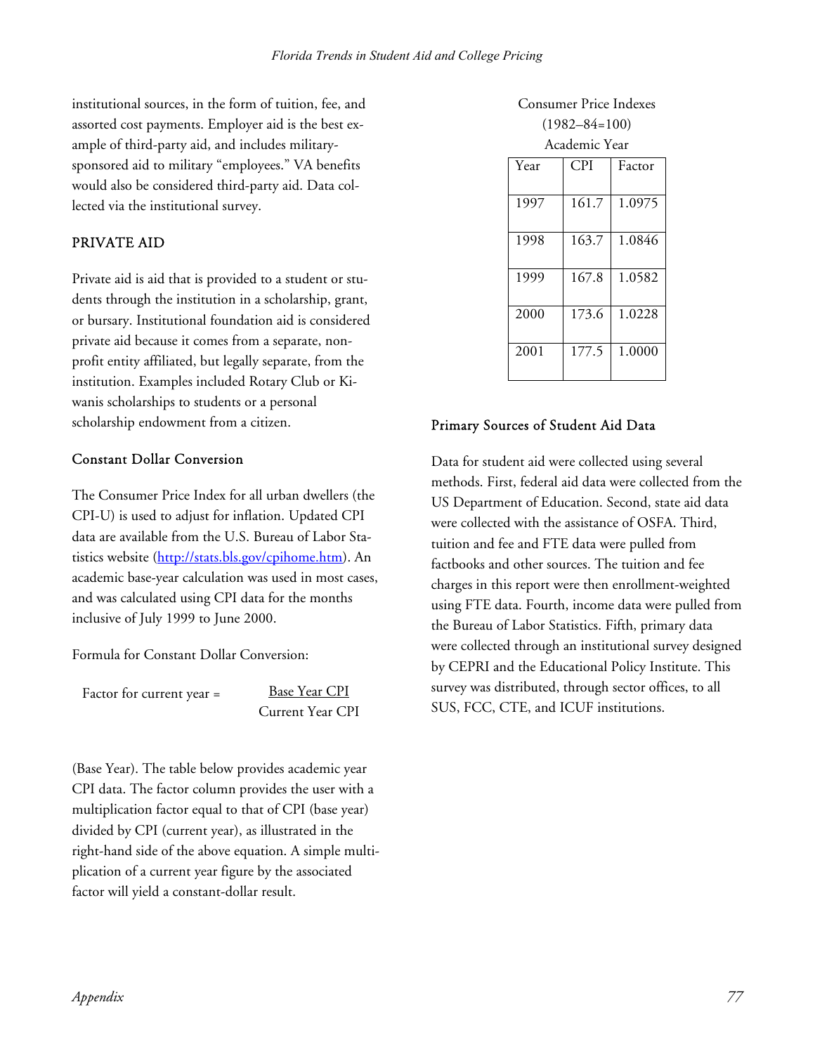institutional sources, in the form of tuition, fee, and assorted cost payments. Employer aid is the best example of third-party aid, and includes military-sponsored aid to military "employees." VA benefits would also be considered third-party aid. Data collected via the institutional survey.

## PRIVATE AID

Private aid is aid that is provided to a student or students through the institution in a scholarship, grant, or bursary. Institutional foundation aid is considered private aid because it comes from a separate, nonprofit entity affiliated, but legally separate, from the institution. Examples included Rotary Club or Kiwanis scholarships to students or a personal scholarship endowment from a citizen.

## Constant Dollar Conversion

The Consumer Price Index for all urban dwellers (the CPI-U) is used to adjust for inflation. Updated CPI data are available from the U.S. Bureau of Labor Statistics website (http://stats.bls.gov/cpihome.htm). An academic base-year calculation was used in most cases, and was calculated using CPI data for the months inclusive of July 1999 to June 2000.

Formula for Constant Dollar Conversion:

$$\text{Factor for current year} = \frac{\text{Base Year CPI}}{\text{Current Year CPI}}$$

(Base Year). The table below provides academic year CPI data. The factor column provides the user with a multiplication factor equal to that of CPI (base year) divided by CPI (current year), as illustrated in the right-hand side of the above equation. A simple multiplication of a current year figure by the associated factor will yield a constant-dollar result.

Consumer Price Indexes
(1982–84=100)
Academic Year

| Year | CPI | Factor |
|---|---|---|
| 1997 | 161.7 | 1.0975 |
| 1998 | 163.7 | 1.0846 |
| 1999 | 167.8 | 1.0582 |
| 2000 | 173.6 | 1.0228 |
| 2001 | 177.5 | 1.0000 |

## Primary Sources of Student Aid Data

Data for student aid were collected using several methods. First, federal aid data were collected from the US Department of Education. Second, state aid data were collected with the assistance of OSFA. Third, tuition and fee and FTE data were pulled from factbooks and other sources. The tuition and fee charges in this report were then enrollment-weighted using FTE data. Fourth, income data were pulled from the Bureau of Labor Statistics. Fifth, primary data were collected through an institutional survey designed by CEPRI and the Educational Policy Institute. This survey was distributed, through sector offices, to all SUS, FCC, CTE, and ICUF institutions.